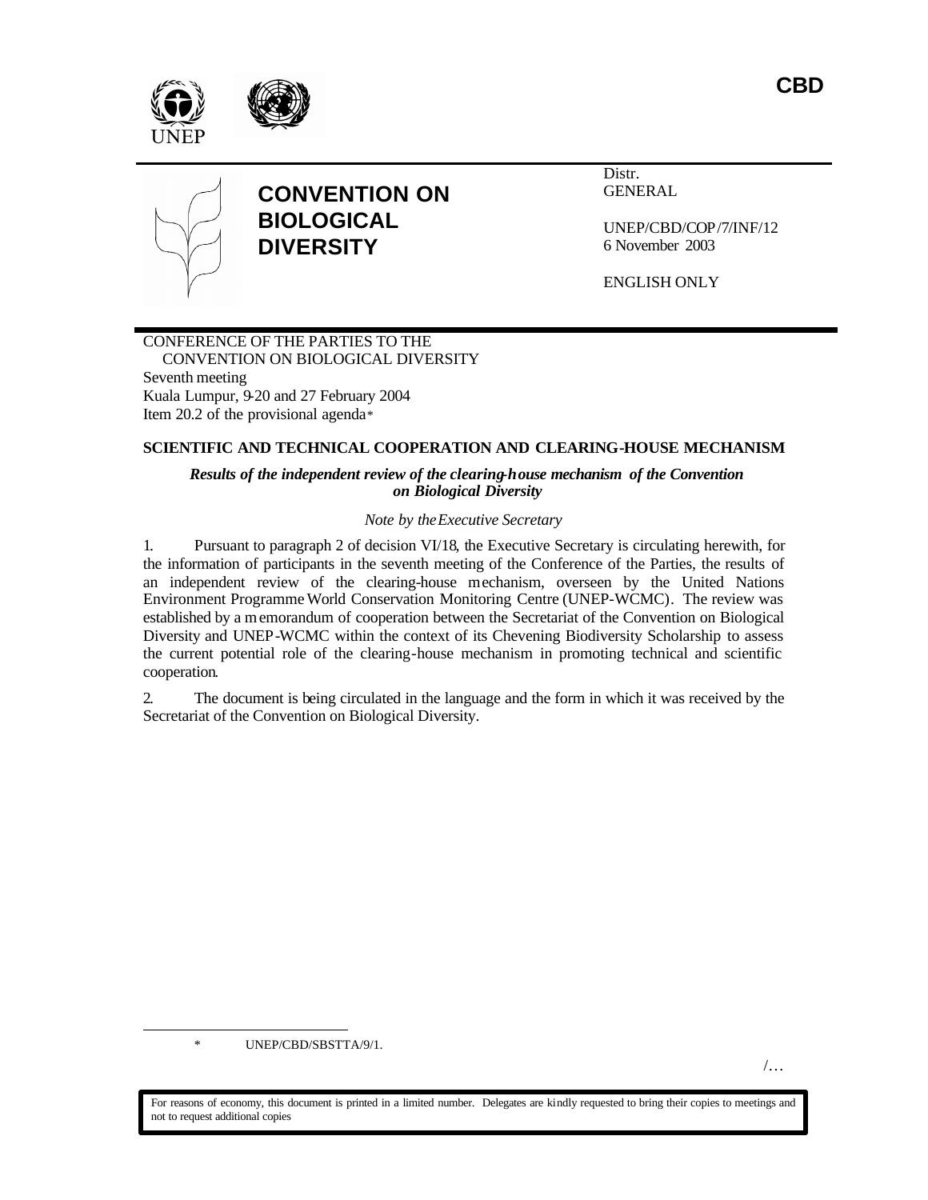**CBD**

UNEP

# CONVENTION ON BIOLOGICAL DIVERSITY

Distr.
GENERAL

UNEP/CBD/COP/7/INF/12
6 November 2003

ENGLISH ONLY

CONFERENCE OF THE PARTIES TO THE
CONVENTION ON BIOLOGICAL DIVERSITY
Seventh meeting
Kuala Lumpur, 9-20 and 27 February 2004
Item 20.2 of the provisional agenda*

## SCIENTIFIC AND TECHNICAL COOPERATION AND CLEARING-HOUSE MECHANISM

***Results of the independent review of the clearing-house mechanism of the Convention on Biological Diversity***

*Note by the Executive Secretary*

1. Pursuant to paragraph 2 of decision VI/18, the Executive Secretary is circulating herewith, for the information of participants in the seventh meeting of the Conference of the Parties, the results of an independent review of the clearing-house mechanism, overseen by the United Nations Environment Programme World Conservation Monitoring Centre (UNEP-WCMC). The review was established by a memorandum of cooperation between the Secretariat of the Convention on Biological Diversity and UNEP-WCMC within the context of its Chevening Biodiversity Scholarship to assess the current potential role of the clearing-house mechanism in promoting technical and scientific cooperation.

2. The document is being circulated in the language and the form in which it was received by the Secretariat of the Convention on Biological Diversity.

---

\* UNEP/CBD/SBSTTA/9/1.

/…

For reasons of economy, this document is printed in a limited number. Delegates are kindly requested to bring their copies to meetings and not to request additional copies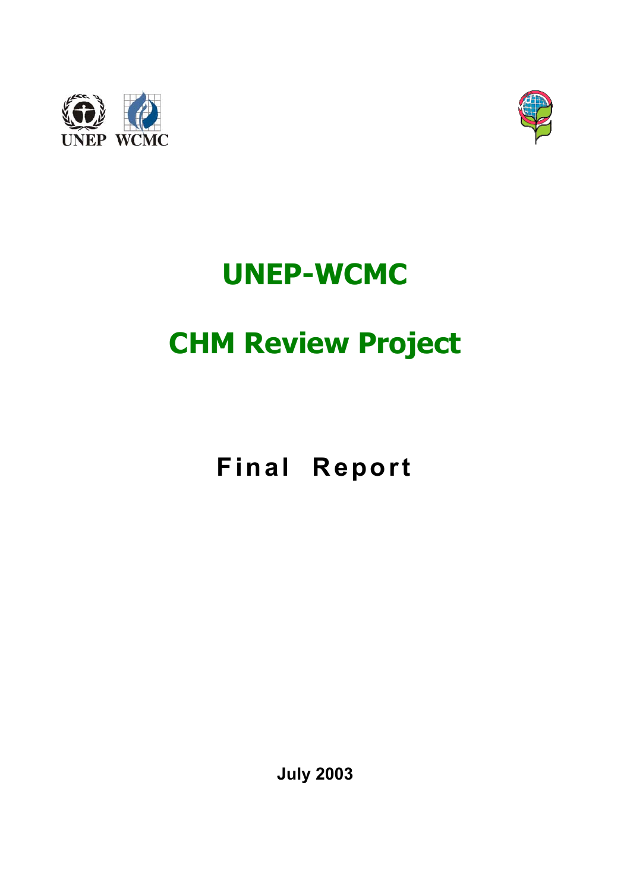# UNEP-WCMC

# CHM Review Project

## Final Report

**July 2003**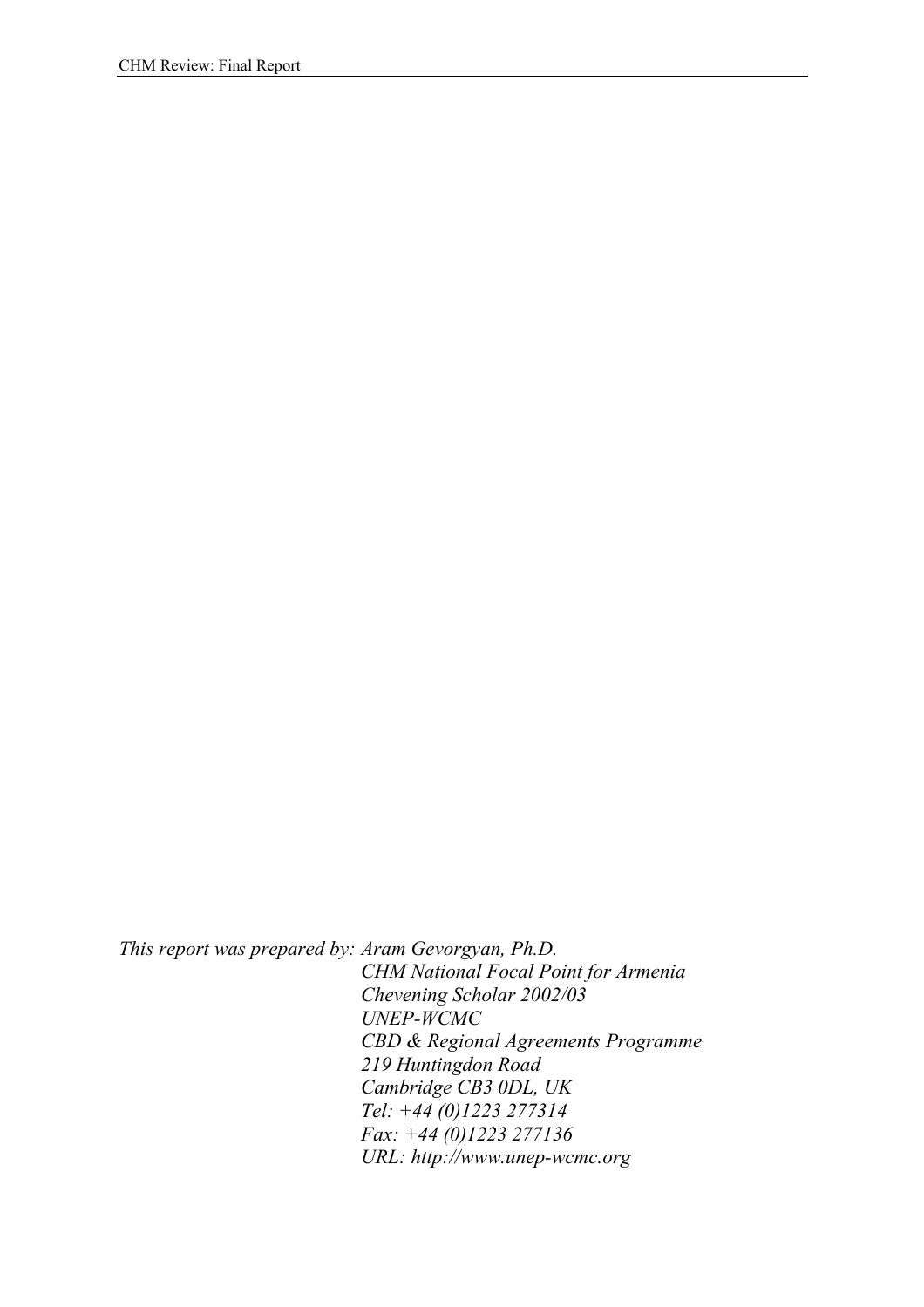*This report was prepared by: Aram Gevorgyan, Ph.D.*
*CHM National Focal Point for Armenia*
*Chevening Scholar 2002/03*
*UNEP-WCMC*
*CBD & Regional Agreements Programme*
*219 Huntingdon Road*
*Cambridge CB3 0DL, UK*
*Tel: +44 (0)1223 277314*
*Fax: +44 (0)1223 277136*
*URL: http://www.unep-wcmc.org*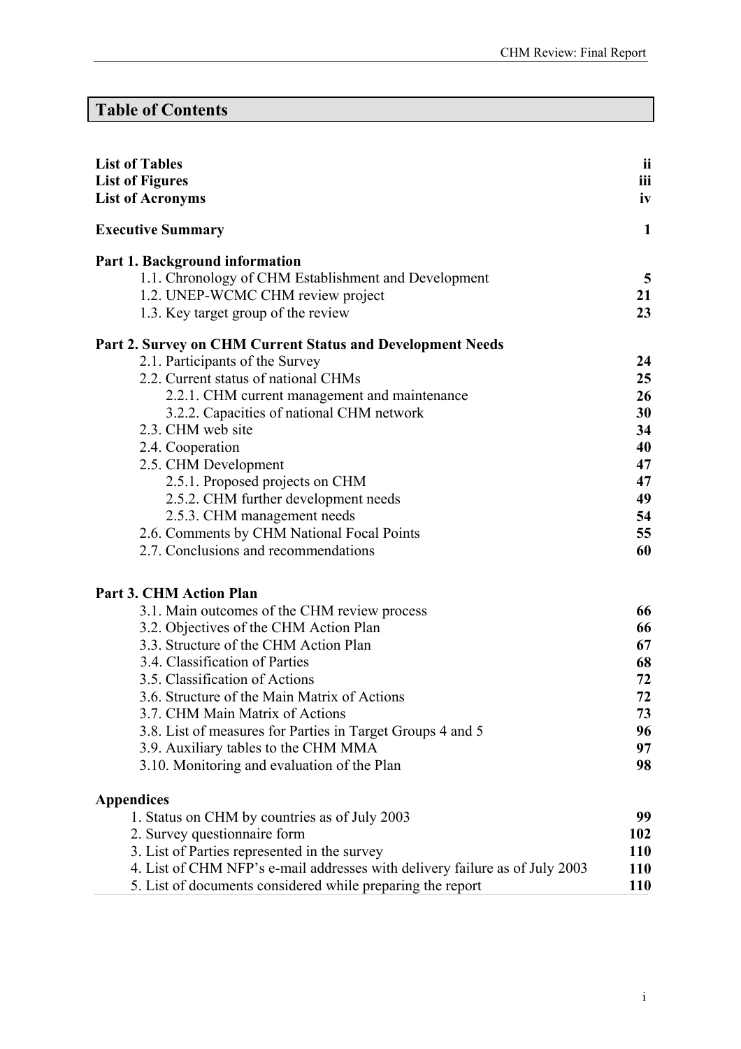# Table of Contents

| | |
|---|---|
| **List of Tables** | **ii** |
| **List of Figures** | **iii** |
| **List of Acronyms** | **iv** |
| **Executive Summary** | **1** |
| **Part 1. Background information** | |
| 1.1. Chronology of CHM Establishment and Development | **5** |
| 1.2. UNEP-WCMC CHM review project | **21** |
| 1.3. Key target group of the review | **23** |
| **Part 2. Survey on CHM Current Status and Development Needs** | |
| 2.1. Participants of the Survey | **24** |
| 2.2. Current status of national CHMs | **25** |
| 2.2.1. CHM current management and maintenance | **26** |
| 3.2.2. Capacities of national CHM network | **30** |
| 2.3. CHM web site | **34** |
| 2.4. Cooperation | **40** |
| 2.5. CHM Development | **47** |
| 2.5.1. Proposed projects on CHM | **47** |
| 2.5.2. CHM further development needs | **49** |
| 2.5.3. CHM management needs | **54** |
| 2.6. Comments by CHM National Focal Points | **55** |
| 2.7. Conclusions and recommendations | **60** |
| **Part 3. CHM Action Plan** | |
| 3.1. Main outcomes of the CHM review process | **66** |
| 3.2. Objectives of the CHM Action Plan | **66** |
| 3.3. Structure of the CHM Action Plan | **67** |
| 3.4. Classification of Parties | **68** |
| 3.5. Classification of Actions | **72** |
| 3.6. Structure of the Main Matrix of Actions | **72** |
| 3.7. CHM Main Matrix of Actions | **73** |
| 3.8. List of measures for Parties in Target Groups 4 and 5 | **96** |
| 3.9. Auxiliary tables to the CHM MMA | **97** |
| 3.10. Monitoring and evaluation of the Plan | **98** |
| **Appendices** | |
| 1. Status on CHM by countries as of July 2003 | **99** |
| 2. Survey questionnaire form | **102** |
| 3. List of Parties represented in the survey | **110** |
| 4. List of CHM NFP's e-mail addresses with delivery failure as of July 2003 | **110** |
| 5. List of documents considered while preparing the report | **110** |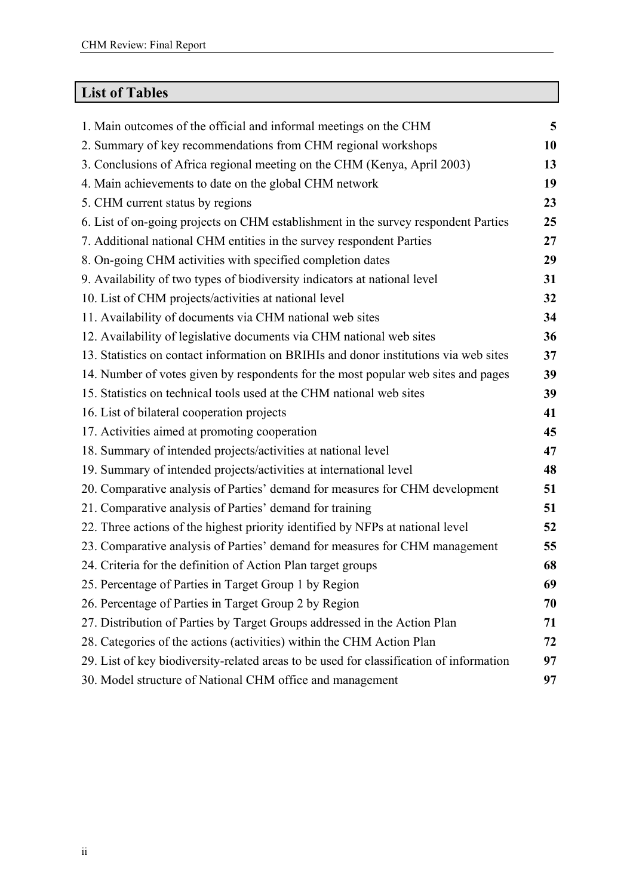## List of Tables

| | |
|---|---|
| 1. Main outcomes of the official and informal meetings on the CHM | **5** |
| 2. Summary of key recommendations from CHM regional workshops | **10** |
| 3. Conclusions of Africa regional meeting on the CHM (Kenya, April 2003) | **13** |
| 4. Main achievements to date on the global CHM network | **19** |
| 5. CHM current status by regions | **23** |
| 6. List of on-going projects on CHM establishment in the survey respondent Parties | **25** |
| 7. Additional national CHM entities in the survey respondent Parties | **27** |
| 8. On-going CHM activities with specified completion dates | **29** |
| 9. Availability of two types of biodiversity indicators at national level | **31** |
| 10. List of CHM projects/activities at national level | **32** |
| 11. Availability of documents via CHM national web sites | **34** |
| 12. Availability of legislative documents via CHM national web sites | **36** |
| 13. Statistics on contact information on BRIHIs and donor institutions via web sites | **37** |
| 14. Number of votes given by respondents for the most popular web sites and pages | **39** |
| 15. Statistics on technical tools used at the CHM national web sites | **39** |
| 16. List of bilateral cooperation projects | **41** |
| 17. Activities aimed at promoting cooperation | **45** |
| 18. Summary of intended projects/activities at national level | **47** |
| 19. Summary of intended projects/activities at international level | **48** |
| 20. Comparative analysis of Parties' demand for measures for CHM development | **51** |
| 21. Comparative analysis of Parties' demand for training | **51** |
| 22. Three actions of the highest priority identified by NFPs at national level | **52** |
| 23. Comparative analysis of Parties' demand for measures for CHM management | **55** |
| 24. Criteria for the definition of Action Plan target groups | **68** |
| 25. Percentage of Parties in Target Group 1 by Region | **69** |
| 26. Percentage of Parties in Target Group 2 by Region | **70** |
| 27. Distribution of Parties by Target Groups addressed in the Action Plan | **71** |
| 28. Categories of the actions (activities) within the CHM Action Plan | **72** |
| 29. List of key biodiversity-related areas to be used for classification of information | **97** |
| 30. Model structure of National CHM office and management | **97** |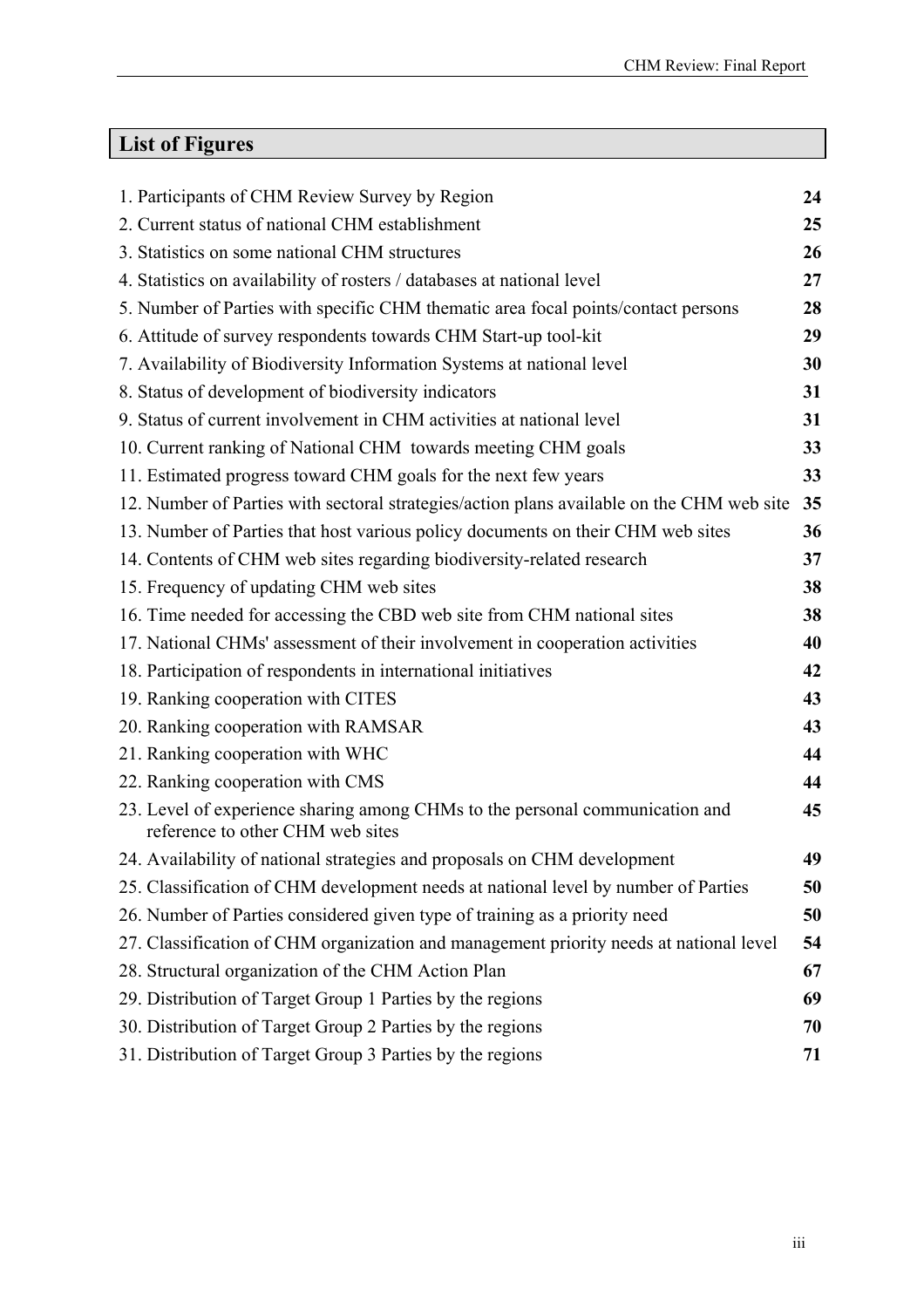## List of Figures

| | |
|---|---|
| 1. Participants of CHM Review Survey by Region | **24** |
| 2. Current status of national CHM establishment | **25** |
| 3. Statistics on some national CHM structures | **26** |
| 4. Statistics on availability of rosters / databases at national level | **27** |
| 5. Number of Parties with specific CHM thematic area focal points/contact persons | **28** |
| 6. Attitude of survey respondents towards CHM Start-up tool-kit | **29** |
| 7. Availability of Biodiversity Information Systems at national level | **30** |
| 8. Status of development of biodiversity indicators | **31** |
| 9. Status of current involvement in CHM activities at national level | **31** |
| 10. Current ranking of National CHM towards meeting CHM goals | **33** |
| 11. Estimated progress toward CHM goals for the next few years | **33** |
| 12. Number of Parties with sectoral strategies/action plans available on the CHM web site | **35** |
| 13. Number of Parties that host various policy documents on their CHM web sites | **36** |
| 14. Contents of CHM web sites regarding biodiversity-related research | **37** |
| 15. Frequency of updating CHM web sites | **38** |
| 16. Time needed for accessing the CBD web site from CHM national sites | **38** |
| 17. National CHMs' assessment of their involvement in cooperation activities | **40** |
| 18. Participation of respondents in international initiatives | **42** |
| 19. Ranking cooperation with CITES | **43** |
| 20. Ranking cooperation with RAMSAR | **43** |
| 21. Ranking cooperation with WHC | **44** |
| 22. Ranking cooperation with CMS | **44** |
| 23. Level of experience sharing among CHMs to the personal communication and reference to other CHM web sites | **45** |
| 24. Availability of national strategies and proposals on CHM development | **49** |
| 25. Classification of CHM development needs at national level by number of Parties | **50** |
| 26. Number of Parties considered given type of training as a priority need | **50** |
| 27. Classification of CHM organization and management priority needs at national level | **54** |
| 28. Structural organization of the CHM Action Plan | **67** |
| 29. Distribution of Target Group 1 Parties by the regions | **69** |
| 30. Distribution of Target Group 2 Parties by the regions | **70** |
| 31. Distribution of Target Group 3 Parties by the regions | **71** |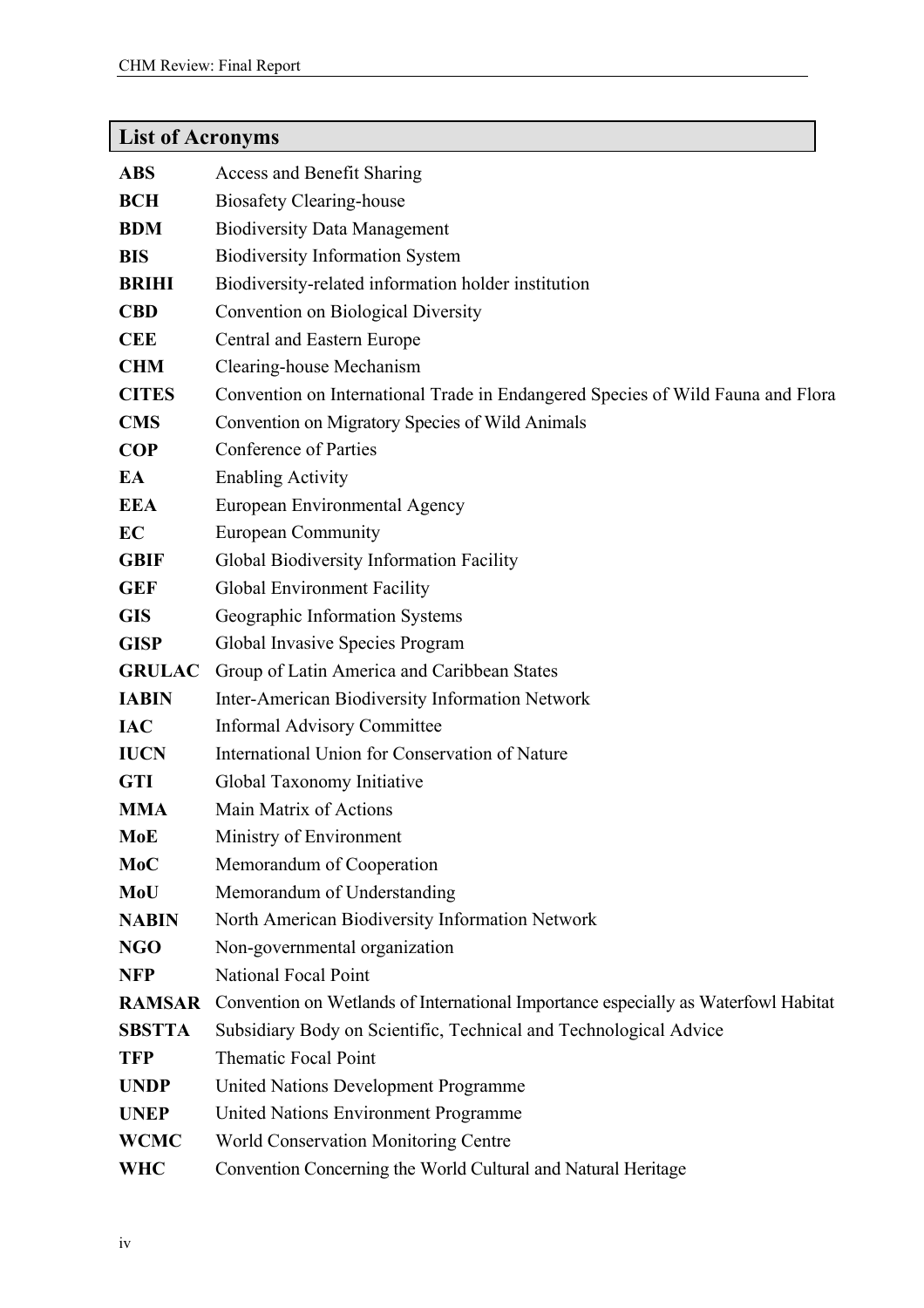## List of Acronyms

| | |
|---|---|
| **ABS** | Access and Benefit Sharing |
| **BCH** | Biosafety Clearing-house |
| **BDM** | Biodiversity Data Management |
| **BIS** | Biodiversity Information System |
| **BRIHI** | Biodiversity-related information holder institution |
| **CBD** | Convention on Biological Diversity |
| **CEE** | Central and Eastern Europe |
| **CHM** | Clearing-house Mechanism |
| **CITES** | Convention on International Trade in Endangered Species of Wild Fauna and Flora |
| **CMS** | Convention on Migratory Species of Wild Animals |
| **COP** | Conference of Parties |
| **EA** | Enabling Activity |
| **EEA** | European Environmental Agency |
| **EC** | European Community |
| **GBIF** | Global Biodiversity Information Facility |
| **GEF** | Global Environment Facility |
| **GIS** | Geographic Information Systems |
| **GISP** | Global Invasive Species Program |
| **GRULAC** | Group of Latin America and Caribbean States |
| **IABIN** | Inter-American Biodiversity Information Network |
| **IAC** | Informal Advisory Committee |
| **IUCN** | International Union for Conservation of Nature |
| **GTI** | Global Taxonomy Initiative |
| **MMA** | Main Matrix of Actions |
| **MoE** | Ministry of Environment |
| **MoC** | Memorandum of Cooperation |
| **MoU** | Memorandum of Understanding |
| **NABIN** | North American Biodiversity Information Network |
| **NGO** | Non-governmental organization |
| **NFP** | National Focal Point |
| **RAMSAR** | Convention on Wetlands of International Importance especially as Waterfowl Habitat |
| **SBSTTA** | Subsidiary Body on Scientific, Technical and Technological Advice |
| **TFP** | Thematic Focal Point |
| **UNDP** | United Nations Development Programme |
| **UNEP** | United Nations Environment Programme |
| **WCMC** | World Conservation Monitoring Centre |
| **WHC** | Convention Concerning the World Cultural and Natural Heritage |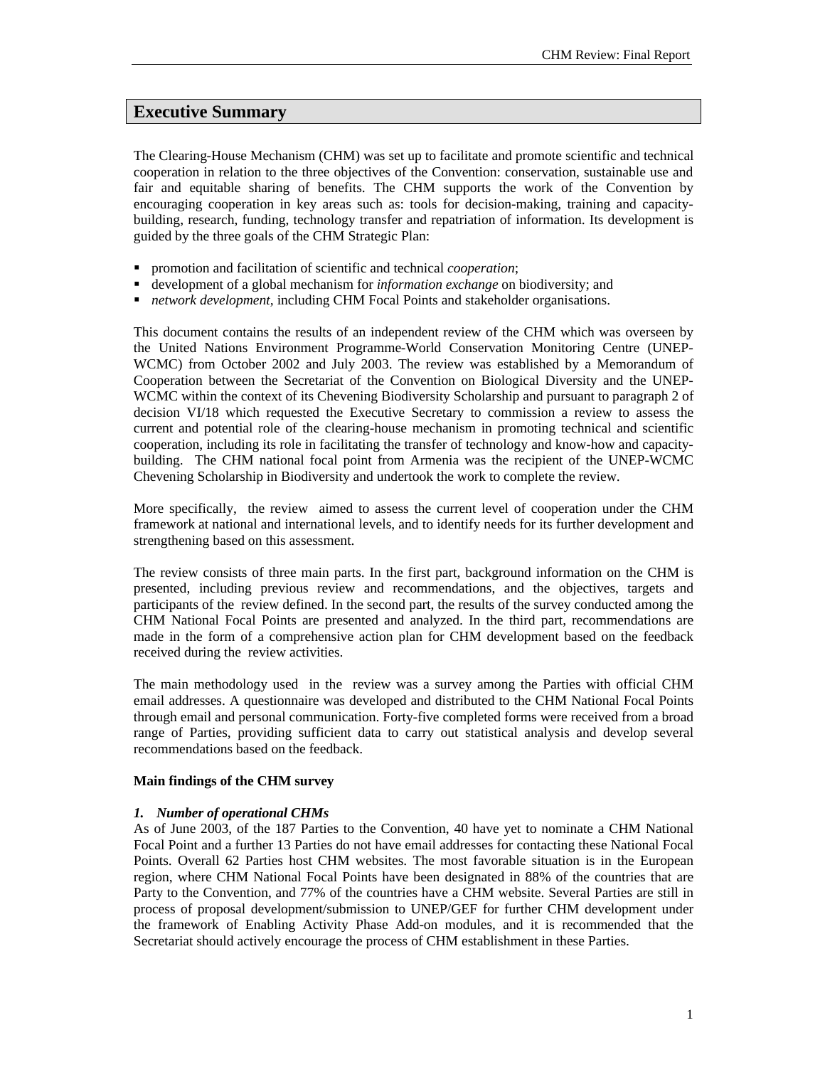## Executive Summary

The Clearing-House Mechanism (CHM) was set up to facilitate and promote scientific and technical cooperation in relation to the three objectives of the Convention: conservation, sustainable use and fair and equitable sharing of benefits. The CHM supports the work of the Convention by encouraging cooperation in key areas such as: tools for decision-making, training and capacity-building, research, funding, technology transfer and repatriation of information. Its development is guided by the three goals of the CHM Strategic Plan:

- promotion and facilitation of scientific and technical *cooperation*;
- development of a global mechanism for *information exchange* on biodiversity; and
- *network development*, including CHM Focal Points and stakeholder organisations.

This document contains the results of an independent review of the CHM which was overseen by the United Nations Environment Programme-World Conservation Monitoring Centre (UNEP-WCMC) from October 2002 and July 2003. The review was established by a Memorandum of Cooperation between the Secretariat of the Convention on Biological Diversity and the UNEP-WCMC within the context of its Chevening Biodiversity Scholarship and pursuant to paragraph 2 of decision VI/18 which requested the Executive Secretary to commission a review to assess the current and potential role of the clearing-house mechanism in promoting technical and scientific cooperation, including its role in facilitating the transfer of technology and know-how and capacity-building. The CHM national focal point from Armenia was the recipient of the UNEP-WCMC Chevening Scholarship in Biodiversity and undertook the work to complete the review.

More specifically, the review aimed to assess the current level of cooperation under the CHM framework at national and international levels, and to identify needs for its further development and strengthening based on this assessment.

The review consists of three main parts. In the first part, background information on the CHM is presented, including previous review and recommendations, and the objectives, targets and participants of the review defined. In the second part, the results of the survey conducted among the CHM National Focal Points are presented and analyzed. In the third part, recommendations are made in the form of a comprehensive action plan for CHM development based on the feedback received during the review activities.

The main methodology used in the review was a survey among the Parties with official CHM email addresses. A questionnaire was developed and distributed to the CHM National Focal Points through email and personal communication. Forty-five completed forms were received from a broad range of Parties, providing sufficient data to carry out statistical analysis and develop several recommendations based on the feedback.

**Main findings of the CHM survey**

***1. Number of operational CHMs***

As of June 2003, of the 187 Parties to the Convention, 40 have yet to nominate a CHM National Focal Point and a further 13 Parties do not have email addresses for contacting these National Focal Points. Overall 62 Parties host CHM websites. The most favorable situation is in the European region, where CHM National Focal Points have been designated in 88% of the countries that are Party to the Convention, and 77% of the countries have a CHM website. Several Parties are still in process of proposal development/submission to UNEP/GEF for further CHM development under the framework of Enabling Activity Phase Add-on modules, and it is recommended that the Secretariat should actively encourage the process of CHM establishment in these Parties.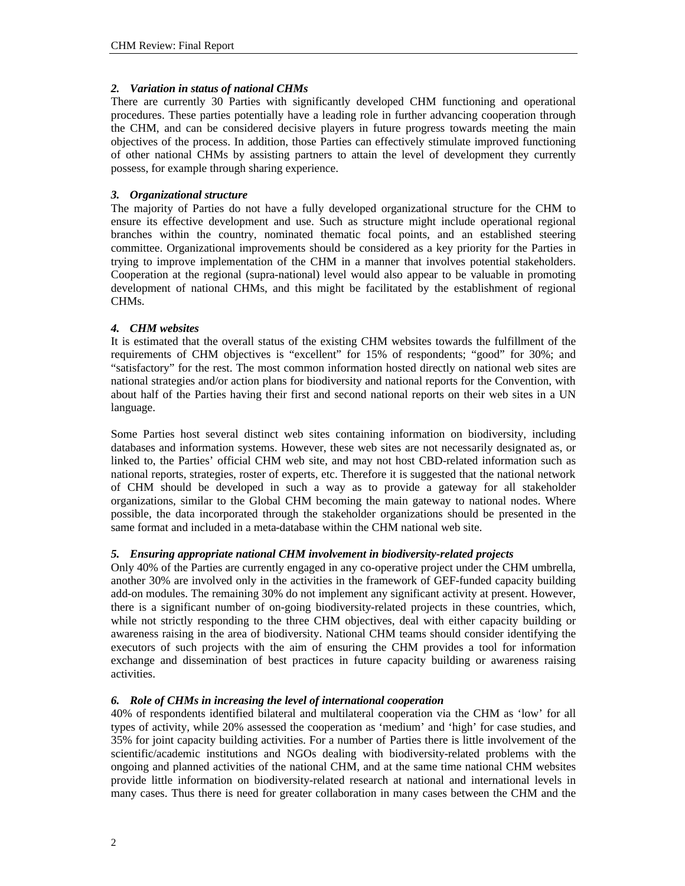### *2. Variation in status of national CHMs*

There are currently 30 Parties with significantly developed CHM functioning and operational procedures. These parties potentially have a leading role in further advancing cooperation through the CHM, and can be considered decisive players in future progress towards meeting the main objectives of the process. In addition, those Parties can effectively stimulate improved functioning of other national CHMs by assisting partners to attain the level of development they currently possess, for example through sharing experience.

### *3. Organizational structure*

The majority of Parties do not have a fully developed organizational structure for the CHM to ensure its effective development and use. Such as structure might include operational regional branches within the country, nominated thematic focal points, and an established steering committee. Organizational improvements should be considered as a key priority for the Parties in trying to improve implementation of the CHM in a manner that involves potential stakeholders. Cooperation at the regional (supra-national) level would also appear to be valuable in promoting development of national CHMs, and this might be facilitated by the establishment of regional CHMs.

### *4. CHM websites*

It is estimated that the overall status of the existing CHM websites towards the fulfillment of the requirements of CHM objectives is "excellent" for 15% of respondents; "good" for 30%; and "satisfactory" for the rest. The most common information hosted directly on national web sites are national strategies and/or action plans for biodiversity and national reports for the Convention, with about half of the Parties having their first and second national reports on their web sites in a UN language.

Some Parties host several distinct web sites containing information on biodiversity, including databases and information systems. However, these web sites are not necessarily designated as, or linked to, the Parties' official CHM web site, and may not host CBD-related information such as national reports, strategies, roster of experts, etc. Therefore it is suggested that the national network of CHM should be developed in such a way as to provide a gateway for all stakeholder organizations, similar to the Global CHM becoming the main gateway to national nodes. Where possible, the data incorporated through the stakeholder organizations should be presented in the same format and included in a meta-database within the CHM national web site.

### *5. Ensuring appropriate national CHM involvement in biodiversity-related projects*

Only 40% of the Parties are currently engaged in any co-operative project under the CHM umbrella, another 30% are involved only in the activities in the framework of GEF-funded capacity building add-on modules. The remaining 30% do not implement any significant activity at present. However, there is a significant number of on-going biodiversity-related projects in these countries, which, while not strictly responding to the three CHM objectives, deal with either capacity building or awareness raising in the area of biodiversity. National CHM teams should consider identifying the executors of such projects with the aim of ensuring the CHM provides a tool for information exchange and dissemination of best practices in future capacity building or awareness raising activities.

### *6. Role of CHMs in increasing the level of international cooperation*

40% of respondents identified bilateral and multilateral cooperation via the CHM as 'low' for all types of activity, while 20% assessed the cooperation as 'medium' and 'high' for case studies, and 35% for joint capacity building activities. For a number of Parties there is little involvement of the scientific/academic institutions and NGOs dealing with biodiversity-related problems with the ongoing and planned activities of the national CHM, and at the same time national CHM websites provide little information on biodiversity-related research at national and international levels in many cases. Thus there is need for greater collaboration in many cases between the CHM and the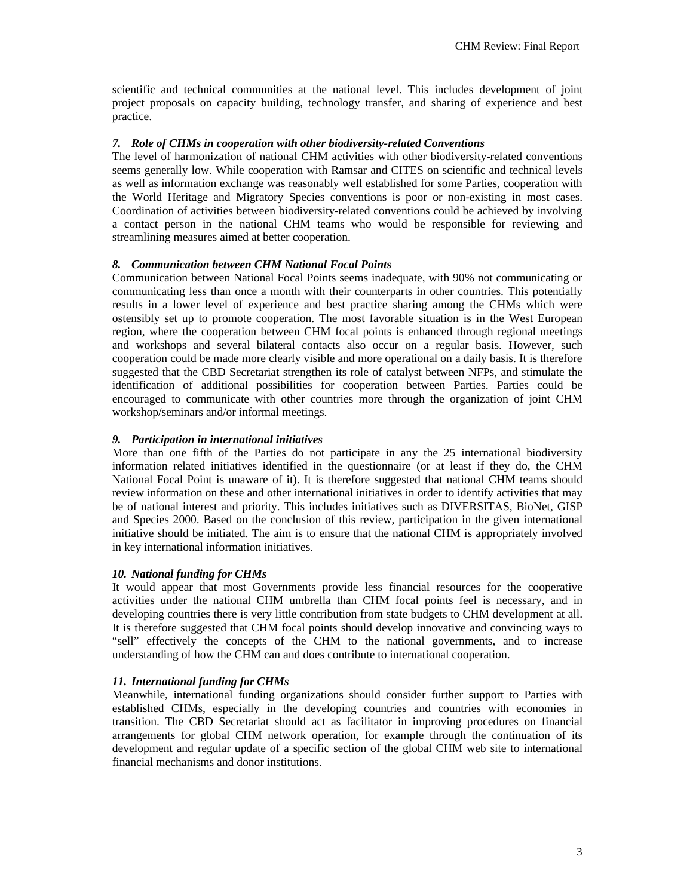scientific and technical communities at the national level. This includes development of joint project proposals on capacity building, technology transfer, and sharing of experience and best practice.

***7. Role of CHMs in cooperation with other biodiversity-related Conventions***

The level of harmonization of national CHM activities with other biodiversity-related conventions seems generally low. While cooperation with Ramsar and CITES on scientific and technical levels as well as information exchange was reasonably well established for some Parties, cooperation with the World Heritage and Migratory Species conventions is poor or non-existing in most cases. Coordination of activities between biodiversity-related conventions could be achieved by involving a contact person in the national CHM teams who would be responsible for reviewing and streamlining measures aimed at better cooperation.

***8. Communication between CHM National Focal Points***

Communication between National Focal Points seems inadequate, with 90% not communicating or communicating less than once a month with their counterparts in other countries. This potentially results in a lower level of experience and best practice sharing among the CHMs which were ostensibly set up to promote cooperation. The most favorable situation is in the West European region, where the cooperation between CHM focal points is enhanced through regional meetings and workshops and several bilateral contacts also occur on a regular basis. However, such cooperation could be made more clearly visible and more operational on a daily basis. It is therefore suggested that the CBD Secretariat strengthen its role of catalyst between NFPs, and stimulate the identification of additional possibilities for cooperation between Parties. Parties could be encouraged to communicate with other countries more through the organization of joint CHM workshop/seminars and/or informal meetings.

***9. Participation in international initiatives***

More than one fifth of the Parties do not participate in any the 25 international biodiversity information related initiatives identified in the questionnaire (or at least if they do, the CHM National Focal Point is unaware of it). It is therefore suggested that national CHM teams should review information on these and other international initiatives in order to identify activities that may be of national interest and priority. This includes initiatives such as DIVERSITAS, BioNet, GISP and Species 2000. Based on the conclusion of this review, participation in the given international initiative should be initiated. The aim is to ensure that the national CHM is appropriately involved in key international information initiatives.

***10. National funding for CHMs***

It would appear that most Governments provide less financial resources for the cooperative activities under the national CHM umbrella than CHM focal points feel is necessary, and in developing countries there is very little contribution from state budgets to CHM development at all. It is therefore suggested that CHM focal points should develop innovative and convincing ways to "sell" effectively the concepts of the CHM to the national governments, and to increase understanding of how the CHM can and does contribute to international cooperation.

***11. International funding for CHMs***

Meanwhile, international funding organizations should consider further support to Parties with established CHMs, especially in the developing countries and countries with economies in transition. The CBD Secretariat should act as facilitator in improving procedures on financial arrangements for global CHM network operation, for example through the continuation of its development and regular update of a specific section of the global CHM web site to international financial mechanisms and donor institutions.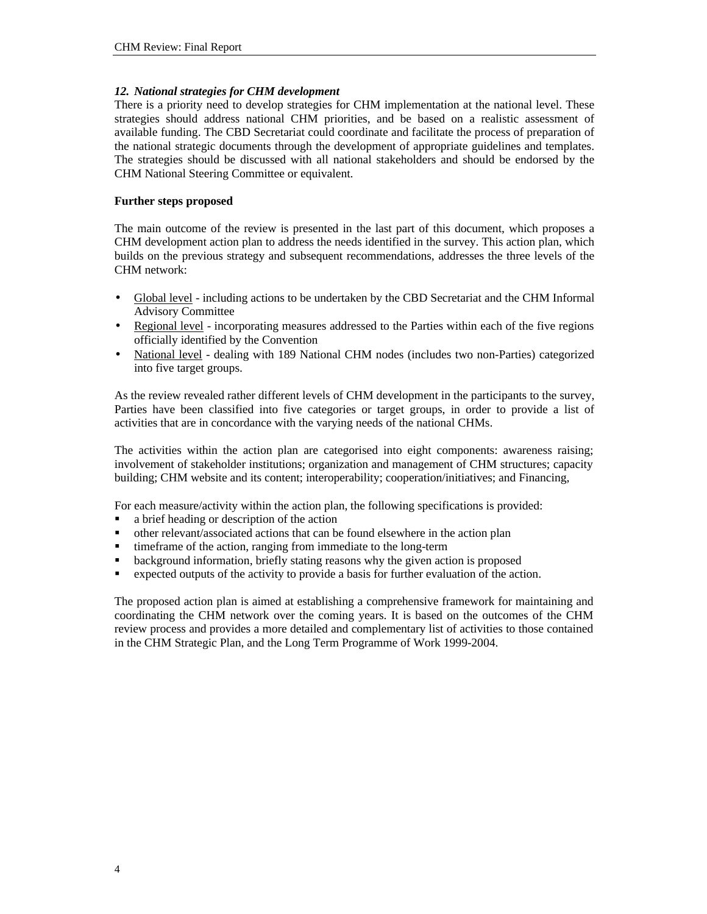***12. National strategies for CHM development***

There is a priority need to develop strategies for CHM implementation at the national level. These strategies should address national CHM priorities, and be based on a realistic assessment of available funding. The CBD Secretariat could coordinate and facilitate the process of preparation of the national strategic documents through the development of appropriate guidelines and templates. The strategies should be discussed with all national stakeholders and should be endorsed by the CHM National Steering Committee or equivalent.

**Further steps proposed**

The main outcome of the review is presented in the last part of this document, which proposes a CHM development action plan to address the needs identified in the survey. This action plan, which builds on the previous strategy and subsequent recommendations, addresses the three levels of the CHM network:

- Global level - including actions to be undertaken by the CBD Secretariat and the CHM Informal Advisory Committee
- Regional level - incorporating measures addressed to the Parties within each of the five regions officially identified by the Convention
- National level - dealing with 189 National CHM nodes (includes two non-Parties) categorized into five target groups.

As the review revealed rather different levels of CHM development in the participants to the survey, Parties have been classified into five categories or target groups, in order to provide a list of activities that are in concordance with the varying needs of the national CHMs.

The activities within the action plan are categorised into eight components: awareness raising; involvement of stakeholder institutions; organization and management of CHM structures; capacity building; CHM website and its content; interoperability; cooperation/initiatives; and Financing,

For each measure/activity within the action plan, the following specifications is provided:

- a brief heading or description of the action
- other relevant/associated actions that can be found elsewhere in the action plan
- timeframe of the action, ranging from immediate to the long-term
- background information, briefly stating reasons why the given action is proposed
- expected outputs of the activity to provide a basis for further evaluation of the action.

The proposed action plan is aimed at establishing a comprehensive framework for maintaining and coordinating the CHM network over the coming years. It is based on the outcomes of the CHM review process and provides a more detailed and complementary list of activities to those contained in the CHM Strategic Plan, and the Long Term Programme of Work 1999-2004.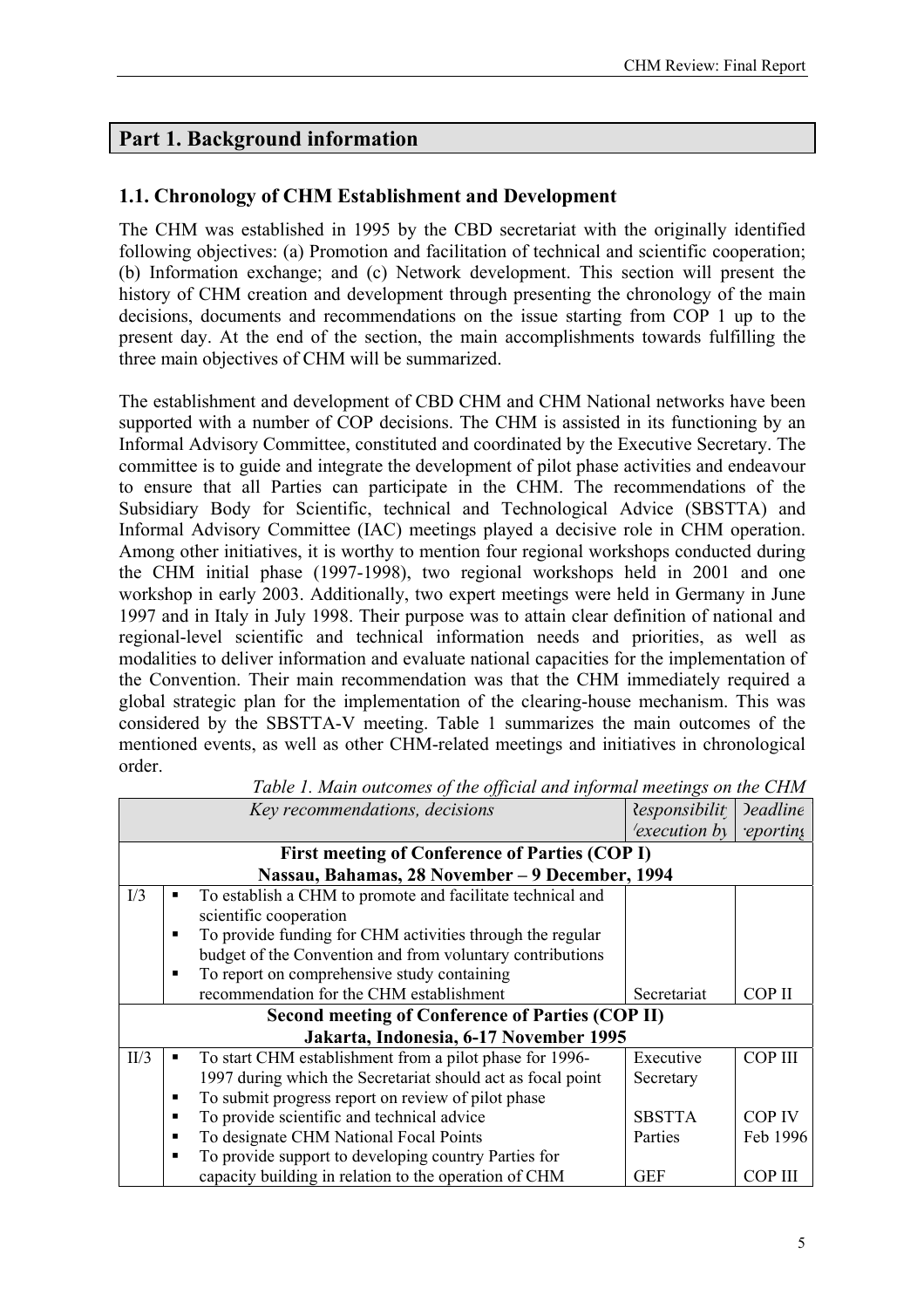# Part 1. Background information

## 1.1. Chronology of CHM Establishment and Development

The CHM was established in 1995 by the CBD secretariat with the originally identified following objectives: (a) Promotion and facilitation of technical and scientific cooperation; (b) Information exchange; and (c) Network development. This section will present the history of CHM creation and development through presenting the chronology of the main decisions, documents and recommendations on the issue starting from COP 1 up to the present day. At the end of the section, the main accomplishments towards fulfilling the three main objectives of CHM will be summarized.

The establishment and development of CBD CHM and CHM National networks have been supported with a number of COP decisions. The CHM is assisted in its functioning by an Informal Advisory Committee, constituted and coordinated by the Executive Secretary. The committee is to guide and integrate the development of pilot phase activities and endeavour to ensure that all Parties can participate in the CHM. The recommendations of the Subsidiary Body for Scientific, technical and Technological Advice (SBSTTA) and Informal Advisory Committee (IAC) meetings played a decisive role in CHM operation. Among other initiatives, it is worthy to mention four regional workshops conducted during the CHM initial phase (1997-1998), two regional workshops held in 2001 and one workshop in early 2003. Additionally, two expert meetings were held in Germany in June 1997 and in Italy in July 1998. Their purpose was to attain clear definition of national and regional-level scientific and technical information needs and priorities, as well as modalities to deliver information and evaluate national capacities for the implementation of the Convention. Their main recommendation was that the CHM immediately required a global strategic plan for the implementation of the clearing-house mechanism. This was considered by the SBSTTA-V meeting. Table 1 summarizes the main outcomes of the mentioned events, as well as other CHM-related meetings and initiatives in chronological order.

*Table 1. Main outcomes of the official and informal meetings on the CHM*

| | *Key recommendations, decisions* | *Responsibility / execution by* | *Deadline reporting* |
|---|---|---|---|
| **First meeting of Conference of Parties (COP I)<br>Nassau, Bahamas, 28 November – 9 December, 1994** | | | |
| I/3 | ▪ To establish a CHM to promote and facilitate technical and scientific cooperation<br>▪ To provide funding for CHM activities through the regular budget of the Convention and from voluntary contributions<br>▪ To report on comprehensive study containing recommendation for the CHM establishment | Secretariat | COP II |
| **Second meeting of Conference of Parties (COP II)<br>Jakarta, Indonesia, 6-17 November 1995** | | | |
| II/3 | ▪ To start CHM establishment from a pilot phase for 1996-1997 during which the Secretariat should act as focal point<br>▪ To submit progress report on review of pilot phase | Executive Secretary | COP III |
| | ▪ To provide scientific and technical advice | SBSTTA | COP IV |
| | ▪ To designate CHM National Focal Points | Parties | Feb 1996 |
| | ▪ To provide support to developing country Parties for capacity building in relation to the operation of CHM | GEF | COP III |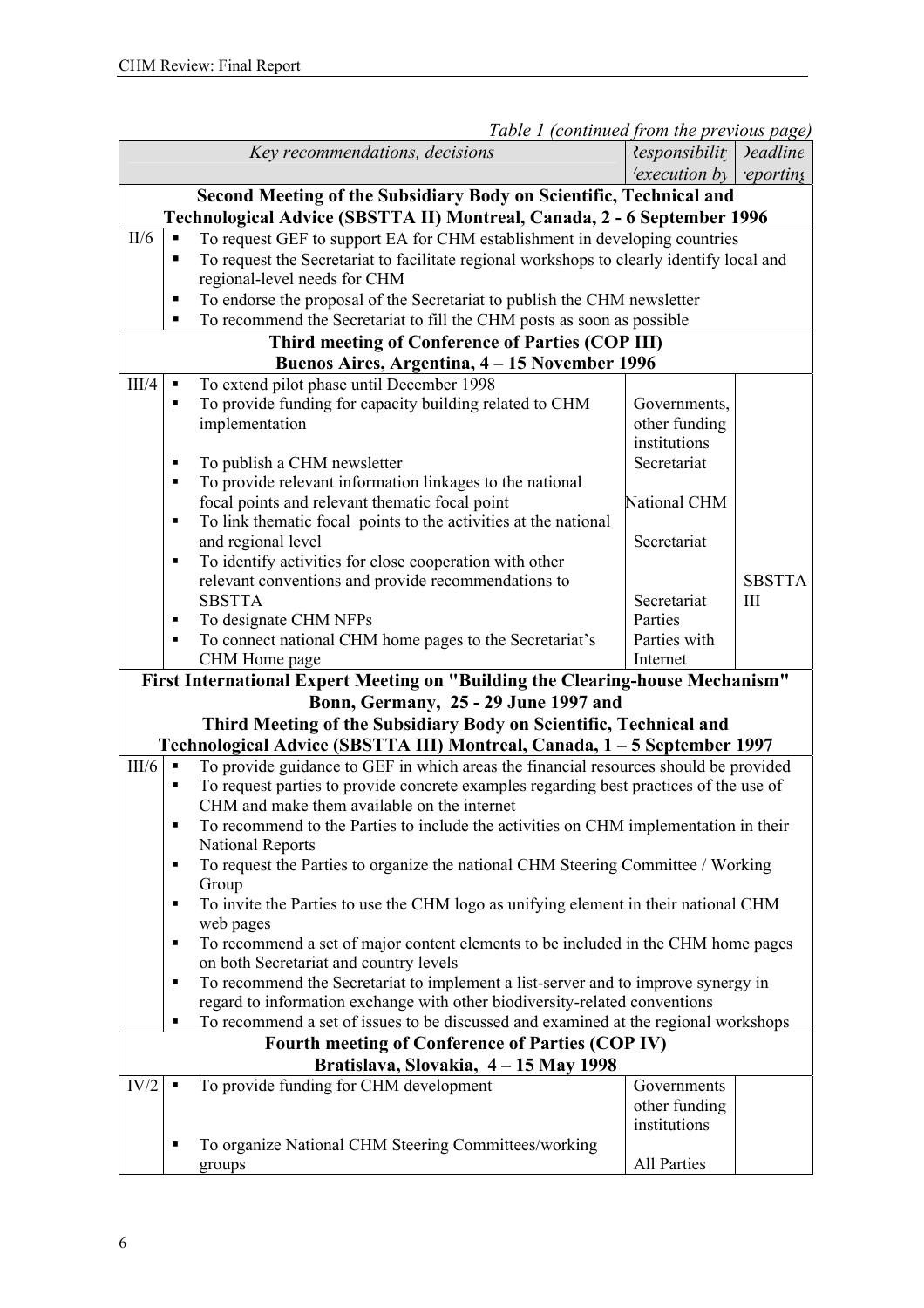*Table 1 (continued from the previous page)*

| | Key recommendations, decisions | Responsibility / execution by | Deadline reporting |
|---|---|---|---|
| | **Second Meeting of the Subsidiary Body on Scientific, Technical and Technological Advice (SBSTTA II) Montreal, Canada, 2 - 6 September 1996** | | |
| II/6 | ▪ To request GEF to support EA for CHM establishment in developing countries<br>▪ To request the Secretariat to facilitate regional workshops to clearly identify local and regional-level needs for CHM<br>▪ To endorse the proposal of the Secretariat to publish the CHM newsletter<br>▪ To recommend the Secretariat to fill the CHM posts as soon as possible | | |
| | **Third meeting of Conference of Parties (COP III) Buenos Aires, Argentina, 4 – 15 November 1996** | | |
| III/4 | ▪ To extend pilot phase until December 1998 | | |
| | ▪ To provide funding for capacity building related to CHM implementation | Governments, other funding institutions | |
| | ▪ To publish a CHM newsletter | Secretariat | |
| | ▪ To provide relevant information linkages to the national focal points and relevant thematic focal point | National CHM | |
| | ▪ To link thematic focal points to the activities at the national and regional level | Secretariat | |
| | ▪ To identify activities for close cooperation with other relevant conventions and provide recommendations to SBSTTA | Secretariat | SBSTTA III |
| | ▪ To designate CHM NFPs | Parties | |
| | ▪ To connect national CHM home pages to the Secretariat's CHM Home page | Parties with Internet | |
| | **First International Expert Meeting on "Building the Clearing-house Mechanism" Bonn, Germany, 25 - 29 June 1997 and Third Meeting of the Subsidiary Body on Scientific, Technical and Technological Advice (SBSTTA III) Montreal, Canada, 1 – 5 September 1997** | | |
| III/6 | ▪ To provide guidance to GEF in which areas the financial resources should be provided<br>▪ To request parties to provide concrete examples regarding best practices of the use of CHM and make them available on the internet<br>▪ To recommend to the Parties to include the activities on CHM implementation in their National Reports<br>▪ To request the Parties to organize the national CHM Steering Committee / Working Group<br>▪ To invite the Parties to use the CHM logo as unifying element in their national CHM web pages<br>▪ To recommend a set of major content elements to be included in the CHM home pages on both Secretariat and country levels<br>▪ To recommend the Secretariat to implement a list-server and to improve synergy in regard to information exchange with other biodiversity-related conventions<br>▪ To recommend a set of issues to be discussed and examined at the regional workshops | | |
| | **Fourth meeting of Conference of Parties (COP IV) Bratislava, Slovakia, 4 – 15 May 1998** | | |
| IV/2 | ▪ To provide funding for CHM development | Governments other funding institutions | |
| | ▪ To organize National CHM Steering Committees/working groups | All Parties | |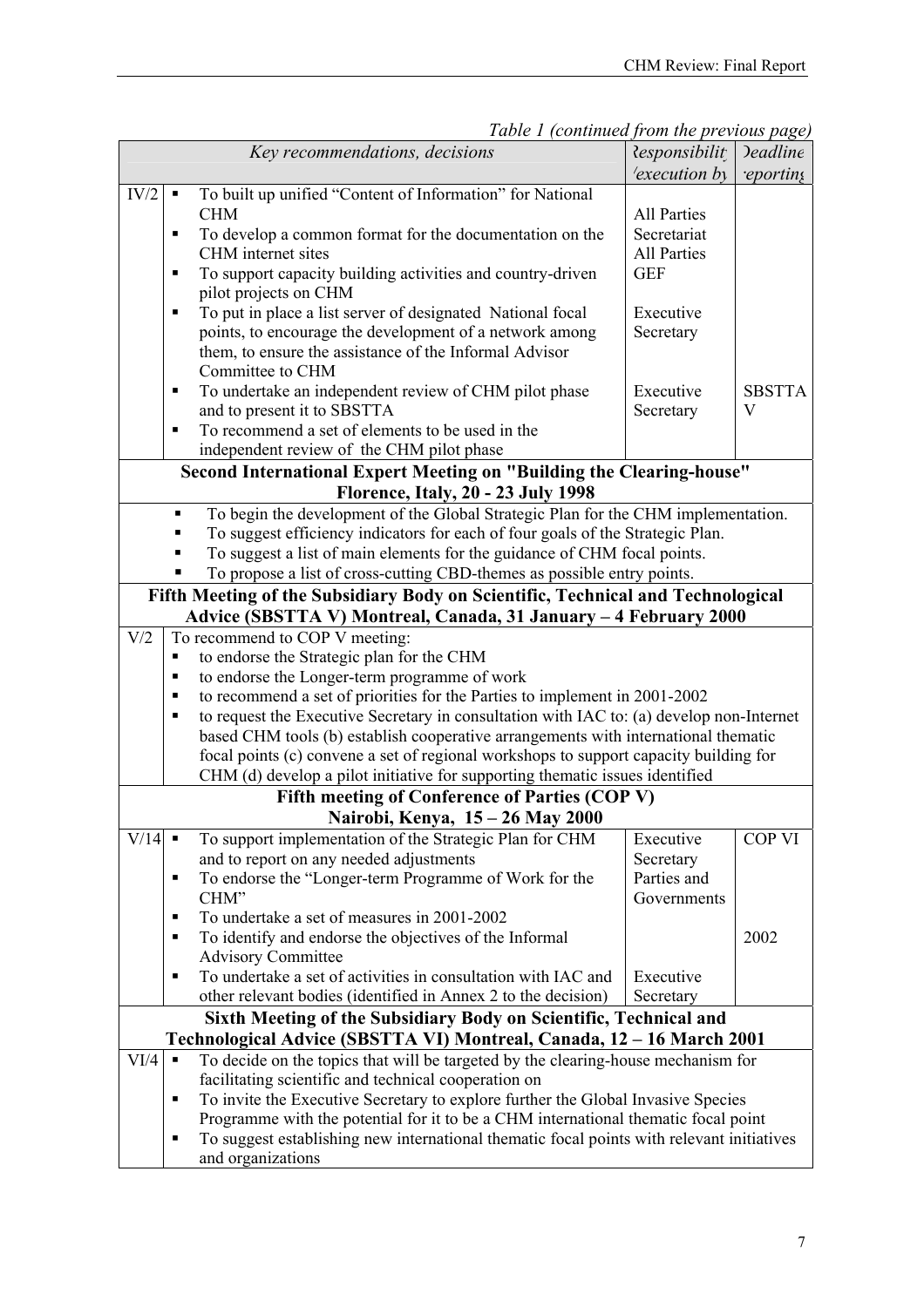*Table 1 (continued from the previous page)*

| | Key recommendations, decisions | Responsibility /execution by | Deadline reporting |
|---|---|---|---|
| IV/2 | ▪ To built up unified "Content of Information" for National CHM<br>▪ To develop a common format for the documentation on the CHM internet sites<br>▪ To support capacity building activities and country-driven pilot projects on CHM<br>▪ To put in place a list server of designated National focal points, to encourage the development of a network among them, to ensure the assistance of the Informal Advisor Committee to CHM<br>▪ To undertake an independent review of CHM pilot phase and to present it to SBSTTA<br>▪ To recommend a set of elements to be used in the independent review of the CHM pilot phase | All Parties<br>Secretariat<br>All Parties<br>GEF<br><br>Executive Secretary<br><br><br>Executive Secretary | <br><br><br><br><br><br><br><br>SBSTTA V |
| **Second International Expert Meeting on "Building the Clearing-house" Florence, Italy, 20 - 23 July 1998** | | | |
| | ▪ To begin the development of the Global Strategic Plan for the CHM implementation.<br>▪ To suggest efficiency indicators for each of four goals of the Strategic Plan.<br>▪ To suggest a list of main elements for the guidance of CHM focal points.<br>▪ To propose a list of cross-cutting CBD-themes as possible entry points. | | |
| **Fifth Meeting of the Subsidiary Body on Scientific, Technical and Technological Advice (SBSTTA V) Montreal, Canada, 31 January – 4 February 2000** | | | |
| V/2 | To recommend to COP V meeting:<br>▪ to endorse the Strategic plan for the CHM<br>▪ to endorse the Longer-term programme of work<br>▪ to recommend a set of priorities for the Parties to implement in 2001-2002<br>▪ to request the Executive Secretary in consultation with IAC to: (a) develop non-Internet based CHM tools (b) establish cooperative arrangements with international thematic focal points (c) convene a set of regional workshops to support capacity building for CHM (d) develop a pilot initiative for supporting thematic issues identified | | |
| **Fifth meeting of Conference of Parties (COP V) Nairobi, Kenya, 15 – 26 May 2000** | | | |
| V/14 | ▪ To support implementation of the Strategic Plan for CHM and to report on any needed adjustments<br>▪ To endorse the "Longer-term Programme of Work for the CHM"<br>▪ To undertake a set of measures in 2001-2002<br>▪ To identify and endorse the objectives of the Informal Advisory Committee<br>▪ To undertake a set of activities in consultation with IAC and other relevant bodies (identified in Annex 2 to the decision) | Executive Secretary<br>Parties and Governments<br><br><br><br>Executive Secretary | COP VI<br><br><br><br>2002 |
| **Sixth Meeting of the Subsidiary Body on Scientific, Technical and Technological Advice (SBSTTA VI) Montreal, Canada, 12 – 16 March 2001** | | | |
| VI/4 | ▪ To decide on the topics that will be targeted by the clearing-house mechanism for facilitating scientific and technical cooperation on<br>▪ To invite the Executive Secretary to explore further the Global Invasive Species Programme with the potential for it to be a CHM international thematic focal point<br>▪ To suggest establishing new international thematic focal points with relevant initiatives and organizations | | |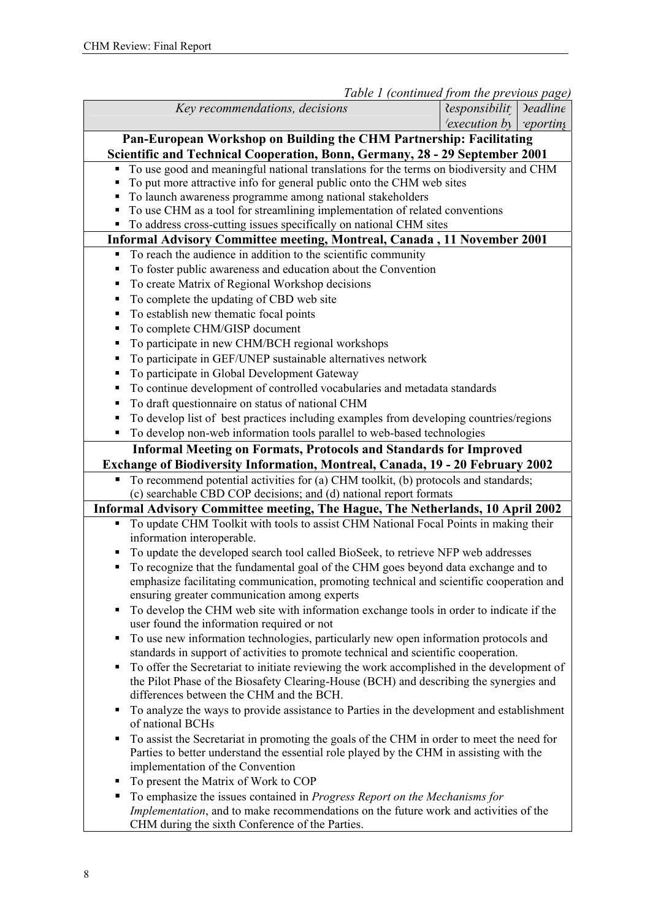*Table 1 (continued from the previous page)*

| Key recommendations, decisions | Responsibility (execution by) | Deadline reporting |
|---|---|---|
| **Pan-European Workshop on Building the CHM Partnership: Facilitating Scientific and Technical Cooperation, Bonn, Germany, 28 - 29 September 2001** | | |
| ▪ To use good and meaningful national translations for the terms on biodiversity and CHM<br>▪ To put more attractive info for general public onto the CHM web sites<br>▪ To launch awareness programme among national stakeholders<br>▪ To use CHM as a tool for streamlining implementation of related conventions<br>▪ To address cross-cutting issues specifically on national CHM sites | | |
| **Informal Advisory Committee meeting, Montreal, Canada , 11 November 2001** | | |
| ▪ To reach the audience in addition to the scientific community<br>▪ To foster public awareness and education about the Convention<br>▪ To create Matrix of Regional Workshop decisions<br>▪ To complete the updating of CBD web site<br>▪ To establish new thematic focal points<br>▪ To complete CHM/GISP document<br>▪ To participate in new CHM/BCH regional workshops<br>▪ To participate in GEF/UNEP sustainable alternatives network<br>▪ To participate in Global Development Gateway<br>▪ To continue development of controlled vocabularies and metadata standards<br>▪ To draft questionnaire on status of national CHM<br>▪ To develop list of best practices including examples from developing countries/regions<br>▪ To develop non-web information tools parallel to web-based technologies | | |
| **Informal Meeting on Formats, Protocols and Standards for Improved Exchange of Biodiversity Information, Montreal, Canada, 19 - 20 February 2002** | | |
| ▪ To recommend potential activities for (a) CHM toolkit, (b) protocols and standards; (c) searchable CBD COP decisions; and (d) national report formats | | |
| **Informal Advisory Committee meeting, The Hague, The Netherlands, 10 April 2002** | | |
| ▪ To update CHM Toolkit with tools to assist CHM National Focal Points in making their information interoperable.<br>▪ To update the developed search tool called BioSeek, to retrieve NFP web addresses<br>▪ To recognize that the fundamental goal of the CHM goes beyond data exchange and to emphasize facilitating communication, promoting technical and scientific cooperation and ensuring greater communication among experts<br>▪ To develop the CHM web site with information exchange tools in order to indicate if the user found the information required or not<br>▪ To use new information technologies, particularly new open information protocols and standards in support of activities to promote technical and scientific cooperation.<br>▪ To offer the Secretariat to initiate reviewing the work accomplished in the development of the Pilot Phase of the Biosafety Clearing-House (BCH) and describing the synergies and differences between the CHM and the BCH.<br>▪ To analyze the ways to provide assistance to Parties in the development and establishment of national BCHs<br>▪ To assist the Secretariat in promoting the goals of the CHM in order to meet the need for Parties to better understand the essential role played by the CHM in assisting with the implementation of the Convention<br>▪ To present the Matrix of Work to COP<br>▪ To emphasize the issues contained in *Progress Report on the Mechanisms for Implementation*, and to make recommendations on the future work and activities of the CHM during the sixth Conference of the Parties. | | |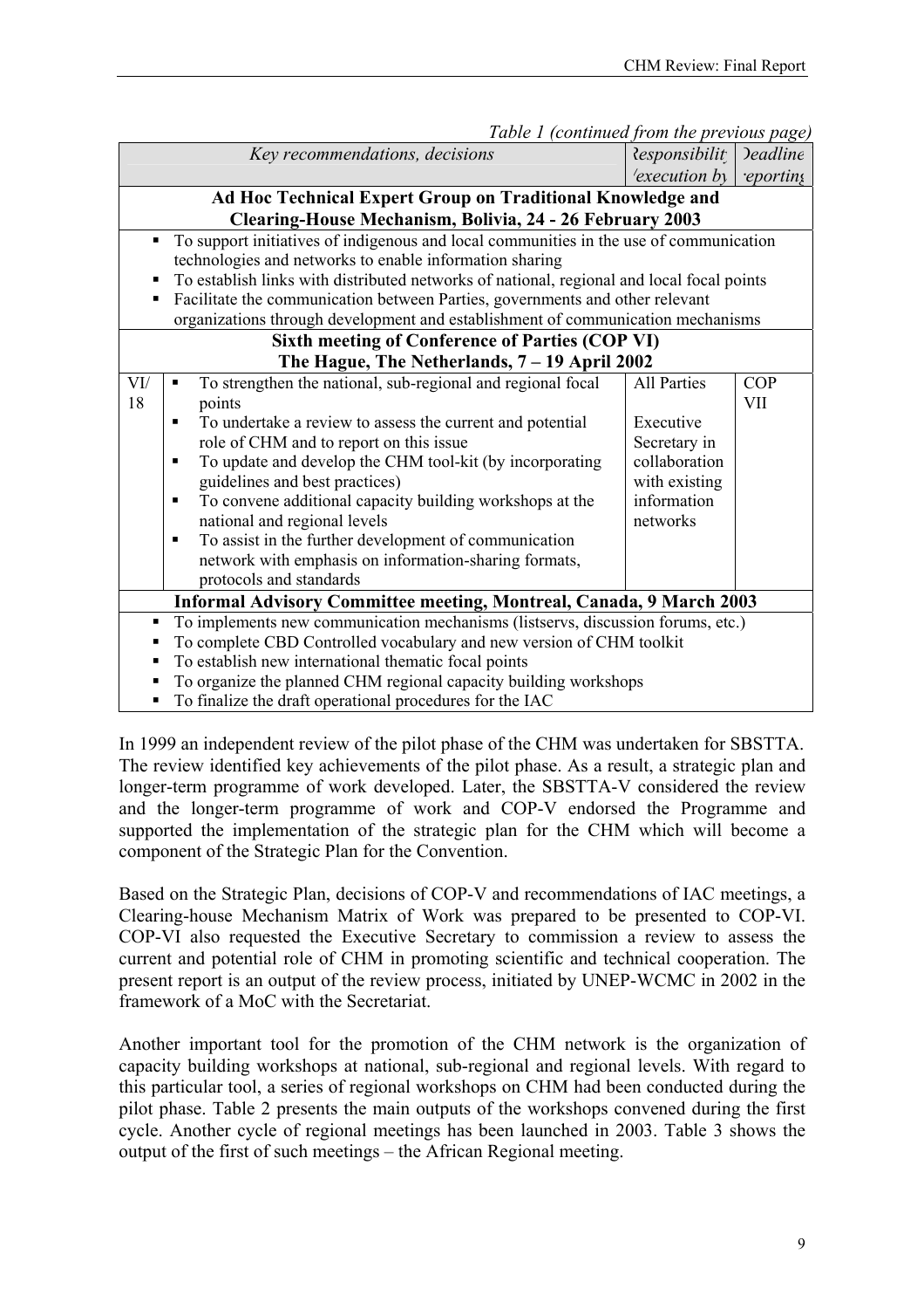*Table 1 (continued from the previous page)*

| | Key recommendations, decisions | Responsibility /execution by | Deadline reporting |
|---|---|---|---|
| | **Ad Hoc Technical Expert Group on Traditional Knowledge and Clearing-House Mechanism, Bolivia, 24 - 26 February 2003** | | |
| | ▪ To support initiatives of indigenous and local communities in the use of communication technologies and networks to enable information sharing<br>▪ To establish links with distributed networks of national, regional and local focal points<br>▪ Facilitate the communication between Parties, governments and other relevant organizations through development and establishment of communication mechanisms | | |
| | **Sixth meeting of Conference of Parties (COP VI) The Hague, The Netherlands, 7 – 19 April 2002** | | |
| VI/18 | ▪ To strengthen the national, sub-regional and regional focal points | All Parties | COP VII |
| | ▪ To undertake a review to assess the current and potential role of CHM and to report on this issue<br>▪ To update and develop the CHM tool-kit (by incorporating guidelines and best practices)<br>▪ To convene additional capacity building workshops at the national and regional levels<br>▪ To assist in the further development of communication network with emphasis on information-sharing formats, protocols and standards | Executive Secretary in collaboration with existing information networks | |
| | **Informal Advisory Committee meeting, Montreal, Canada, 9 March 2003** | | |
| | ▪ To implements new communication mechanisms (listservs, discussion forums, etc.)<br>▪ To complete CBD Controlled vocabulary and new version of CHM toolkit<br>▪ To establish new international thematic focal points<br>▪ To organize the planned CHM regional capacity building workshops<br>▪ To finalize the draft operational procedures for the IAC | | |

In 1999 an independent review of the pilot phase of the CHM was undertaken for SBSTTA. The review identified key achievements of the pilot phase. As a result, a strategic plan and longer-term programme of work developed. Later, the SBSTTA-V considered the review and the longer-term programme of work and COP-V endorsed the Programme and supported the implementation of the strategic plan for the CHM which will become a component of the Strategic Plan for the Convention.

Based on the Strategic Plan, decisions of COP-V and recommendations of IAC meetings, a Clearing-house Mechanism Matrix of Work was prepared to be presented to COP-VI. COP-VI also requested the Executive Secretary to commission a review to assess the current and potential role of CHM in promoting scientific and technical cooperation. The present report is an output of the review process, initiated by UNEP-WCMC in 2002 in the framework of a MoC with the Secretariat.

Another important tool for the promotion of the CHM network is the organization of capacity building workshops at national, sub-regional and regional levels. With regard to this particular tool, a series of regional workshops on CHM had been conducted during the pilot phase. Table 2 presents the main outputs of the workshops convened during the first cycle. Another cycle of regional meetings has been launched in 2003. Table 3 shows the output of the first of such meetings – the African Regional meeting.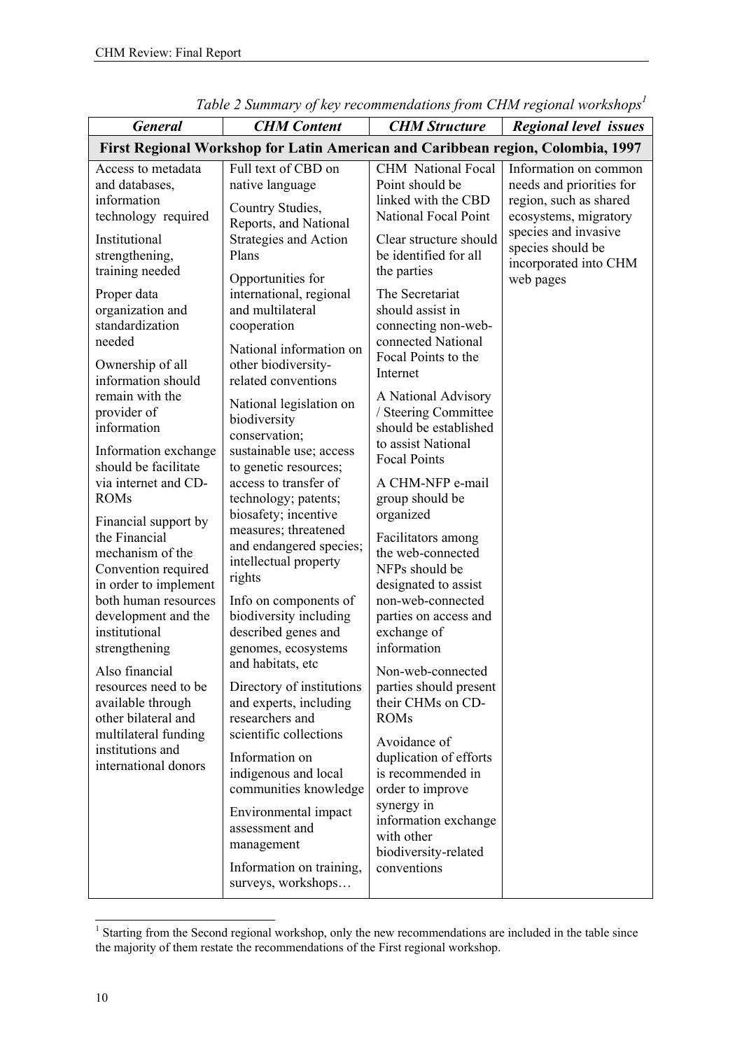*Table 2 Summary of key recommendations from CHM regional workshops*[1]

| *General* | *CHM Content* | *CHM Structure* | *Regional level issues* |
|---|---|---|---|
| **First Regional Workshop for Latin American and Caribbean region, Colombia, 1997** | | | |
| Access to metadata and databases, information technology required<br><br>Institutional strengthening, training needed<br><br>Proper data organization and standardization needed<br><br>Ownership of all information should remain with the provider of information<br><br>Information exchange should be facilitate via internet and CD-ROMs<br><br>Financial support by the Financial mechanism of the Convention required in order to implement both human resources development and the institutional strengthening<br><br>Also financial resources need to be available through other bilateral and multilateral funding institutions and international donors | Full text of CBD on native language<br><br>Country Studies, Reports, and National Strategies and Action Plans<br><br>Opportunities for international, regional and multilateral cooperation<br><br>National information on other biodiversity-related conventions<br><br>National legislation on biodiversity conservation; sustainable use; access to genetic resources; access to transfer of technology; patents; biosafety; incentive measures; threatened and endangered species; intellectual property rights<br><br>Info on components of biodiversity including described genes and genomes, ecosystems and habitats, etc<br><br>Directory of institutions and experts, including researchers and scientific collections<br><br>Information on indigenous and local communities knowledge<br><br>Environmental impact assessment and management<br><br>Information on training, surveys, workshops… | CHM National Focal Point should be linked with the CBD National Focal Point<br><br>Clear structure should be identified for all the parties<br><br>The Secretariat should assist in connecting non-web-connected National Focal Points to the Internet<br><br>A National Advisory / Steering Committee should be established to assist National Focal Points<br><br>A CHM-NFP e-mail group should be organized<br><br>Facilitators among the web-connected NFPs should be designated to assist non-web-connected parties on access and exchange of information<br><br>Non-web-connected parties should present their CHMs on CD-ROMs<br><br>Avoidance of duplication of efforts is recommended in order to improve synergy in information exchange with other biodiversity-related conventions | Information on common needs and priorities for region, such as shared ecosystems, migratory species and invasive species should be incorporated into CHM web pages |

[1] Starting from the Second regional workshop, only the new recommendations are included in the table since the majority of them restate the recommendations of the First regional workshop.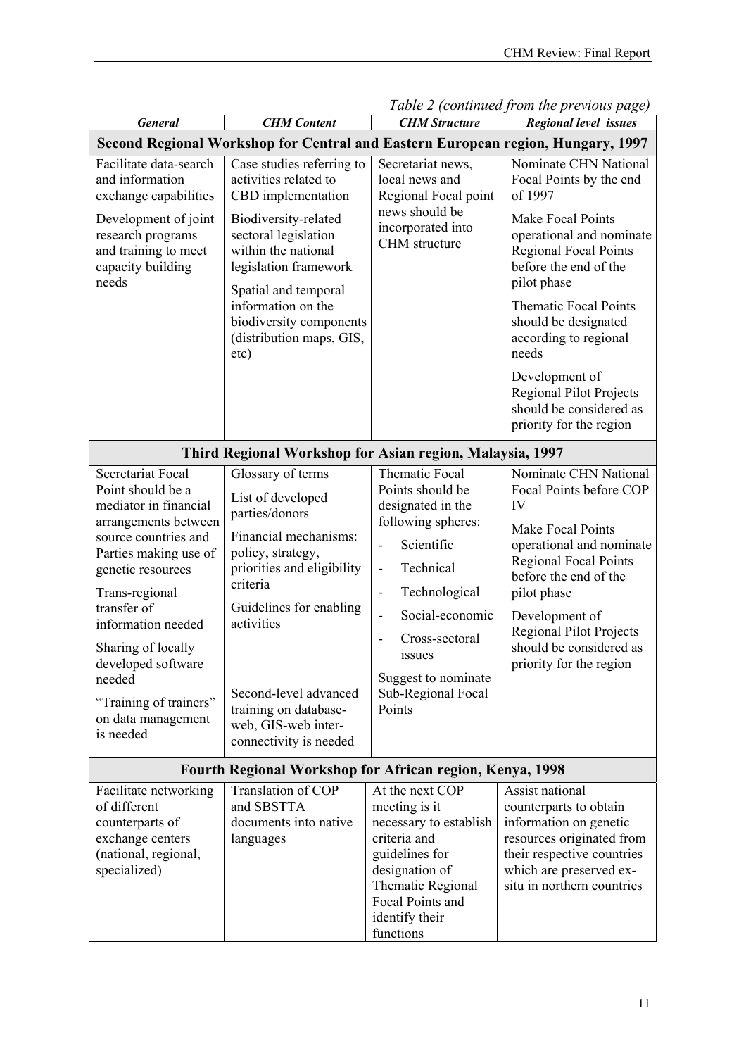*Table 2 (continued from the previous page)*

| ***General*** | ***CHM Content*** | ***CHM Structure*** | ***Regional level issues*** |
|---|---|---|---|
| **Second Regional Workshop for Central and Eastern European region, Hungary, 1997** | | | |
| Facilitate data-search and information exchange capabilities<br><br>Development of joint research programs and training to meet capacity building needs | Case studies referring to activities related to CBD implementation<br><br>Biodiversity-related sectoral legislation within the national legislation framework<br><br>Spatial and temporal information on the biodiversity components (distribution maps, GIS, etc) | Secretariat news, local news and Regional Focal point news should be incorporated into CHM structure | Nominate CHN National Focal Points by the end of 1997<br><br>Make Focal Points operational and nominate Regional Focal Points before the end of the pilot phase<br><br>Thematic Focal Points should be designated according to regional needs<br><br>Development of Regional Pilot Projects should be considered as priority for the region |
| **Third Regional Workshop for Asian region, Malaysia, 1997** | | | |
| Secretariat Focal Point should be a mediator in financial arrangements between source countries and Parties making use of genetic resources<br><br>Trans-regional transfer of information needed<br><br>Sharing of locally developed software needed<br><br>"Training of trainers" on data management is needed | Glossary of terms<br><br>List of developed parties/donors<br><br>Financial mechanisms: policy, strategy, priorities and eligibility criteria<br><br>Guidelines for enabling activities<br><br>Second-level advanced training on database-web, GIS-web inter-connectivity is needed | Thematic Focal Points should be designated in the following spheres:<br>- Scientific<br>- Technical<br>- Technological<br>- Social-economic<br>- Cross-sectoral issues<br><br>Suggest to nominate Sub-Regional Focal Points | Nominate CHN National Focal Points before COP IV<br><br>Make Focal Points operational and nominate Regional Focal Points before the end of the pilot phase<br><br>Development of Regional Pilot Projects should be considered as priority for the region |
| **Fourth Regional Workshop for African region, Kenya, 1998** | | | |
| Facilitate networking of different counterparts of exchange centers (national, regional, specialized) | Translation of COP and SBSTTA documents into native languages | At the next COP meeting is it necessary to establish criteria and guidelines for designation of Thematic Regional Focal Points and identify their functions | Assist national counterparts to obtain information on genetic resources originated from their respective countries which are preserved ex-situ in northern countries |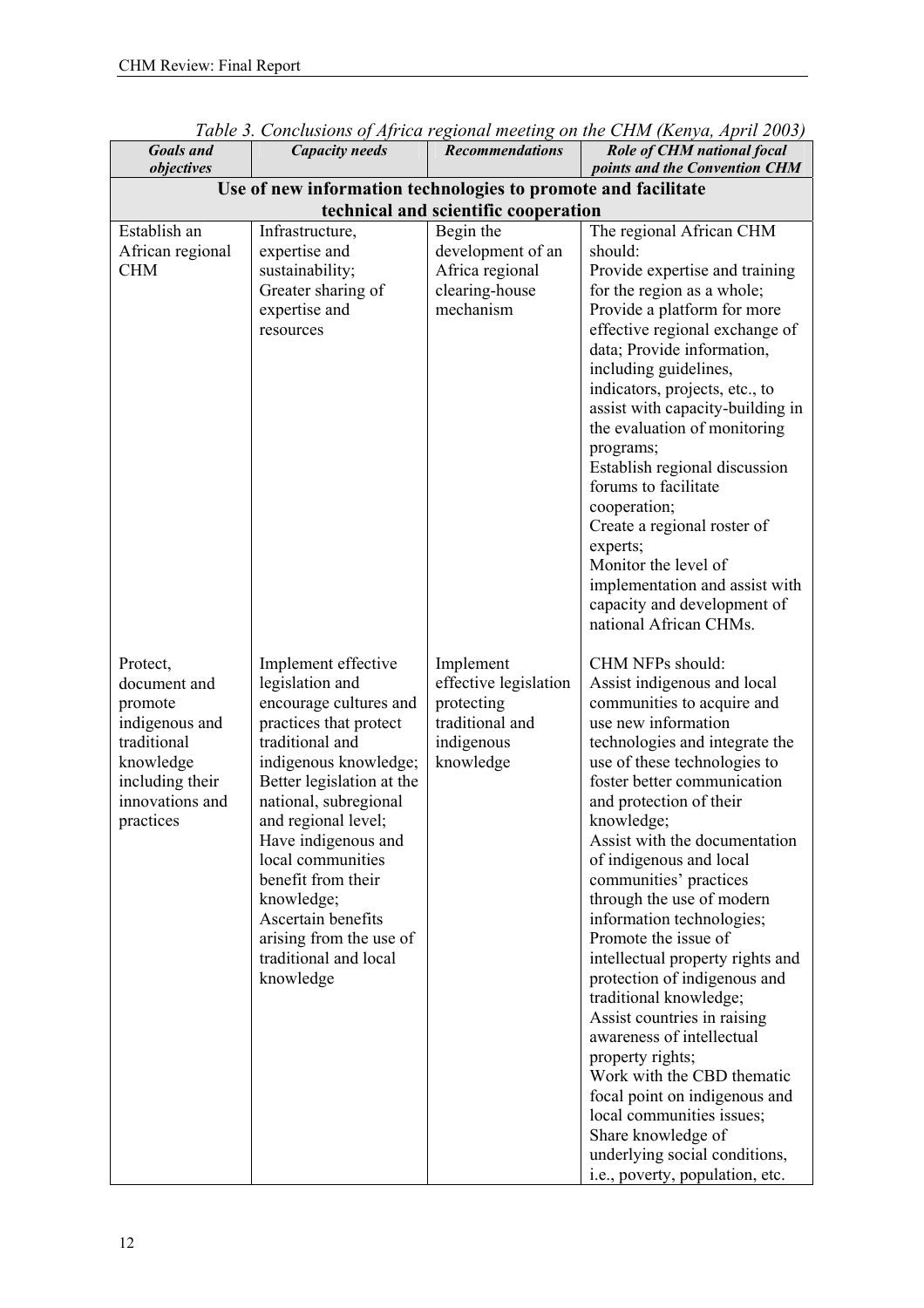*Table 3. Conclusions of Africa regional meeting on the CHM (Kenya, April 2003)*

| ***Goals and objectives*** | ***Capacity needs*** | ***Recommendations*** | ***Role of CHM national focal points and the Convention CHM*** |
|---|---|---|---|
| **Use of new information technologies to promote and facilitate technical and scientific cooperation** | | | |
| Establish an African regional CHM | Infrastructure, expertise and sustainability; Greater sharing of expertise and resources | Begin the development of an Africa regional clearing-house mechanism | The regional African CHM should: Provide expertise and training for the region as a whole; Provide a platform for more effective regional exchange of data; Provide information, including guidelines, indicators, projects, etc., to assist with capacity-building in the evaluation of monitoring programs; Establish regional discussion forums to facilitate cooperation; Create a regional roster of experts; Monitor the level of implementation and assist with capacity and development of national African CHMs. |
| Protect, document and promote indigenous and traditional knowledge including their innovations and practices | Implement effective legislation and encourage cultures and practices that protect traditional and indigenous knowledge; Better legislation at the national, subregional and regional level; Have indigenous and local communities benefit from their knowledge; Ascertain benefits arising from the use of traditional and local knowledge | Implement effective legislation protecting traditional and indigenous knowledge | CHM NFPs should: Assist indigenous and local communities to acquire and use new information technologies and integrate the use of these technologies to foster better communication and protection of their knowledge; Assist with the documentation of indigenous and local communities' practices through the use of modern information technologies; Promote the issue of intellectual property rights and protection of indigenous and traditional knowledge; Assist countries in raising awareness of intellectual property rights; Work with the CBD thematic focal point on indigenous and local communities issues; Share knowledge of underlying social conditions, i.e., poverty, population, etc. |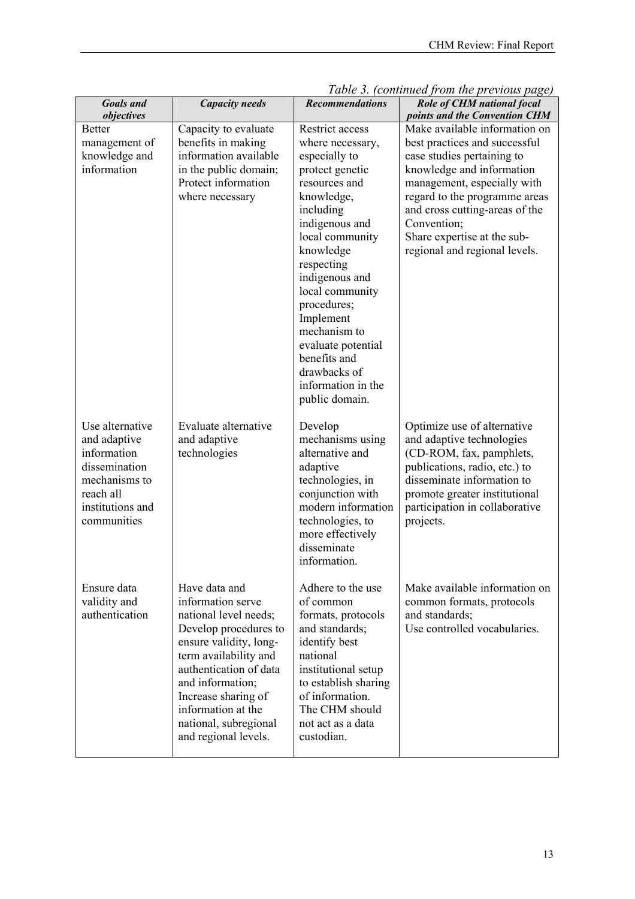*Table 3. (continued from the previous page)*

| ***Goals and objectives*** | ***Capacity needs*** | ***Recommendations*** | ***Role of CHM national focal points and the Convention CHM*** |
|---|---|---|---|
| Better management of knowledge and information | Capacity to evaluate benefits in making information available in the public domain; Protect information where necessary | Restrict access where necessary, especially to protect genetic resources and knowledge, including indigenous and local community knowledge respecting indigenous and local community procedures; Implement mechanism to evaluate potential benefits and drawbacks of information in the public domain. | Make available information on best practices and successful case studies pertaining to knowledge and information management, especially with regard to the programme areas and cross cutting-areas of the Convention; Share expertise at the sub-regional and regional levels. |
| Use alternative and adaptive information dissemination mechanisms to reach all institutions and communities | Evaluate alternative and adaptive technologies | Develop mechanisms using alternative and adaptive technologies, in conjunction with modern information technologies, to more effectively disseminate information. | Optimize use of alternative and adaptive technologies (CD-ROM, fax, pamphlets, publications, radio, etc.) to disseminate information to promote greater institutional participation in collaborative projects. |
| Ensure data validity and authentication | Have data and information serve national level needs; Develop procedures to ensure validity, long-term availability and authentication of data and information; Increase sharing of information at the national, subregional and regional levels. | Adhere to the use of common formats, protocols and standards; identify best national institutional setup to establish sharing of information. The CHM should not act as a data custodian. | Make available information on common formats, protocols and standards; Use controlled vocabularies. |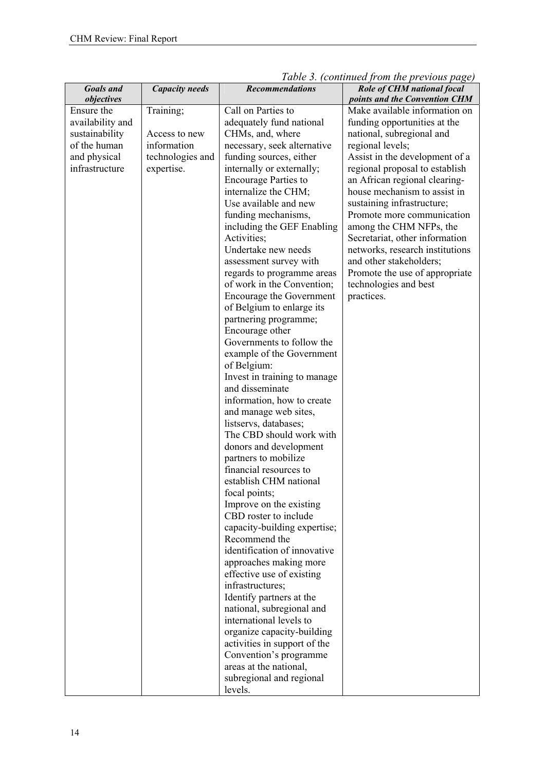*Table 3. (continued from the previous page)*

| ***Goals and objectives*** | ***Capacity needs*** | ***Recommendations*** | ***Role of CHM national focal points and the Convention CHM*** |
|---|---|---|---|
| Ensure the availability and sustainability of the human and physical infrastructure | Training;<br><br>Access to new information technologies and expertise. | Call on Parties to adequately fund national CHMs, and, where necessary, seek alternative funding sources, either internally or externally;<br>Encourage Parties to internalize the CHM;<br>Use available and new funding mechanisms, including the GEF Enabling Activities;<br>Undertake new needs assessment survey with regards to programme areas of work in the Convention;<br>Encourage the Government of Belgium to enlarge its partnering programme;<br>Encourage other Governments to follow the example of the Government of Belgium:<br>Invest in training to manage and disseminate information, how to create and manage web sites, listservs, databases;<br>The CBD should work with donors and development partners to mobilize financial resources to establish CHM national focal points;<br>Improve on the existing CBD roster to include capacity-building expertise;<br>Recommend the identification of innovative approaches making more effective use of existing infrastructures;<br>Identify partners at the national, subregional and international levels to organize capacity-building activities in support of the Convention's programme areas at the national, subregional and regional levels. | Make available information on funding opportunities at the national, subregional and regional levels;<br>Assist in the development of a regional proposal to establish an African regional clearing-house mechanism to assist in sustaining infrastructure;<br>Promote more communication among the CHM NFPs, the Secretariat, other information networks, research institutions and other stakeholders;<br>Promote the use of appropriate technologies and best practices. |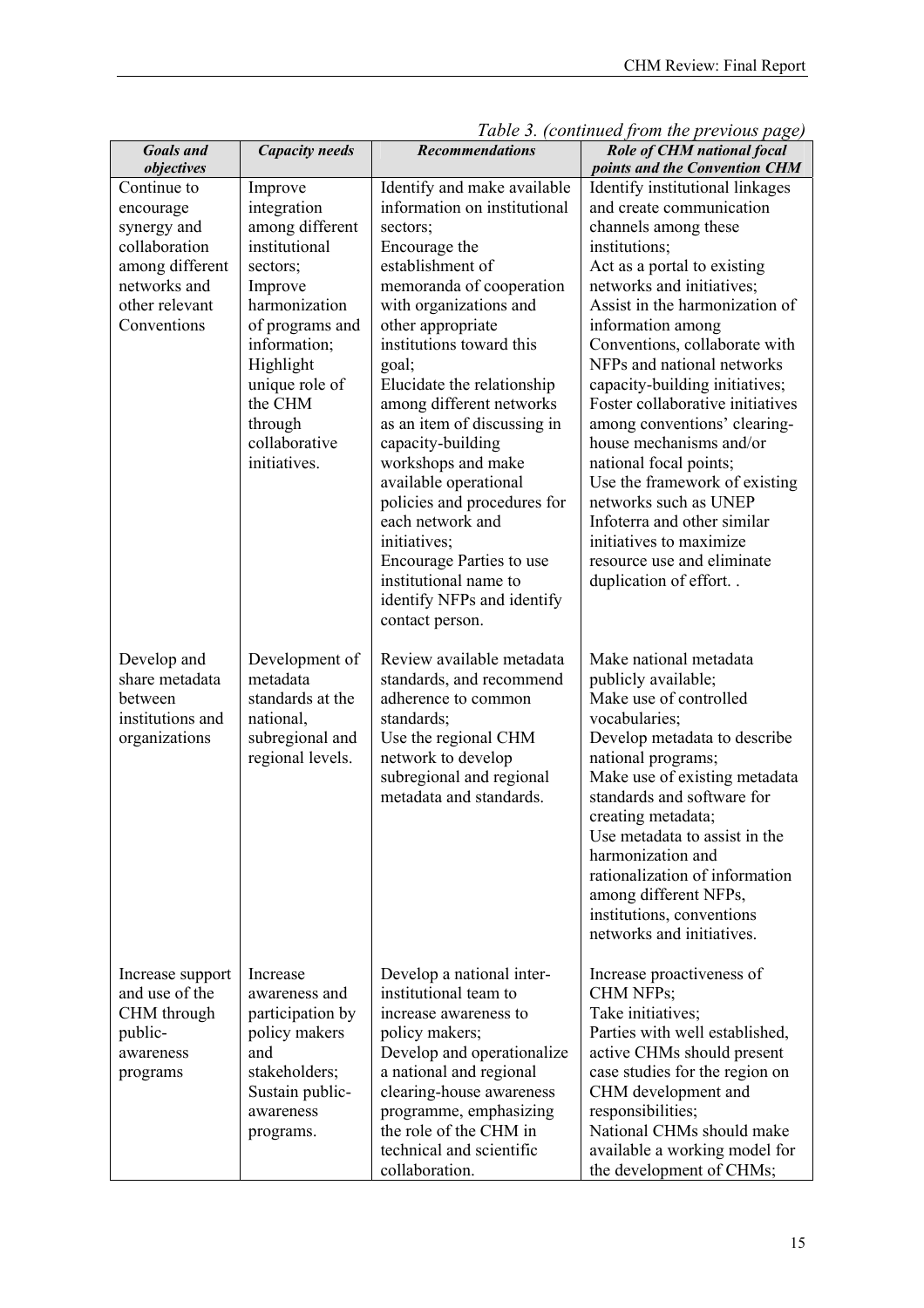*Table 3. (continued from the previous page)*

| *Goals and objectives* | *Capacity needs* | *Recommendations* | *Role of CHM national focal points and the Convention CHM* |
|---|---|---|---|
| Continue to encourage synergy and collaboration among different networks and other relevant Conventions | Improve integration among different institutional sectors; Improve harmonization of programs and information; Highlight unique role of the CHM through collaborative initiatives. | Identify and make available information on institutional sectors; Encourage the establishment of memoranda of cooperation with organizations and other appropriate institutions toward this goal; Elucidate the relationship among different networks as an item of discussing in capacity-building workshops and make available operational policies and procedures for each network and initiatives; Encourage Parties to use institutional name to identify NFPs and identify contact person. | Identify institutional linkages and create communication channels among these institutions; Act as a portal to existing networks and initiatives; Assist in the harmonization of information among Conventions, collaborate with NFPs and national networks capacity-building initiatives; Foster collaborative initiatives among conventions' clearing-house mechanisms and/or national focal points; Use the framework of existing networks such as UNEP Infoterra and other similar initiatives to maximize resource use and eliminate duplication of effort. . |
| Develop and share metadata between institutions and organizations | Development of metadata standards at the national, subregional and regional levels. | Review available metadata standards, and recommend adherence to common standards; Use the regional CHM network to develop subregional and regional metadata and standards. | Make national metadata publicly available; Make use of controlled vocabularies; Develop metadata to describe national programs; Make use of existing metadata standards and software for creating metadata; Use metadata to assist in the harmonization and rationalization of information among different NFPs, institutions, conventions networks and initiatives. |
| Increase support and use of the CHM through public-awareness programs | Increase awareness and participation by policy makers and stakeholders; Sustain public-awareness programs. | Develop a national inter-institutional team to increase awareness to policy makers; Develop and operationalize a national and regional clearing-house awareness programme, emphasizing the role of the CHM in technical and scientific collaboration. | Increase proactiveness of CHM NFPs; Take initiatives; Parties with well established, active CHMs should present case studies for the region on CHM development and responsibilities; National CHMs should make available a working model for the development of CHMs; |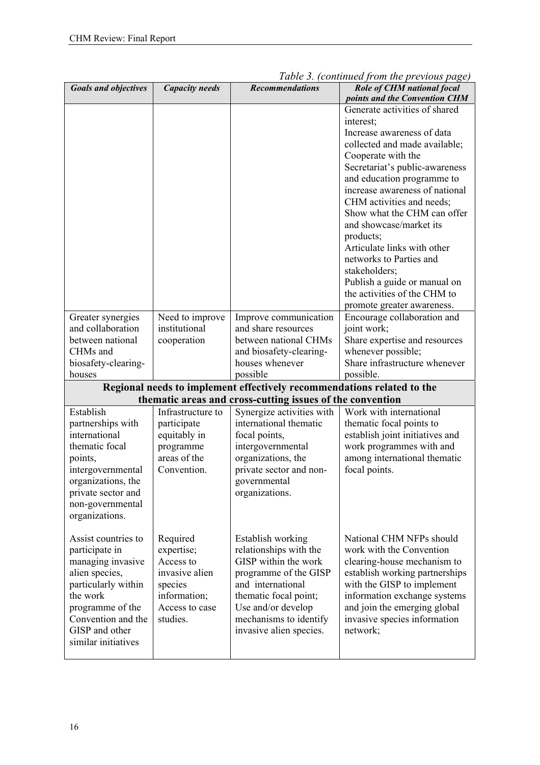*Table 3. (continued from the previous page)*

| *Goals and objectives* | *Capacity needs* | *Recommendations* | *Role of CHM national focal points and the Convention CHM* |
|---|---|---|---|
| | | | Generate activities of shared interest; Increase awareness of data collected and made available; Cooperate with the Secretariat's public-awareness and education programme to increase awareness of national CHM activities and needs; Show what the CHM can offer and showcase/market its products; Articulate links with other networks to Parties and stakeholders; Publish a guide or manual on the activities of the CHM to promote greater awareness. |
| Greater synergies and collaboration between national CHMs and biosafety-clearing-houses | Need to improve institutional cooperation | Improve communication and share resources between national CHMs and biosafety-clearing-houses whenever possible | Encourage collaboration and joint work; Share expertise and resources whenever possible; Share infrastructure whenever possible. |
| **Regional needs to implement effectively recommendations related to the thematic areas and cross-cutting issues of the convention** | | | |
| Establish partnerships with international thematic focal points, intergovernmental organizations, the private sector and non-governmental organizations. | Infrastructure to participate equitably in programme areas of the Convention. | Synergize activities with international thematic focal points, intergovernmental organizations, the private sector and non-governmental organizations. | Work with international thematic focal points to establish joint initiatives and work programmes with and among international thematic focal points. |
| Assist countries to participate in managing invasive alien species, particularly within the work programme of the Convention and the GISP and other similar initiatives | Required expertise; Access to invasive alien species information; Access to case studies. | Establish working relationships with the GISP within the work programme of the GISP and international thematic focal point; Use and/or develop mechanisms to identify invasive alien species. | National CHM NFPs should work with the Convention clearing-house mechanism to establish working partnerships with the GISP to implement information exchange systems and join the emerging global invasive species information network; |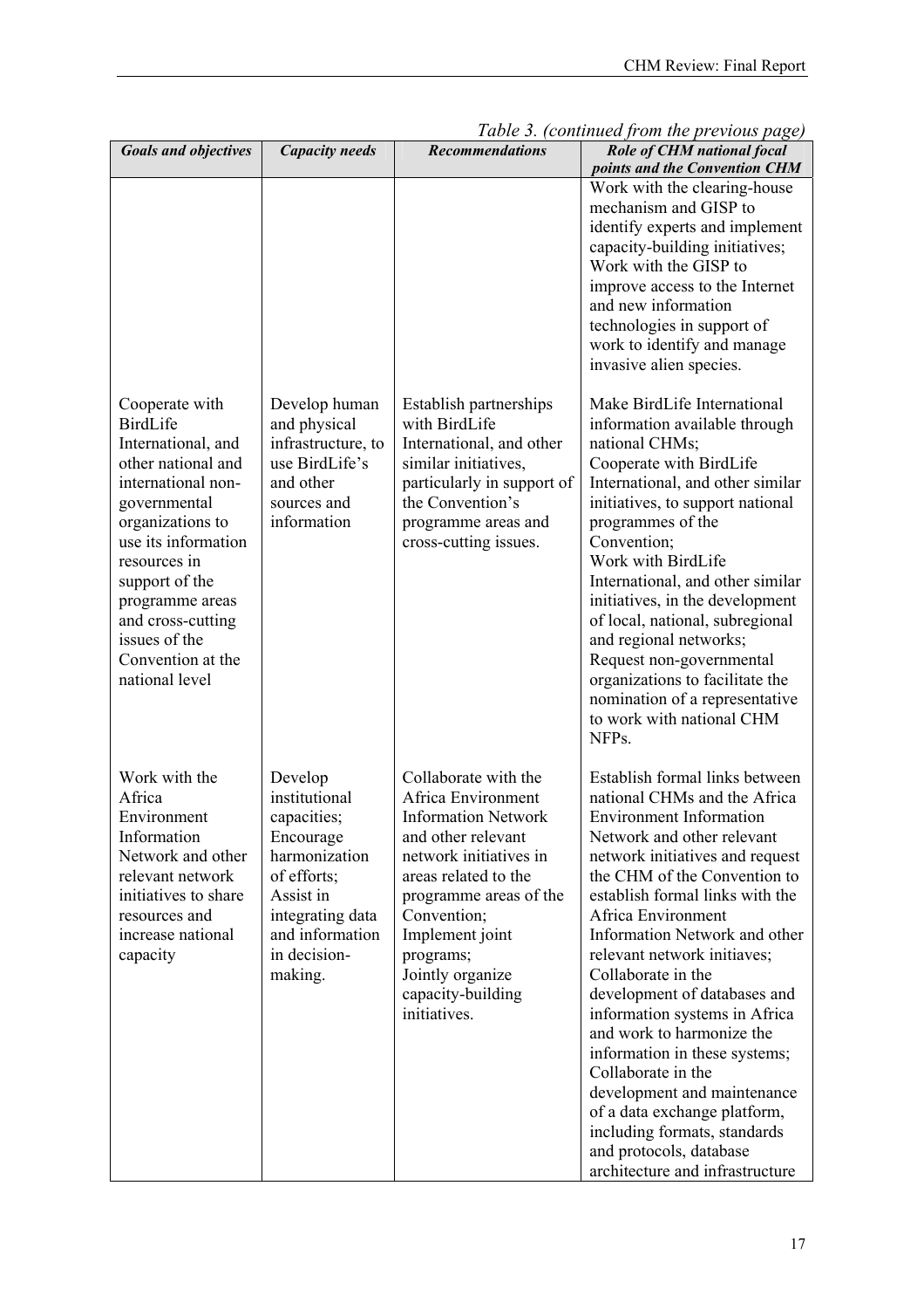*Table 3. (continued from the previous page)*

| ***Goals and objectives*** | ***Capacity needs*** | ***Recommendations*** | ***Role of CHM national focal points and the Convention CHM*** |
|---|---|---|---|
| | | | Work with the clearing-house mechanism and GISP to identify experts and implement capacity-building initiatives; Work with the GISP to improve access to the Internet and new information technologies in support of work to identify and manage invasive alien species. |
| Cooperate with BirdLife International, and other national and international non-governmental organizations to use its information resources in support of the programme areas and cross-cutting issues of the Convention at the national level | Develop human and physical infrastructure, to use BirdLife's and other sources and information | Establish partnerships with BirdLife International, and other similar initiatives, particularly in support of the Convention's programme areas and cross-cutting issues. | Make BirdLife International information available through national CHMs; Cooperate with BirdLife International, and other similar initiatives, to support national programmes of the Convention; Work with BirdLife International, and other similar initiatives, in the development of local, national, subregional and regional networks; Request non-governmental organizations to facilitate the nomination of a representative to work with national CHM NFPs. |
| Work with the Africa Environment Information Network and other relevant network initiatives to share resources and increase national capacity | Develop institutional capacities; Encourage harmonization of efforts; Assist in integrating data and information in decision-making. | Collaborate with the Africa Environment Information Network and other relevant network initiatives in areas related to the programme areas of the Convention; Implement joint programs; Jointly organize capacity-building initiatives. | Establish formal links between national CHMs and the Africa Environment Information Network and other relevant network initiatives and request the CHM of the Convention to establish formal links with the Africa Environment Information Network and other relevant network initiaves; Collaborate in the development of databases and information systems in Africa and work to harmonize the information in these systems; Collaborate in the development and maintenance of a data exchange platform, including formats, standards and protocols, database architecture and infrastructure |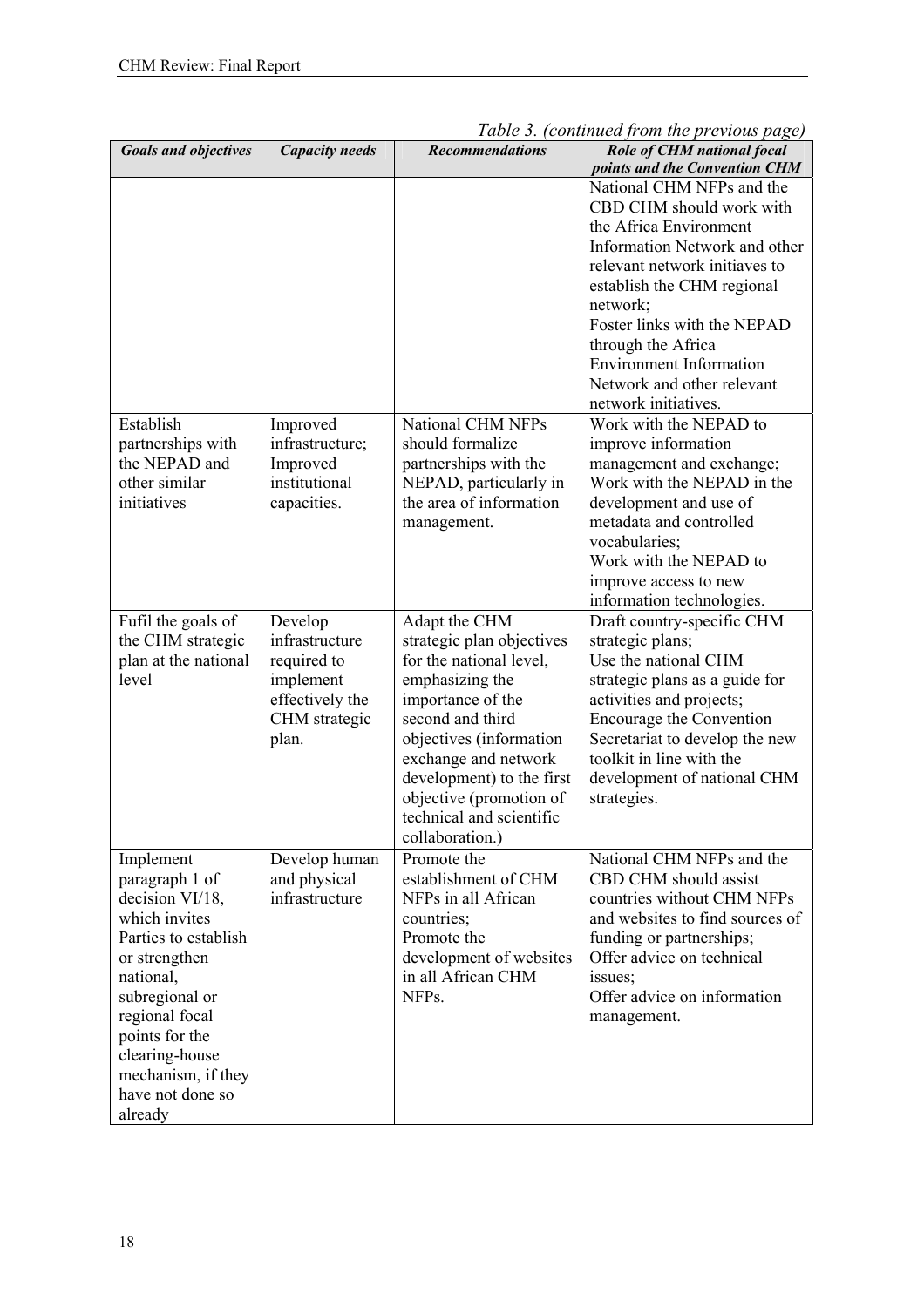*Table 3. (continued from the previous page)*

| *Goals and objectives* | *Capacity needs* | *Recommendations* | *Role of CHM national focal points and the Convention CHM* |
|---|---|---|---|
| | | | National CHM NFPs and the CBD CHM should work with the Africa Environment Information Network and other relevant network initiaves to establish the CHM regional network; Foster links with the NEPAD through the Africa Environment Information Network and other relevant network initiatives. |
| Establish partnerships with the NEPAD and other similar initiatives | Improved infrastructure; Improved institutional capacities. | National CHM NFPs should formalize partnerships with the NEPAD, particularly in the area of information management. | Work with the NEPAD to improve information management and exchange; Work with the NEPAD in the development and use of metadata and controlled vocabularies; Work with the NEPAD to improve access to new information technologies. |
| Fufil the goals of the CHM strategic plan at the national level | Develop infrastructure required to implement effectively the CHM strategic plan. | Adapt the CHM strategic plan objectives for the national level, emphasizing the importance of the second and third objectives (information exchange and network development) to the first objective (promotion of technical and scientific collaboration.) | Draft country-specific CHM strategic plans; Use the national CHM strategic plans as a guide for activities and projects; Encourage the Convention Secretariat to develop the new toolkit in line with the development of national CHM strategies. |
| Implement paragraph 1 of decision VI/18, which invites Parties to establish or strengthen national, subregional or regional focal points for the clearing-house mechanism, if they have not done so already | Develop human and physical infrastructure | Promote the establishment of CHM NFPs in all African countries; Promote the development of websites in all African CHM NFPs. | National CHM NFPs and the CBD CHM should assist countries without CHM NFPs and websites to find sources of funding or partnerships; Offer advice on technical issues; Offer advice on information management. |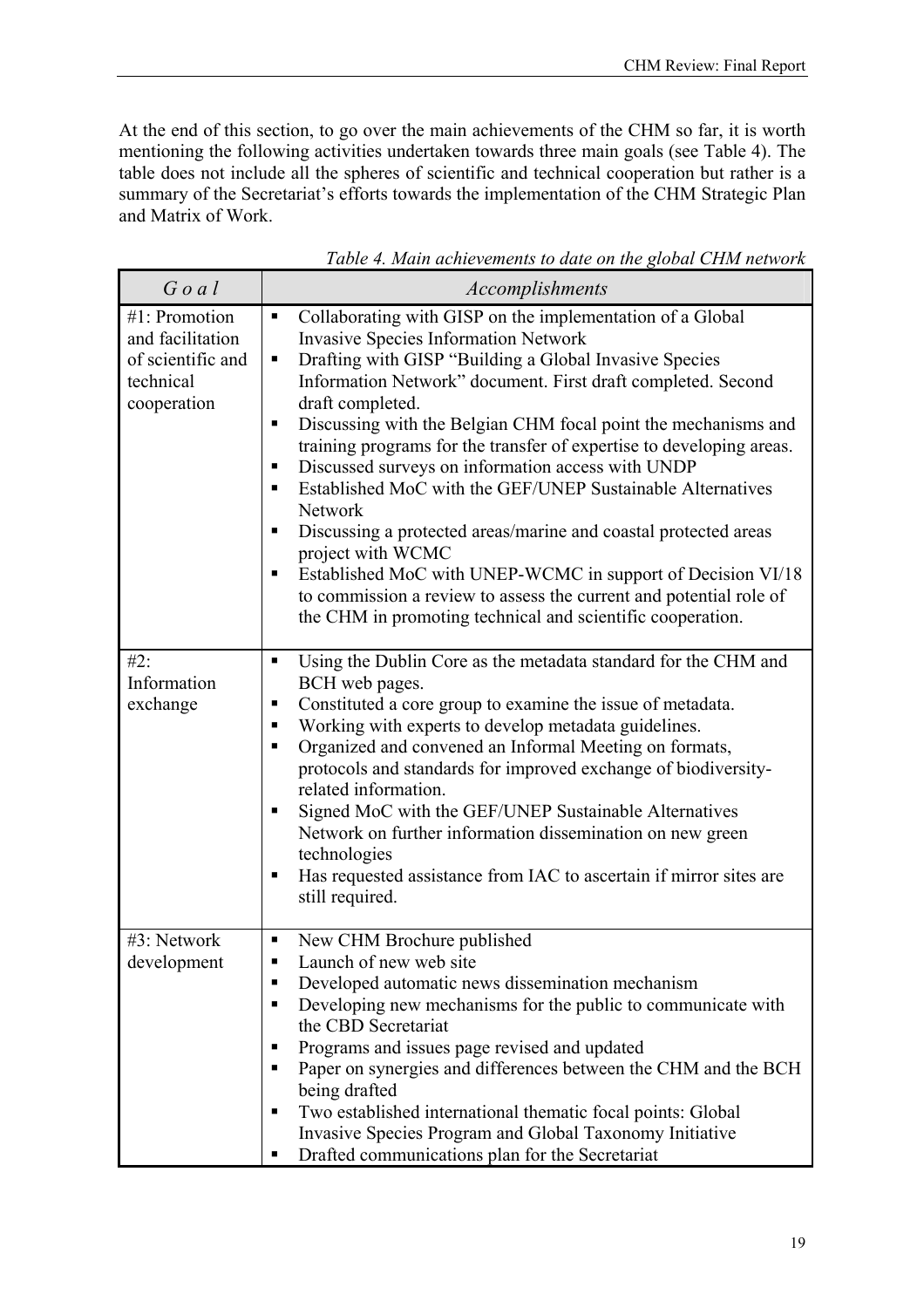At the end of this section, to go over the main achievements of the CHM so far, it is worth mentioning the following activities undertaken towards three main goals (see Table 4). The table does not include all the spheres of scientific and technical cooperation but rather is a summary of the Secretariat's efforts towards the implementation of the CHM Strategic Plan and Matrix of Work.

*Table 4. Main achievements to date on the global CHM network*

| *Goal* | *Accomplishments* |
|---|---|
| #1: Promotion and facilitation of scientific and technical cooperation | ▪ Collaborating with GISP on the implementation of a Global Invasive Species Information Network<br>▪ Drafting with GISP "Building a Global Invasive Species Information Network" document. First draft completed. Second draft completed.<br>▪ Discussing with the Belgian CHM focal point the mechanisms and training programs for the transfer of expertise to developing areas.<br>▪ Discussed surveys on information access with UNDP<br>▪ Established MoC with the GEF/UNEP Sustainable Alternatives Network<br>▪ Discussing a protected areas/marine and coastal protected areas project with WCMC<br>▪ Established MoC with UNEP-WCMC in support of Decision VI/18 to commission a review to assess the current and potential role of the CHM in promoting technical and scientific cooperation. |
| #2: Information exchange | ▪ Using the Dublin Core as the metadata standard for the CHM and BCH web pages.<br>▪ Constituted a core group to examine the issue of metadata.<br>▪ Working with experts to develop metadata guidelines.<br>▪ Organized and convened an Informal Meeting on formats, protocols and standards for improved exchange of biodiversity-related information.<br>▪ Signed MoC with the GEF/UNEP Sustainable Alternatives Network on further information dissemination on new green technologies<br>▪ Has requested assistance from IAC to ascertain if mirror sites are still required. |
| #3: Network development | ▪ New CHM Brochure published<br>▪ Launch of new web site<br>▪ Developed automatic news dissemination mechanism<br>▪ Developing new mechanisms for the public to communicate with the CBD Secretariat<br>▪ Programs and issues page revised and updated<br>▪ Paper on synergies and differences between the CHM and the BCH being drafted<br>▪ Two established international thematic focal points: Global Invasive Species Program and Global Taxonomy Initiative<br>▪ Drafted communications plan for the Secretariat |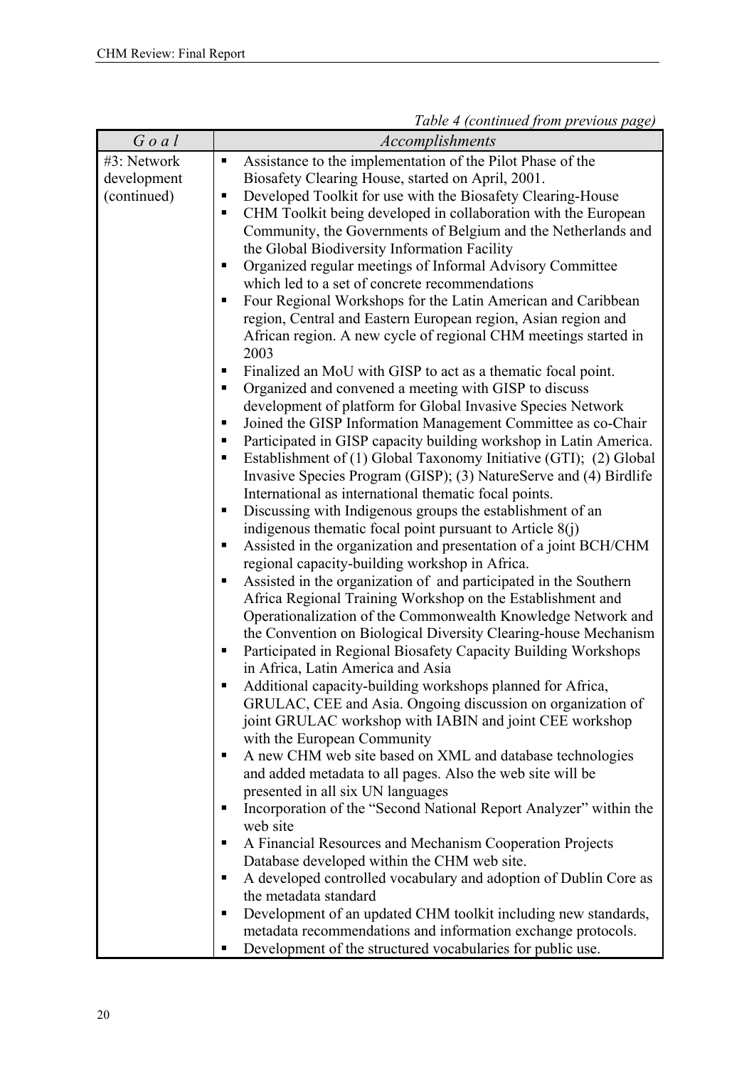*Table 4 (continued from previous page)*

| *Goal* | *Accomplishments* |
| --- | --- |
| #3: Network development (continued) | ▪ Assistance to the implementation of the Pilot Phase of the Biosafety Clearing House, started on April, 2001.<br>▪ Developed Toolkit for use with the Biosafety Clearing-House<br>▪ CHM Toolkit being developed in collaboration with the European Community, the Governments of Belgium and the Netherlands and the Global Biodiversity Information Facility<br>▪ Organized regular meetings of Informal Advisory Committee which led to a set of concrete recommendations<br>▪ Four Regional Workshops for the Latin American and Caribbean region, Central and Eastern European region, Asian region and African region. A new cycle of regional CHM meetings started in 2003<br>▪ Finalized an MoU with GISP to act as a thematic focal point.<br>▪ Organized and convened a meeting with GISP to discuss development of platform for Global Invasive Species Network<br>▪ Joined the GISP Information Management Committee as co-Chair<br>▪ Participated in GISP capacity building workshop in Latin America.<br>▪ Establishment of (1) Global Taxonomy Initiative (GTI); (2) Global Invasive Species Program (GISP); (3) NatureServe and (4) Birdlife International as international thematic focal points.<br>▪ Discussing with Indigenous groups the establishment of an indigenous thematic focal point pursuant to Article 8(j)<br>▪ Assisted in the organization and presentation of a joint BCH/CHM regional capacity-building workshop in Africa.<br>▪ Assisted in the organization of and participated in the Southern Africa Regional Training Workshop on the Establishment and Operationalization of the Commonwealth Knowledge Network and the Convention on Biological Diversity Clearing-house Mechanism<br>▪ Participated in Regional Biosafety Capacity Building Workshops in Africa, Latin America and Asia<br>▪ Additional capacity-building workshops planned for Africa, GRULAC, CEE and Asia. Ongoing discussion on organization of joint GRULAC workshop with IABIN and joint CEE workshop with the European Community<br>▪ A new CHM web site based on XML and database technologies and added metadata to all pages. Also the web site will be presented in all six UN languages<br>▪ Incorporation of the "Second National Report Analyzer" within the web site<br>▪ A Financial Resources and Mechanism Cooperation Projects Database developed within the CHM web site.<br>▪ A developed controlled vocabulary and adoption of Dublin Core as the metadata standard<br>▪ Development of an updated CHM toolkit including new standards, metadata recommendations and information exchange protocols.<br>▪ Development of the structured vocabularies for public use. |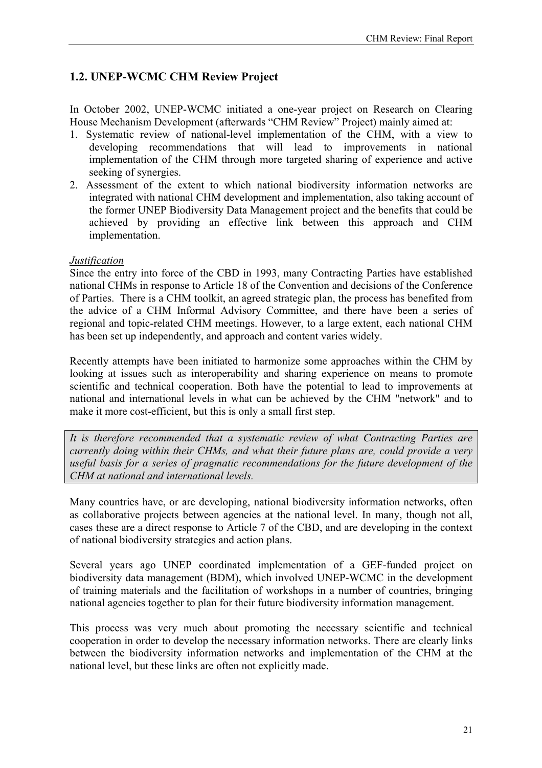## 1.2. UNEP-WCMC CHM Review Project

In October 2002, UNEP-WCMC initiated a one-year project on Research on Clearing House Mechanism Development (afterwards "CHM Review" Project) mainly aimed at:

1. Systematic review of national-level implementation of the CHM, with a view to developing recommendations that will lead to improvements in national implementation of the CHM through more targeted sharing of experience and active seeking of synergies.
2. Assessment of the extent to which national biodiversity information networks are integrated with national CHM development and implementation, also taking account of the former UNEP Biodiversity Data Management project and the benefits that could be achieved by providing an effective link between this approach and CHM implementation.

*Justification*

Since the entry into force of the CBD in 1993, many Contracting Parties have established national CHMs in response to Article 18 of the Convention and decisions of the Conference of Parties. There is a CHM toolkit, an agreed strategic plan, the process has benefited from the advice of a CHM Informal Advisory Committee, and there have been a series of regional and topic-related CHM meetings. However, to a large extent, each national CHM has been set up independently, and approach and content varies widely.

Recently attempts have been initiated to harmonize some approaches within the CHM by looking at issues such as interoperability and sharing experience on means to promote scientific and technical cooperation. Both have the potential to lead to improvements at national and international levels in what can be achieved by the CHM "network" and to make it more cost-efficient, but this is only a small first step.

*It is therefore recommended that a systematic review of what Contracting Parties are currently doing within their CHMs, and what their future plans are, could provide a very useful basis for a series of pragmatic recommendations for the future development of the CHM at national and international levels.*

Many countries have, or are developing, national biodiversity information networks, often as collaborative projects between agencies at the national level. In many, though not all, cases these are a direct response to Article 7 of the CBD, and are developing in the context of national biodiversity strategies and action plans.

Several years ago UNEP coordinated implementation of a GEF-funded project on biodiversity data management (BDM), which involved UNEP-WCMC in the development of training materials and the facilitation of workshops in a number of countries, bringing national agencies together to plan for their future biodiversity information management.

This process was very much about promoting the necessary scientific and technical cooperation in order to develop the necessary information networks. There are clearly links between the biodiversity information networks and implementation of the CHM at the national level, but these links are often not explicitly made.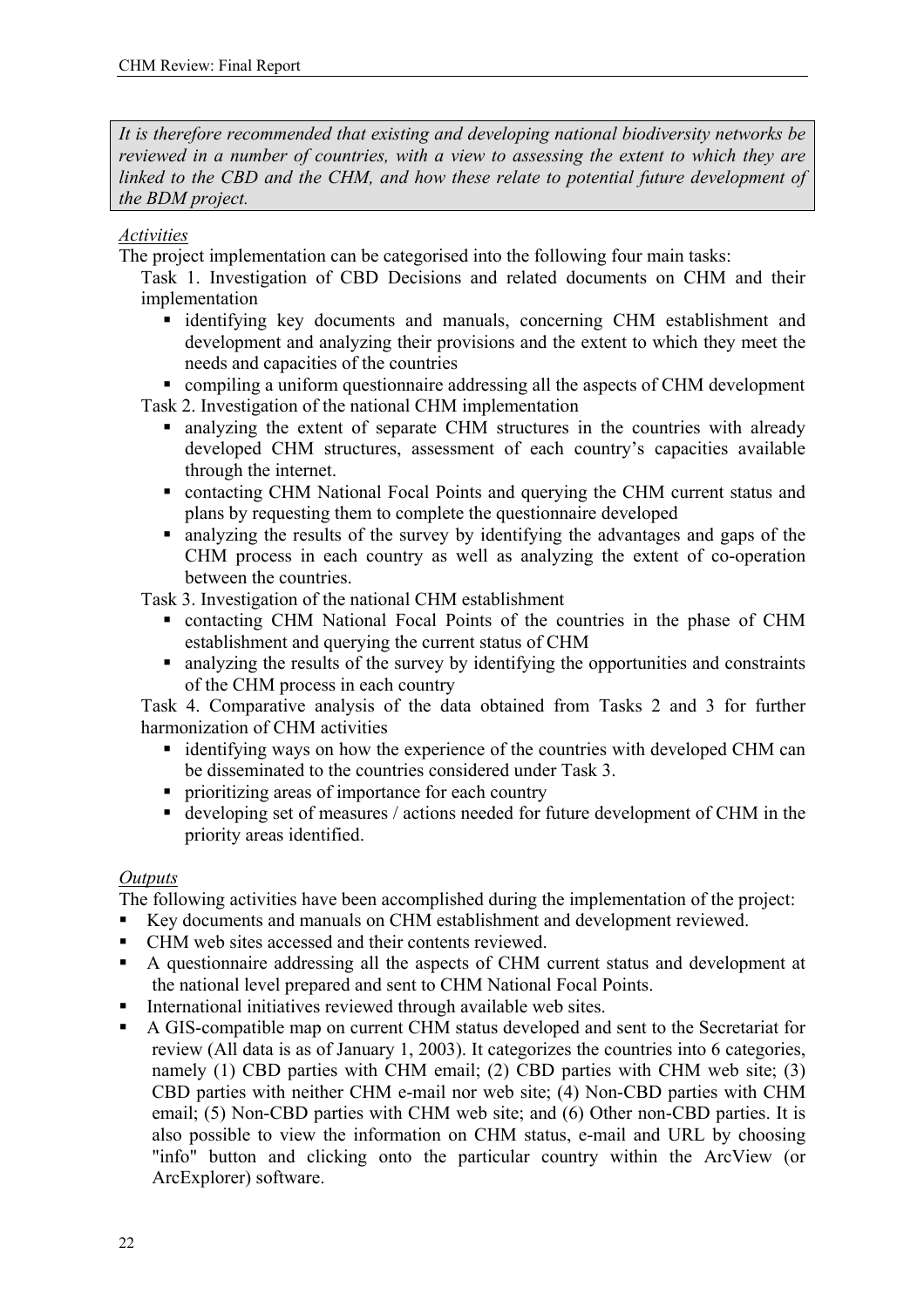*It is therefore recommended that existing and developing national biodiversity networks be reviewed in a number of countries, with a view to assessing the extent to which they are linked to the CBD and the CHM, and how these relate to potential future development of the BDM project.*

*Activities*

The project implementation can be categorised into the following four main tasks:

Task 1. Investigation of CBD Decisions and related documents on CHM and their implementation

- identifying key documents and manuals, concerning CHM establishment and development and analyzing their provisions and the extent to which they meet the needs and capacities of the countries
- compiling a uniform questionnaire addressing all the aspects of CHM development

Task 2. Investigation of the national CHM implementation

- analyzing the extent of separate CHM structures in the countries with already developed CHM structures, assessment of each country's capacities available through the internet.
- contacting CHM National Focal Points and querying the CHM current status and plans by requesting them to complete the questionnaire developed
- analyzing the results of the survey by identifying the advantages and gaps of the CHM process in each country as well as analyzing the extent of co-operation between the countries.

Task 3. Investigation of the national CHM establishment

- contacting CHM National Focal Points of the countries in the phase of CHM establishment and querying the current status of CHM
- analyzing the results of the survey by identifying the opportunities and constraints of the CHM process in each country

Task 4. Comparative analysis of the data obtained from Tasks 2 and 3 for further harmonization of CHM activities

- identifying ways on how the experience of the countries with developed CHM can be disseminated to the countries considered under Task 3.
- prioritizing areas of importance for each country
- developing set of measures / actions needed for future development of CHM in the priority areas identified.

*Outputs*

The following activities have been accomplished during the implementation of the project:

- Key documents and manuals on CHM establishment and development reviewed.
- CHM web sites accessed and their contents reviewed.
- A questionnaire addressing all the aspects of CHM current status and development at the national level prepared and sent to CHM National Focal Points.
- International initiatives reviewed through available web sites.
- A GIS-compatible map on current CHM status developed and sent to the Secretariat for review (All data is as of January 1, 2003). It categorizes the countries into 6 categories, namely (1) CBD parties with CHM email; (2) CBD parties with CHM web site; (3) CBD parties with neither CHM e-mail nor web site; (4) Non-CBD parties with CHM email; (5) Non-CBD parties with CHM web site; and (6) Other non-CBD parties. It is also possible to view the information on CHM status, e-mail and URL by choosing "info" button and clicking onto the particular country within the ArcView (or ArcExplorer) software.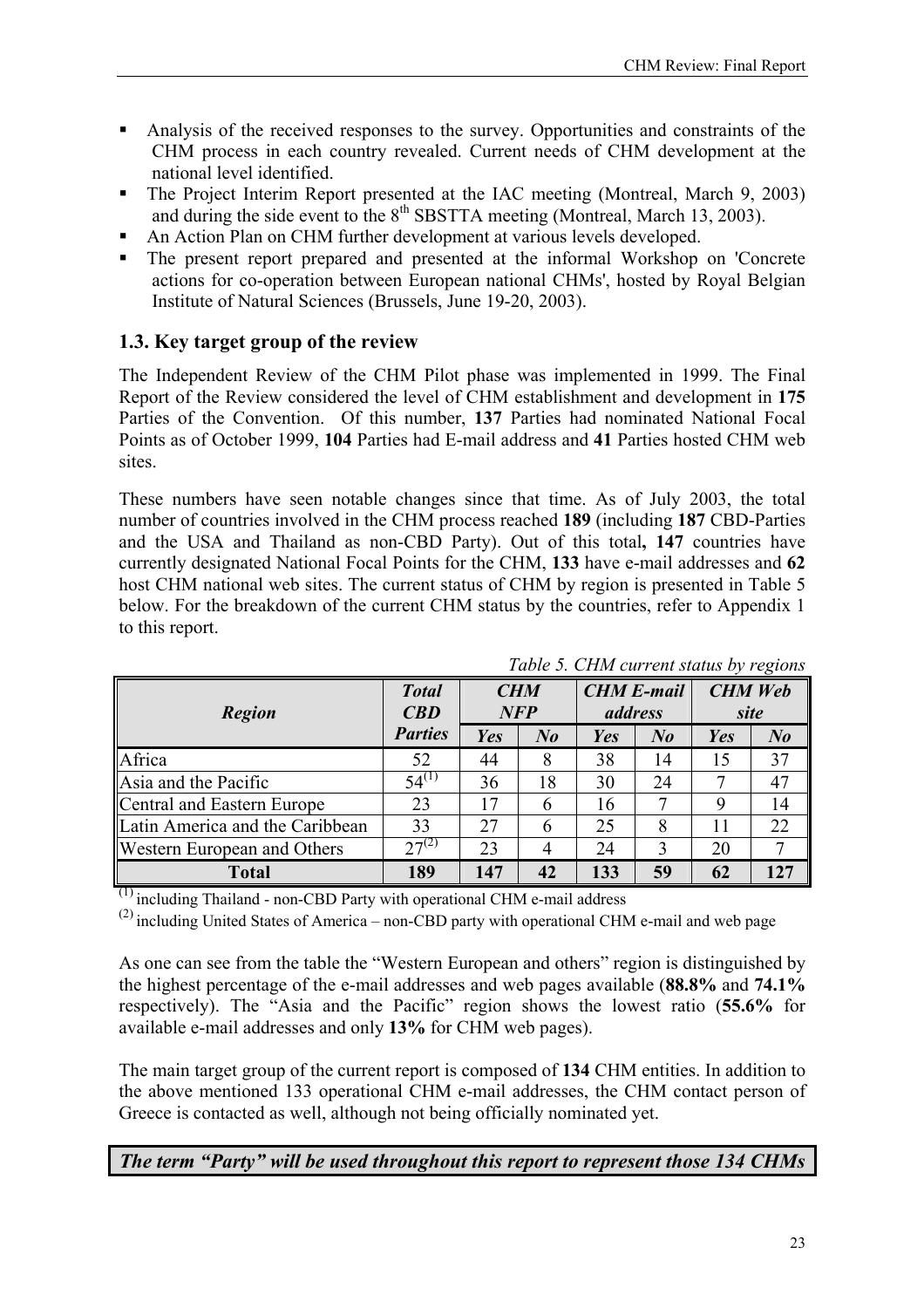- Analysis of the received responses to the survey. Opportunities and constraints of the CHM process in each country revealed. Current needs of CHM development at the national level identified.
- The Project Interim Report presented at the IAC meeting (Montreal, March 9, 2003) and during the side event to the 8th SBSTTA meeting (Montreal, March 13, 2003).
- An Action Plan on CHM further development at various levels developed.
- The present report prepared and presented at the informal Workshop on 'Concrete actions for co-operation between European national CHMs', hosted by Royal Belgian Institute of Natural Sciences (Brussels, June 19-20, 2003).

## 1.3. Key target group of the review

The Independent Review of the CHM Pilot phase was implemented in 1999. The Final Report of the Review considered the level of CHM establishment and development in **175** Parties of the Convention. Of this number, **137** Parties had nominated National Focal Points as of October 1999, **104** Parties had E-mail address and **41** Parties hosted CHM web sites.

These numbers have seen notable changes since that time. As of July 2003, the total number of countries involved in the CHM process reached **189** (including **187** CBD-Parties and the USA and Thailand as non-CBD Party). Out of this total**, 147** countries have currently designated National Focal Points for the CHM, **133** have e-mail addresses and **62** host CHM national web sites. The current status of CHM by region is presented in Table 5 below. For the breakdown of the current CHM status by the countries, refer to Appendix 1 to this report.

*Table 5. CHM current status by regions*

| ***Region*** | ***Total CBD Parties*** | ***CHM NFP*** | | ***CHM E-mail address*** | | ***CHM Web site*** | |
|---|---|---|---|---|---|---|---|
| | | ***Yes*** | ***No*** | ***Yes*** | ***No*** | ***Yes*** | ***No*** |
| Africa | 52 | 44 | 8 | 38 | 14 | 15 | 37 |
| Asia and the Pacific | 54(1) | 36 | 18 | 30 | 24 | 7 | 47 |
| Central and Eastern Europe | 23 | 17 | 6 | 16 | 7 | 9 | 14 |
| Latin America and the Caribbean | 33 | 27 | 6 | 25 | 8 | 11 | 22 |
| Western European and Others | 27(2) | 23 | 4 | 24 | 3 | 20 | 7 |
| **Total** | **189** | **147** | **42** | **133** | **59** | **62** | **127** |

(1) including Thailand - non-CBD Party with operational CHM e-mail address

(2) including United States of America – non-CBD party with operational CHM e-mail and web page

As one can see from the table the "Western European and others" region is distinguished by the highest percentage of the e-mail addresses and web pages available (**88.8%** and **74.1%** respectively). The "Asia and the Pacific" region shows the lowest ratio (**55.6%** for available e-mail addresses and only **13%** for CHM web pages).

The main target group of the current report is composed of **134** CHM entities. In addition to the above mentioned 133 operational CHM e-mail addresses, the CHM contact person of Greece is contacted as well, although not being officially nominated yet.

***The term "Party" will be used throughout this report to represent those 134 CHMs***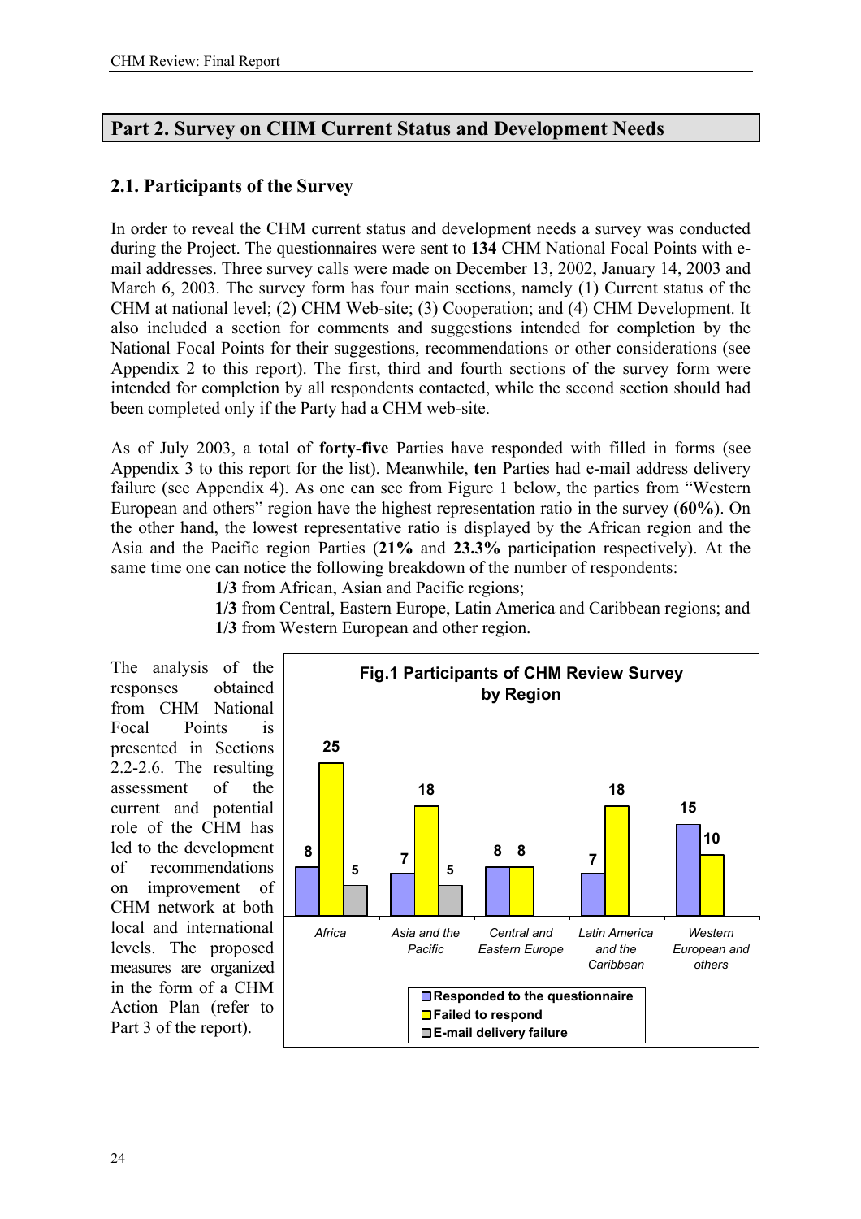# Part 2. Survey on CHM Current Status and Development Needs

## 2.1. Participants of the Survey

In order to reveal the CHM current status and development needs a survey was conducted during the Project. The questionnaires were sent to **134** CHM National Focal Points with e-mail addresses. Three survey calls were made on December 13, 2002, January 14, 2003 and March 6, 2003. The survey form has four main sections, namely (1) Current status of the CHM at national level; (2) CHM Web-site; (3) Cooperation; and (4) CHM Development. It also included a section for comments and suggestions intended for completion by the National Focal Points for their suggestions, recommendations or other considerations (see Appendix 2 to this report). The first, third and fourth sections of the survey form were intended for completion by all respondents contacted, while the second section should had been completed only if the Party had a CHM web-site.

As of July 2003, a total of **forty-five** Parties have responded with filled in forms (see Appendix 3 to this report for the list). Meanwhile, **ten** Parties had e-mail address delivery failure (see Appendix 4). As one can see from Figure 1 below, the parties from "Western European and others" region have the highest representation ratio in the survey (**60%**). On the other hand, the lowest representative ratio is displayed by the African region and the Asia and the Pacific region Parties (**21%** and **23.3%** participation respectively). At the same time one can notice the following breakdown of the number of respondents:

- **1/3** from African, Asian and Pacific regions;
- **1/3** from Central, Eastern Europe, Latin America and Caribbean regions; and
- **1/3** from Western European and other region.

The analysis of the responses obtained from CHM National Focal Points is presented in Sections 2.2-2.6. The resulting assessment of the current and potential role of the CHM has led to the development of recommendations on improvement of CHM network at both local and international levels. The proposed measures are organized in the form of a CHM Action Plan (refer to Part 3 of the report).

**Fig.1 Participants of CHM Review Survey by Region**

| Region | Responded to the questionnaire | Failed to respond | E-mail delivery failure |
|---|---|---|---|
| Africa | 8 | 25 | 5 |
| Asia and the Pacific | 7 | 18 | 5 |
| Central and Eastern Europe | 8 | 8 | |
| Latin America and the Caribbean | 7 | 18 | |
| Western European and others | 15 | 10 | |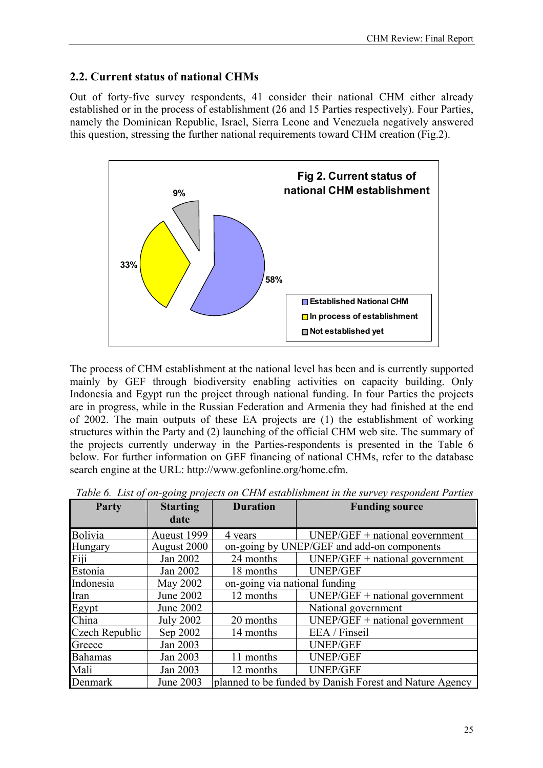## 2.2. Current status of national CHMs

Out of forty-five survey respondents, 41 consider their national CHM either already established or in the process of establishment (26 and 15 Parties respectively). Four Parties, namely the Dominican Republic, Israel, Sierra Leone and Venezuela negatively answered this question, stressing the further national requirements toward CHM creation (Fig.2).

**Fig 2. Current status of national CHM establishment**

- Established National CHM: 58%
- In process of establishment: 33%
- Not established yet: 9%

The process of CHM establishment at the national level has been and is currently supported mainly by GEF through biodiversity enabling activities on capacity building. Only Indonesia and Egypt run the project through national funding. In four Parties the projects are in progress, while in the Russian Federation and Armenia they had finished at the end of 2002. The main outputs of these EA projects are (1) the establishment of working structures within the Party and (2) launching of the official CHM web site. The summary of the projects currently underway in the Parties-respondents is presented in the Table 6 below. For further information on GEF financing of national CHMs, refer to the database search engine at the URL: http://www.gefonline.org/home.cfm.

*Table 6. List of on-going projects on CHM establishment in the survey respondent Parties*

| Party | Starting date | Duration | Funding source |
|---|---|---|---|
| Bolivia | August 1999 | 4 years | UNEP/GEF + national government |
| Hungary | August 2000 | on-going by UNEP/GEF and add-on components | |
| Fiji | Jan 2002 | 24 months | UNEP/GEF + national government |
| Estonia | Jan 2002 | 18 months | UNEP/GEF |
| Indonesia | May 2002 | on-going via national funding | |
| Iran | June 2002 | 12 months | UNEP/GEF + national government |
| Egypt | June 2002 | | National government |
| China | July 2002 | 20 months | UNEP/GEF + national government |
| Czech Republic | Sep 2002 | 14 months | EEA / Finseil |
| Greece | Jan 2003 | | UNEP/GEF |
| Bahamas | Jan 2003 | 11 months | UNEP/GEF |
| Mali | Jan 2003 | 12 months | UNEP/GEF |
| Denmark | June 2003 | planned to be funded by Danish Forest and Nature Agency | |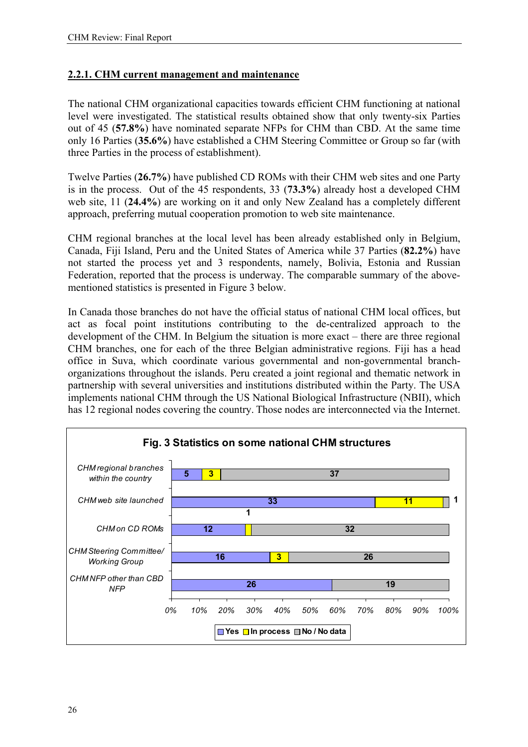### 2.2.1. CHM current management and maintenance

The national CHM organizational capacities towards efficient CHM functioning at national level were investigated. The statistical results obtained show that only twenty-six Parties out of 45 (**57.8%**) have nominated separate NFPs for CHM than CBD. At the same time only 16 Parties (**35.6%**) have established a CHM Steering Committee or Group so far (with three Parties in the process of establishment).

Twelve Parties (**26.7%**) have published CD ROMs with their CHM web sites and one Party is in the process. Out of the 45 respondents, 33 (**73.3%**) already host a developed CHM web site, 11 (**24.4%**) are working on it and only New Zealand has a completely different approach, preferring mutual cooperation promotion to web site maintenance.

CHM regional branches at the local level has been already established only in Belgium, Canada, Fiji Island, Peru and the United States of America while 37 Parties (**82.2%**) have not started the process yet and 3 respondents, namely, Bolivia, Estonia and Russian Federation, reported that the process is underway. The comparable summary of the above-mentioned statistics is presented in Figure 3 below.

In Canada those branches do not have the official status of national CHM local offices, but act as focal point institutions contributing to the de-centralized approach to the development of the CHM. In Belgium the situation is more exact – there are three regional CHM branches, one for each of the three Belgian administrative regions. Fiji has a head office in Suva, which coordinate various governmental and non-governmental branch-organizations throughout the islands. Peru created a joint regional and thematic network in partnership with several universities and institutions distributed within the Party. The USA implements national CHM through the US National Biological Infrastructure (NBII), which has 12 regional nodes covering the country. Those nodes are interconnected via the Internet.

**Fig. 3 Statistics on some national CHM structures**

| | Yes | In process | No / No data |
|---|---|---|---|
| CHM regional branches within the country | 5 | 3 | 37 |
| CHM web site launched | 33 | 11 | 1 |
| CHM on CD ROMs | 12 | 1 | 32 |
| CHM Steering Committee/ Working Group | 16 | 3 | 26 |
| CHM NFP other than CBD NFP | 26 | | 19 |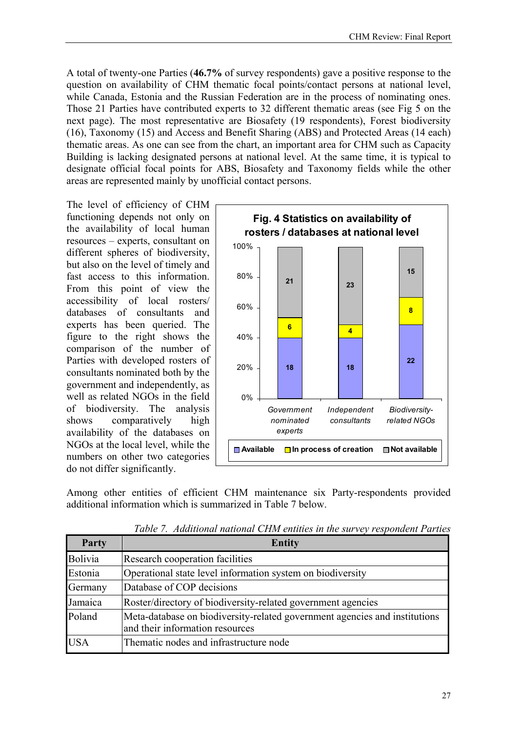A total of twenty-one Parties (**46.7%** of survey respondents) gave a positive response to the question on availability of CHM thematic focal points/contact persons at national level, while Canada, Estonia and the Russian Federation are in the process of nominating ones. Those 21 Parties have contributed experts to 32 different thematic areas (see Fig 5 on the next page). The most representative are Biosafety (19 respondents), Forest biodiversity (16), Taxonomy (15) and Access and Benefit Sharing (ABS) and Protected Areas (14 each) thematic areas. As one can see from the chart, an important area for CHM such as Capacity Building is lacking designated persons at national level. At the same time, it is typical to designate official focal points for ABS, Biosafety and Taxonomy fields while the other areas are represented mainly by unofficial contact persons.

The level of efficiency of CHM functioning depends not only on the availability of local human resources – experts, consultant on different spheres of biodiversity, but also on the level of timely and fast access to this information. From this point of view the accessibility of local rosters/ databases of consultants and experts has been queried. The figure to the right shows the comparison of the number of Parties with developed rosters of consultants nominated both by the government and independently, as well as related NGOs in the field of biodiversity. The analysis shows comparatively high availability of the databases on NGOs at the local level, while the numbers on other two categories do not differ significantly.

**Fig. 4 Statistics on availability of rosters / databases at national level**

| | Government nominated experts | Independent consultants | Biodiversity-related NGOs |
|---|---|---|---|
| Available | 18 | 18 | 22 |
| In process of creation | 6 | 4 | 8 |
| Not available | 21 | 23 | 15 |

Among other entities of efficient CHM maintenance six Party-respondents provided additional information which is summarized in Table 7 below.

*Table 7. Additional national CHM entities in the survey respondent Parties*

| Party | Entity |
|---|---|
| Bolivia | Research cooperation facilities |
| Estonia | Operational state level information system on biodiversity |
| Germany | Database of COP decisions |
| Jamaica | Roster/directory of biodiversity-related government agencies |
| Poland | Meta-database on biodiversity-related government agencies and institutions and their information resources |
| USA | Thematic nodes and infrastructure node |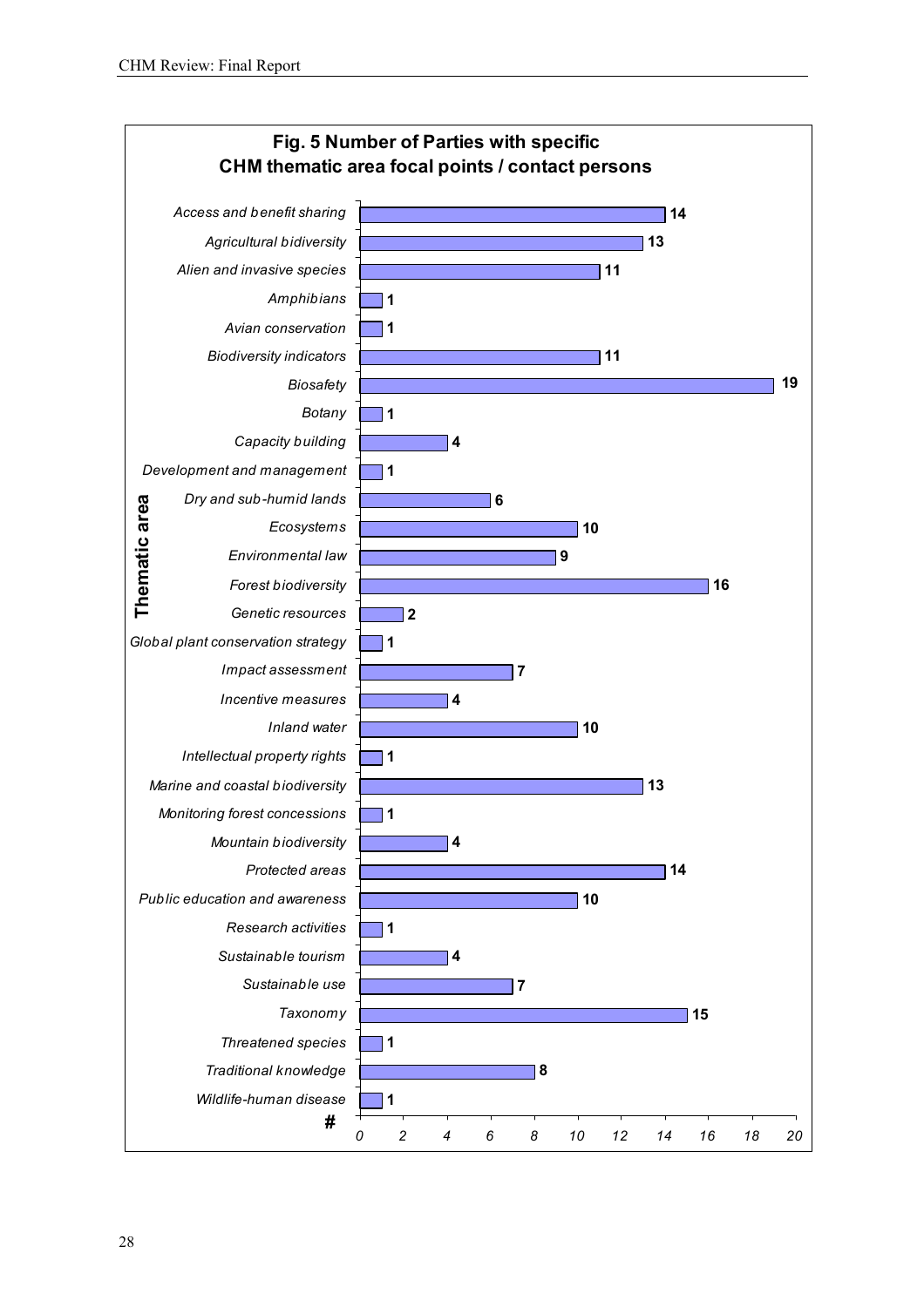**Fig. 5 Number of Parties with specific CHM thematic area focal points / contact persons**

| Thematic area | # |
|---|---|
| Access and benefit sharing | 14 |
| Agricultural bidiversity | 13 |
| Alien and invasive species | 11 |
| Amphibians | 1 |
| Avian conservation | 1 |
| Biodiversity indicators | 11 |
| Biosafety | 19 |
| Botany | 1 |
| Capacity building | 4 |
| Development and management | 1 |
| Dry and sub-humid lands | 6 |
| Ecosystems | 10 |
| Environmental law | 9 |
| Forest biodiversity | 16 |
| Genetic resources | 2 |
| Global plant conservation strategy | 1 |
| Impact assessment | 7 |
| Incentive measures | 4 |
| Inland water | 10 |
| Intellectual property rights | 1 |
| Marine and coastal biodiversity | 13 |
| Monitoring forest concessions | 1 |
| Mountain biodiversity | 4 |
| Protected areas | 14 |
| Public education and awareness | 10 |
| Research activities | 1 |
| Sustainable tourism | 4 |
| Sustainable use | 7 |
| Taxonomy | 15 |
| Threatened species | 1 |
| Traditional knowledge | 8 |
| Wildlife-human disease | 1 |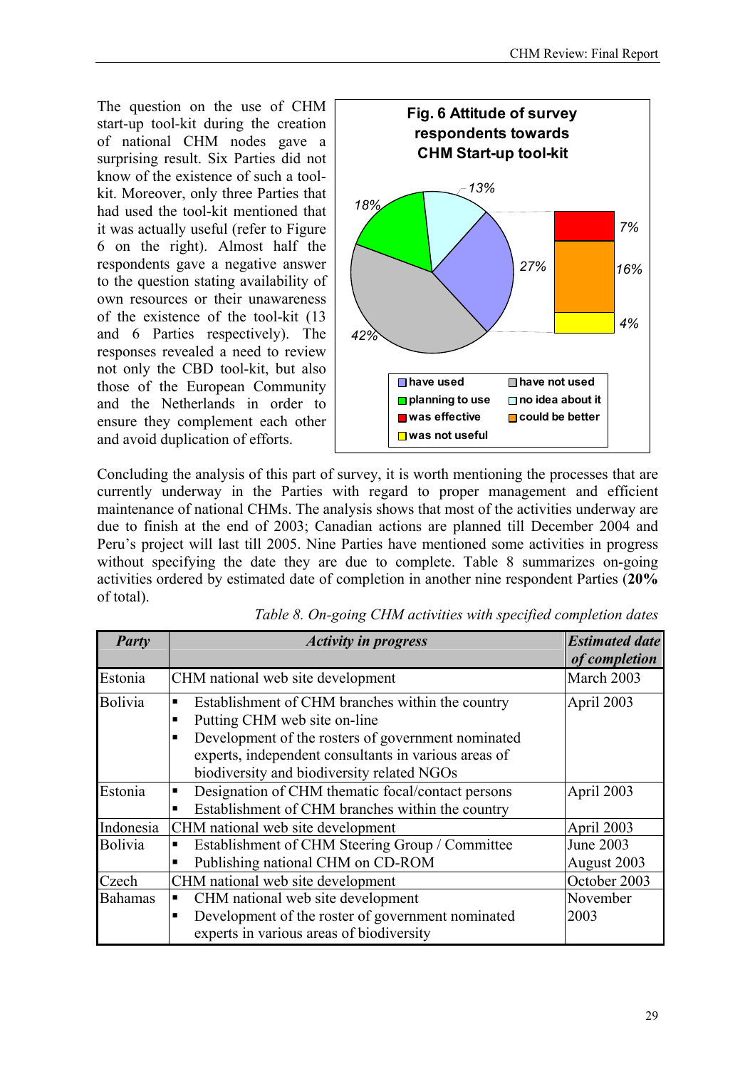The question on the use of CHM start-up tool-kit during the creation of national CHM nodes gave a surprising result. Six Parties did not know of the existence of such a tool-kit. Moreover, only three Parties that had used the tool-kit mentioned that it was actually useful (refer to Figure 6 on the right). Almost half the respondents gave a negative answer to the question stating availability of own resources or their unawareness of the existence of the tool-kit (13 and 6 Parties respectively). The responses revealed a need to review not only the CBD tool-kit, but also those of the European Community and the Netherlands in order to ensure they complement each other and avoid duplication of efforts.

**Fig. 6 Attitude of survey respondents towards CHM Start-up tool-kit**

| Category | Share |
|---|---|
| have used | 27% |
| have not used | 42% |
| planning to use | 18% |
| no idea about it | 13% |
| was effective | 7% |
| could be better | 16% |
| was not useful | 4% |

Concluding the analysis of this part of survey, it is worth mentioning the processes that are currently underway in the Parties with regard to proper management and efficient maintenance of national CHMs. The analysis shows that most of the activities underway are due to finish at the end of 2003; Canadian actions are planned till December 2004 and Peru's project will last till 2005. Nine Parties have mentioned some activities in progress without specifying the date they are due to complete. Table 8 summarizes on-going activities ordered by estimated date of completion in another nine respondent Parties (**20%** of total).

*Table 8. On-going CHM activities with specified completion dates*

| *Party* | *Activity in progress* | *Estimated date of completion* |
|---|---|---|
| Estonia | CHM national web site development | March 2003 |
| Bolivia | ▪ Establishment of CHM branches within the country<br>▪ Putting CHM web site on-line<br>▪ Development of the rosters of government nominated experts, independent consultants in various areas of biodiversity and biodiversity related NGOs | April 2003 |
| Estonia | ▪ Designation of CHM thematic focal/contact persons<br>▪ Establishment of CHM branches within the country | April 2003 |
| Indonesia | CHM national web site development | April 2003 |
| Bolivia | ▪ Establishment of CHM Steering Group / Committee<br>▪ Publishing national CHM on CD-ROM | June 2003<br>August 2003 |
| Czech | CHM national web site development | October 2003 |
| Bahamas | ▪ CHM national web site development<br>▪ Development of the roster of government nominated experts in various areas of biodiversity | November 2003 |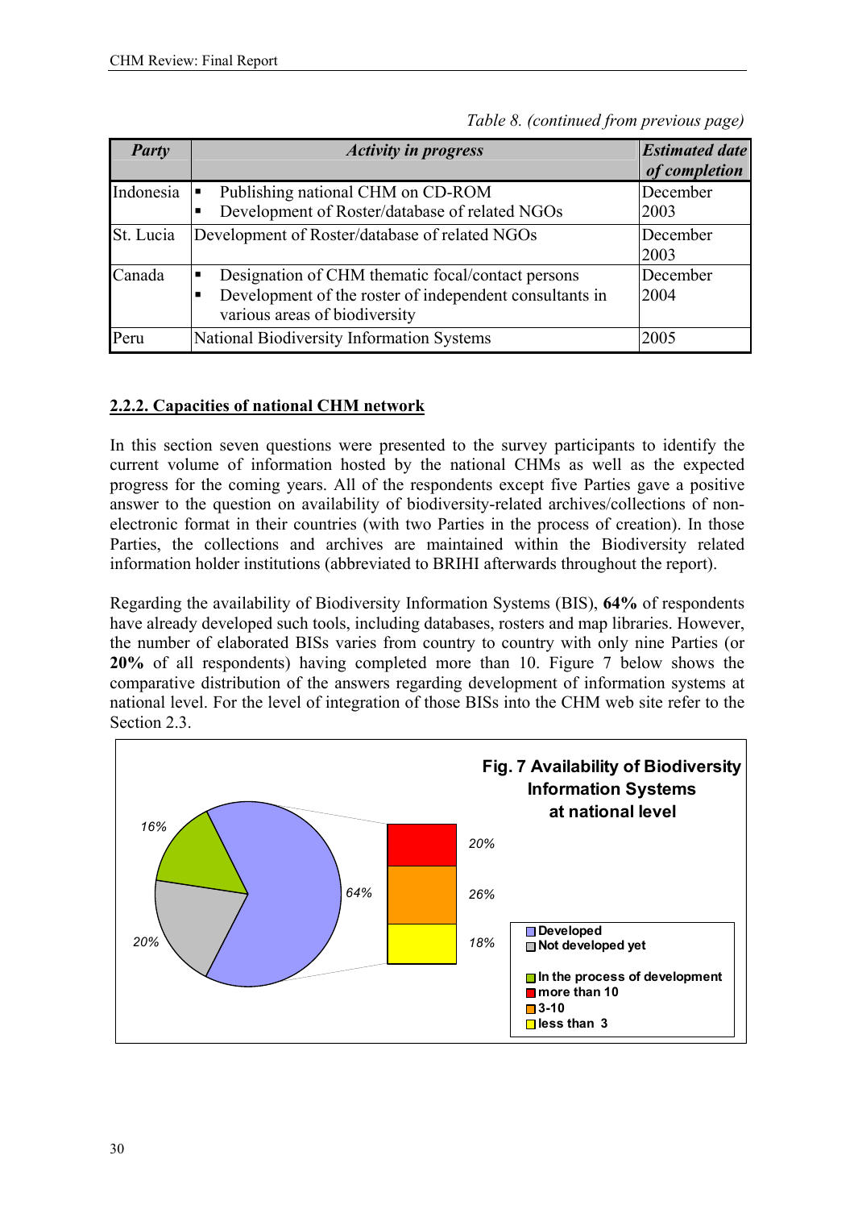*Table 8. (continued from previous page)*

| *Party* | *Activity in progress* | *Estimated date of completion* |
|---|---|---|
| Indonesia | ▪ Publishing national CHM on CD-ROM<br>▪ Development of Roster/database of related NGOs | December 2003 |
| St. Lucia | Development of Roster/database of related NGOs | December 2003 |
| Canada | ▪ Designation of CHM thematic focal/contact persons<br>▪ Development of the roster of independent consultants in various areas of biodiversity | December 2004 |
| Peru | National Biodiversity Information Systems | 2005 |

## 2.2.2. Capacities of national CHM network

In this section seven questions were presented to the survey participants to identify the current volume of information hosted by the national CHMs as well as the expected progress for the coming years. All of the respondents except five Parties gave a positive answer to the question on availability of biodiversity-related archives/collections of non-electronic format in their countries (with two Parties in the process of creation). In those Parties, the collections and archives are maintained within the Biodiversity related information holder institutions (abbreviated to BRIHI afterwards throughout the report).

Regarding the availability of Biodiversity Information Systems (BIS), **64%** of respondents have already developed such tools, including databases, rosters and map libraries. However, the number of elaborated BISs varies from country to country with only nine Parties (or **20%** of all respondents) having completed more than 10. Figure 7 below shows the comparative distribution of the answers regarding development of information systems at national level. For the level of integration of those BISs into the CHM web site refer to the Section 2.3.

**Fig. 7 Availability of Biodiversity Information Systems at national level**

| Category | Share |
|---|---|
| Developed | 64% |
| Not developed yet | 20% |
| In the process of development | 16% |
| more than 10 | 20% |
| 3-10 | 26% |
| less than 3 | 18% |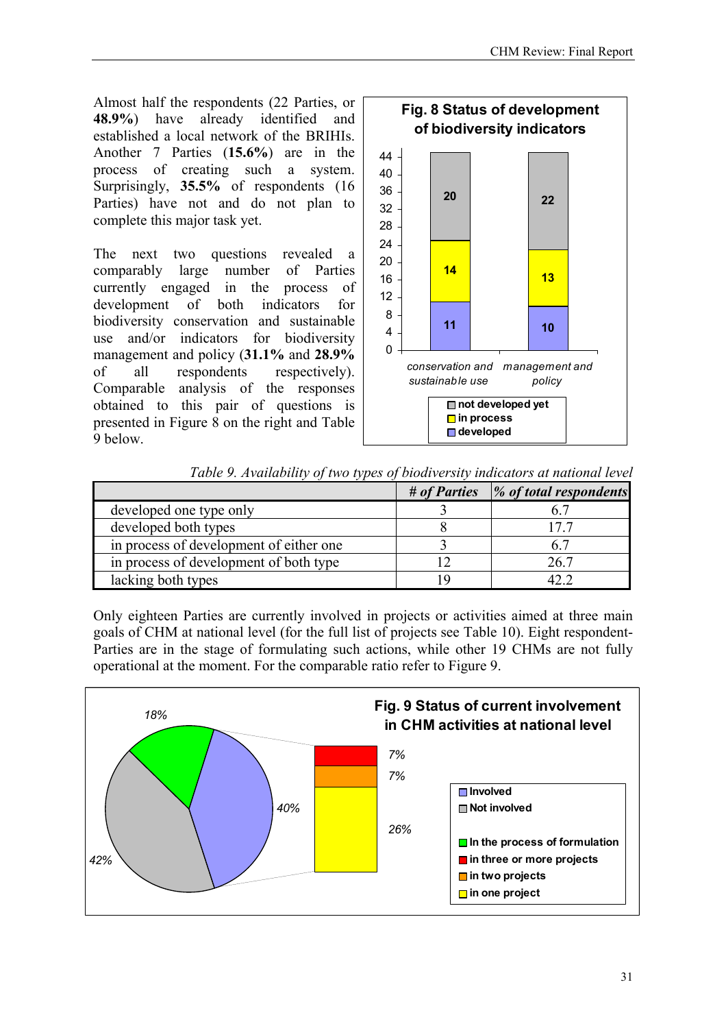Almost half the respondents (22 Parties, or **48.9%**) have already identified and established a local network of the BRIHIs. Another 7 Parties (**15.6%**) are in the process of creating such a system. Surprisingly, **35.5%** of respondents (16 Parties) have not and do not plan to complete this major task yet.

The next two questions revealed a comparably large number of Parties currently engaged in the process of development of both indicators for biodiversity conservation and sustainable use and/or indicators for biodiversity management and policy (**31.1%** and **28.9%** of all respondents respectively). Comparable analysis of the responses obtained to this pair of questions is presented in Figure 8 on the right and Table 9 below.

**Fig. 8 Status of development of biodiversity indicators**

| | conservation and sustainable use | management and policy |
|---|---|---|
| not developed yet | 20 | 22 |
| in process | 14 | 13 |
| developed | 11 | 10 |

*Table 9. Availability of two types of biodiversity indicators at national level*

| | *# of Parties* | *% of total respondents* |
|---|---|---|
| developed one type only | 3 | 6.7 |
| developed both types | 8 | 17.7 |
| in process of development of either one | 3 | 6.7 |
| in process of development of both type | 12 | 26.7 |
| lacking both types | 19 | 42.2 |

Only eighteen Parties are currently involved in projects or activities aimed at three main goals of CHM at national level (for the full list of projects see Table 10). Eight respondent-Parties are in the stage of formulating such actions, while other 19 CHMs are not fully operational at the moment. For the comparable ratio refer to Figure 9.

**Fig. 9 Status of current involvement in CHM activities at national level**

- Involved: 40%
  - in three or more projects: 7%
  - in two projects: 7%
  - in one project: 26%
- Not involved: 42%
- In the process of formulation: 18%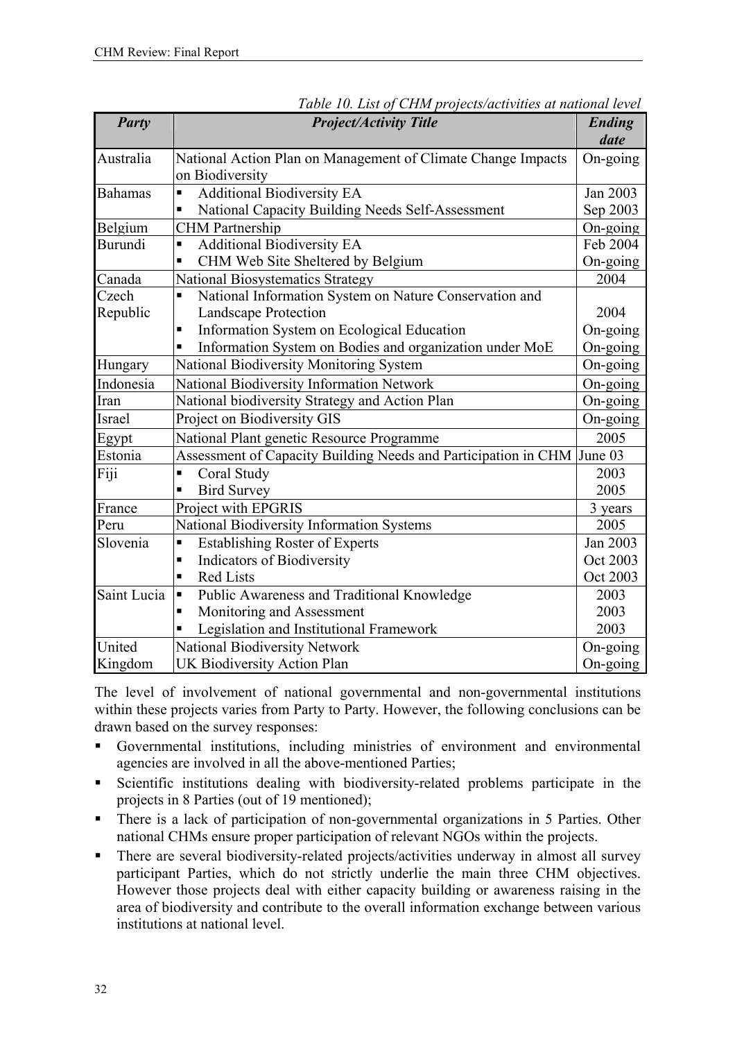*Table 10. List of CHM projects/activities at national level*

| Party | Project/Activity Title | Ending date |
|---|---|---|
| Australia | National Action Plan on Management of Climate Change Impacts on Biodiversity | On-going |
| Bahamas | ▪ Additional Biodiversity EA<br>▪ National Capacity Building Needs Self-Assessment | Jan 2003<br>Sep 2003 |
| Belgium | CHM Partnership | On-going |
| Burundi | ▪ Additional Biodiversity EA<br>▪ CHM Web Site Sheltered by Belgium | Feb 2004<br>On-going |
| Canada | National Biosystematics Strategy | 2004 |
| Czech Republic | ▪ National Information System on Nature Conservation and Landscape Protection<br>▪ Information System on Ecological Education<br>▪ Information System on Bodies and organization under MoE | 2004<br>On-going<br>On-going |
| Hungary | National Biodiversity Monitoring System | On-going |
| Indonesia | National Biodiversity Information Network | On-going |
| Iran | National biodiversity Strategy and Action Plan | On-going |
| Israel | Project on Biodiversity GIS | On-going |
| Egypt | National Plant genetic Resource Programme | 2005 |
| Estonia | Assessment of Capacity Building Needs and Participation in CHM | June 03 |
| Fiji | ▪ Coral Study<br>▪ Bird Survey | 2003<br>2005 |
| France | Project with EPGRIS | 3 years |
| Peru | National Biodiversity Information Systems | 2005 |
| Slovenia | ▪ Establishing Roster of Experts<br>▪ Indicators of Biodiversity<br>▪ Red Lists | Jan 2003<br>Oct 2003<br>Oct 2003 |
| Saint Lucia | ▪ Public Awareness and Traditional Knowledge<br>▪ Monitoring and Assessment<br>▪ Legislation and Institutional Framework | 2003<br>2003<br>2003 |
| United Kingdom | National Biodiversity Network<br>UK Biodiversity Action Plan | On-going<br>On-going |

The level of involvement of national governmental and non-governmental institutions within these projects varies from Party to Party. However, the following conclusions can be drawn based on the survey responses:

- Governmental institutions, including ministries of environment and environmental agencies are involved in all the above-mentioned Parties;
- Scientific institutions dealing with biodiversity-related problems participate in the projects in 8 Parties (out of 19 mentioned);
- There is a lack of participation of non-governmental organizations in 5 Parties. Other national CHMs ensure proper participation of relevant NGOs within the projects.
- There are several biodiversity-related projects/activities underway in almost all survey participant Parties, which do not strictly underlie the main three CHM objectives. However those projects deal with either capacity building or awareness raising in the area of biodiversity and contribute to the overall information exchange between various institutions at national level.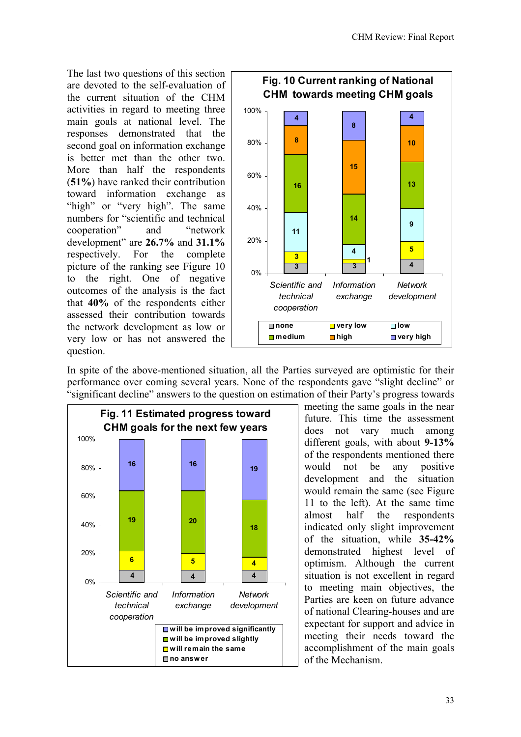The last two questions of this section are devoted to the self-evaluation of the current situation of the CHM activities in regard to meeting three main goals at national level. The responses demonstrated that the second goal on information exchange is better met than the other two. More than half the respondents (**51%**) have ranked their contribution toward information exchange as "high" or "very high". The same numbers for "scientific and technical cooperation" and "network development" are **26.7%** and **31.1%** respectively. For the complete picture of the ranking see Figure 10 to the right. One of negative outcomes of the analysis is the fact that **40%** of the respondents either assessed their contribution towards the network development as low or very low or has not answered the question.

**Fig. 10 Current ranking of National CHM towards meeting CHM goals**

| | Scientific and technical cooperation | Information exchange | Network development |
|---|---|---|---|
| none | 3 | 3 | 4 |
| very low | 3 | 1 | 5 |
| low | 11 | 4 | 9 |
| medium | 16 | 14 | 13 |
| high | 8 | 15 | 10 |
| very high | 4 | 8 | 4 |

In spite of the above-mentioned situation, all the Parties surveyed are optimistic for their performance over coming several years. None of the respondents gave "slight decline" or "significant decline" answers to the question on estimation of their Party's progress towards meeting the same goals in the near future. This time the assessment does not vary much among different goals, with about **9-13%** of the respondents mentioned there would not be any positive development and the situation would remain the same (see Figure 11 to the left). At the same time almost half the respondents indicated only slight improvement of the situation, while **35-42%** demonstrated highest level of optimism. Although the current situation is not excellent in regard to meeting main objectives, the Parties are keen on future advance of national Clearing-houses and are expectant for support and advice in meeting their needs toward the accomplishment of the main goals of the Mechanism.

**Fig. 11 Estimated progress toward CHM goals for the next few years**

| | Scientific and technical cooperation | Information exchange | Network development |
|---|---|---|---|
| no answer | 4 | 4 | 4 |
| will remain the same | 6 | 5 | 4 |
| will be improved slightly | 19 | 20 | 18 |
| will be improved significantly | 16 | 16 | 19 |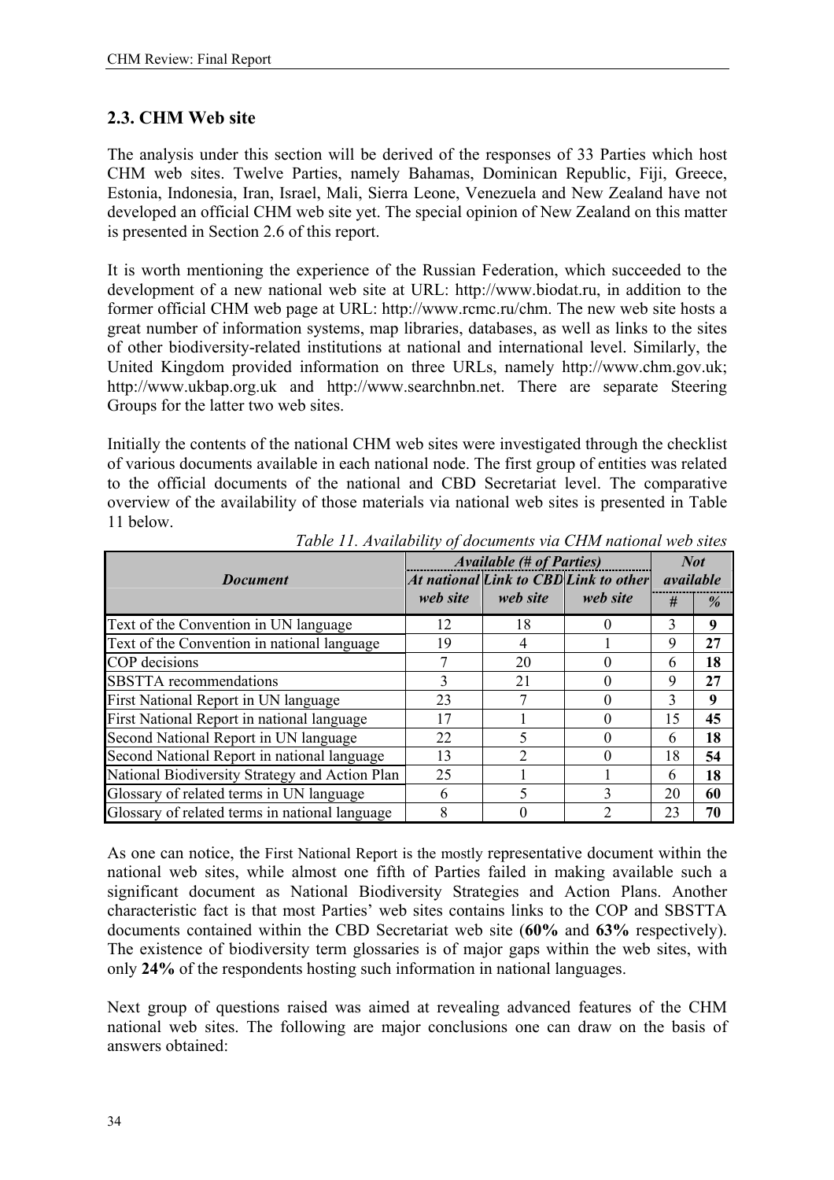## 2.3. CHM Web site

The analysis under this section will be derived of the responses of 33 Parties which host CHM web sites. Twelve Parties, namely Bahamas, Dominican Republic, Fiji, Greece, Estonia, Indonesia, Iran, Israel, Mali, Sierra Leone, Venezuela and New Zealand have not developed an official CHM web site yet. The special opinion of New Zealand on this matter is presented in Section 2.6 of this report.

It is worth mentioning the experience of the Russian Federation, which succeeded to the development of a new national web site at URL: http://www.biodat.ru, in addition to the former official CHM web page at URL: http://www.rcmc.ru/chm. The new web site hosts a great number of information systems, map libraries, databases, as well as links to the sites of other biodiversity-related institutions at national and international level. Similarly, the United Kingdom provided information on three URLs, namely http://www.chm.gov.uk; http://www.ukbap.org.uk and http://www.searchnbn.net. There are separate Steering Groups for the latter two web sites.

Initially the contents of the national CHM web sites were investigated through the checklist of various documents available in each national node. The first group of entities was related to the official documents of the national and CBD Secretariat level. The comparative overview of the availability of those materials via national web sites is presented in Table 11 below.

*Table 11. Availability of documents via CHM national web sites*

| *Document* | *Available (# of Parties)* | | | *Not available* | |
|---|---|---|---|---|---|
| | *At national web site* | *Link to CBD web site* | *Link to other web site* | *#* | *%* |
| Text of the Convention in UN language | 12 | 18 | 0 | 3 | **9** |
| Text of the Convention in national language | 19 | 4 | 1 | 9 | **27** |
| COP decisions | 7 | 20 | 0 | 6 | **18** |
| SBSTTA recommendations | 3 | 21 | 0 | 9 | **27** |
| First National Report in UN language | 23 | 7 | 0 | 3 | **9** |
| First National Report in national language | 17 | 1 | 0 | 15 | **45** |
| Second National Report in UN language | 22 | 5 | 0 | 6 | **18** |
| Second National Report in national language | 13 | 2 | 0 | 18 | **54** |
| National Biodiversity Strategy and Action Plan | 25 | 1 | 1 | 6 | **18** |
| Glossary of related terms in UN language | 6 | 5 | 3 | 20 | **60** |
| Glossary of related terms in national language | 8 | 0 | 2 | 23 | **70** |

As one can notice, the First National Report is the mostly representative document within the national web sites, while almost one fifth of Parties failed in making available such a significant document as National Biodiversity Strategies and Action Plans. Another characteristic fact is that most Parties' web sites contains links to the COP and SBSTTA documents contained within the CBD Secretariat web site (**60%** and **63%** respectively). The existence of biodiversity term glossaries is of major gaps within the web sites, with only **24%** of the respondents hosting such information in national languages.

Next group of questions raised was aimed at revealing advanced features of the CHM national web sites. The following are major conclusions one can draw on the basis of answers obtained: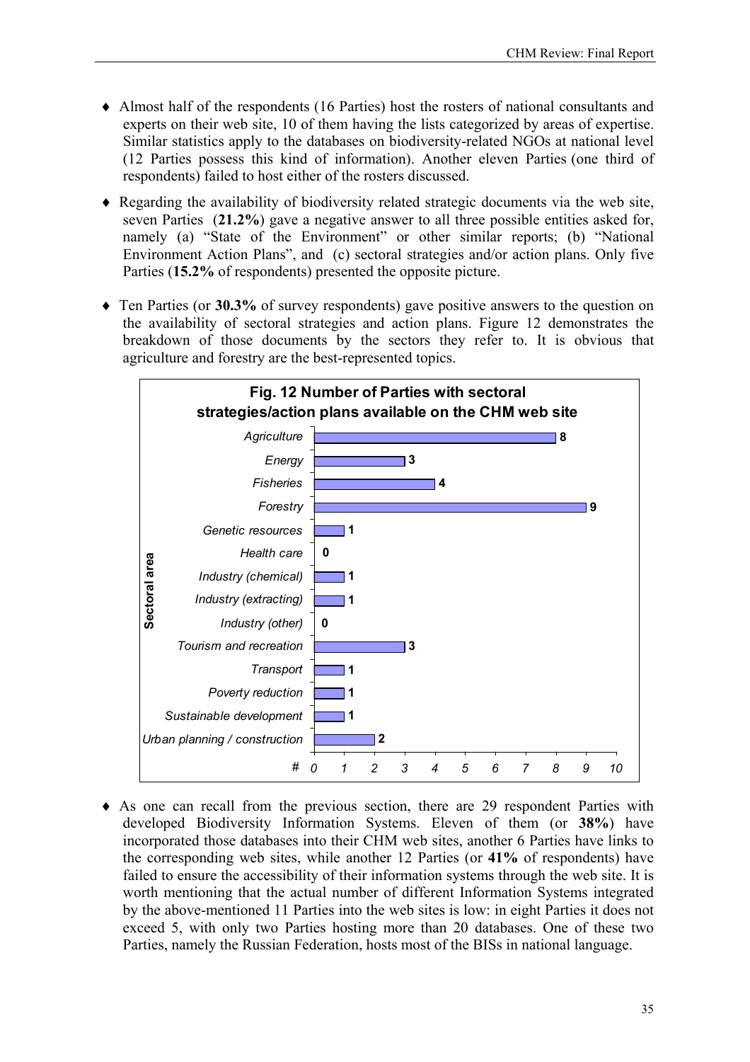- Almost half of the respondents (16 Parties) host the rosters of national consultants and experts on their web site, 10 of them having the lists categorized by areas of expertise. Similar statistics apply to the databases on biodiversity-related NGOs at national level (12 Parties possess this kind of information). Another eleven Parties (one third of respondents) failed to host either of the rosters discussed.

- Regarding the availability of biodiversity related strategic documents via the web site, seven Parties (**21.2%**) gave a negative answer to all three possible entities asked for, namely (a) "State of the Environment" or other similar reports; (b) "National Environment Action Plans", and (c) sectoral strategies and/or action plans. Only five Parties (**15.2%** of respondents) presented the opposite picture.

- Ten Parties (or **30.3%** of survey respondents) gave positive answers to the question on the availability of sectoral strategies and action plans. Figure 12 demonstrates the breakdown of those documents by the sectors they refer to. It is obvious that agriculture and forestry are the best-represented topics.

**Fig. 12 Number of Parties with sectoral strategies/action plans available on the CHM web site**

| Sectoral area | # |
|---|---|
| Agriculture | 8 |
| Energy | 3 |
| Fisheries | 4 |
| Forestry | 9 |
| Genetic resources | 1 |
| Health care | 0 |
| Industry (chemical) | 1 |
| Industry (extracting) | 1 |
| Industry (other) | 0 |
| Tourism and recreation | 3 |
| Transport | 1 |
| Poverty reduction | 1 |
| Sustainable development | 1 |
| Urban planning / construction | 2 |

- As one can recall from the previous section, there are 29 respondent Parties with developed Biodiversity Information Systems. Eleven of them (or **38%**) have incorporated those databases into their CHM web sites, another 6 Parties have links to the corresponding web sites, while another 12 Parties (or **41%** of respondents) have failed to ensure the accessibility of their information systems through the web site. It is worth mentioning that the actual number of different Information Systems integrated by the above-mentioned 11 Parties into the web sites is low: in eight Parties it does not exceed 5, with only two Parties hosting more than 20 databases. One of these two Parties, namely the Russian Federation, hosts most of the BISs in national language.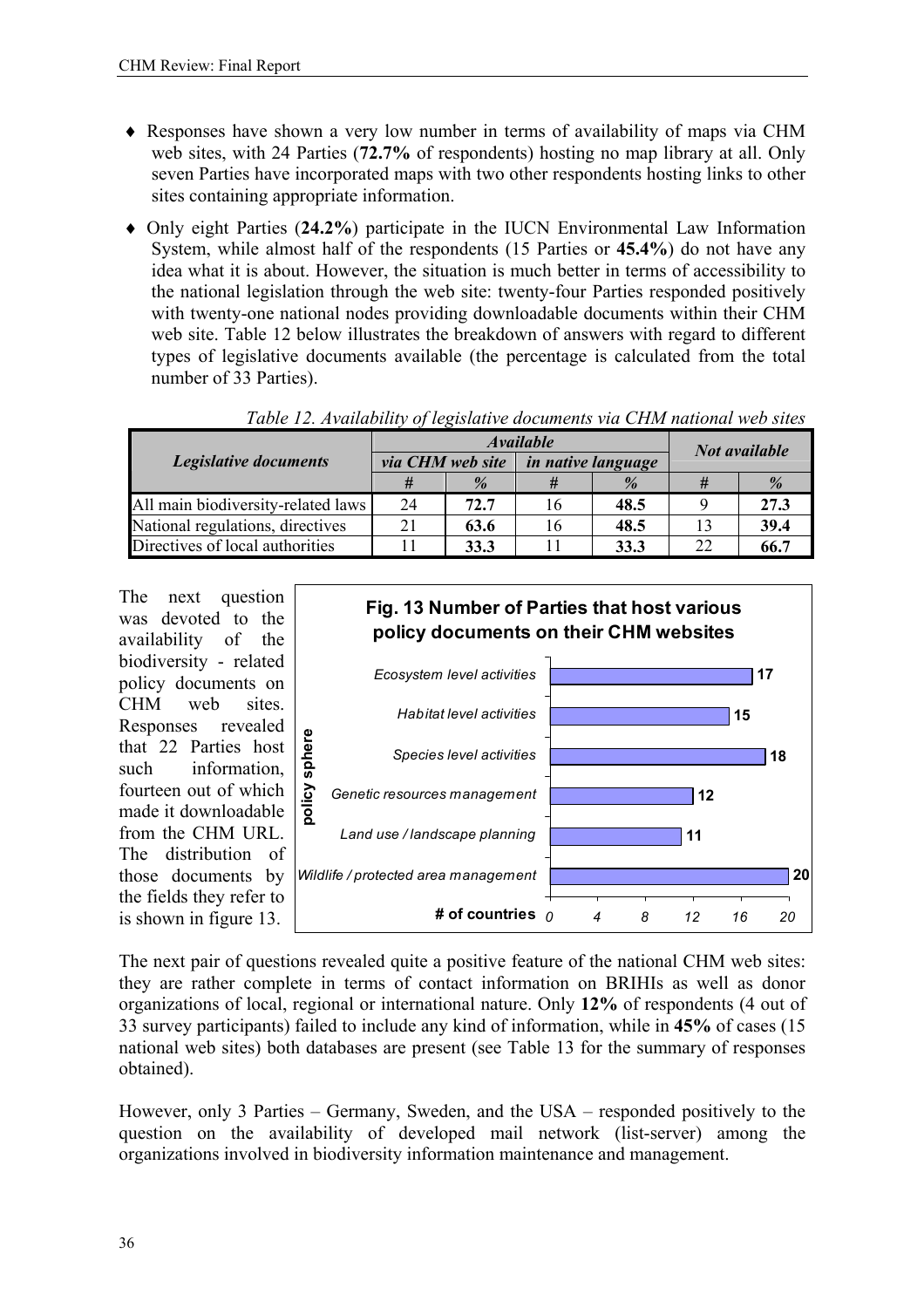- Responses have shown a very low number in terms of availability of maps via CHM web sites, with 24 Parties (**72.7%** of respondents) hosting no map library at all. Only seven Parties have incorporated maps with two other respondents hosting links to other sites containing appropriate information.
- Only eight Parties (**24.2%**) participate in the IUCN Environmental Law Information System, while almost half of the respondents (15 Parties or **45.4%**) do not have any idea what it is about. However, the situation is much better in terms of accessibility to the national legislation through the web site: twenty-four Parties responded positively with twenty-one national nodes providing downloadable documents within their CHM web site. Table 12 below illustrates the breakdown of answers with regard to different types of legislative documents available (the percentage is calculated from the total number of 33 Parties).

*Table 12. Availability of legislative documents via CHM national web sites*

| ***Legislative documents*** | ***Available*** | | | | ***Not available*** | |
|---|---|---|---|---|---|---|
| | ***via CHM web site*** | | ***in native language*** | | | |
| | *#* | *%* | *#* | *%* | *#* | *%* |
| All main biodiversity-related laws | 24 | **72.7** | 16 | **48.5** | 9 | **27.3** |
| National regulations, directives | 21 | **63.6** | 16 | **48.5** | 13 | **39.4** |
| Directives of local authorities | 11 | **33.3** | 11 | **33.3** | 22 | **66.7** |

The next question was devoted to the availability of the biodiversity - related policy documents on CHM web sites. Responses revealed that 22 Parties host such information, fourteen out of which made it downloadable from the CHM URL. The distribution of those documents by the fields they refer to is shown in figure 13.

**Fig. 13 Number of Parties that host various policy documents on their CHM websites**

| policy sphere | # of countries |
|---|---|
| Ecosystem level activities | 17 |
| Habitat level activities | 15 |
| Species level activities | 18 |
| Genetic resources management | 12 |
| Land use / landscape planning | 11 |
| Wildlife / protected area management | 20 |

The next pair of questions revealed quite a positive feature of the national CHM web sites: they are rather complete in terms of contact information on BRIHIs as well as donor organizations of local, regional or international nature. Only **12%** of respondents (4 out of 33 survey participants) failed to include any kind of information, while in **45%** of cases (15 national web sites) both databases are present (see Table 13 for the summary of responses obtained).

However, only 3 Parties – Germany, Sweden, and the USA – responded positively to the question on the availability of developed mail network (list-server) among the organizations involved in biodiversity information maintenance and management.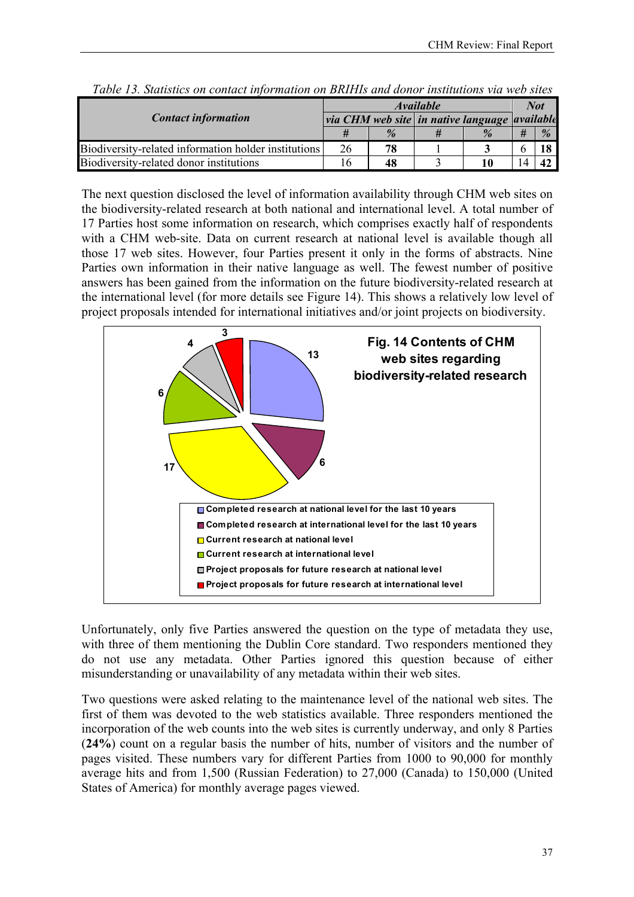*Table 13. Statistics on contact information on BRIHIs and donor institutions via web sites*

| *Contact information* | *Available* | | | | *Not available* | |
|---|---|---|---|---|---|---|
| | *via CHM web site* | | *in native language* | | | |
| | *#* | *%* | *#* | *%* | *#* | *%* |
| Biodiversity-related information holder institutions | 26 | **78** | 1 | **3** | 6 | **18** |
| Biodiversity-related donor institutions | 16 | **48** | 3 | **10** | 14 | **42** |

The next question disclosed the level of information availability through CHM web sites on the biodiversity-related research at both national and international level. A total number of 17 Parties host some information on research, which comprises exactly half of respondents with a CHM web-site. Data on current research at national level is available though all those 17 web sites. However, four Parties present it only in the forms of abstracts. Nine Parties own information in their native language as well. The fewest number of positive answers has been gained from the information on the future biodiversity-related research at the international level (for more details see Figure 14). This shows a relatively low level of project proposals intended for international initiatives and/or joint projects on biodiversity.

**Fig. 14 Contents of CHM web sites regarding biodiversity-related research**

| Category | Number |
|---|---|
| Completed research at national level for the last 10 years | 13 |
| Completed research at international level for the last 10 years | 6 |
| Current research at national level | 17 |
| Current research at international level | 6 |
| Project proposals for future research at national level | 4 |
| Project proposals for future research at international level | 3 |

Unfortunately, only five Parties answered the question on the type of metadata they use, with three of them mentioning the Dublin Core standard. Two responders mentioned they do not use any metadata. Other Parties ignored this question because of either misunderstanding or unavailability of any metadata within their web sites.

Two questions were asked relating to the maintenance level of the national web sites. The first of them was devoted to the web statistics available. Three responders mentioned the incorporation of the web counts into the web sites is currently underway, and only 8 Parties (**24%**) count on a regular basis the number of hits, number of visitors and the number of pages visited. These numbers vary for different Parties from 1000 to 90,000 for monthly average hits and from 1,500 (Russian Federation) to 27,000 (Canada) to 150,000 (United States of America) for monthly average pages viewed.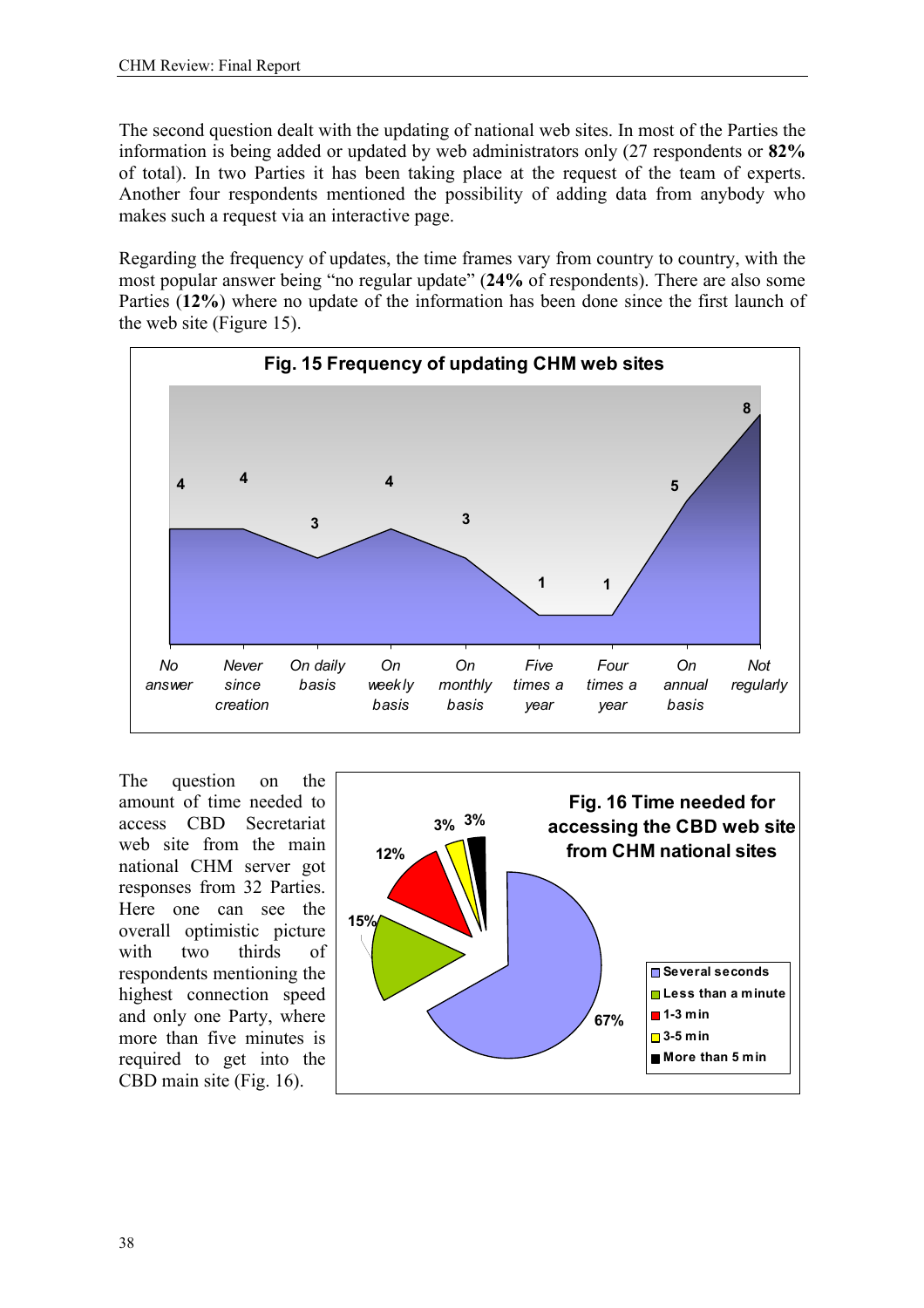The second question dealt with the updating of national web sites. In most of the Parties the information is being added or updated by web administrators only (27 respondents or **82%** of total). In two Parties it has been taking place at the request of the team of experts. Another four respondents mentioned the possibility of adding data from anybody who makes such a request via an interactive page.

Regarding the frequency of updates, the time frames vary from country to country, with the most popular answer being "no regular update" (**24%** of respondents). There are also some Parties (**12%**) where no update of the information has been done since the first launch of the web site (Figure 15).

**Fig. 15 Frequency of updating CHM web sites**

| No answer | Never since creation | On daily basis | On weekly basis | On monthly basis | Five times a year | Four times a year | On annual basis | Not regularly |
|---|---|---|---|---|---|---|---|---|
| 4 | 4 | 3 | 4 | 3 | 1 | 1 | 5 | 8 |

The question on the amount of time needed to access CBD Secretariat web site from the main national CHM server got responses from 32 Parties. Here one can see the overall optimistic picture with two thirds of respondents mentioning the highest connection speed and only one Party, where more than five minutes is required to get into the CBD main site (Fig. 16).

**Fig. 16 Time needed for accessing the CBD web site from CHM national sites**

| Time | Share |
|---|---|
| Several seconds | 67% |
| Less than a minute | 15% |
| 1-3 min | 12% |
| 3-5 min | 3% |
| More than 5 min | 3% |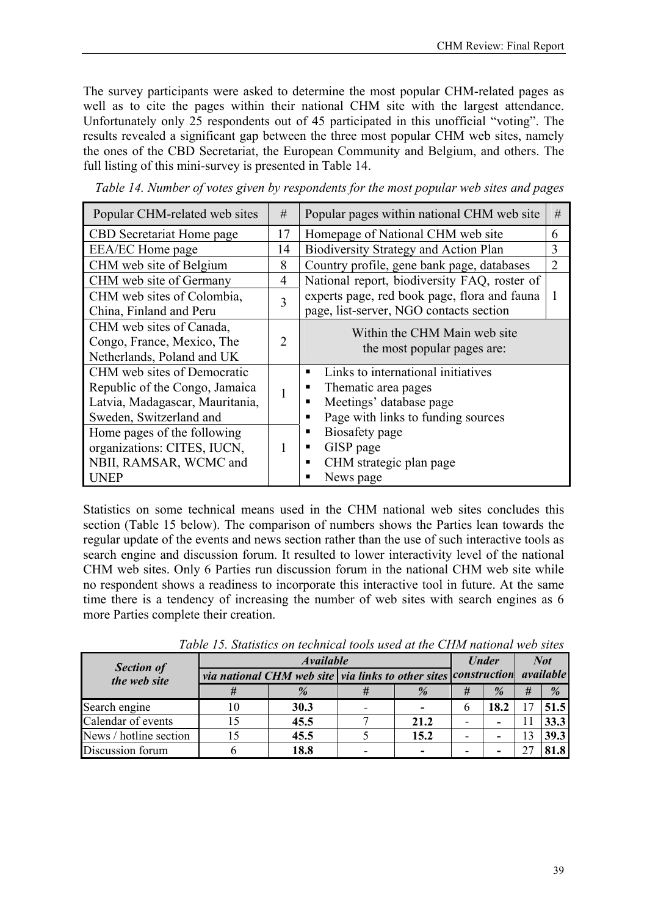The survey participants were asked to determine the most popular CHM-related pages as well as to cite the pages within their national CHM site with the largest attendance. Unfortunately only 25 respondents out of 45 participated in this unofficial "voting". The results revealed a significant gap between the three most popular CHM web sites, namely the ones of the CBD Secretariat, the European Community and Belgium, and others. The full listing of this mini-survey is presented in Table 14.

*Table 14. Number of votes given by respondents for the most popular web sites and pages*

| Popular CHM-related web sites | # | Popular pages within national CHM web site | # |
|---|---|---|---|
| CBD Secretariat Home page | 17 | Homepage of National CHM web site | 6 |
| EEA/EC Home page | 14 | Biodiversity Strategy and Action Plan | 3 |
| CHM web site of Belgium | 8 | Country profile, gene bank page, databases | 2 |
| CHM web site of Germany | 4 | National report, biodiversity FAQ, roster of experts page, red book page, flora and fauna page, list-server, NGO contacts section | 1 |
| CHM web sites of Colombia, China, Finland and Peru | 3 | | |
| CHM web sites of Canada, Congo, France, Mexico, The Netherlands, Poland and UK | 2 | Within the CHM Main web site the most popular pages are: | |
| CHM web sites of Democratic Republic of the Congo, Jamaica Latvia, Madagascar, Mauritania, Sweden, Switzerland and | 1 | ▪ Links to international initiatives<br>▪ Thematic area pages<br>▪ Meetings' database page<br>▪ Page with links to funding sources<br>▪ Biosafety page<br>▪ GISP page<br>▪ CHM strategic plan page<br>▪ News page | |
| Home pages of the following organizations: CITES, IUCN, NBII, RAMSAR, WCMC and UNEP | 1 | | |

Statistics on some technical means used in the CHM national web sites concludes this section (Table 15 below). The comparison of numbers shows the Parties lean towards the regular update of the events and news section rather than the use of such interactive tools as search engine and discussion forum. It resulted to lower interactivity level of the national CHM web sites. Only 6 Parties run discussion forum in the national CHM web site while no respondent shows a readiness to incorporate this interactive tool in future. At the same time there is a tendency of increasing the number of web sites with search engines as 6 more Parties complete their creation.

*Table 15. Statistics on technical tools used at the CHM national web sites*

| ***Section of the web site*** | ***Available*** | | | | ***Under construction*** | | ***Not available*** | |
|---|---|---|---|---|---|---|---|---|
| | ***via national CHM web site*** | | ***via links to other sites*** | | | | | |
| | ***#*** | ***%*** | ***#*** | ***%*** | ***#*** | ***%*** | ***#*** | ***%*** |
| Search engine | 10 | **30.3** | - | **-** | 6 | **18.2** | 17 | **51.5** |
| Calendar of events | 15 | **45.5** | 7 | **21.2** | - | **-** | 11 | **33.3** |
| News / hotline section | 15 | **45.5** | 5 | **15.2** | - | **-** | 13 | **39.3** |
| Discussion forum | 6 | **18.8** | - | **-** | - | **-** | 27 | **81.8** |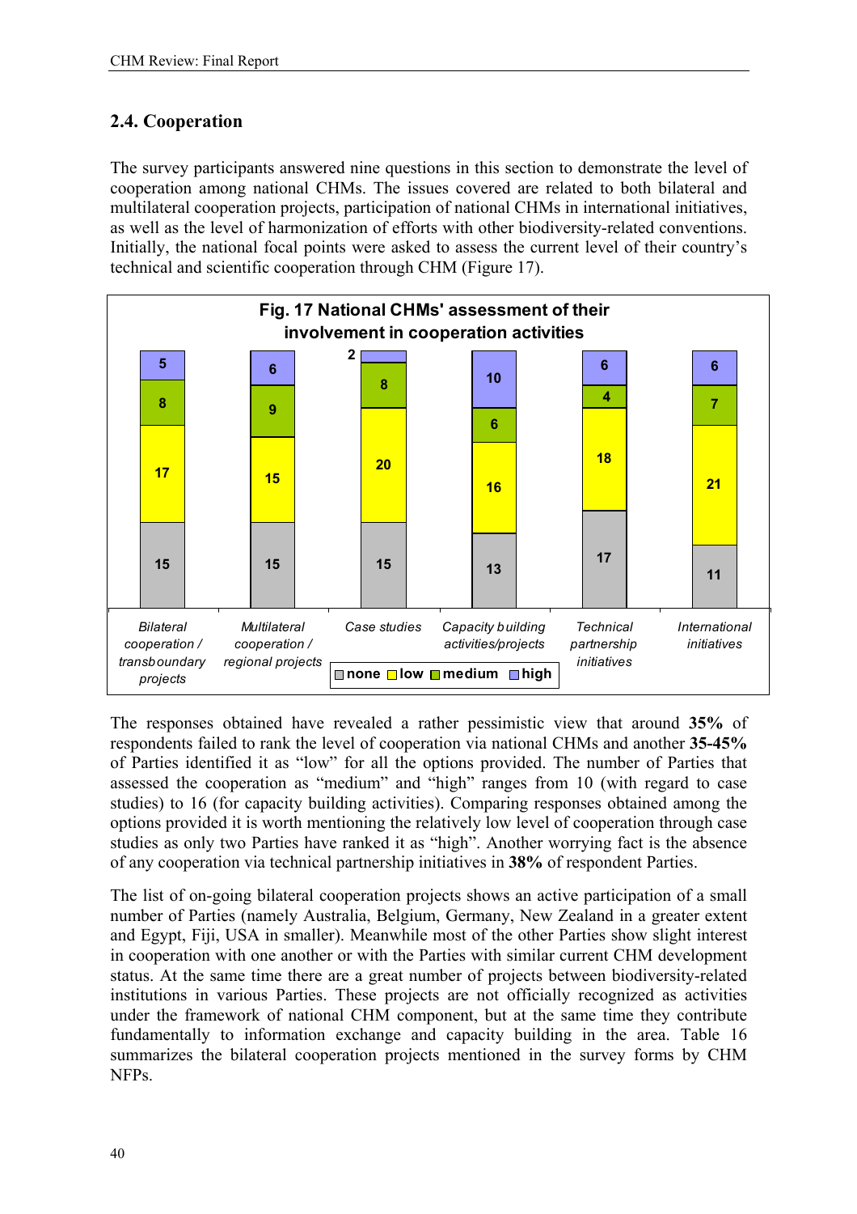## 2.4. Cooperation

The survey participants answered nine questions in this section to demonstrate the level of cooperation among national CHMs. The issues covered are related to both bilateral and multilateral cooperation projects, participation of national CHMs in international initiatives, as well as the level of harmonization of efforts with other biodiversity-related conventions. Initially, the national focal points were asked to assess the current level of their country's technical and scientific cooperation through CHM (Figure 17).

**Fig. 17 National CHMs' assessment of their involvement in cooperation activities**

| | none | low | medium | high |
|---|---|---|---|---|
| Bilateral cooperation / transboundary projects | 15 | 17 | 8 | 5 |
| Multilateral cooperation / regional projects | 15 | 15 | 9 | 6 |
| Case studies | 15 | 20 | 8 | 2 |
| Capacity building activities/projects | 13 | 16 | 6 | 10 |
| Technical partnership initiatives | 17 | 18 | 4 | 6 |
| International initiatives | 11 | 21 | 7 | 6 |

The responses obtained have revealed a rather pessimistic view that around **35%** of respondents failed to rank the level of cooperation via national CHMs and another **35-45%** of Parties identified it as "low" for all the options provided. The number of Parties that assessed the cooperation as "medium" and "high" ranges from 10 (with regard to case studies) to 16 (for capacity building activities). Comparing responses obtained among the options provided it is worth mentioning the relatively low level of cooperation through case studies as only two Parties have ranked it as "high". Another worrying fact is the absence of any cooperation via technical partnership initiatives in **38%** of respondent Parties.

The list of on-going bilateral cooperation projects shows an active participation of a small number of Parties (namely Australia, Belgium, Germany, New Zealand in a greater extent and Egypt, Fiji, USA in smaller). Meanwhile most of the other Parties show slight interest in cooperation with one another or with the Parties with similar current CHM development status. At the same time there are a great number of projects between biodiversity-related institutions in various Parties. These projects are not officially recognized as activities under the framework of national CHM component, but at the same time they contribute fundamentally to information exchange and capacity building in the area. Table 16 summarizes the bilateral cooperation projects mentioned in the survey forms by CHM NFPs.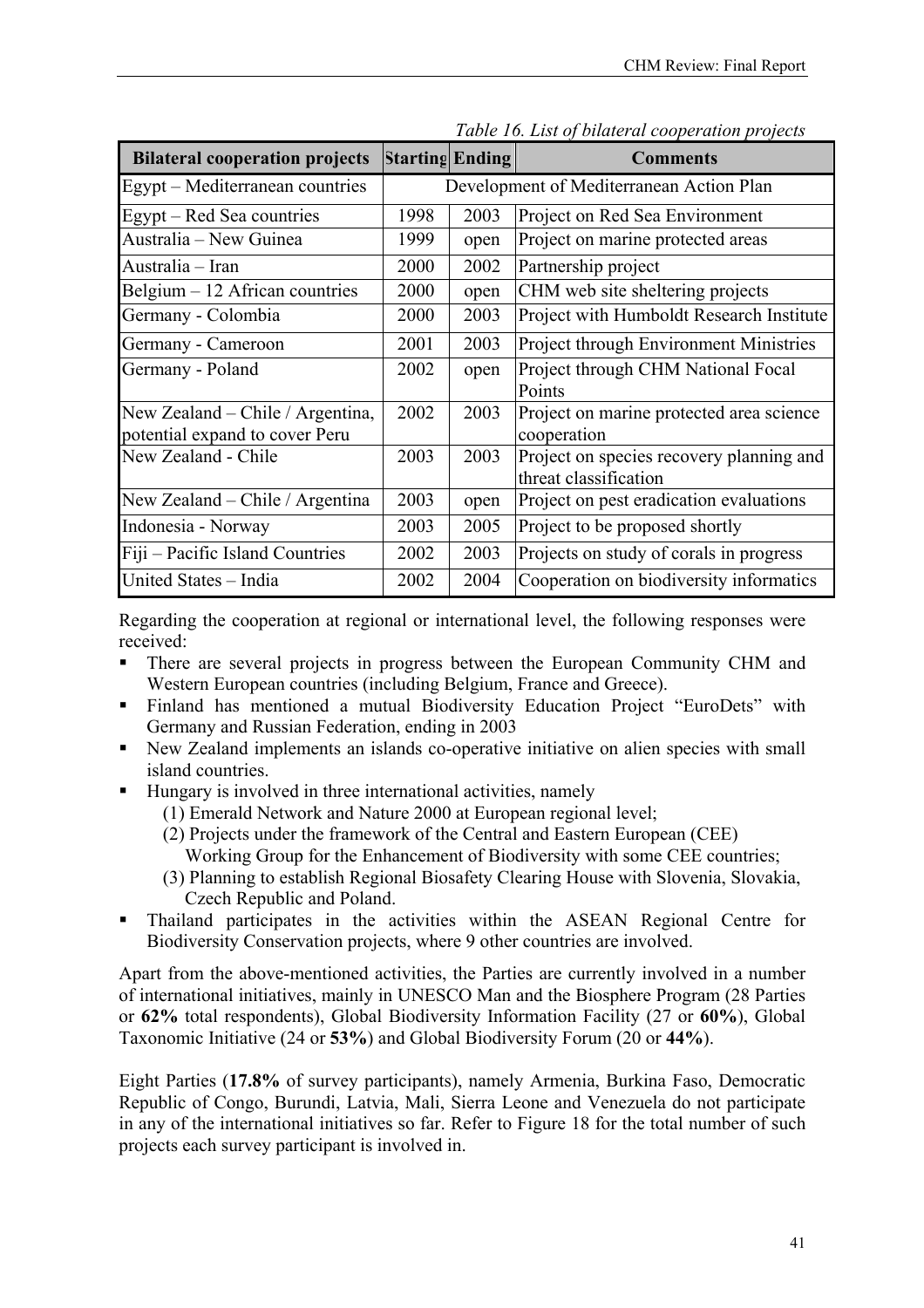*Table 16. List of bilateral cooperation projects*

| Bilateral cooperation projects | Starting | Ending | Comments |
|---|---|---|---|
| Egypt – Mediterranean countries | Development of Mediterranean Action Plan | | |
| Egypt – Red Sea countries | 1998 | 2003 | Project on Red Sea Environment |
| Australia – New Guinea | 1999 | open | Project on marine protected areas |
| Australia – Iran | 2000 | 2002 | Partnership project |
| Belgium – 12 African countries | 2000 | open | CHM web site sheltering projects |
| Germany - Colombia | 2000 | 2003 | Project with Humboldt Research Institute |
| Germany - Cameroon | 2001 | 2003 | Project through Environment Ministries |
| Germany - Poland | 2002 | open | Project through CHM National Focal Points |
| New Zealand – Chile / Argentina, potential expand to cover Peru | 2002 | 2003 | Project on marine protected area science cooperation |
| New Zealand - Chile | 2003 | 2003 | Project on species recovery planning and threat classification |
| New Zealand – Chile / Argentina | 2003 | open | Project on pest eradication evaluations |
| Indonesia - Norway | 2003 | 2005 | Project to be proposed shortly |
| Fiji – Pacific Island Countries | 2002 | 2003 | Projects on study of corals in progress |
| United States – India | 2002 | 2004 | Cooperation on biodiversity informatics |

Regarding the cooperation at regional or international level, the following responses were received:

- There are several projects in progress between the European Community CHM and Western European countries (including Belgium, France and Greece).
- Finland has mentioned a mutual Biodiversity Education Project "EuroDets" with Germany and Russian Federation, ending in 2003
- New Zealand implements an islands co-operative initiative on alien species with small island countries.
- Hungary is involved in three international activities, namely
  - (1) Emerald Network and Nature 2000 at European regional level;
  - (2) Projects under the framework of the Central and Eastern European (CEE) Working Group for the Enhancement of Biodiversity with some CEE countries;
  - (3) Planning to establish Regional Biosafety Clearing House with Slovenia, Slovakia, Czech Republic and Poland.
- Thailand participates in the activities within the ASEAN Regional Centre for Biodiversity Conservation projects, where 9 other countries are involved.

Apart from the above-mentioned activities, the Parties are currently involved in a number of international initiatives, mainly in UNESCO Man and the Biosphere Program (28 Parties or **62%** total respondents), Global Biodiversity Information Facility (27 or **60%**), Global Taxonomic Initiative (24 or **53%**) and Global Biodiversity Forum (20 or **44%**).

Eight Parties (**17.8%** of survey participants), namely Armenia, Burkina Faso, Democratic Republic of Congo, Burundi, Latvia, Mali, Sierra Leone and Venezuela do not participate in any of the international initiatives so far. Refer to Figure 18 for the total number of such projects each survey participant is involved in.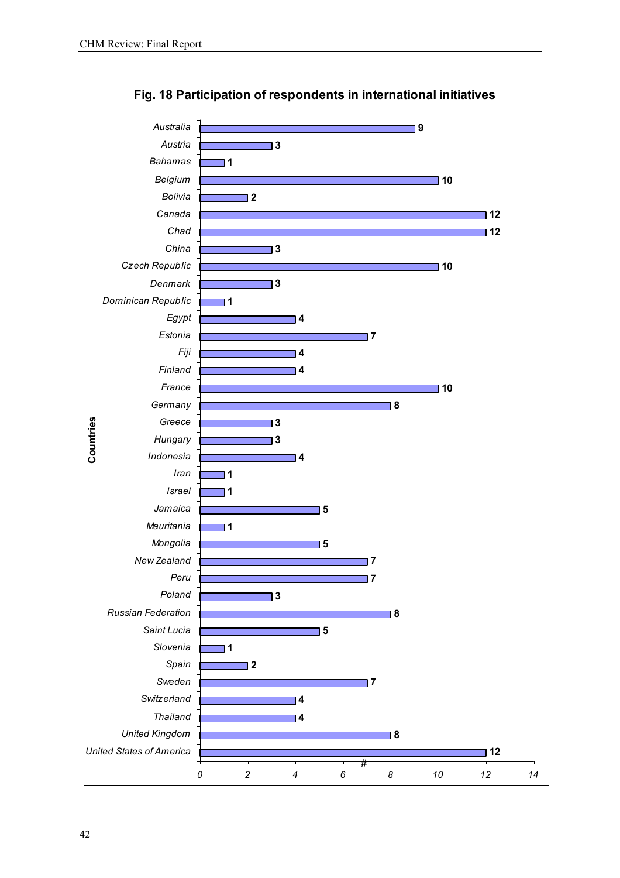**Fig. 18 Participation of respondents in international initiatives**

| Countries | # |
|---|---|
| Australia | 9 |
| Austria | 3 |
| Bahamas | 1 |
| Belgium | 10 |
| Bolivia | 2 |
| Canada | 12 |
| Chad | 12 |
| China | 3 |
| Czech Republic | 10 |
| Denmark | 3 |
| Dominican Republic | 1 |
| Egypt | 4 |
| Estonia | 7 |
| Fiji | 4 |
| Finland | 4 |
| France | 10 |
| Germany | 8 |
| Greece | 3 |
| Hungary | 3 |
| Indonesia | 4 |
| Iran | 1 |
| Israel | 1 |
| Jamaica | 5 |
| Mauritania | 1 |
| Mongolia | 5 |
| New Zealand | 7 |
| Peru | 7 |
| Poland | 3 |
| Russian Federation | 8 |
| Saint Lucia | 5 |
| Slovenia | 1 |
| Spain | 2 |
| Sweden | 7 |
| Switzerland | 4 |
| Thailand | 4 |
| United Kingdom | 8 |
| United States of America | 12 |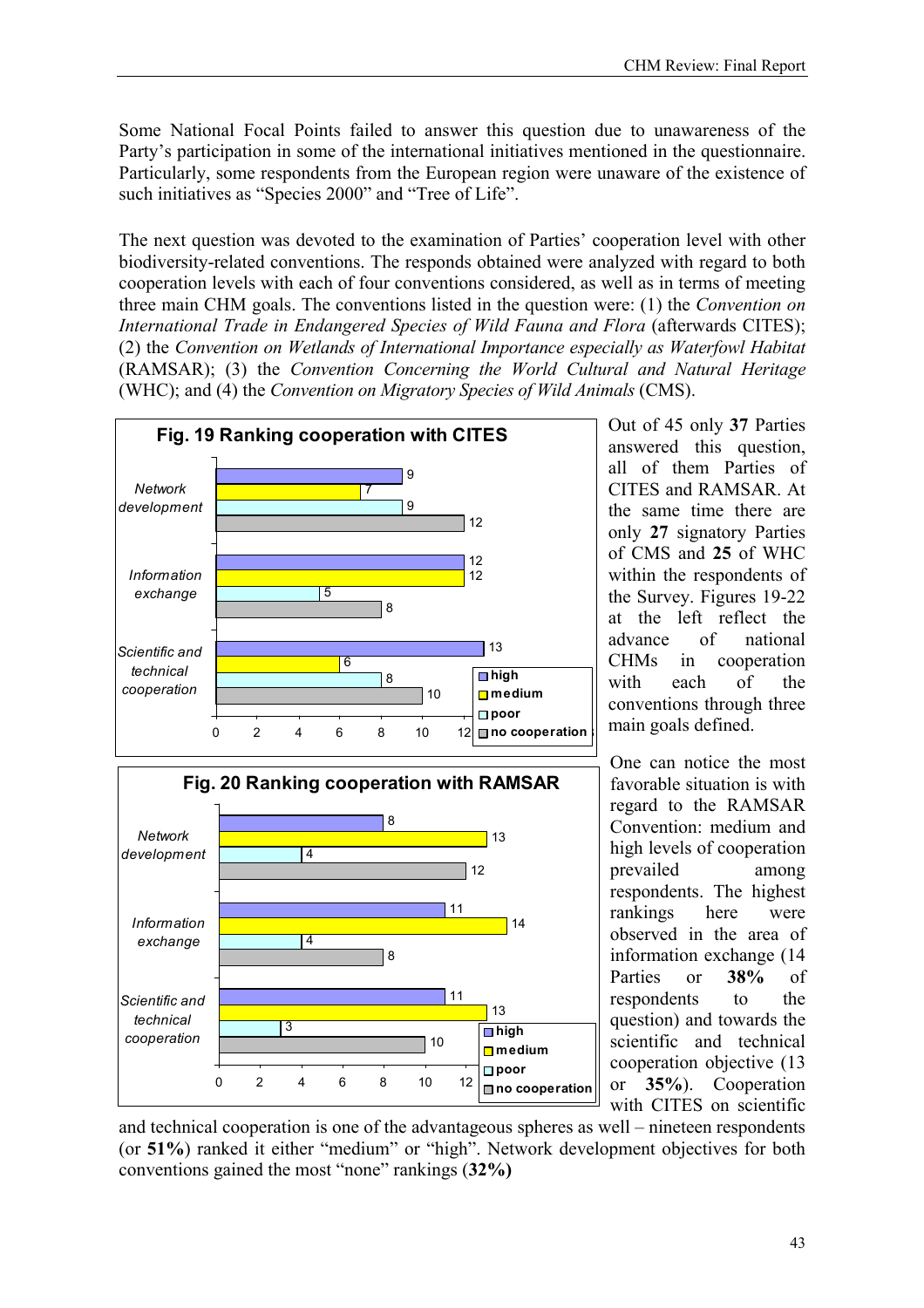Some National Focal Points failed to answer this question due to unawareness of the Party's participation in some of the international initiatives mentioned in the questionnaire. Particularly, some respondents from the European region were unaware of the existence of such initiatives as "Species 2000" and "Tree of Life".

The next question was devoted to the examination of Parties' cooperation level with other biodiversity-related conventions. The responds obtained were analyzed with regard to both cooperation levels with each of four conventions considered, as well as in terms of meeting three main CHM goals. The conventions listed in the question were: (1) the *Convention on International Trade in Endangered Species of Wild Fauna and Flora* (afterwards CITES); (2) the *Convention on Wetlands of International Importance especially as Waterfowl Habitat* (RAMSAR); (3) the *Convention Concerning the World Cultural and Natural Heritage* (WHC); and (4) the *Convention on Migratory Species of Wild Animals* (CMS).

**Fig. 19 Ranking cooperation with CITES**

| | high | medium | poor | no cooperation |
|---|---|---|---|---|
| Network development | 9 | 7 | 9 | 12 |
| Information exchange | 12 | 12 | 5 | 8 |
| Scientific and technical cooperation | 13 | 6 | 8 | 10 |

**Fig. 20 Ranking cooperation with RAMSAR**

| | high | medium | poor | no cooperation |
|---|---|---|---|---|
| Network development | 8 | 13 | 4 | 12 |
| Information exchange | 11 | 14 | 4 | 8 |
| Scientific and technical cooperation | 11 | 13 | 3 | 10 |

Out of 45 only **37** Parties answered this question, all of them Parties of CITES and RAMSAR. At the same time there are only **27** signatory Parties of CMS and **25** of WHC within the respondents of the Survey. Figures 19-22 at the left reflect the advance of national CHMs in cooperation with each of the conventions through three main goals defined.

One can notice the most favorable situation is with regard to the RAMSAR Convention: medium and high levels of cooperation prevailed among respondents. The highest rankings here were observed in the area of information exchange (14 Parties or **38%** of respondents to the question) and towards the scientific and technical cooperation objective (13 or **35%**). Cooperation with CITES on scientific and technical cooperation is one of the advantageous spheres as well – nineteen respondents (or **51%**) ranked it either "medium" or "high". Network development objectives for both conventions gained the most "none" rankings (**32%)**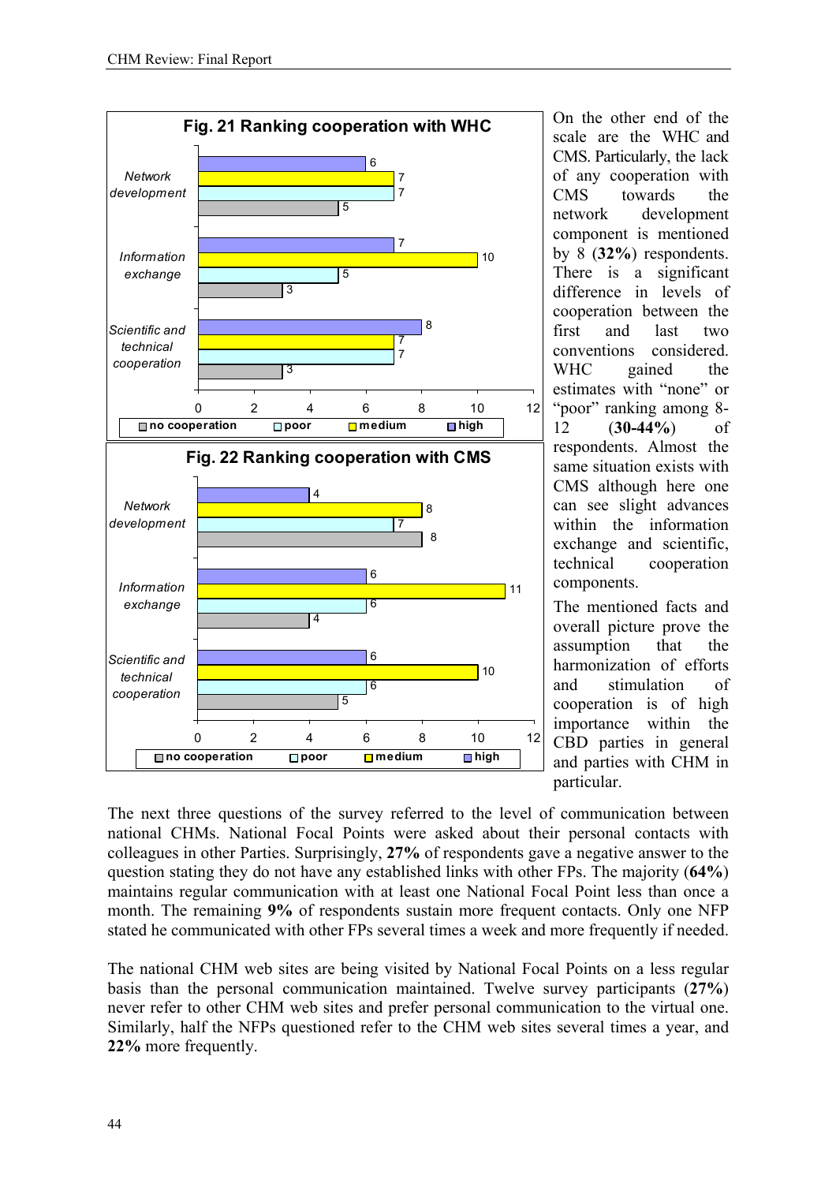**Fig. 21 Ranking cooperation with WHC**

| | no cooperation | poor | medium | high |
|---|---|---|---|---|
| Network development | 5 | 7 | 7 | 6 |
| Information exchange | 3 | 5 | 10 | 7 |
| Scientific and technical cooperation | 3 | 7 | 7 | 8 |

**Fig. 22 Ranking cooperation with CMS**

| | no cooperation | poor | medium | high |
|---|---|---|---|---|
| Network development | 8 | 7 | 8 | 4 |
| Information exchange | 4 | 6 | 11 | 6 |
| Scientific and technical cooperation | 5 | 6 | 10 | 6 |

On the other end of the scale are the WHC and CMS. Particularly, the lack of any cooperation with CMS towards the network development component is mentioned by 8 (**32%**) respondents. There is a significant difference in levels of cooperation between the first and last two conventions considered. WHC gained the estimates with "none" or "poor" ranking among 8-12 (**30-44%**) of respondents. Almost the same situation exists with CMS although here one can see slight advances within the information exchange and scientific, technical cooperation components.

The mentioned facts and overall picture prove the assumption that the harmonization of efforts and stimulation of cooperation is of high importance within the CBD parties in general and parties with CHM in particular.

The next three questions of the survey referred to the level of communication between national CHMs. National Focal Points were asked about their personal contacts with colleagues in other Parties. Surprisingly, **27%** of respondents gave a negative answer to the question stating they do not have any established links with other FPs. The majority (**64%**) maintains regular communication with at least one National Focal Point less than once a month. The remaining **9%** of respondents sustain more frequent contacts. Only one NFP stated he communicated with other FPs several times a week and more frequently if needed.

The national CHM web sites are being visited by National Focal Points on a less regular basis than the personal communication maintained. Twelve survey participants (**27%**) never refer to other CHM web sites and prefer personal communication to the virtual one. Similarly, half the NFPs questioned refer to the CHM web sites several times a year, and **22%** more frequently.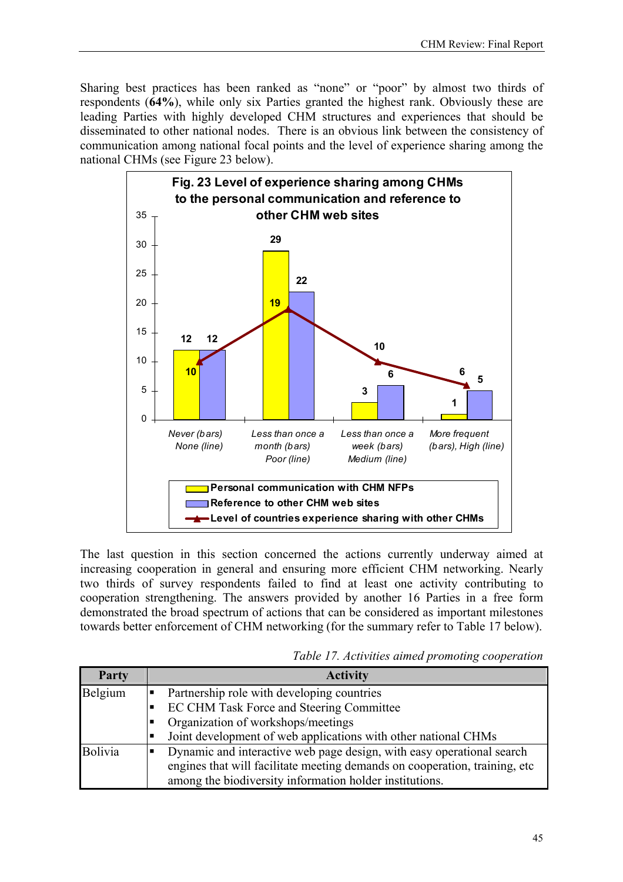Sharing best practices has been ranked as "none" or "poor" by almost two thirds of respondents (**64%**), while only six Parties granted the highest rank. Obviously these are leading Parties with highly developed CHM structures and experiences that should be disseminated to other national nodes. There is an obvious link between the consistency of communication among national focal points and the level of experience sharing among the national CHMs (see Figure 23 below).

**Fig. 23 Level of experience sharing among CHMs to the personal communication and reference to other CHM web sites**

| Category | Personal communication with CHM NFPs | Reference to other CHM web sites | Level of countries experience sharing with other CHMs |
|---|---|---|---|
| Never (bars) / None (line) | 12 | 12 | 10 |
| Less than once a month (bars) / Poor (line) | 29 | 22 | 19 |
| Less than once a week (bars) / Medium (line) | 3 | 6 | 10 |
| More frequent (bars), High (line) | 1 | 5 | 6 |

The last question in this section concerned the actions currently underway aimed at increasing cooperation in general and ensuring more efficient CHM networking. Nearly two thirds of survey respondents failed to find at least one activity contributing to cooperation strengthening. The answers provided by another 16 Parties in a free form demonstrated the broad spectrum of actions that can be considered as important milestones towards better enforcement of CHM networking (for the summary refer to Table 17 below).

*Table 17. Activities aimed promoting cooperation*

| Party | Activity |
|---|---|
| Belgium | ▪ Partnership role with developing countries<br>▪ EC CHM Task Force and Steering Committee<br>▪ Organization of workshops/meetings<br>▪ Joint development of web applications with other national CHMs |
| Bolivia | ▪ Dynamic and interactive web page design, with easy operational search engines that will facilitate meeting demands on cooperation, training, etc among the biodiversity information holder institutions. |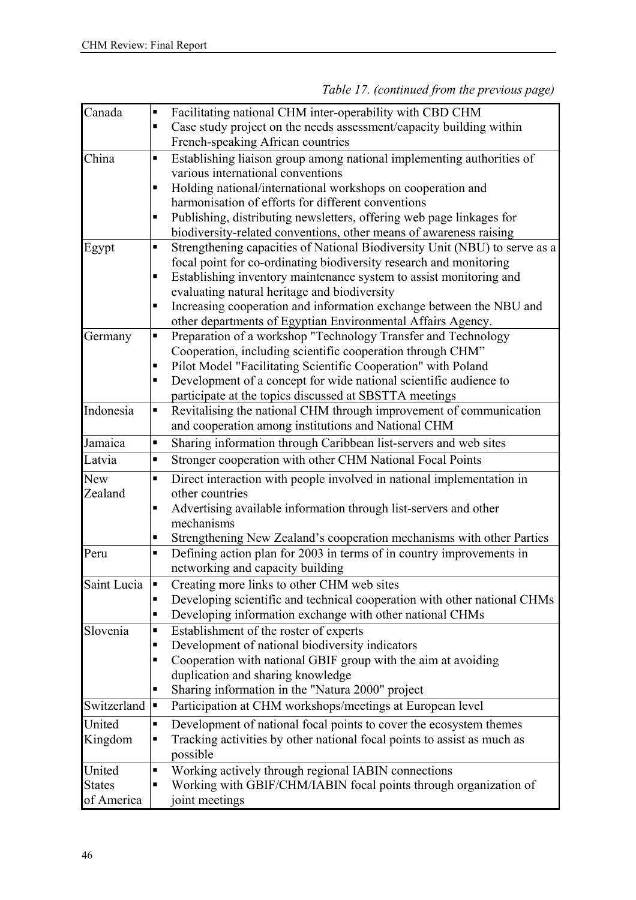*Table 17. (continued from the previous page)*

| | |
|---|---|
| Canada | ▪ Facilitating national CHM inter-operability with CBD CHM<br>▪ Case study project on the needs assessment/capacity building within French-speaking African countries |
| China | ▪ Establishing liaison group among national implementing authorities of various international conventions<br>▪ Holding national/international workshops on cooperation and harmonisation of efforts for different conventions<br>▪ Publishing, distributing newsletters, offering web page linkages for biodiversity-related conventions, other means of awareness raising |
| Egypt | ▪ Strengthening capacities of National Biodiversity Unit (NBU) to serve as a focal point for co-ordinating biodiversity research and monitoring<br>▪ Establishing inventory maintenance system to assist monitoring and evaluating natural heritage and biodiversity<br>▪ Increasing cooperation and information exchange between the NBU and other departments of Egyptian Environmental Affairs Agency. |
| Germany | ▪ Preparation of a workshop "Technology Transfer and Technology Cooperation, including scientific cooperation through CHM"<br>▪ Pilot Model "Facilitating Scientific Cooperation" with Poland<br>▪ Development of a concept for wide national scientific audience to participate at the topics discussed at SBSTTA meetings |
| Indonesia | ▪ Revitalising the national CHM through improvement of communication and cooperation among institutions and National CHM |
| Jamaica | ▪ Sharing information through Caribbean list-servers and web sites |
| Latvia | ▪ Stronger cooperation with other CHM National Focal Points |
| New Zealand | ▪ Direct interaction with people involved in national implementation in other countries<br>▪ Advertising available information through list-servers and other mechanisms<br>▪ Strengthening New Zealand's cooperation mechanisms with other Parties |
| Peru | ▪ Defining action plan for 2003 in terms of in country improvements in networking and capacity building |
| Saint Lucia | ▪ Creating more links to other CHM web sites<br>▪ Developing scientific and technical cooperation with other national CHMs<br>▪ Developing information exchange with other national CHMs |
| Slovenia | ▪ Establishment of the roster of experts<br>▪ Development of national biodiversity indicators<br>▪ Cooperation with national GBIF group with the aim at avoiding duplication and sharing knowledge<br>▪ Sharing information in the "Natura 2000" project |
| Switzerland | ▪ Participation at CHM workshops/meetings at European level |
| United Kingdom | ▪ Development of national focal points to cover the ecosystem themes<br>▪ Tracking activities by other national focal points to assist as much as possible |
| United States of America | ▪ Working actively through regional IABIN connections<br>▪ Working with GBIF/CHM/IABIN focal points through organization of joint meetings |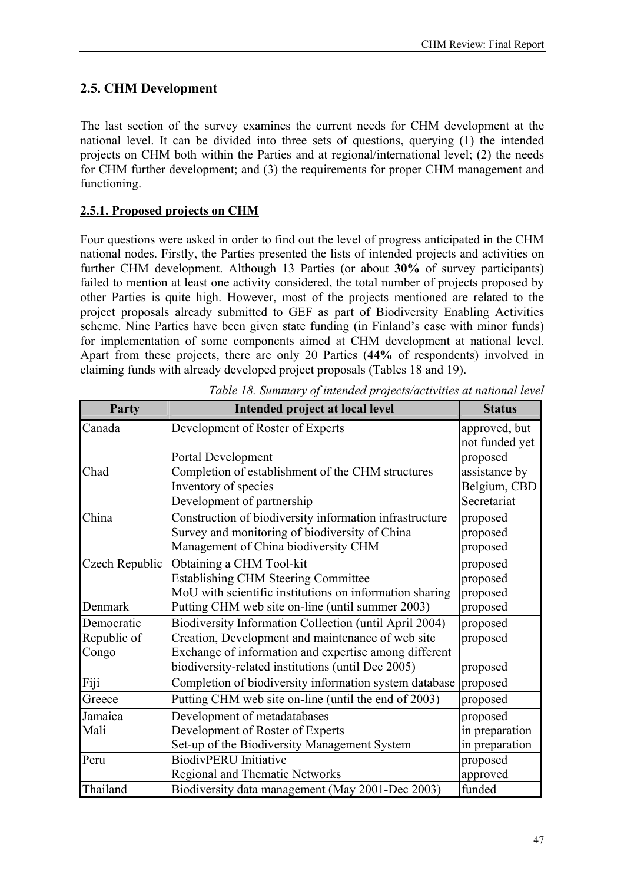## 2.5. CHM Development

The last section of the survey examines the current needs for CHM development at the national level. It can be divided into three sets of questions, querying (1) the intended projects on CHM both within the Parties and at regional/international level; (2) the needs for CHM further development; and (3) the requirements for proper CHM management and functioning.

### 2.5.1. Proposed projects on CHM

Four questions were asked in order to find out the level of progress anticipated in the CHM national nodes. Firstly, the Parties presented the lists of intended projects and activities on further CHM development. Although 13 Parties (or about **30%** of survey participants) failed to mention at least one activity considered, the total number of projects proposed by other Parties is quite high. However, most of the projects mentioned are related to the project proposals already submitted to GEF as part of Biodiversity Enabling Activities scheme. Nine Parties have been given state funding (in Finland's case with minor funds) for implementation of some components aimed at CHM development at national level. Apart from these projects, there are only 20 Parties (**44%** of respondents) involved in claiming funds with already developed project proposals (Tables 18 and 19).

*Table 18. Summary of intended projects/activities at national level*

| Party | Intended project at local level | Status |
|---|---|---|
| Canada | Development of Roster of Experts<br>Portal Development | approved, but not funded yet<br>proposed |
| Chad | Completion of establishment of the CHM structures<br>Inventory of species<br>Development of partnership | assistance by Belgium, CBD Secretariat |
| China | Construction of biodiversity information infrastructure<br>Survey and monitoring of biodiversity of China<br>Management of China biodiversity CHM | proposed<br>proposed<br>proposed |
| Czech Republic | Obtaining a CHM Tool-kit<br>Establishing CHM Steering Committee<br>MoU with scientific institutions on information sharing | proposed<br>proposed<br>proposed |
| Denmark | Putting CHM web site on-line (until summer 2003) | proposed |
| Democratic Republic of Congo | Biodiversity Information Collection (until April 2004)<br>Creation, Development and maintenance of web site<br>Exchange of information and expertise among different biodiversity-related institutions (until Dec 2005) | proposed<br>proposed<br>proposed |
| Fiji | Completion of biodiversity information system database | proposed |
| Greece | Putting CHM web site on-line (until the end of 2003) | proposed |
| Jamaica | Development of metadatabases | proposed |
| Mali | Development of Roster of Experts<br>Set-up of the Biodiversity Management System | in preparation<br>in preparation |
| Peru | BiodivPERU Initiative<br>Regional and Thematic Networks | proposed<br>approved |
| Thailand | Biodiversity data management (May 2001-Dec 2003) | funded |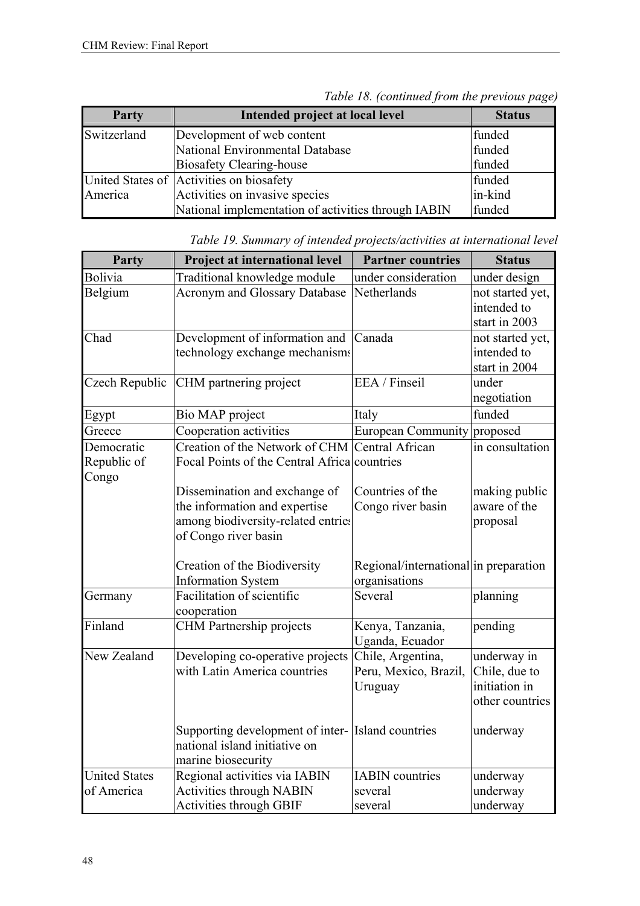*Table 18. (continued from the previous page)*

| Party | Intended project at local level | Status |
|---|---|---|
| Switzerland | Development of web content<br>National Environmental Database<br>Biosafety Clearing-house | funded<br>funded<br>funded |
| United States of America | Activities on biosafety<br>Activities on invasive species<br>National implementation of activities through IABIN | funded<br>in-kind<br>funded |

*Table 19. Summary of intended projects/activities at international level*

| Party | Project at international level | Partner countries | Status |
|---|---|---|---|
| Bolivia | Traditional knowledge module | under consideration | under design |
| Belgium | Acronym and Glossary Database | Netherlands | not started yet, intended to start in 2003 |
| Chad | Development of information and technology exchange mechanisms | Canada | not started yet, intended to start in 2004 |
| Czech Republic | CHM partnering project | EEA / Finseil | under negotiation |
| Egypt | Bio MAP project | Italy | funded |
| Greece | Cooperation activities | European Community | proposed |
| Democratic Republic of Congo | Creation of the Network of CHM Focal Points of the Central Africa | Central African countries | in consultation |
| | Dissemination and exchange of the information and expertise among biodiversity-related entries of Congo river basin | Countries of the Congo river basin | making public aware of the proposal |
| | Creation of the Biodiversity Information System | Regional/international organisations | in preparation |
| Germany | Facilitation of scientific cooperation | Several | planning |
| Finland | CHM Partnership projects | Kenya, Tanzania, Uganda, Ecuador | pending |
| New Zealand | Developing co-operative projects with Latin America countries | Chile, Argentina, Peru, Mexico, Brazil, Uruguay | underway in Chile, due to initiation in other countries |
| | Supporting development of international island initiative on marine biosecurity | Island countries | underway |
| United States of America | Regional activities via IABIN<br>Activities through NABIN<br>Activities through GBIF | IABIN countries<br>several<br>several | underway<br>underway<br>underway |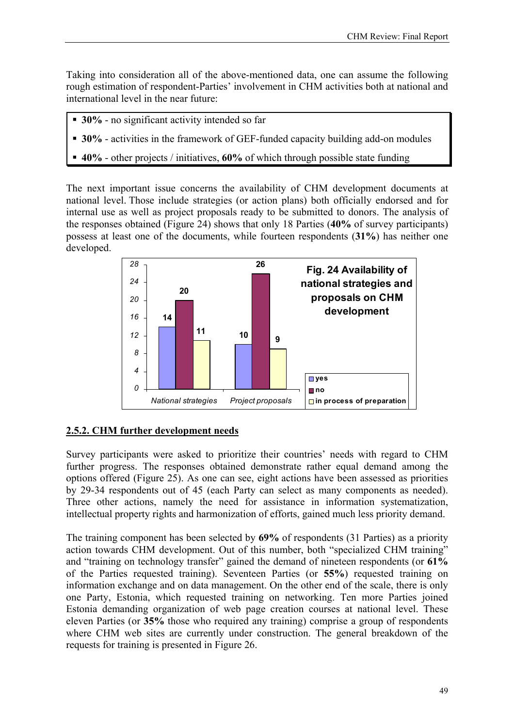Taking into consideration all of the above-mentioned data, one can assume the following rough estimation of respondent-Parties' involvement in CHM activities both at national and international level in the near future:

- **30%** - no significant activity intended so far
- **30%** - activities in the framework of GEF-funded capacity building add-on modules
- **40%** - other projects / initiatives, **60%** of which through possible state funding

The next important issue concerns the availability of CHM development documents at national level. Those include strategies (or action plans) both officially endorsed and for internal use as well as project proposals ready to be submitted to donors. The analysis of the responses obtained (Figure 24) shows that only 18 Parties (**40%** of survey participants) possess at least one of the documents, while fourteen respondents (**31%**) has neither one developed.

**Fig. 24 Availability of national strategies and proposals on CHM development**

| | yes | no | in process of preparation |
|---|---|---|---|
| National strategies | 14 | 20 | 11 |
| Project proposals | 10 | 26 | 9 |

## 2.5.2. CHM further development needs

Survey participants were asked to prioritize their countries' needs with regard to CHM further progress. The responses obtained demonstrate rather equal demand among the options offered (Figure 25). As one can see, eight actions have been assessed as priorities by 29-34 respondents out of 45 (each Party can select as many components as needed). Three other actions, namely the need for assistance in information systematization, intellectual property rights and harmonization of efforts, gained much less priority demand.

The training component has been selected by **69%** of respondents (31 Parties) as a priority action towards CHM development. Out of this number, both "specialized CHM training" and "training on technology transfer" gained the demand of nineteen respondents (or **61%** of the Parties requested training). Seventeen Parties (or **55%**) requested training on information exchange and on data management. On the other end of the scale, there is only one Party, Estonia, which requested training on networking. Ten more Parties joined Estonia demanding organization of web page creation courses at national level. These eleven Parties (or **35%** those who required any training) comprise a group of respondents where CHM web sites are currently under construction. The general breakdown of the requests for training is presented in Figure 26.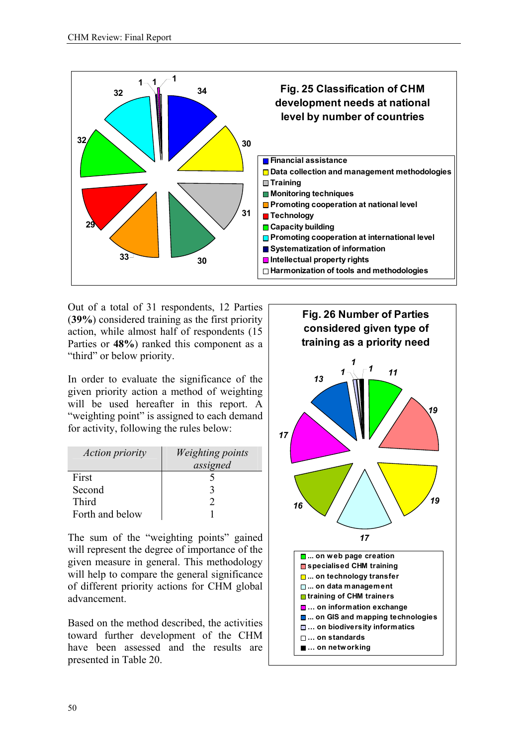**Fig. 25 Classification of CHM development needs at national level by number of countries**

- Financial assistance
- Data collection and management methodologies
- Training
- Monitoring techniques
- Promoting cooperation at national level
- Technology
- Capacity building
- Promoting cooperation at international level
- Systematization of information
- Intellectual property rights
- Harmonization of tools and methodologies

Out of a total of 31 respondents, 12 Parties (**39%**) considered training as the first priority action, while almost half of respondents (15 Parties or **48%**) ranked this component as a "third" or below priority.

In order to evaluate the significance of the given priority action a method of weighting will be used hereafter in this report. A "weighting point" is assigned to each demand for activity, following the rules below:

| *Action priority* | *Weighting points assigned* |
|---|---|
| First | 5 |
| Second | 3 |
| Third | 2 |
| Forth and below | 1 |

The sum of the "weighting points" gained will represent the degree of importance of the given measure in general. This methodology will help to compare the general significance of different priority actions for CHM global advancement.

Based on the method described, the activities toward further development of the CHM have been assessed and the results are presented in Table 20.

**Fig. 26 Number of Parties considered given type of training as a priority need**

- ... on web page creation
- specialised CHM training
- ... on technology transfer
- ... on data management
- training of CHM trainers
- ... on information exchange
- ... on GIS and mapping technologies
- ... on biodiversity informatics
- ... on standards
- ... on networking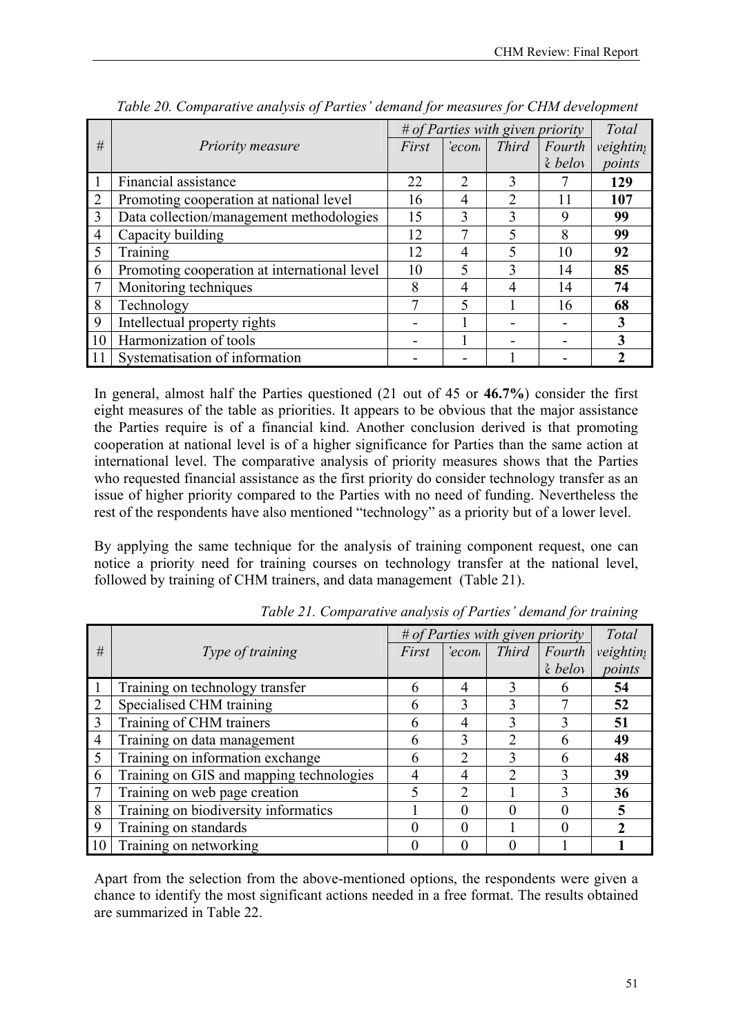*Table 20. Comparative analysis of Parties' demand for measures for CHM development*

| # | *Priority measure* | *# of Parties with given priority* | | | | *Total weighting points* |
|---|---|---|---|---|---|---|
| | | *First* | *Second* | *Third* | *Fourth & below* | |
| 1 | Financial assistance | 22 | 2 | 3 | 7 | **129** |
| 2 | Promoting cooperation at national level | 16 | 4 | 2 | 11 | **107** |
| 3 | Data collection/management methodologies | 15 | 3 | 3 | 9 | **99** |
| 4 | Capacity building | 12 | 7 | 5 | 8 | **99** |
| 5 | Training | 12 | 4 | 5 | 10 | **92** |
| 6 | Promoting cooperation at international level | 10 | 5 | 3 | 14 | **85** |
| 7 | Monitoring techniques | 8 | 4 | 4 | 14 | **74** |
| 8 | Technology | 7 | 5 | 1 | 16 | **68** |
| 9 | Intellectual property rights | - | 1 | - | - | **3** |
| 10 | Harmonization of tools | - | 1 | - | - | **3** |
| 11 | Systematisation of information | - | - | 1 | - | **2** |

In general, almost half the Parties questioned (21 out of 45 or **46.7%**) consider the first eight measures of the table as priorities. It appears to be obvious that the major assistance the Parties require is of a financial kind. Another conclusion derived is that promoting cooperation at national level is of a higher significance for Parties than the same action at international level. The comparative analysis of priority measures shows that the Parties who requested financial assistance as the first priority do consider technology transfer as an issue of higher priority compared to the Parties with no need of funding. Nevertheless the rest of the respondents have also mentioned "technology" as a priority but of a lower level.

By applying the same technique for the analysis of training component request, one can notice a priority need for training courses on technology transfer at the national level, followed by training of CHM trainers, and data management (Table 21).

*Table 21. Comparative analysis of Parties' demand for training*

| # | *Type of training* | *# of Parties with given priority* | | | | *Total weighting points* |
|---|---|---|---|---|---|---|
| | | *First* | *Second* | *Third* | *Fourth & below* | |
| 1 | Training on technology transfer | 6 | 4 | 3 | 6 | **54** |
| 2 | Specialised CHM training | 6 | 3 | 3 | 7 | **52** |
| 3 | Training of CHM trainers | 6 | 4 | 3 | 3 | **51** |
| 4 | Training on data management | 6 | 3 | 2 | 6 | **49** |
| 5 | Training on information exchange | 6 | 2 | 3 | 6 | **48** |
| 6 | Training on GIS and mapping technologies | 4 | 4 | 2 | 3 | **39** |
| 7 | Training on web page creation | 5 | 2 | 1 | 3 | **36** |
| 8 | Training on biodiversity informatics | 1 | 0 | 0 | 0 | **5** |
| 9 | Training on standards | 0 | 0 | 1 | 0 | **2** |
| 10 | Training on networking | 0 | 0 | 0 | 1 | **1** |

Apart from the selection from the above-mentioned options, the respondents were given a chance to identify the most significant actions needed in a free format. The results obtained are summarized in Table 22.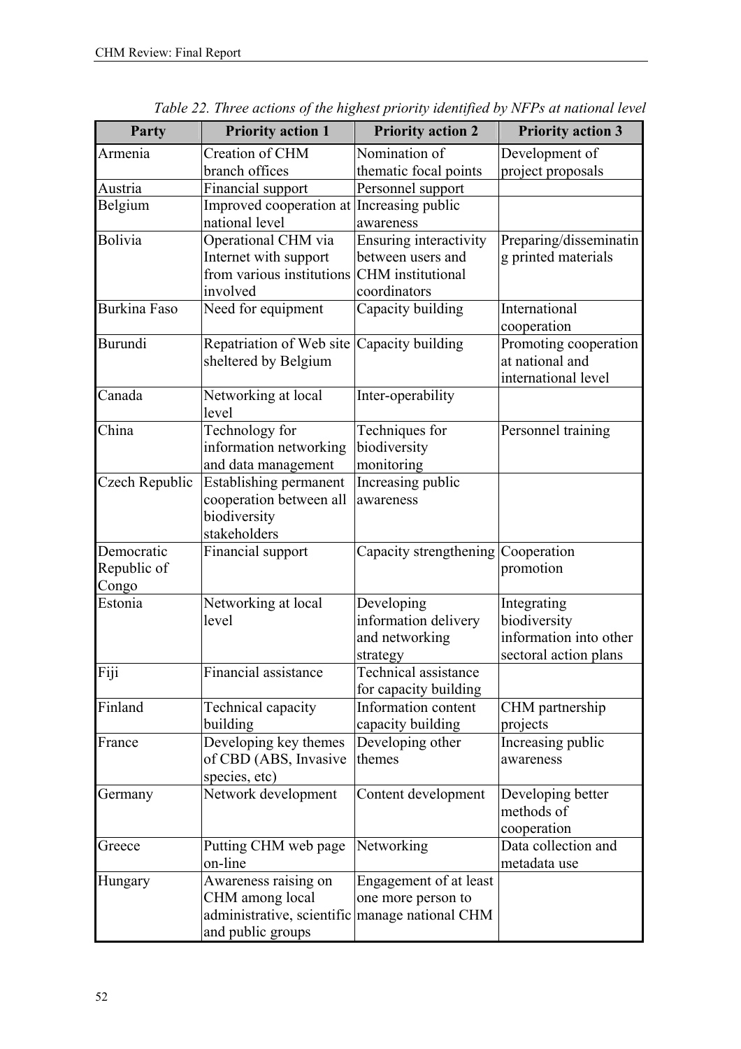*Table 22. Three actions of the highest priority identified by NFPs at national level*

| Party | Priority action 1 | Priority action 2 | Priority action 3 |
|---|---|---|---|
| Armenia | Creation of CHM branch offices | Nomination of thematic focal points | Development of project proposals |
| Austria | Financial support | Personnel support | |
| Belgium | Improved cooperation at national level | Increasing public awareness | |
| Bolivia | Operational CHM via Internet with support from various institutions involved | Ensuring interactivity between users and CHM institutional coordinators | Preparing/disseminating printed materials |
| Burkina Faso | Need for equipment | Capacity building | International cooperation |
| Burundi | Repatriation of Web site sheltered by Belgium | Capacity building | Promoting cooperation at national and international level |
| Canada | Networking at local level | Inter-operability | |
| China | Technology for information networking and data management | Techniques for biodiversity monitoring | Personnel training |
| Czech Republic | Establishing permanent cooperation between all biodiversity stakeholders | Increasing public awareness | |
| Democratic Republic of Congo | Financial support | Capacity strengthening | Cooperation promotion |
| Estonia | Networking at local level | Developing information delivery and networking strategy | Integrating biodiversity information into other sectoral action plans |
| Fiji | Financial assistance | Technical assistance for capacity building | |
| Finland | Technical capacity building | Information content capacity building | CHM partnership projects |
| France | Developing key themes of CBD (ABS, Invasive species, etc) | Developing other themes | Increasing public awareness |
| Germany | Network development | Content development | Developing better methods of cooperation |
| Greece | Putting CHM web page on-line | Networking | Data collection and metadata use |
| Hungary | Awareness raising on CHM among local administrative, scientific and public groups | Engagement of at least one more person to manage national CHM | |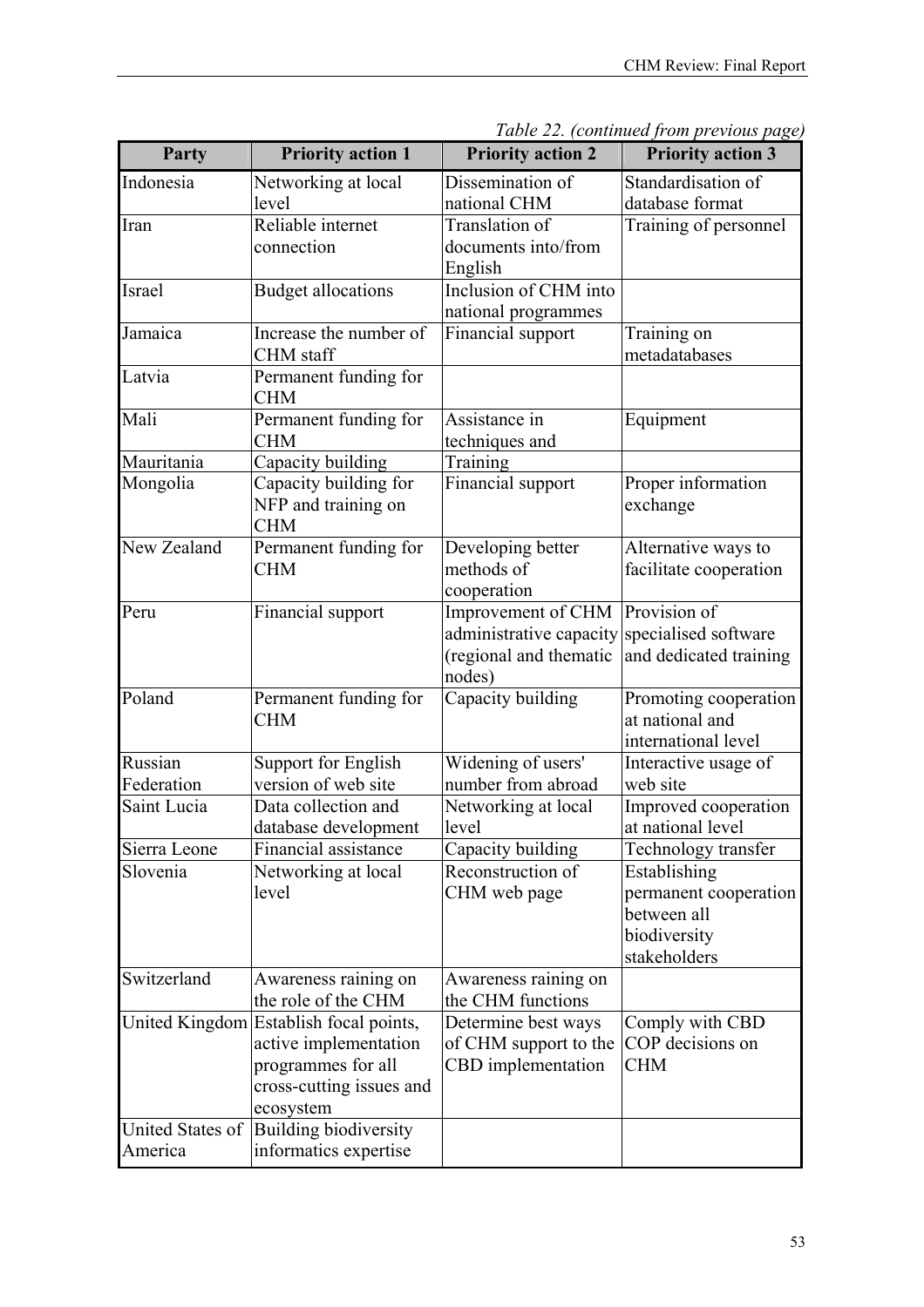*Table 22. (continued from previous page)*

| Party | Priority action 1 | Priority action 2 | Priority action 3 |
|---|---|---|---|
| Indonesia | Networking at local level | Dissemination of national CHM | Standardisation of database format |
| Iran | Reliable internet connection | Translation of documents into/from English | Training of personnel |
| Israel | Budget allocations | Inclusion of CHM into national programmes | |
| Jamaica | Increase the number of CHM staff | Financial support | Training on metadatabases |
| Latvia | Permanent funding for CHM | | |
| Mali | Permanent funding for CHM | Assistance in techniques and | Equipment |
| Mauritania | Capacity building | Training | |
| Mongolia | Capacity building for NFP and training on CHM | Financial support | Proper information exchange |
| New Zealand | Permanent funding for CHM | Developing better methods of cooperation | Alternative ways to facilitate cooperation |
| Peru | Financial support | Improvement of CHM administrative capacity (regional and thematic nodes) | Provision of specialised software and dedicated training |
| Poland | Permanent funding for CHM | Capacity building | Promoting cooperation at national and international level |
| Russian Federation | Support for English version of web site | Widening of users' number from abroad | Interactive usage of web site |
| Saint Lucia | Data collection and database development | Networking at local level | Improved cooperation at national level |
| Sierra Leone | Financial assistance | Capacity building | Technology transfer |
| Slovenia | Networking at local level | Reconstruction of CHM web page | Establishing permanent cooperation between all biodiversity stakeholders |
| Switzerland | Awareness raining on the role of the CHM | Awareness raining on the CHM functions | |
| United Kingdom | Establish focal points, active implementation programmes for all cross-cutting issues and ecosystem | Determine best ways of CHM support to the CBD implementation | Comply with CBD COP decisions on CHM |
| United States of America | Building biodiversity informatics expertise | | |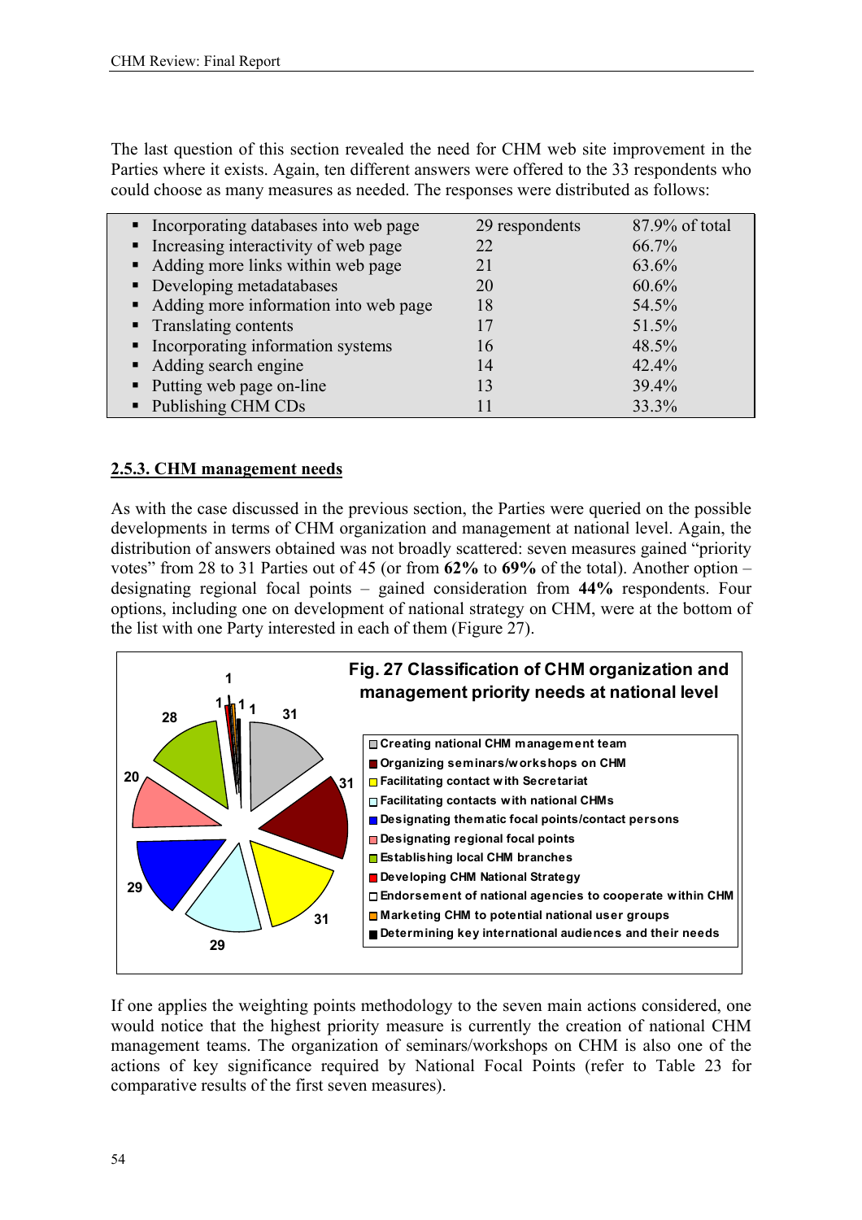The last question of this section revealed the need for CHM web site improvement in the Parties where it exists. Again, ten different answers were offered to the 33 respondents who could choose as many measures as needed. The responses were distributed as follows:

| | | |
|---|---|---|
| ▪ Incorporating databases into web page | 29 respondents | 87.9% of total |
| ▪ Increasing interactivity of web page | 22 | 66.7% |
| ▪ Adding more links within web page | 21 | 63.6% |
| ▪ Developing metadatabases | 20 | 60.6% |
| ▪ Adding more information into web page | 18 | 54.5% |
| ▪ Translating contents | 17 | 51.5% |
| ▪ Incorporating information systems | 16 | 48.5% |
| ▪ Adding search engine | 14 | 42.4% |
| ▪ Putting web page on-line | 13 | 39.4% |
| ▪ Publishing CHM CDs | 11 | 33.3% |

### 2.5.3. CHM management needs

As with the case discussed in the previous section, the Parties were queried on the possible developments in terms of CHM organization and management at national level. Again, the distribution of answers obtained was not broadly scattered: seven measures gained "priority votes" from 28 to 31 Parties out of 45 (or from **62%** to **69%** of the total). Another option – designating regional focal points – gained consideration from **44%** respondents. Four options, including one on development of national strategy on CHM, were at the bottom of the list with one Party interested in each of them (Figure 27).

**Fig. 27 Classification of CHM organization and management priority needs at national level**

| Measure | Number of Parties |
|---|---|
| Creating national CHM management team | 31 |
| Organizing seminars/workshops on CHM | 31 |
| Facilitating contact with Secretariat | 31 |
| Facilitating contacts with national CHMs | 29 |
| Designating thematic focal points/contact persons | 29 |
| Designating regional focal points | 20 |
| Establishing local CHM branches | 28 |
| Developing CHM National Strategy | 1 |
| Endorsement of national agencies to cooperate within CHM | 1 |
| Marketing CHM to potential national user groups | 1 |
| Determining key international audiences and their needs | 1 |

If one applies the weighting points methodology to the seven main actions considered, one would notice that the highest priority measure is currently the creation of national CHM management teams. The organization of seminars/workshops on CHM is also one of the actions of key significance required by National Focal Points (refer to Table 23 for comparative results of the first seven measures).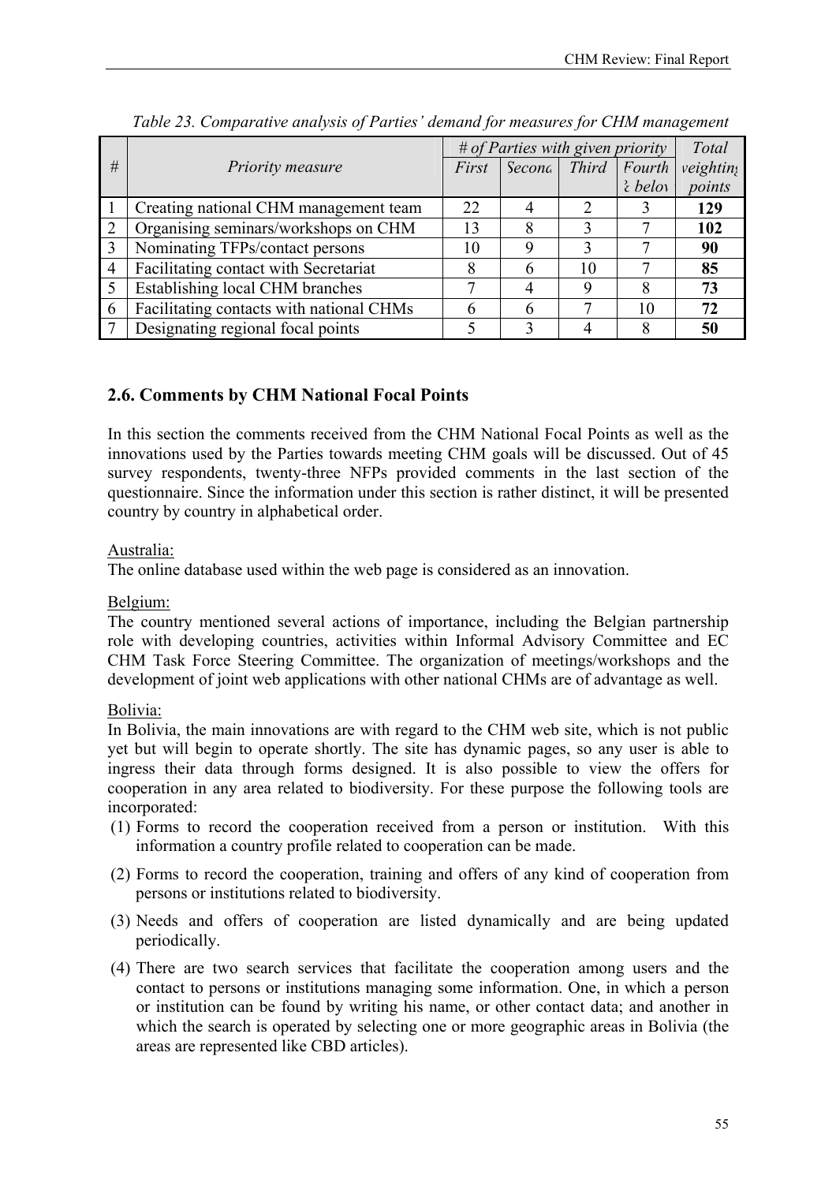*Table 23. Comparative analysis of Parties' demand for measures for CHM management*

| # | Priority measure | # of Parties with given priority | | | | Total weighting points |
|---|---|---|---|---|---|---|
| | | First | Second | Third | Fourth & below | |
| 1 | Creating national CHM management team | 22 | 4 | 2 | 3 | **129** |
| 2 | Organising seminars/workshops on CHM | 13 | 8 | 3 | 7 | **102** |
| 3 | Nominating TFPs/contact persons | 10 | 9 | 3 | 7 | **90** |
| 4 | Facilitating contact with Secretariat | 8 | 6 | 10 | 7 | **85** |
| 5 | Establishing local CHM branches | 7 | 4 | 9 | 8 | **73** |
| 6 | Facilitating contacts with national CHMs | 6 | 6 | 7 | 10 | **72** |
| 7 | Designating regional focal points | 5 | 3 | 4 | 8 | **50** |

## 2.6. Comments by CHM National Focal Points

In this section the comments received from the CHM National Focal Points as well as the innovations used by the Parties towards meeting CHM goals will be discussed. Out of 45 survey respondents, twenty-three NFPs provided comments in the last section of the questionnaire. Since the information under this section is rather distinct, it will be presented country by country in alphabetical order.

Australia:
The online database used within the web page is considered as an innovation.

Belgium:
The country mentioned several actions of importance, including the Belgian partnership role with developing countries, activities within Informal Advisory Committee and EC CHM Task Force Steering Committee. The organization of meetings/workshops and the development of joint web applications with other national CHMs are of advantage as well.

Bolivia:
In Bolivia, the main innovations are with regard to the CHM web site, which is not public yet but will begin to operate shortly. The site has dynamic pages, so any user is able to ingress their data through forms designed. It is also possible to view the offers for cooperation in any area related to biodiversity. For these purpose the following tools are incorporated:

(1) Forms to record the cooperation received from a person or institution. With this information a country profile related to cooperation can be made.

(2) Forms to record the cooperation, training and offers of any kind of cooperation from persons or institutions related to biodiversity.

(3) Needs and offers of cooperation are listed dynamically and are being updated periodically.

(4) There are two search services that facilitate the cooperation among users and the contact to persons or institutions managing some information. One, in which a person or institution can be found by writing his name, or other contact data; and another in which the search is operated by selecting one or more geographic areas in Bolivia (the areas are represented like CBD articles).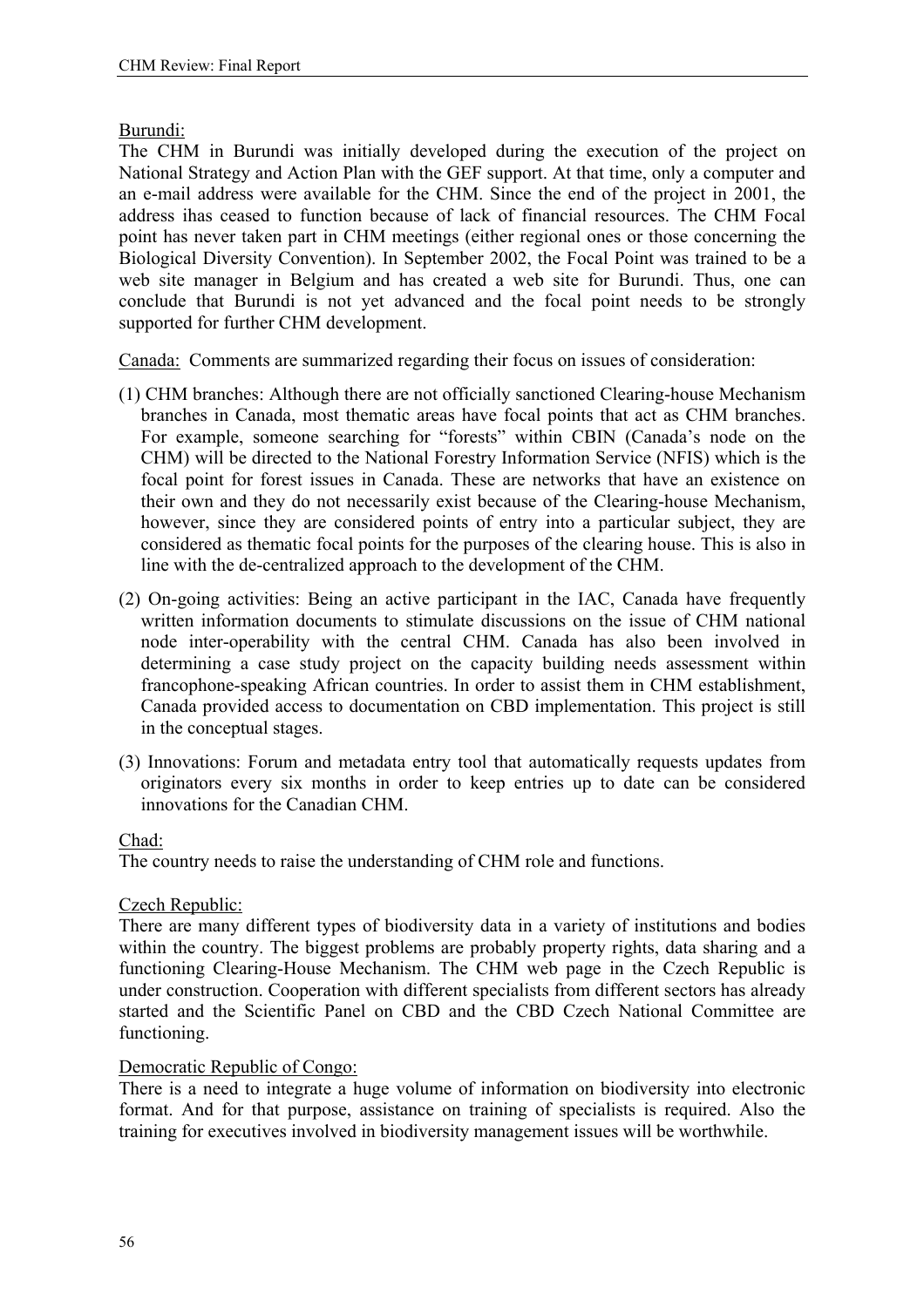Burundi:

The CHM in Burundi was initially developed during the execution of the project on National Strategy and Action Plan with the GEF support. At that time, only a computer and an e-mail address were available for the CHM. Since the end of the project in 2001, the address ihas ceased to function because of lack of financial resources. The CHM Focal point has never taken part in CHM meetings (either regional ones or those concerning the Biological Diversity Convention). In September 2002, the Focal Point was trained to be a web site manager in Belgium and has created a web site for Burundi. Thus, one can conclude that Burundi is not yet advanced and the focal point needs to be strongly supported for further CHM development.

Canada: Comments are summarized regarding their focus on issues of consideration:

(1) CHM branches: Although there are not officially sanctioned Clearing-house Mechanism branches in Canada, most thematic areas have focal points that act as CHM branches. For example, someone searching for "forests" within CBIN (Canada's node on the CHM) will be directed to the National Forestry Information Service (NFIS) which is the focal point for forest issues in Canada. These are networks that have an existence on their own and they do not necessarily exist because of the Clearing-house Mechanism, however, since they are considered points of entry into a particular subject, they are considered as thematic focal points for the purposes of the clearing house. This is also in line with the de-centralized approach to the development of the CHM.

(2) On-going activities: Being an active participant in the IAC, Canada have frequently written information documents to stimulate discussions on the issue of CHM national node inter-operability with the central CHM. Canada has also been involved in determining a case study project on the capacity building needs assessment within francophone-speaking African countries. In order to assist them in CHM establishment, Canada provided access to documentation on CBD implementation. This project is still in the conceptual stages.

(3) Innovations: Forum and metadata entry tool that automatically requests updates from originators every six months in order to keep entries up to date can be considered innovations for the Canadian CHM.

Chad:

The country needs to raise the understanding of CHM role and functions.

Czech Republic:

There are many different types of biodiversity data in a variety of institutions and bodies within the country. The biggest problems are probably property rights, data sharing and a functioning Clearing-House Mechanism. The CHM web page in the Czech Republic is under construction. Cooperation with different specialists from different sectors has already started and the Scientific Panel on CBD and the CBD Czech National Committee are functioning.

Democratic Republic of Congo:

There is a need to integrate a huge volume of information on biodiversity into electronic format. And for that purpose, assistance on training of specialists is required. Also the training for executives involved in biodiversity management issues will be worthwhile.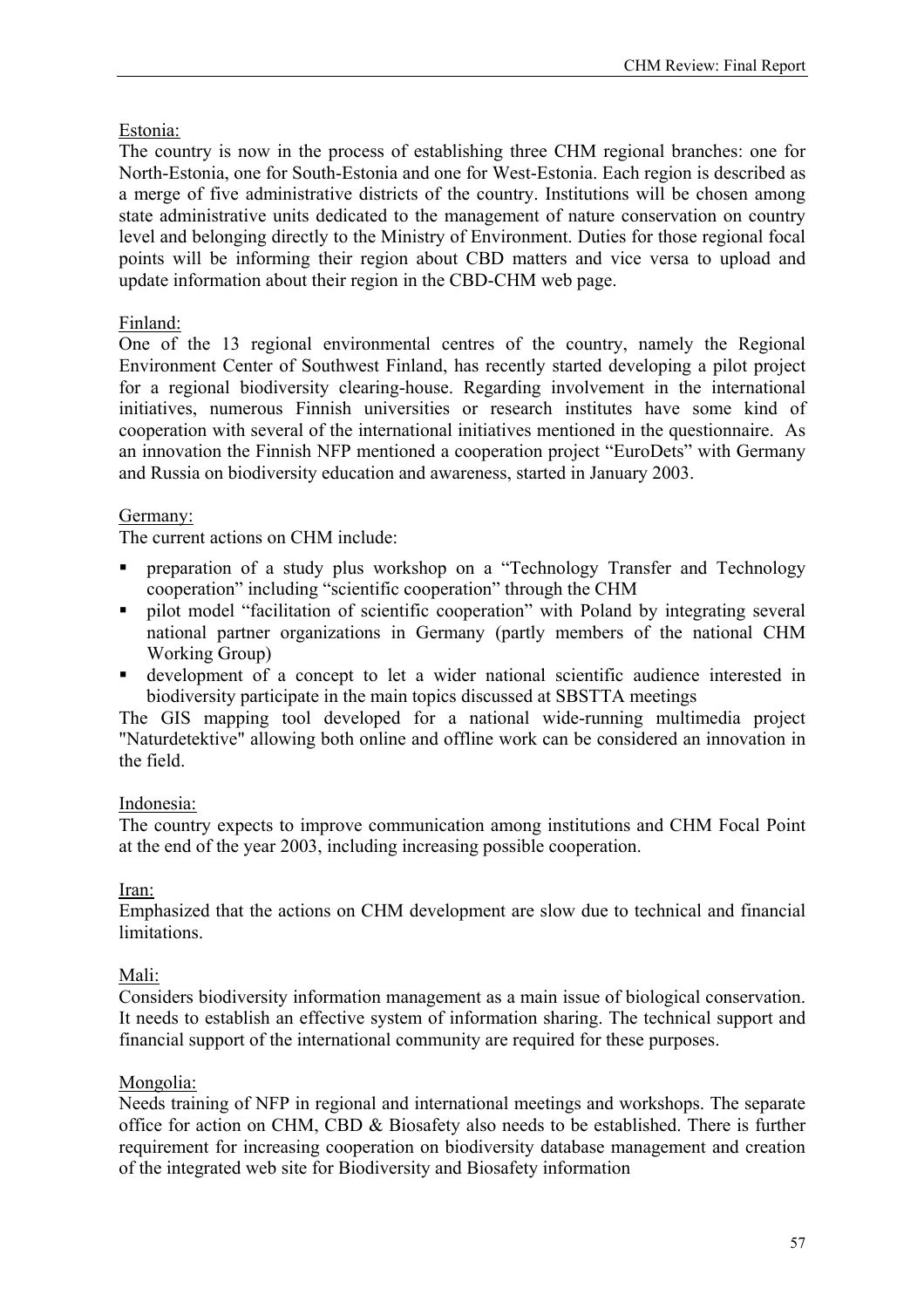Estonia:

The country is now in the process of establishing three CHM regional branches: one for North-Estonia, one for South-Estonia and one for West-Estonia. Each region is described as a merge of five administrative districts of the country. Institutions will be chosen among state administrative units dedicated to the management of nature conservation on country level and belonging directly to the Ministry of Environment. Duties for those regional focal points will be informing their region about CBD matters and vice versa to upload and update information about their region in the CBD-CHM web page.

Finland:

One of the 13 regional environmental centres of the country, namely the Regional Environment Center of Southwest Finland, has recently started developing a pilot project for a regional biodiversity clearing-house. Regarding involvement in the international initiatives, numerous Finnish universities or research institutes have some kind of cooperation with several of the international initiatives mentioned in the questionnaire. As an innovation the Finnish NFP mentioned a cooperation project "EuroDets" with Germany and Russia on biodiversity education and awareness, started in January 2003.

Germany:

The current actions on CHM include:

- preparation of a study plus workshop on a "Technology Transfer and Technology cooperation" including "scientific cooperation" through the CHM
- pilot model "facilitation of scientific cooperation" with Poland by integrating several national partner organizations in Germany (partly members of the national CHM Working Group)
- development of a concept to let a wider national scientific audience interested in biodiversity participate in the main topics discussed at SBSTTA meetings

The GIS mapping tool developed for a national wide-running multimedia project "Naturdetektive" allowing both online and offline work can be considered an innovation in the field.

Indonesia:

The country expects to improve communication among institutions and CHM Focal Point at the end of the year 2003, including increasing possible cooperation.

Iran:

Emphasized that the actions on CHM development are slow due to technical and financial limitations.

Mali:

Considers biodiversity information management as a main issue of biological conservation. It needs to establish an effective system of information sharing. The technical support and financial support of the international community are required for these purposes.

Mongolia:

Needs training of NFP in regional and international meetings and workshops. The separate office for action on CHM, CBD & Biosafety also needs to be established. There is further requirement for increasing cooperation on biodiversity database management and creation of the integrated web site for Biodiversity and Biosafety information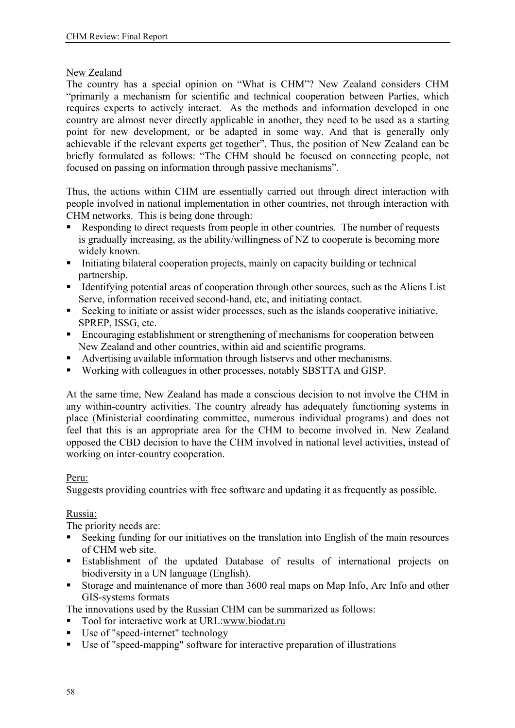New Zealand

The country has a special opinion on "What is CHM"? New Zealand considers CHM "primarily a mechanism for scientific and technical cooperation between Parties, which requires experts to actively interact. As the methods and information developed in one country are almost never directly applicable in another, they need to be used as a starting point for new development, or be adapted in some way. And that is generally only achievable if the relevant experts get together". Thus, the position of New Zealand can be briefly formulated as follows: "The CHM should be focused on connecting people, not focused on passing on information through passive mechanisms".

Thus, the actions within CHM are essentially carried out through direct interaction with people involved in national implementation in other countries, not through interaction with CHM networks. This is being done through:

- Responding to direct requests from people in other countries. The number of requests is gradually increasing, as the ability/willingness of NZ to cooperate is becoming more widely known.
- Initiating bilateral cooperation projects, mainly on capacity building or technical partnership.
- Identifying potential areas of cooperation through other sources, such as the Aliens List Serve, information received second-hand, etc, and initiating contact.
- Seeking to initiate or assist wider processes, such as the islands cooperative initiative, SPREP, ISSG, etc.
- Encouraging establishment or strengthening of mechanisms for cooperation between New Zealand and other countries, within aid and scientific programs.
- Advertising available information through listservs and other mechanisms.
- Working with colleagues in other processes, notably SBSTTA and GISP.

At the same time, New Zealand has made a conscious decision to not involve the CHM in any within-country activities. The country already has adequately functioning systems in place (Ministerial coordinating committee, numerous individual programs) and does not feel that this is an appropriate area for the CHM to become involved in. New Zealand opposed the CBD decision to have the CHM involved in national level activities, instead of working on inter-country cooperation.

Peru:

Suggests providing countries with free software and updating it as frequently as possible.

Russia:

The priority needs are:

- Seeking funding for our initiatives on the translation into English of the main resources of CHM web site.
- Establishment of the updated Database of results of international projects on biodiversity in a UN language (English).
- Storage and maintenance of more than 3600 real maps on Map Info, Arc Info and other GIS-systems formats

The innovations used by the Russian CHM can be summarized as follows:

- Tool for interactive work at URL:www.biodat.ru
- Use of "speed-internet" technology
- Use of "speed-mapping" software for interactive preparation of illustrations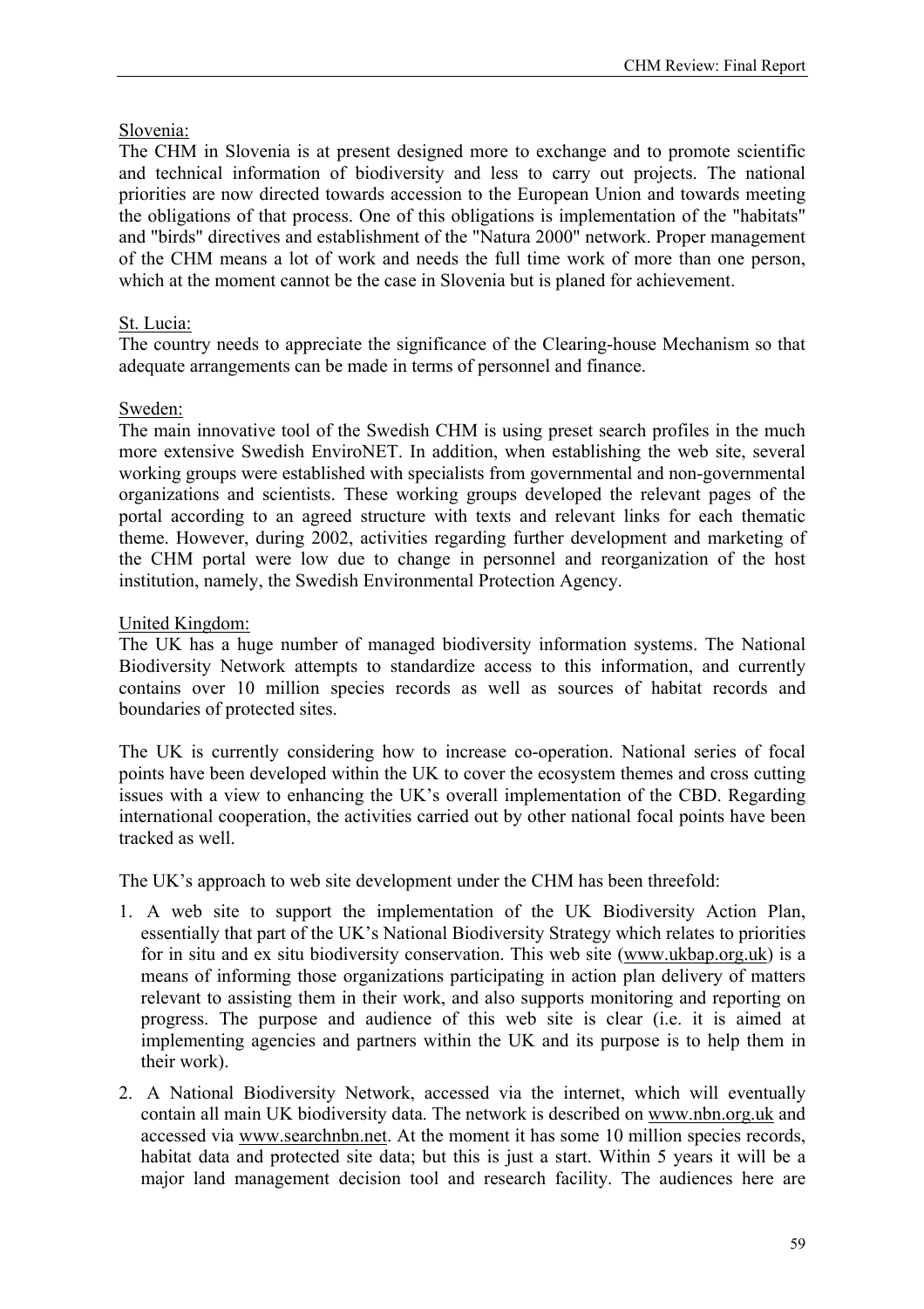Slovenia:

The CHM in Slovenia is at present designed more to exchange and to promote scientific and technical information of biodiversity and less to carry out projects. The national priorities are now directed towards accession to the European Union and towards meeting the obligations of that process. One of this obligations is implementation of the "habitats" and "birds" directives and establishment of the "Natura 2000" network. Proper management of the CHM means a lot of work and needs the full time work of more than one person, which at the moment cannot be the case in Slovenia but is planed for achievement.

St. Lucia:

The country needs to appreciate the significance of the Clearing-house Mechanism so that adequate arrangements can be made in terms of personnel and finance.

Sweden:

The main innovative tool of the Swedish CHM is using preset search profiles in the much more extensive Swedish EnviroNET. In addition, when establishing the web site, several working groups were established with specialists from governmental and non-governmental organizations and scientists. These working groups developed the relevant pages of the portal according to an agreed structure with texts and relevant links for each thematic theme. However, during 2002, activities regarding further development and marketing of the CHM portal were low due to change in personnel and reorganization of the host institution, namely, the Swedish Environmental Protection Agency.

United Kingdom:

The UK has a huge number of managed biodiversity information systems. The National Biodiversity Network attempts to standardize access to this information, and currently contains over 10 million species records as well as sources of habitat records and boundaries of protected sites.

The UK is currently considering how to increase co-operation. National series of focal points have been developed within the UK to cover the ecosystem themes and cross cutting issues with a view to enhancing the UK's overall implementation of the CBD. Regarding international cooperation, the activities carried out by other national focal points have been tracked as well.

The UK's approach to web site development under the CHM has been threefold:

1. A web site to support the implementation of the UK Biodiversity Action Plan, essentially that part of the UK's National Biodiversity Strategy which relates to priorities for in situ and ex situ biodiversity conservation. This web site (www.ukbap.org.uk) is a means of informing those organizations participating in action plan delivery of matters relevant to assisting them in their work, and also supports monitoring and reporting on progress. The purpose and audience of this web site is clear (i.e. it is aimed at implementing agencies and partners within the UK and its purpose is to help them in their work).
2. A National Biodiversity Network, accessed via the internet, which will eventually contain all main UK biodiversity data. The network is described on www.nbn.org.uk and accessed via www.searchnbn.net. At the moment it has some 10 million species records, habitat data and protected site data; but this is just a start. Within 5 years it will be a major land management decision tool and research facility. The audiences here are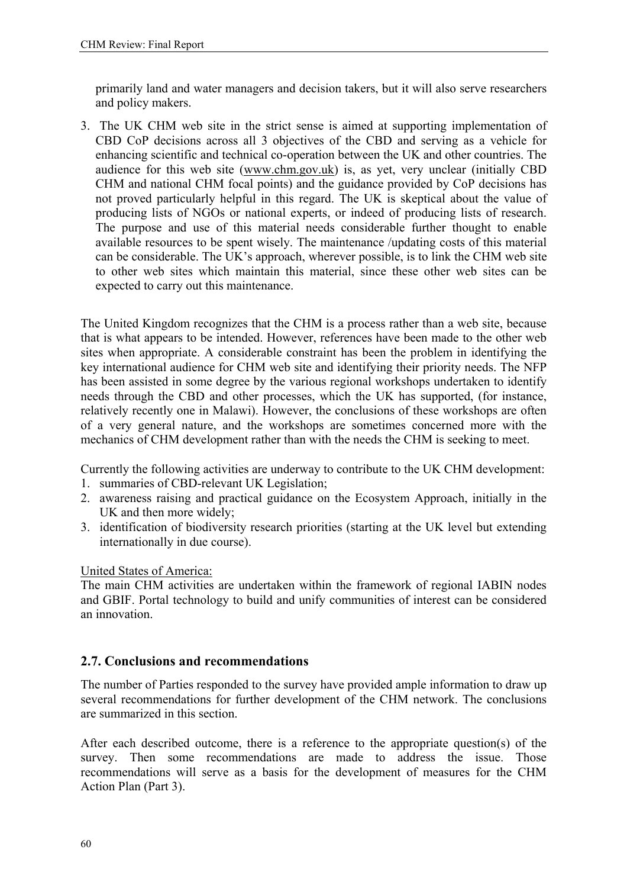primarily land and water managers and decision takers, but it will also serve researchers and policy makers.

3. The UK CHM web site in the strict sense is aimed at supporting implementation of CBD CoP decisions across all 3 objectives of the CBD and serving as a vehicle for enhancing scientific and technical co-operation between the UK and other countries. The audience for this web site (www.chm.gov.uk) is, as yet, very unclear (initially CBD CHM and national CHM focal points) and the guidance provided by CoP decisions has not proved particularly helpful in this regard. The UK is skeptical about the value of producing lists of NGOs or national experts, or indeed of producing lists of research. The purpose and use of this material needs considerable further thought to enable available resources to be spent wisely. The maintenance /updating costs of this material can be considerable. The UK's approach, wherever possible, is to link the CHM web site to other web sites which maintain this material, since these other web sites can be expected to carry out this maintenance.

The United Kingdom recognizes that the CHM is a process rather than a web site, because that is what appears to be intended. However, references have been made to the other web sites when appropriate. A considerable constraint has been the problem in identifying the key international audience for CHM web site and identifying their priority needs. The NFP has been assisted in some degree by the various regional workshops undertaken to identify needs through the CBD and other processes, which the UK has supported, (for instance, relatively recently one in Malawi). However, the conclusions of these workshops are often of a very general nature, and the workshops are sometimes concerned more with the mechanics of CHM development rather than with the needs the CHM is seeking to meet.

Currently the following activities are underway to contribute to the UK CHM development:

1. summaries of CBD-relevant UK Legislation;
2. awareness raising and practical guidance on the Ecosystem Approach, initially in the UK and then more widely;
3. identification of biodiversity research priorities (starting at the UK level but extending internationally in due course).

United States of America:
The main CHM activities are undertaken within the framework of regional IABIN nodes and GBIF. Portal technology to build and unify communities of interest can be considered an innovation.

## 2.7. Conclusions and recommendations

The number of Parties responded to the survey have provided ample information to draw up several recommendations for further development of the CHM network. The conclusions are summarized in this section.

After each described outcome, there is a reference to the appropriate question(s) of the survey. Then some recommendations are made to address the issue. Those recommendations will serve as a basis for the development of measures for the CHM Action Plan (Part 3).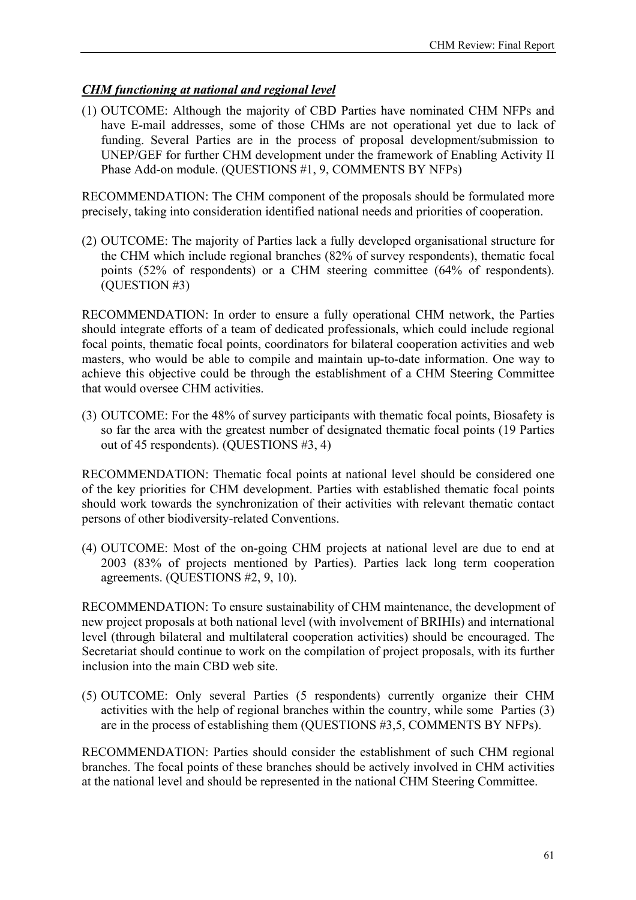***CHM functioning at national and regional level***

(1) OUTCOME: Although the majority of CBD Parties have nominated CHM NFPs and have E-mail addresses, some of those CHMs are not operational yet due to lack of funding. Several Parties are in the process of proposal development/submission to UNEP/GEF for further CHM development under the framework of Enabling Activity II Phase Add-on module. (QUESTIONS #1, 9, COMMENTS BY NFPs)

RECOMMENDATION: The CHM component of the proposals should be formulated more precisely, taking into consideration identified national needs and priorities of cooperation.

(2) OUTCOME: The majority of Parties lack a fully developed organisational structure for the CHM which include regional branches (82% of survey respondents), thematic focal points (52% of respondents) or a CHM steering committee (64% of respondents). (QUESTION #3)

RECOMMENDATION: In order to ensure a fully operational CHM network, the Parties should integrate efforts of a team of dedicated professionals, which could include regional focal points, thematic focal points, coordinators for bilateral cooperation activities and web masters, who would be able to compile and maintain up-to-date information. One way to achieve this objective could be through the establishment of a CHM Steering Committee that would oversee CHM activities.

(3) OUTCOME: For the 48% of survey participants with thematic focal points, Biosafety is so far the area with the greatest number of designated thematic focal points (19 Parties out of 45 respondents). (QUESTIONS #3, 4)

RECOMMENDATION: Thematic focal points at national level should be considered one of the key priorities for CHM development. Parties with established thematic focal points should work towards the synchronization of their activities with relevant thematic contact persons of other biodiversity-related Conventions.

(4) OUTCOME: Most of the on-going CHM projects at national level are due to end at 2003 (83% of projects mentioned by Parties). Parties lack long term cooperation agreements. (QUESTIONS #2, 9, 10).

RECOMMENDATION: To ensure sustainability of CHM maintenance, the development of new project proposals at both national level (with involvement of BRIHIs) and international level (through bilateral and multilateral cooperation activities) should be encouraged. The Secretariat should continue to work on the compilation of project proposals, with its further inclusion into the main CBD web site.

(5) OUTCOME: Only several Parties (5 respondents) currently organize their CHM activities with the help of regional branches within the country, while some Parties (3) are in the process of establishing them (QUESTIONS #3,5, COMMENTS BY NFPs).

RECOMMENDATION: Parties should consider the establishment of such CHM regional branches. The focal points of these branches should be actively involved in CHM activities at the national level and should be represented in the national CHM Steering Committee.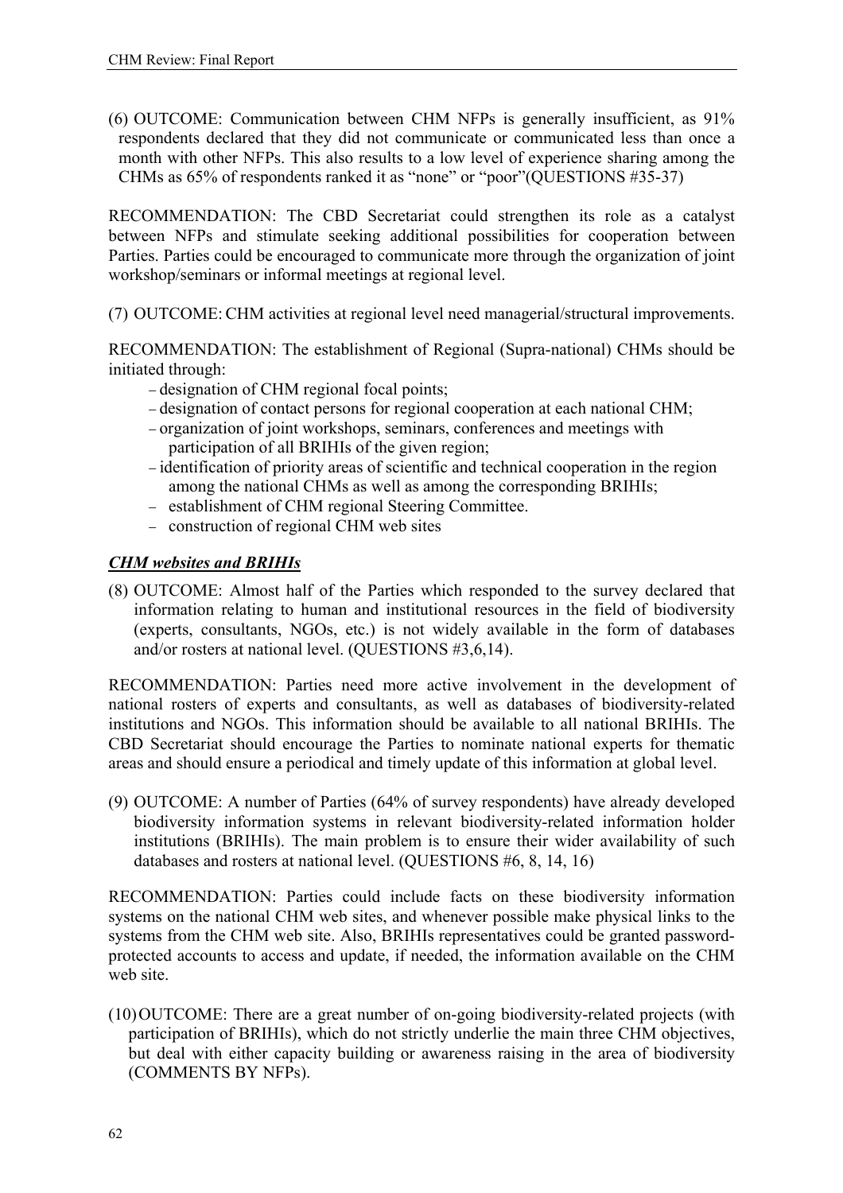(6) OUTCOME: Communication between CHM NFPs is generally insufficient, as 91% respondents declared that they did not communicate or communicated less than once a month with other NFPs. This also results to a low level of experience sharing among the CHMs as 65% of respondents ranked it as "none" or "poor"(QUESTIONS #35-37)

RECOMMENDATION: The CBD Secretariat could strengthen its role as a catalyst between NFPs and stimulate seeking additional possibilities for cooperation between Parties. Parties could be encouraged to communicate more through the organization of joint workshop/seminars or informal meetings at regional level.

(7) OUTCOME: CHM activities at regional level need managerial/structural improvements.

RECOMMENDATION: The establishment of Regional (Supra-national) CHMs should be initiated through:

- designation of CHM regional focal points;
- designation of contact persons for regional cooperation at each national CHM;
- organization of joint workshops, seminars, conferences and meetings with participation of all BRIHIs of the given region;
- identification of priority areas of scientific and technical cooperation in the region among the national CHMs as well as among the corresponding BRIHIs;
- establishment of CHM regional Steering Committee.
- construction of regional CHM web sites

### ***CHM websites and BRIHIs***

(8) OUTCOME: Almost half of the Parties which responded to the survey declared that information relating to human and institutional resources in the field of biodiversity (experts, consultants, NGOs, etc.) is not widely available in the form of databases and/or rosters at national level. (QUESTIONS #3,6,14).

RECOMMENDATION: Parties need more active involvement in the development of national rosters of experts and consultants, as well as databases of biodiversity-related institutions and NGOs. This information should be available to all national BRIHIs. The CBD Secretariat should encourage the Parties to nominate national experts for thematic areas and should ensure a periodical and timely update of this information at global level.

(9) OUTCOME: A number of Parties (64% of survey respondents) have already developed biodiversity information systems in relevant biodiversity-related information holder institutions (BRIHIs). The main problem is to ensure their wider availability of such databases and rosters at national level. (QUESTIONS #6, 8, 14, 16)

RECOMMENDATION: Parties could include facts on these biodiversity information systems on the national CHM web sites, and whenever possible make physical links to the systems from the CHM web site. Also, BRIHIs representatives could be granted password-protected accounts to access and update, if needed, the information available on the CHM web site.

(10) OUTCOME: There are a great number of on-going biodiversity-related projects (with participation of BRIHIs), which do not strictly underlie the main three CHM objectives, but deal with either capacity building or awareness raising in the area of biodiversity (COMMENTS BY NFPs).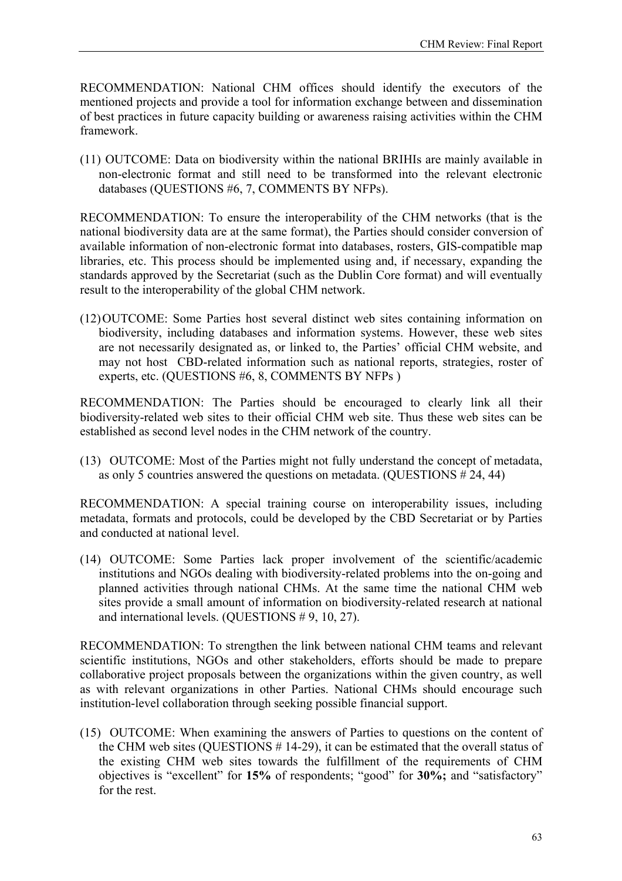RECOMMENDATION: National CHM offices should identify the executors of the mentioned projects and provide a tool for information exchange between and dissemination of best practices in future capacity building or awareness raising activities within the CHM framework.

(11) OUTCOME: Data on biodiversity within the national BRIHIs are mainly available in non-electronic format and still need to be transformed into the relevant electronic databases (QUESTIONS #6, 7, COMMENTS BY NFPs).

RECOMMENDATION: To ensure the interoperability of the CHM networks (that is the national biodiversity data are at the same format), the Parties should consider conversion of available information of non-electronic format into databases, rosters, GIS-compatible map libraries, etc. This process should be implemented using and, if necessary, expanding the standards approved by the Secretariat (such as the Dublin Core format) and will eventually result to the interoperability of the global CHM network.

(12) OUTCOME: Some Parties host several distinct web sites containing information on biodiversity, including databases and information systems. However, these web sites are not necessarily designated as, or linked to, the Parties' official CHM website, and may not host CBD-related information such as national reports, strategies, roster of experts, etc. (QUESTIONS #6, 8, COMMENTS BY NFPs )

RECOMMENDATION: The Parties should be encouraged to clearly link all their biodiversity-related web sites to their official CHM web site. Thus these web sites can be established as second level nodes in the CHM network of the country.

(13) OUTCOME: Most of the Parties might not fully understand the concept of metadata, as only 5 countries answered the questions on metadata. (QUESTIONS # 24, 44)

RECOMMENDATION: A special training course on interoperability issues, including metadata, formats and protocols, could be developed by the CBD Secretariat or by Parties and conducted at national level.

(14) OUTCOME: Some Parties lack proper involvement of the scientific/academic institutions and NGOs dealing with biodiversity-related problems into the on-going and planned activities through national CHMs. At the same time the national CHM web sites provide a small amount of information on biodiversity-related research at national and international levels. (QUESTIONS # 9, 10, 27).

RECOMMENDATION: To strengthen the link between national CHM teams and relevant scientific institutions, NGOs and other stakeholders, efforts should be made to prepare collaborative project proposals between the organizations within the given country, as well as with relevant organizations in other Parties. National CHMs should encourage such institution-level collaboration through seeking possible financial support.

(15) OUTCOME: When examining the answers of Parties to questions on the content of the CHM web sites (QUESTIONS # 14-29), it can be estimated that the overall status of the existing CHM web sites towards the fulfillment of the requirements of CHM objectives is "excellent" for **15%** of respondents; "good" for **30%;** and "satisfactory" for the rest.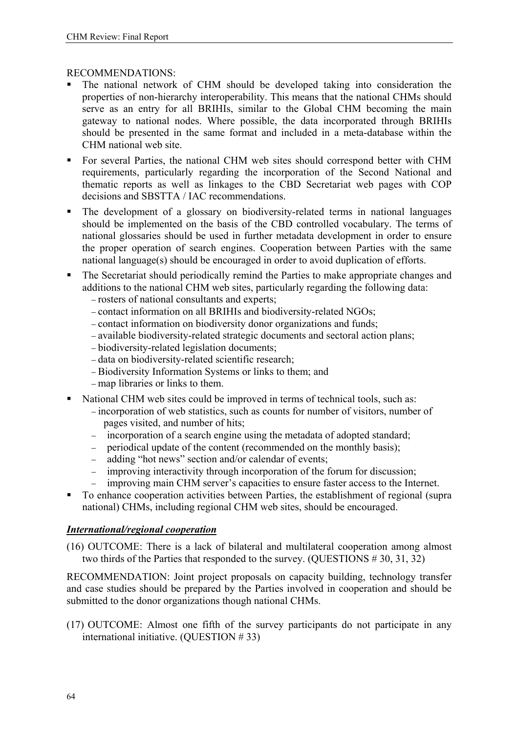RECOMMENDATIONS:

- The national network of CHM should be developed taking into consideration the properties of non-hierarchy interoperability. This means that the national CHMs should serve as an entry for all BRIHIs, similar to the Global CHM becoming the main gateway to national nodes. Where possible, the data incorporated through BRIHIs should be presented in the same format and included in a meta-database within the CHM national web site.
- For several Parties, the national CHM web sites should correspond better with CHM requirements, particularly regarding the incorporation of the Second National and thematic reports as well as linkages to the CBD Secretariat web pages with COP decisions and SBSTTA / IAC recommendations.
- The development of a glossary on biodiversity-related terms in national languages should be implemented on the basis of the CBD controlled vocabulary. The terms of national glossaries should be used in further metadata development in order to ensure the proper operation of search engines. Cooperation between Parties with the same national language(s) should be encouraged in order to avoid duplication of efforts.
- The Secretariat should periodically remind the Parties to make appropriate changes and additions to the national CHM web sites, particularly regarding the following data:
  - rosters of national consultants and experts;
  - contact information on all BRIHIs and biodiversity-related NGOs;
  - contact information on biodiversity donor organizations and funds;
  - available biodiversity-related strategic documents and sectoral action plans;
  - biodiversity-related legislation documents;
  - data on biodiversity-related scientific research;
  - Biodiversity Information Systems or links to them; and
  - map libraries or links to them.
- National CHM web sites could be improved in terms of technical tools, such as:
  - incorporation of web statistics, such as counts for number of visitors, number of pages visited, and number of hits;
  - incorporation of a search engine using the metadata of adopted standard;
  - periodical update of the content (recommended on the monthly basis);
  - adding "hot news" section and/or calendar of events;
  - improving interactivity through incorporation of the forum for discussion;
  - improving main CHM server's capacities to ensure faster access to the Internet.
- To enhance cooperation activities between Parties, the establishment of regional (supra national) CHMs, including regional CHM web sites, should be encouraged.

***International/regional cooperation***

(16) OUTCOME: There is a lack of bilateral and multilateral cooperation among almost two thirds of the Parties that responded to the survey. (QUESTIONS # 30, 31, 32)

RECOMMENDATION: Joint project proposals on capacity building, technology transfer and case studies should be prepared by the Parties involved in cooperation and should be submitted to the donor organizations though national CHMs.

(17) OUTCOME: Almost one fifth of the survey participants do not participate in any international initiative. (QUESTION # 33)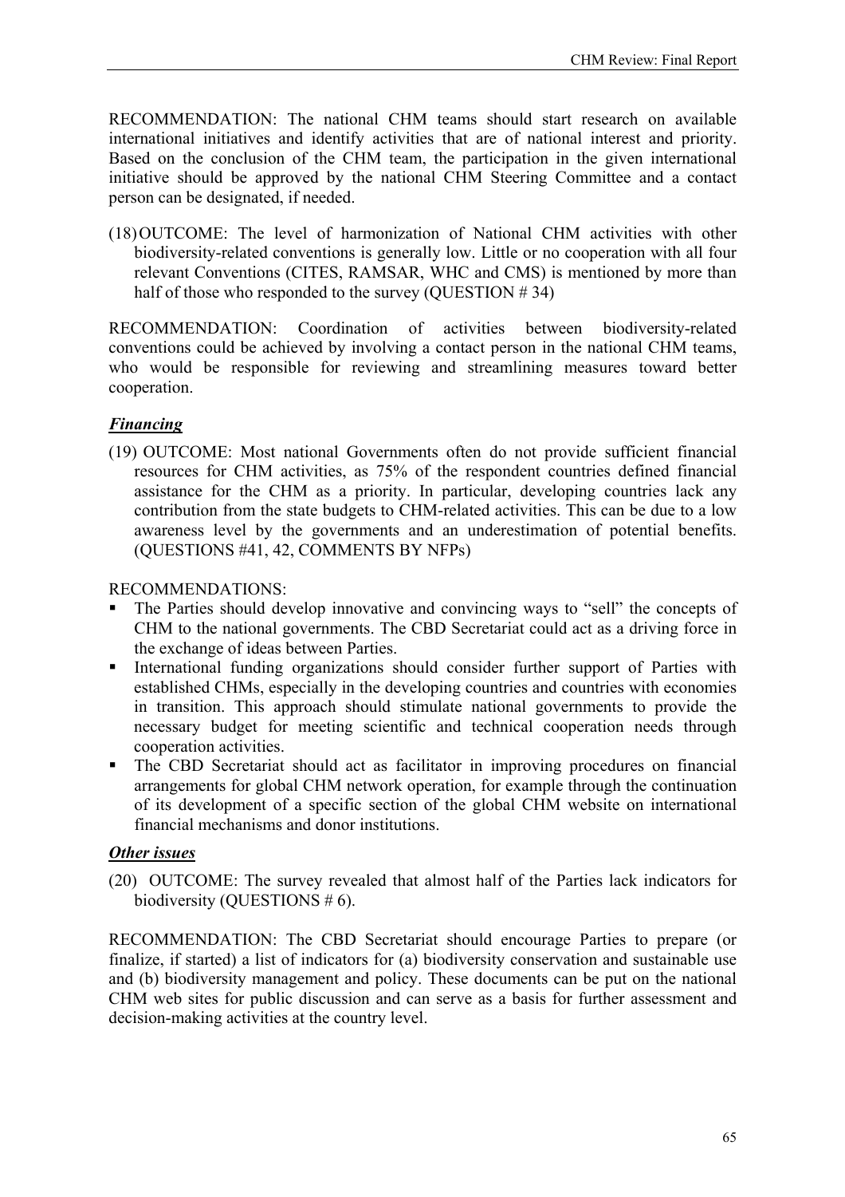RECOMMENDATION: The national CHM teams should start research on available international initiatives and identify activities that are of national interest and priority. Based on the conclusion of the CHM team, the participation in the given international initiative should be approved by the national CHM Steering Committee and a contact person can be designated, if needed.

(18) OUTCOME: The level of harmonization of National CHM activities with other biodiversity-related conventions is generally low. Little or no cooperation with all four relevant Conventions (CITES, RAMSAR, WHC and CMS) is mentioned by more than half of those who responded to the survey (QUESTION # 34)

RECOMMENDATION: Coordination of activities between biodiversity-related conventions could be achieved by involving a contact person in the national CHM teams, who would be responsible for reviewing and streamlining measures toward better cooperation.

## ***Financing***

(19) OUTCOME: Most national Governments often do not provide sufficient financial resources for CHM activities, as 75% of the respondent countries defined financial assistance for the CHM as a priority. In particular, developing countries lack any contribution from the state budgets to CHM-related activities. This can be due to a low awareness level by the governments and an underestimation of potential benefits. (QUESTIONS #41, 42, COMMENTS BY NFPs)

RECOMMENDATIONS:

- The Parties should develop innovative and convincing ways to "sell" the concepts of CHM to the national governments. The CBD Secretariat could act as a driving force in the exchange of ideas between Parties.
- International funding organizations should consider further support of Parties with established CHMs, especially in the developing countries and countries with economies in transition. This approach should stimulate national governments to provide the necessary budget for meeting scientific and technical cooperation needs through cooperation activities.
- The CBD Secretariat should act as facilitator in improving procedures on financial arrangements for global CHM network operation, for example through the continuation of its development of a specific section of the global CHM website on international financial mechanisms and donor institutions.

## ***Other issues***

(20) OUTCOME: The survey revealed that almost half of the Parties lack indicators for biodiversity (QUESTIONS # 6).

RECOMMENDATION: The CBD Secretariat should encourage Parties to prepare (or finalize, if started) a list of indicators for (a) biodiversity conservation and sustainable use and (b) biodiversity management and policy. These documents can be put on the national CHM web sites for public discussion and can serve as a basis for further assessment and decision-making activities at the country level.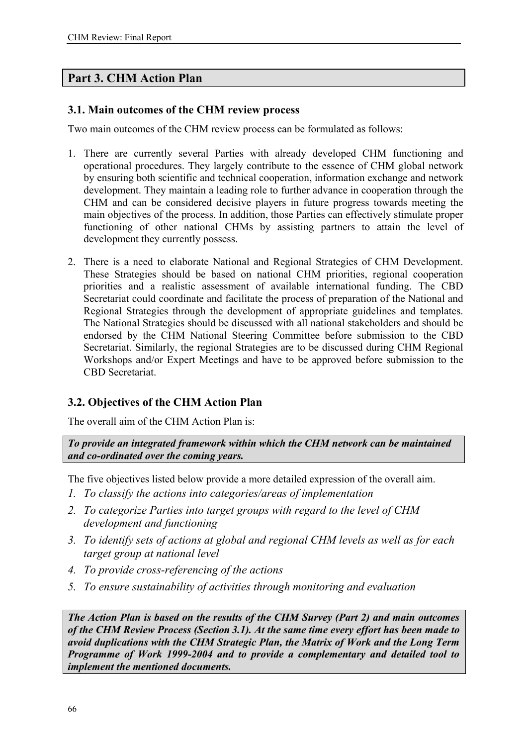## Part 3. CHM Action Plan

### 3.1. Main outcomes of the CHM review process

Two main outcomes of the CHM review process can be formulated as follows:

1. There are currently several Parties with already developed CHM functioning and operational procedures. They largely contribute to the essence of CHM global network by ensuring both scientific and technical cooperation, information exchange and network development. They maintain a leading role to further advance in cooperation through the CHM and can be considered decisive players in future progress towards meeting the main objectives of the process. In addition, those Parties can effectively stimulate proper functioning of other national CHMs by assisting partners to attain the level of development they currently possess.

2. There is a need to elaborate National and Regional Strategies of CHM Development. These Strategies should be based on national CHM priorities, regional cooperation priorities and a realistic assessment of available international funding. The CBD Secretariat could coordinate and facilitate the process of preparation of the National and Regional Strategies through the development of appropriate guidelines and templates. The National Strategies should be discussed with all national stakeholders and should be endorsed by the CHM National Steering Committee before submission to the CBD Secretariat. Similarly, the regional Strategies are to be discussed during CHM Regional Workshops and/or Expert Meetings and have to be approved before submission to the CBD Secretariat.

### 3.2. Objectives of the CHM Action Plan

The overall aim of the CHM Action Plan is:

***To provide an integrated framework within which the CHM network can be maintained and co-ordinated over the coming years.***

The five objectives listed below provide a more detailed expression of the overall aim.

1. *To classify the actions into categories/areas of implementation*
2. *To categorize Parties into target groups with regard to the level of CHM development and functioning*
3. *To identify sets of actions at global and regional CHM levels as well as for each target group at national level*
4. *To provide cross-referencing of the actions*
5. *To ensure sustainability of activities through monitoring and evaluation*

***The Action Plan is based on the results of the CHM Survey (Part 2) and main outcomes of the CHM Review Process (Section 3.1). At the same time every effort has been made to avoid duplications with the CHM Strategic Plan, the Matrix of Work and the Long Term Programme of Work 1999-2004 and to provide a complementary and detailed tool to implement the mentioned documents.***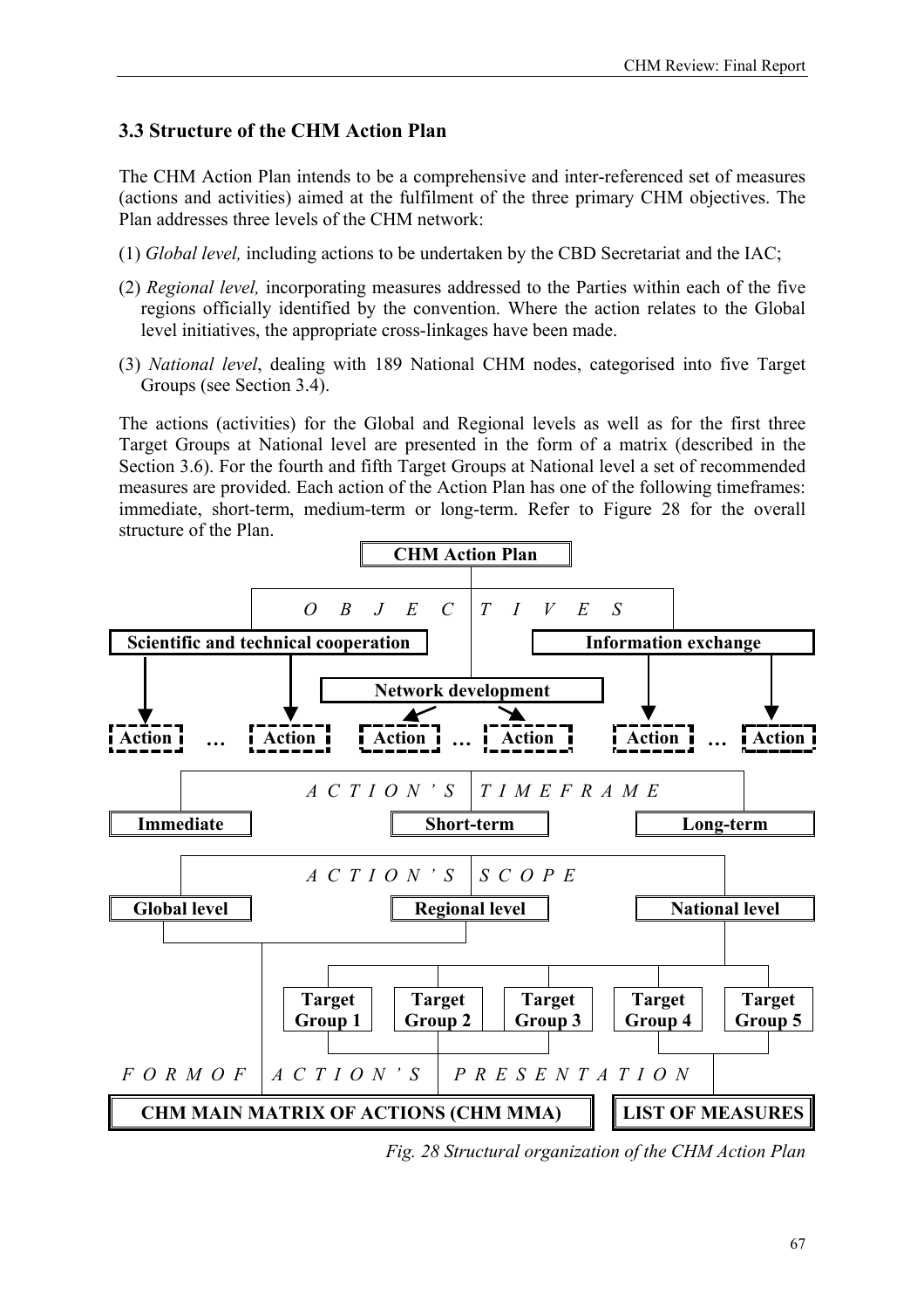### 3.3 Structure of the CHM Action Plan

The CHM Action Plan intends to be a comprehensive and inter-referenced set of measures (actions and activities) aimed at the fulfilment of the three primary CHM objectives. The Plan addresses three levels of the CHM network:

(1) *Global level,* including actions to be undertaken by the CBD Secretariat and the IAC;

(2) *Regional level,* incorporating measures addressed to the Parties within each of the five regions officially identified by the convention. Where the action relates to the Global level initiatives, the appropriate cross-linkages have been made.

(3) *National level*, dealing with 189 National CHM nodes, categorised into five Target Groups (see Section 3.4).

The actions (activities) for the Global and Regional levels as well as for the first three Target Groups at National level are presented in the form of a matrix (described in the Section 3.6). For the fourth and fifth Target Groups at National level a set of recommended measures are provided. Each action of the Action Plan has one of the following timeframes: immediate, short-term, medium-term or long-term. Refer to Figure 28 for the overall structure of the Plan.

**CHM Action Plan**

*O B J E C T I V E S*

**Scientific and technical cooperation** | **Network development** | **Information exchange**

**Action** … **Action** | **Action** … **Action** | **Action** … **Action**

*A C T I O N ' S T I M E F R A M E*

**Immediate** | **Short-term** | **Long-term**

*A C T I O N ' S S C O P E*

**Global level** | **Regional level** | **National level**

**Target Group 1** | **Target Group 2** | **Target Group 3** | **Target Group 4** | **Target Group 5**

*F O R M O F A C T I O N ' S P R E S E N T A T I O N*

**CHM MAIN MATRIX OF ACTIONS (CHM MMA)** | **LIST OF MEASURES**

*Fig. 28 Structural organization of the CHM Action Plan*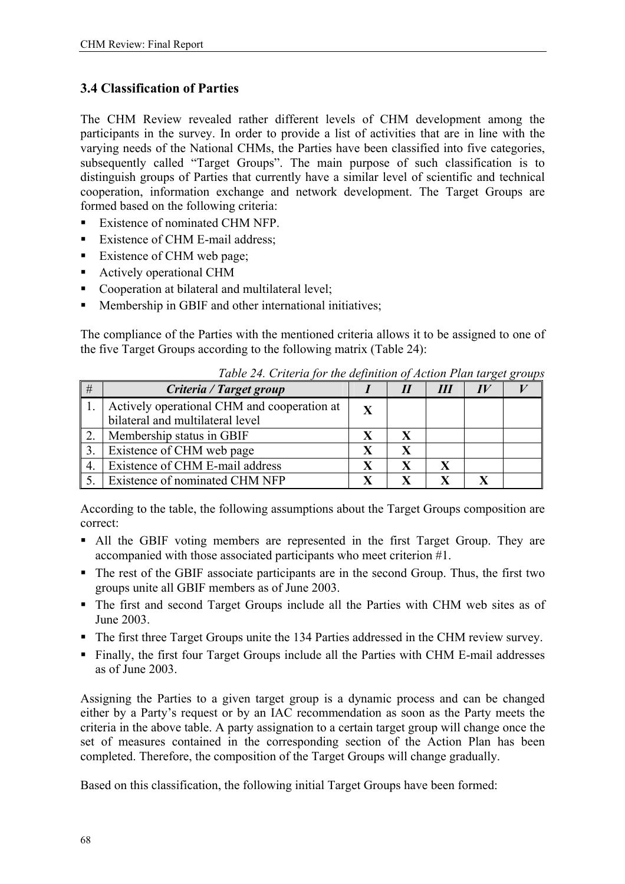## 3.4 Classification of Parties

The CHM Review revealed rather different levels of CHM development among the participants in the survey. In order to provide a list of activities that are in line with the varying needs of the National CHMs, the Parties have been classified into five categories, subsequently called "Target Groups". The main purpose of such classification is to distinguish groups of Parties that currently have a similar level of scientific and technical cooperation, information exchange and network development. The Target Groups are formed based on the following criteria:

- Existence of nominated CHM NFP.
- Existence of CHM E-mail address;
- Existence of CHM web page;
- Actively operational CHM
- Cooperation at bilateral and multilateral level;
- Membership in GBIF and other international initiatives;

The compliance of the Parties with the mentioned criteria allows it to be assigned to one of the five Target Groups according to the following matrix (Table 24):

*Table 24. Criteria for the definition of Action Plan target groups*

| # | ***Criteria / Target group*** | ***I*** | ***II*** | ***III*** | ***IV*** | ***V*** |
|---|---|---|---|---|---|---|
| 1. | Actively operational CHM and cooperation at bilateral and multilateral level | **X** | | | | |
| 2. | Membership status in GBIF | **X** | **X** | | | |
| 3. | Existence of CHM web page | **X** | **X** | | | |
| 4. | Existence of CHM E-mail address | **X** | **X** | **X** | | |
| 5. | Existence of nominated CHM NFP | **X** | **X** | **X** | **X** | |

According to the table, the following assumptions about the Target Groups composition are correct:

- All the GBIF voting members are represented in the first Target Group. They are accompanied with those associated participants who meet criterion #1.
- The rest of the GBIF associate participants are in the second Group. Thus, the first two groups unite all GBIF members as of June 2003.
- The first and second Target Groups include all the Parties with CHM web sites as of June 2003.
- The first three Target Groups unite the 134 Parties addressed in the CHM review survey.
- Finally, the first four Target Groups include all the Parties with CHM E-mail addresses as of June 2003.

Assigning the Parties to a given target group is a dynamic process and can be changed either by a Party's request or by an IAC recommendation as soon as the Party meets the criteria in the above table. A party assignation to a certain target group will change once the set of measures contained in the corresponding section of the Action Plan has been completed. Therefore, the composition of the Target Groups will change gradually.

Based on this classification, the following initial Target Groups have been formed: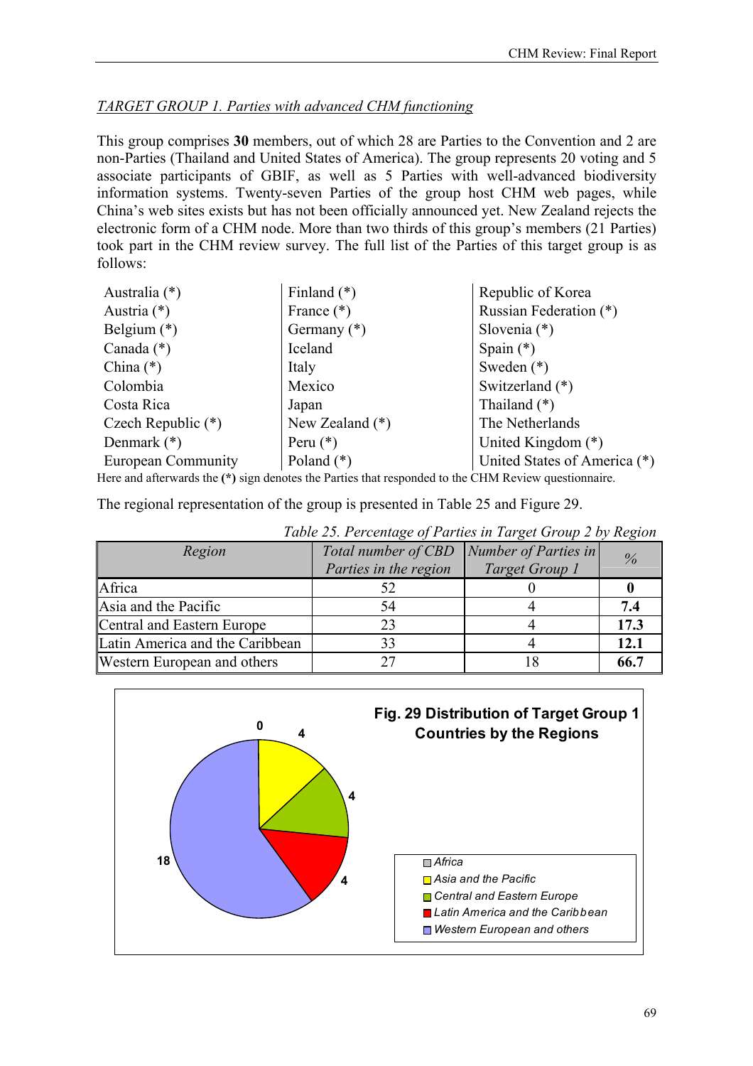*TARGET GROUP 1. Parties with advanced CHM functioning*

This group comprises **30** members, out of which 28 are Parties to the Convention and 2 are non-Parties (Thailand and United States of America). The group represents 20 voting and 5 associate participants of GBIF, as well as 5 Parties with well-advanced biodiversity information systems. Twenty-seven Parties of the group host CHM web pages, while China's web sites exists but has not been officially announced yet. New Zealand rejects the electronic form of a CHM node. More than two thirds of this group's members (21 Parties) took part in the CHM review survey. The full list of the Parties of this target group is as follows:

| | | |
|---|---|---|
| Australia (*) | Finland (*) | Republic of Korea |
| Austria (*) | France (*) | Russian Federation (*) |
| Belgium (*) | Germany (*) | Slovenia (*) |
| Canada (*) | Iceland | Spain (*) |
| China (*) | Italy | Sweden (*) |
| Colombia | Mexico | Switzerland (*) |
| Costa Rica | Japan | Thailand (*) |
| Czech Republic (*) | New Zealand (*) | The Netherlands |
| Denmark (*) | Peru (*) | United Kingdom (*) |
| European Community | Poland (*) | United States of America (*) |

Here and afterwards the **(*)** sign denotes the Parties that responded to the CHM Review questionnaire.

The regional representation of the group is presented in Table 25 and Figure 29.

*Table 25. Percentage of Parties in Target Group 2 by Region*

| *Region* | *Total number of CBD Parties in the region* | *Number of Parties in Target Group 1* | *%* |
|---|---|---|---|
| Africa | 52 | 0 | **0** |
| Asia and the Pacific | 54 | 4 | **7.4** |
| Central and Eastern Europe | 23 | 4 | **17.3** |
| Latin America and the Caribbean | 33 | 4 | **12.1** |
| Western European and others | 27 | 18 | **66.7** |

**Fig. 29 Distribution of Target Group 1 Countries by the Regions**

| Region | Number |
|---|---|
| Africa | 0 |
| Asia and the Pacific | 4 |
| Central and Eastern Europe | 4 |
| Latin America and the Caribbean | 4 |
| Western European and others | 18 |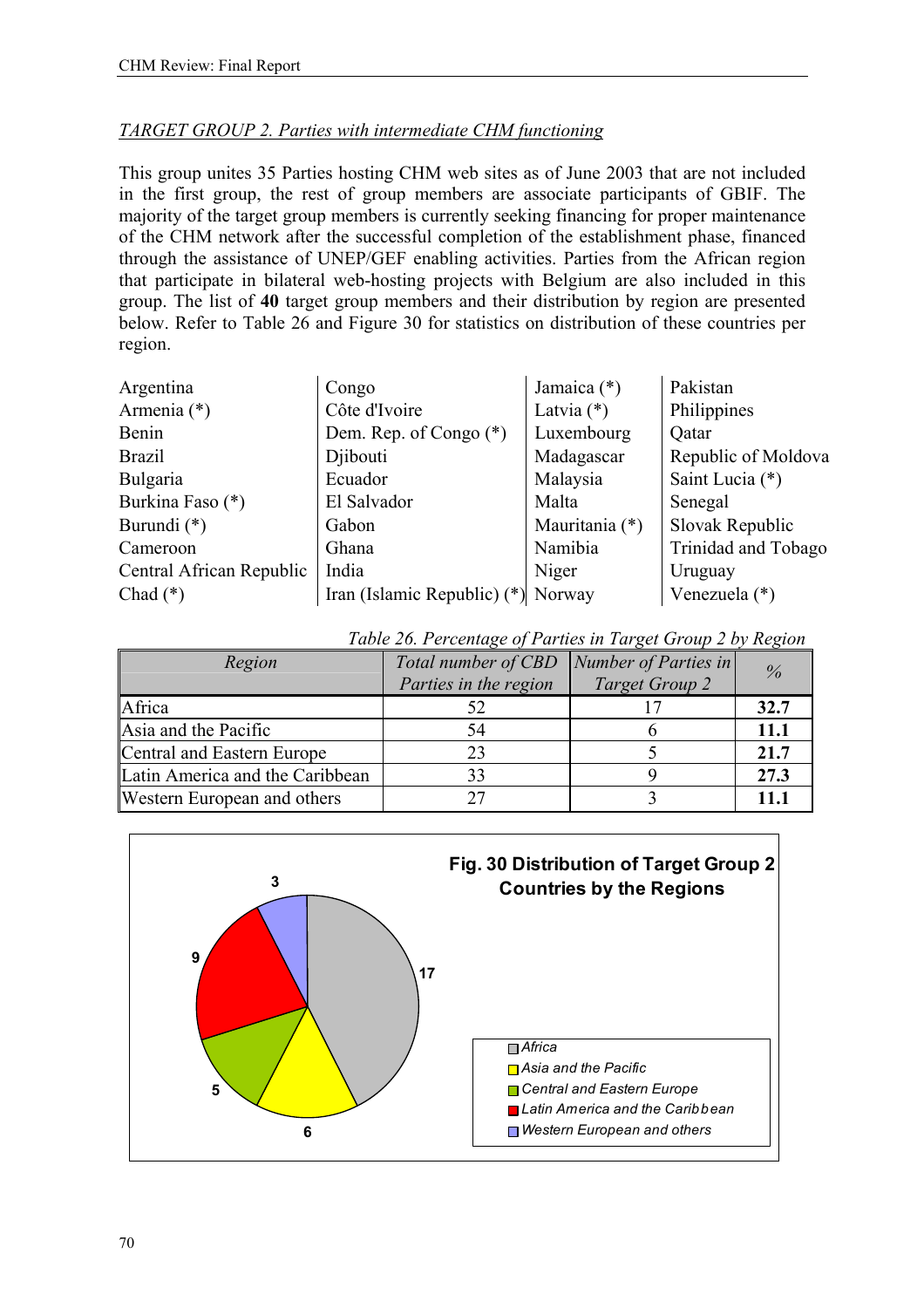*TARGET GROUP 2. Parties with intermediate CHM functioning*

This group unites 35 Parties hosting CHM web sites as of June 2003 that are not included in the first group, the rest of group members are associate participants of GBIF. The majority of the target group members is currently seeking financing for proper maintenance of the CHM network after the successful completion of the establishment phase, financed through the assistance of UNEP/GEF enabling activities. Parties from the African region that participate in bilateral web-hosting projects with Belgium are also included in this group. The list of **40** target group members and their distribution by region are presented below. Refer to Table 26 and Figure 30 for statistics on distribution of these countries per region.

| | | | |
|---|---|---|---|
| Argentina | Congo | Jamaica (*) | Pakistan |
| Armenia (*) | Côte d'Ivoire | Latvia (*) | Philippines |
| Benin | Dem. Rep. of Congo (*) | Luxembourg | Qatar |
| Brazil | Djibouti | Madagascar | Republic of Moldova |
| Bulgaria | Ecuador | Malaysia | Saint Lucia (*) |
| Burkina Faso (*) | El Salvador | Malta | Senegal |
| Burundi (*) | Gabon | Mauritania (*) | Slovak Republic |
| Cameroon | Ghana | Namibia | Trinidad and Tobago |
| Central African Republic | India | Niger | Uruguay |
| Chad (*) | Iran (Islamic Republic) (*) | Norway | Venezuela (*) |

*Table 26. Percentage of Parties in Target Group 2 by Region*

| Region | Total number of CBD Parties in the region | Number of Parties in Target Group 2 | % |
|---|---|---|---|
| Africa | 52 | 17 | **32.7** |
| Asia and the Pacific | 54 | 6 | **11.1** |
| Central and Eastern Europe | 23 | 5 | **21.7** |
| Latin America and the Caribbean | 33 | 9 | **27.3** |
| Western European and others | 27 | 3 | **11.1** |

**Fig. 30 Distribution of Target Group 2 Countries by the Regions**

| Region | Number |
|---|---|
| Africa | 17 |
| Asia and the Pacific | 6 |
| Central and Eastern Europe | 5 |
| Latin America and the Caribbean | 9 |
| Western European and others | 3 |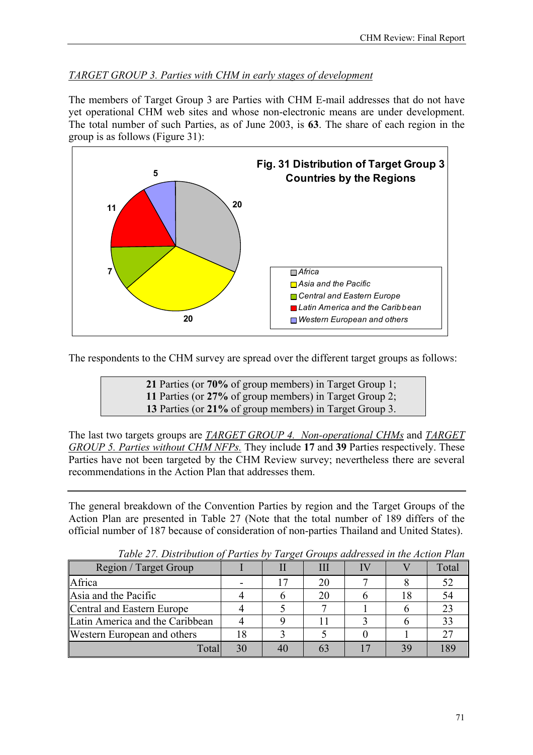*TARGET GROUP 3. Parties with CHM in early stages of development*

The members of Target Group 3 are Parties with CHM E-mail addresses that do not have yet operational CHM web sites and whose non-electronic means are under development. The total number of such Parties, as of June 2003, is **63**. The share of each region in the group is as follows (Figure 31):

**Fig. 31 Distribution of Target Group 3 Countries by the Regions**

| Region | Number |
|---|---|
| Africa | 20 |
| Asia and the Pacific | 20 |
| Central and Eastern Europe | 7 |
| Latin America and the Caribbean | 11 |
| Western European and others | 5 |

The respondents to the CHM survey are spread over the different target groups as follows:

> **21** Parties (or **70%** of group members) in Target Group 1;
> **11** Parties (or **27%** of group members) in Target Group 2;
> **13** Parties (or **21%** of group members) in Target Group 3.

The last two targets groups are *TARGET GROUP 4. Non-operational CHMs* and *TARGET GROUP 5. Parties without CHM NFPs.* They include **17** and **39** Parties respectively. These Parties have not been targeted by the CHM Review survey; nevertheless there are several recommendations in the Action Plan that addresses them.

---

The general breakdown of the Convention Parties by region and the Target Groups of the Action Plan are presented in Table 27 (Note that the total number of 189 differs of the official number of 187 because of consideration of non-parties Thailand and United States).

*Table 27. Distribution of Parties by Target Groups addressed in the Action Plan*

| Region / Target Group | I | II | III | IV | V | Total |
|---|---|---|---|---|---|---|
| Africa | - | 17 | 20 | 7 | 8 | 52 |
| Asia and the Pacific | 4 | 6 | 20 | 6 | 18 | 54 |
| Central and Eastern Europe | 4 | 5 | 7 | 1 | 6 | 23 |
| Latin America and the Caribbean | 4 | 9 | 11 | 3 | 6 | 33 |
| Western European and others | 18 | 3 | 5 | 0 | 1 | 27 |
| Total | 30 | 40 | 63 | 17 | 39 | 189 |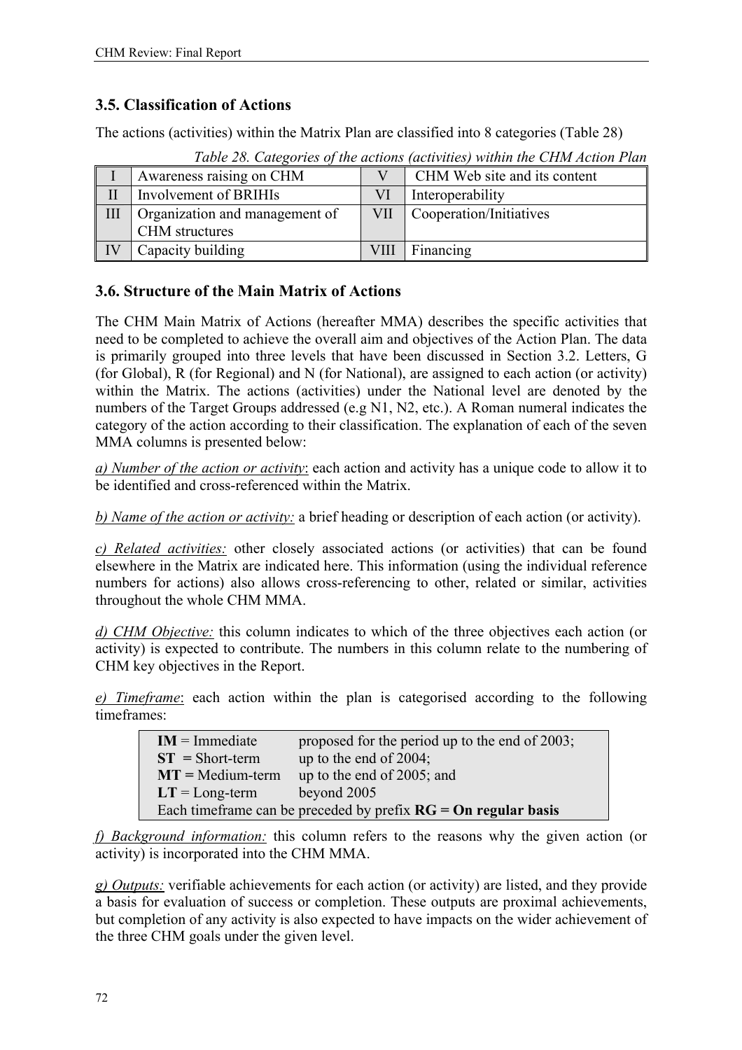## 3.5. Classification of Actions

The actions (activities) within the Matrix Plan are classified into 8 categories (Table 28)

*Table 28. Categories of the actions (activities) within the CHM Action Plan*

| | | | |
|---|---|---|---|
| I | Awareness raising on CHM | V | CHM Web site and its content |
| II | Involvement of BRIHIs | VI | Interoperability |
| III | Organization and management of CHM structures | VII | Cooperation/Initiatives |
| IV | Capacity building | VIII | Financing |

## 3.6. Structure of the Main Matrix of Actions

The CHM Main Matrix of Actions (hereafter MMA) describes the specific activities that need to be completed to achieve the overall aim and objectives of the Action Plan. The data is primarily grouped into three levels that have been discussed in Section 3.2. Letters, G (for Global), R (for Regional) and N (for National), are assigned to each action (or activity) within the Matrix. The actions (activities) under the National level are denoted by the numbers of the Target Groups addressed (e.g N1, N2, etc.). A Roman numeral indicates the category of the action according to their classification. The explanation of each of the seven MMA columns is presented below:

*a) Number of the action or activity*: each action and activity has a unique code to allow it to be identified and cross-referenced within the Matrix.

*b) Name of the action or activity:* a brief heading or description of each action (or activity).

*c) Related activities:* other closely associated actions (or activities) that can be found elsewhere in the Matrix are indicated here. This information (using the individual reference numbers for actions) also allows cross-referencing to other, related or similar, activities throughout the whole CHM MMA.

*d) CHM Objective:* this column indicates to which of the three objectives each action (or activity) is expected to contribute. The numbers in this column relate to the numbering of CHM key objectives in the Report.

*e) Timeframe*: each action within the plan is categorised according to the following timeframes:

| | |
|---|---|
| **IM** = Immediate | proposed for the period up to the end of 2003; |
| **ST** = Short-term | up to the end of 2004; |
| **MT** = Medium-term | up to the end of 2005; and |
| **LT** = Long-term | beyond 2005 |
| Each timeframe can be preceded by prefix **RG = On regular basis** | |

*f) Background information:* this column refers to the reasons why the given action (or activity) is incorporated into the CHM MMA.

*g) Outputs:* verifiable achievements for each action (or activity) are listed, and they provide a basis for evaluation of success or completion. These outputs are proximal achievements, but completion of any activity is also expected to have impacts on the wider achievement of the three CHM goals under the given level.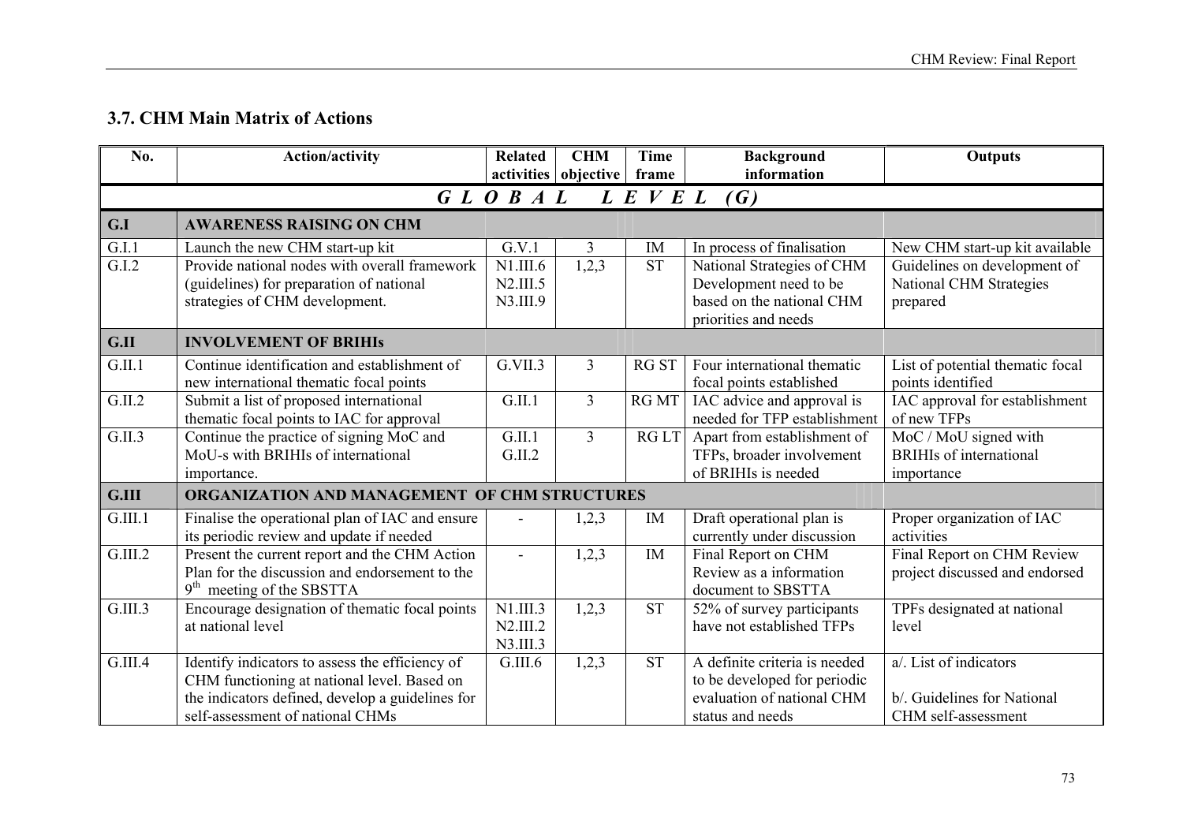### 3.7. CHM Main Matrix of Actions

| No. | Action/activity | Related activities | CHM objective | Time frame | Background information | Outputs |
|---|---|---|---|---|---|---|
| | ***G L O B A L L E V E L (G)*** | | | | | |
| **G.I** | **AWARENESS RAISING ON CHM** | | | | | |
| G.I.1 | Launch the new CHM start-up kit | G.V.1 | 3 | IM | In process of finalisation | New CHM start-up kit available |
| G.I.2 | Provide national nodes with overall framework (guidelines) for preparation of national strategies of CHM development. | N1.III.6 N2.III.5 N3.III.9 | 1,2,3 | ST | National Strategies of CHM Development need to be based on the national CHM priorities and needs | Guidelines on development of National CHM Strategies prepared |
| **G.II** | **INVOLVEMENT OF BRIHIs** | | | | | |
| G.II.1 | Continue identification and establishment of new international thematic focal points | G.VII.3 | 3 | RG ST | Four international thematic focal points established | List of potential thematic focal points identified |
| G.II.2 | Submit a list of proposed international thematic focal points to IAC for approval | G.II.1 | 3 | RG MT | IAC advice and approval is needed for TFP establishment | IAC approval for establishment of new TFPs |
| G.II.3 | Continue the practice of signing MoC and MoU-s with BRIHIs of international importance. | G.II.1 G.II.2 | 3 | RG LT | Apart from establishment of TFPs, broader involvement of BRIHIs is needed | MoC / MoU signed with BRIHIs of international importance |
| **G.III** | **ORGANIZATION AND MANAGEMENT OF CHM STRUCTURES** | | | | | |
| G.III.1 | Finalise the operational plan of IAC and ensure its periodic review and update if needed | - | 1,2,3 | IM | Draft operational plan is currently under discussion | Proper organization of IAC activities |
| G.III.2 | Present the current report and the CHM Action Plan for the discussion and endorsement to the 9th meeting of the SBSTTA | - | 1,2,3 | IM | Final Report on CHM Review as a information document to SBSTTA | Final Report on CHM Review project discussed and endorsed |
| G.III.3 | Encourage designation of thematic focal points at national level | N1.III.3 N2.III.2 N3.III.3 | 1,2,3 | ST | 52% of survey participants have not established TFPs | TPFs designated at national level |
| G.III.4 | Identify indicators to assess the efficiency of CHM functioning at national level. Based on the indicators defined, develop a guidelines for self-assessment of national CHMs | G.III.6 | 1,2,3 | ST | A definite criteria is needed to be developed for periodic evaluation of national CHM status and needs | a/. List of indicators<br><br>b/. Guidelines for National CHM self-assessment |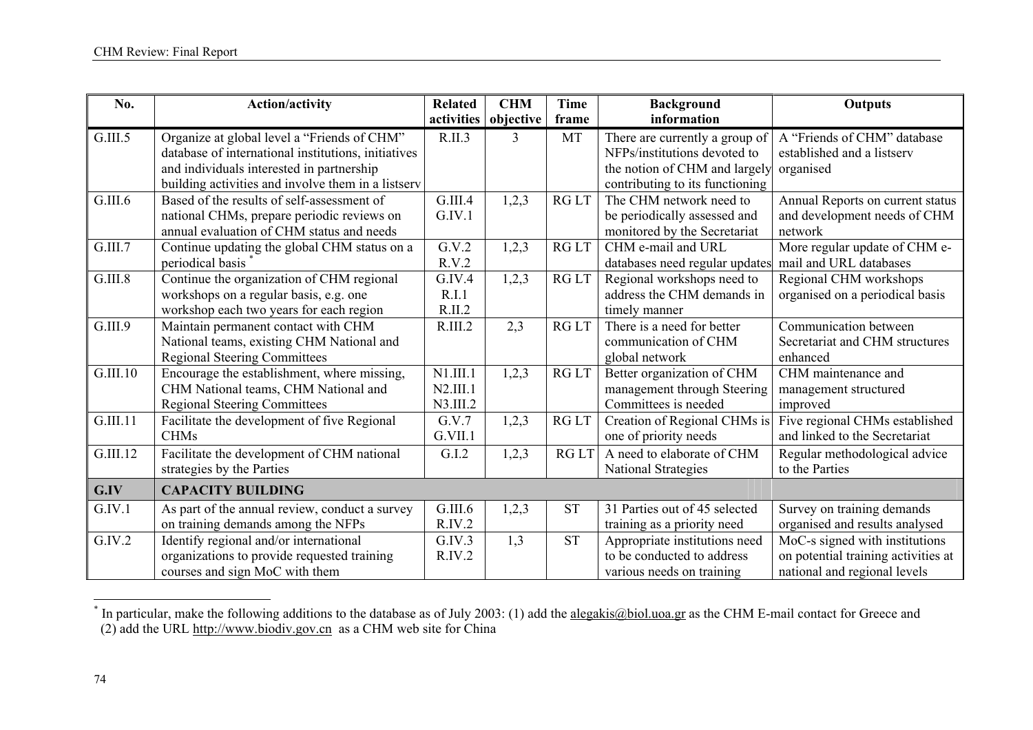| No. | Action/activity | Related activities | CHM objective | Time frame | Background information | Outputs |
|---|---|---|---|---|---|---|
| G.III.5 | Organize at global level a "Friends of CHM" database of international institutions, initiatives and individuals interested in partnership building activities and involve them in a listserv | R.II.3 | 3 | MT | There are currently a group of NFPs/institutions devoted to the notion of CHM and largely contributing to its functioning | A "Friends of CHM" database established and a listserv organised |
| G.III.6 | Based of the results of self-assessment of national CHMs, prepare periodic reviews on annual evaluation of CHM status and needs | G.III.4 G.IV.1 | 1,2,3 | RG LT | The CHM network need to be periodically assessed and monitored by the Secretariat | Annual Reports on current status and development needs of CHM network |
| G.III.7 | Continue updating the global CHM status on a periodical basis * | G.V.2 R.V.2 | 1,2,3 | RG LT | CHM e-mail and URL databases need regular updates | More regular update of CHM e-mail and URL databases |
| G.III.8 | Continue the organization of CHM regional workshops on a regular basis, e.g. one workshop each two years for each region | G.IV.4 R.I.1 R.II.2 | 1,2,3 | RG LT | Regional workshops need to address the CHM demands in timely manner | Regional CHM workshops organised on a periodical basis |
| G.III.9 | Maintain permanent contact with CHM National teams, existing CHM National and Regional Steering Committees | R.III.2 | 2,3 | RG LT | There is a need for better communication of CHM global network | Communication between Secretariat and CHM structures enhanced |
| G.III.10 | Encourage the establishment, where missing, CHM National teams, CHM National and Regional Steering Committees | N1.III.1 N2.III.1 N3.III.2 | 1,2,3 | RG LT | Better organization of CHM management through Steering Committees is needed | CHM maintenance and management structured improved |
| G.III.11 | Facilitate the development of five Regional CHMs | G.V.7 G.VII.1 | 1,2,3 | RG LT | Creation of Regional CHMs is one of priority needs | Five regional CHMs established and linked to the Secretariat |
| G.III.12 | Facilitate the development of CHM national strategies by the Parties | G.I.2 | 1,2,3 | RG LT | A need to elaborate of CHM National Strategies | Regular methodological advice to the Parties |
| **G.IV** | **CAPACITY BUILDING** | | | | | |
| G.IV.1 | As part of the annual review, conduct a survey on training demands among the NFPs | G.III.6 R.IV.2 | 1,2,3 | ST | 31 Parties out of 45 selected training as a priority need | Survey on training demands organised and results analysed |
| G.IV.2 | Identify regional and/or international organizations to provide requested training courses and sign MoC with them | G.IV.3 R.IV.2 | 1,3 | ST | Appropriate institutions need to be conducted to address various needs on training | MoC-s signed with institutions on potential training activities at national and regional levels |

* In particular, make the following additions to the database as of July 2003: (1) add the alegakis@biol.uoa.gr as the CHM E-mail contact for Greece and (2) add the URL http://www.biodiv.gov.cn as a CHM web site for China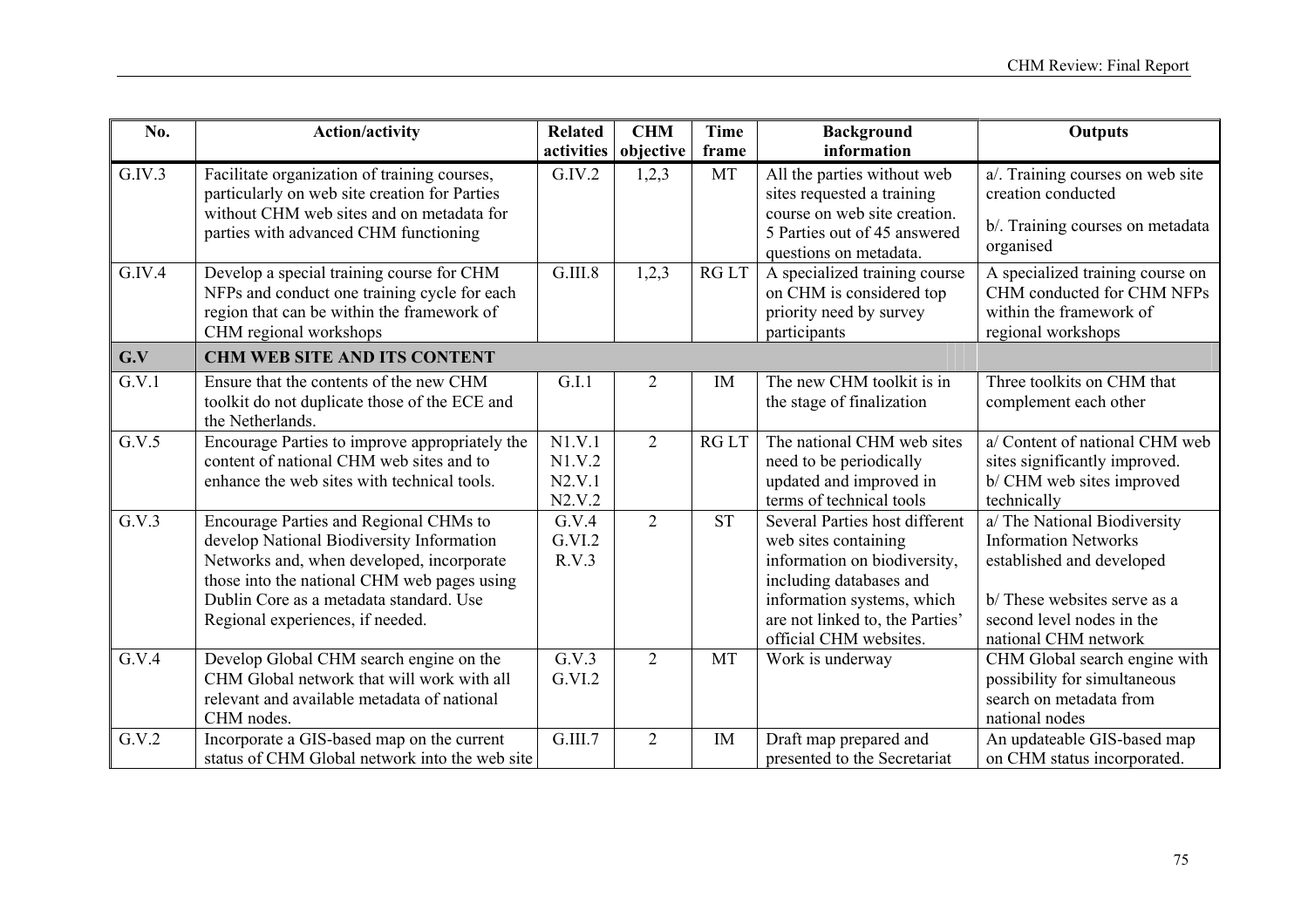| No. | Action/activity | Related activities | CHM objective | Time frame | Background information | Outputs |
|---|---|---|---|---|---|---|
| G.IV.3 | Facilitate organization of training courses, particularly on web site creation for Parties without CHM web sites and on metadata for parties with advanced CHM functioning | G.IV.2 | 1,2,3 | MT | All the parties without web sites requested a training course on web site creation. 5 Parties out of 45 answered questions on metadata. | a/. Training courses on web site creation conducted<br><br>b/. Training courses on metadata organised |
| G.IV.4 | Develop a special training course for CHM NFPs and conduct one training cycle for each region that can be within the framework of CHM regional workshops | G.III.8 | 1,2,3 | RG LT | A specialized training course on CHM is considered top priority need by survey participants | A specialized training course on CHM conducted for CHM NFPs within the framework of regional workshops |
| **G.V** | **CHM WEB SITE AND ITS CONTENT** | | | | | |
| G.V.1 | Ensure that the contents of the new CHM toolkit do not duplicate those of the ECE and the Netherlands. | G.I.1 | 2 | IM | The new CHM toolkit is in the stage of finalization | Three toolkits on CHM that complement each other |
| G.V.5 | Encourage Parties to improve appropriately the content of national CHM web sites and to enhance the web sites with technical tools. | N1.V.1<br>N1.V.2<br>N2.V.1<br>N2.V.2 | 2 | RG LT | The national CHM web sites need to be periodically updated and improved in terms of technical tools | a/ Content of national CHM web sites significantly improved.<br>b/ CHM web sites improved technically |
| G.V.3 | Encourage Parties and Regional CHMs to develop National Biodiversity Information Networks and, when developed, incorporate those into the national CHM web pages using Dublin Core as a metadata standard. Use Regional experiences, if needed. | G.V.4<br>G.VI.2<br>R.V.3 | 2 | ST | Several Parties host different web sites containing information on biodiversity, including databases and information systems, which are not linked to, the Parties' official CHM websites. | a/ The National Biodiversity Information Networks established and developed<br><br>b/ These websites serve as a second level nodes in the national CHM network |
| G.V.4 | Develop Global CHM search engine on the CHM Global network that will work with all relevant and available metadata of national CHM nodes. | G.V.3<br>G.VI.2 | 2 | MT | Work is underway | CHM Global search engine with possibility for simultaneous search on metadata from national nodes |
| G.V.2 | Incorporate a GIS-based map on the current status of CHM Global network into the web site | G.III.7 | 2 | IM | Draft map prepared and presented to the Secretariat | An updateable GIS-based map on CHM status incorporated. |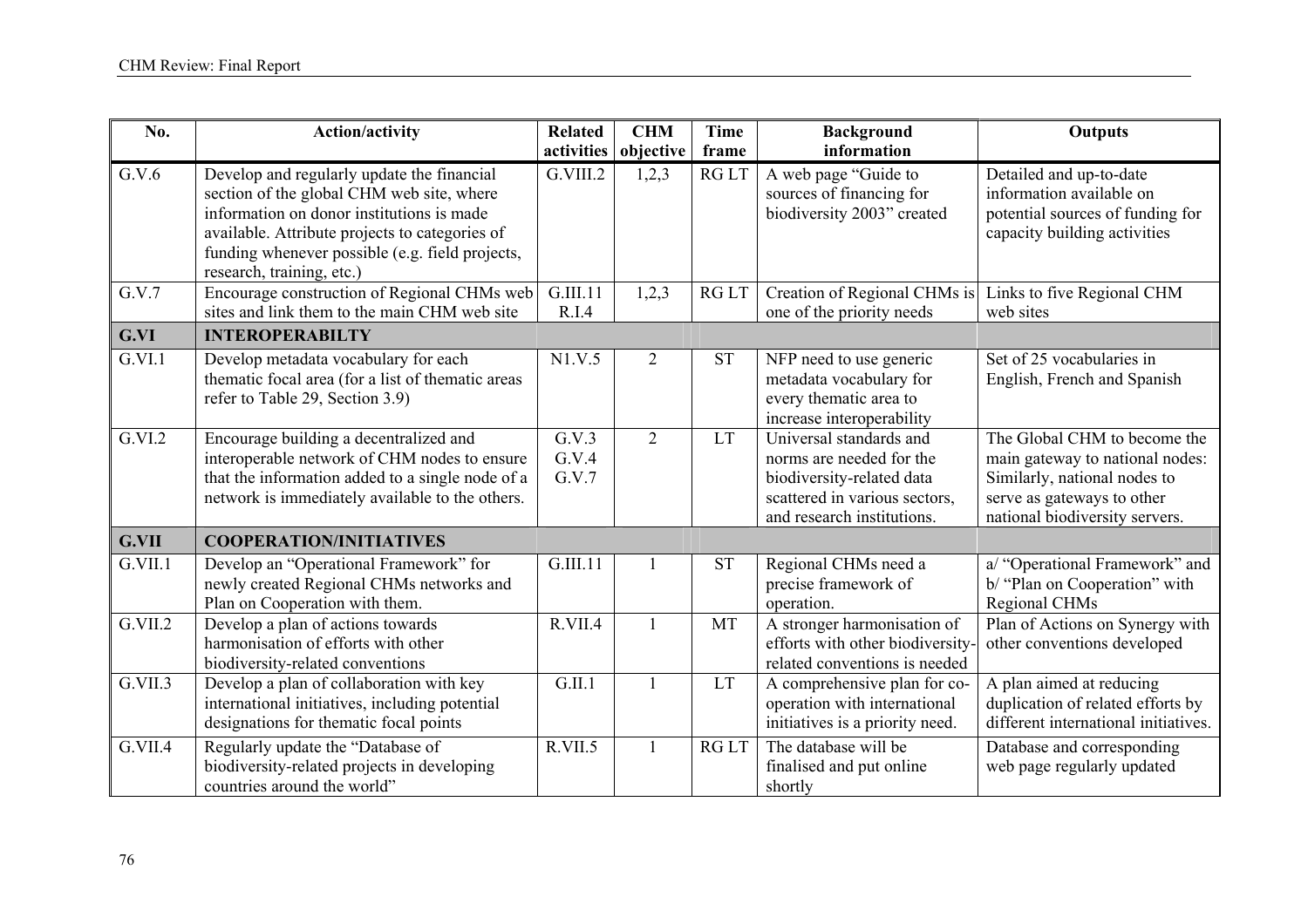| No. | Action/activity | Related activities | CHM objective | Time frame | Background information | Outputs |
|---|---|---|---|---|---|---|
| G.V.6 | Develop and regularly update the financial section of the global CHM web site, where information on donor institutions is made available. Attribute projects to categories of funding whenever possible (e.g. field projects, research, training, etc.) | G.VIII.2 | 1,2,3 | RG LT | A web page "Guide to sources of financing for biodiversity 2003" created | Detailed and up-to-date information available on potential sources of funding for capacity building activities |
| G.V.7 | Encourage construction of Regional CHMs web sites and link them to the main CHM web site | G.III.11 R.I.4 | 1,2,3 | RG LT | Creation of Regional CHMs is one of the priority needs | Links to five Regional CHM web sites |
| **G.VI** | **INTEROPERABILTY** | | | | | |
| G.VI.1 | Develop metadata vocabulary for each thematic focal area (for a list of thematic areas refer to Table 29, Section 3.9) | N1.V.5 | 2 | ST | NFP need to use generic metadata vocabulary for every thematic area to increase interoperability | Set of 25 vocabularies in English, French and Spanish |
| G.VI.2 | Encourage building a decentralized and interoperable network of CHM nodes to ensure that the information added to a single node of a network is immediately available to the others. | G.V.3 G.V.4 G.V.7 | 2 | LT | Universal standards and norms are needed for the biodiversity-related data scattered in various sectors, and research institutions. | The Global CHM to become the main gateway to national nodes: Similarly, national nodes to serve as gateways to other national biodiversity servers. |
| **G.VII** | **COOPERATION/INITIATIVES** | | | | | |
| G.VII.1 | Develop an "Operational Framework" for newly created Regional CHMs networks and Plan on Cooperation with them. | G.III.11 | 1 | ST | Regional CHMs need a precise framework of operation. | a/ "Operational Framework" and b/ "Plan on Cooperation" with Regional CHMs |
| G.VII.2 | Develop a plan of actions towards harmonisation of efforts with other biodiversity-related conventions | R.VII.4 | 1 | MT | A stronger harmonisation of efforts with other biodiversity-related conventions is needed | Plan of Actions on Synergy with other conventions developed |
| G.VII.3 | Develop a plan of collaboration with key international initiatives, including potential designations for thematic focal points | G.II.1 | 1 | LT | A comprehensive plan for co-operation with international initiatives is a priority need. | A plan aimed at reducing duplication of related efforts by different international initiatives. |
| G.VII.4 | Regularly update the "Database of biodiversity-related projects in developing countries around the world" | R.VII.5 | 1 | RG LT | The database will be finalised and put online shortly | Database and corresponding web page regularly updated |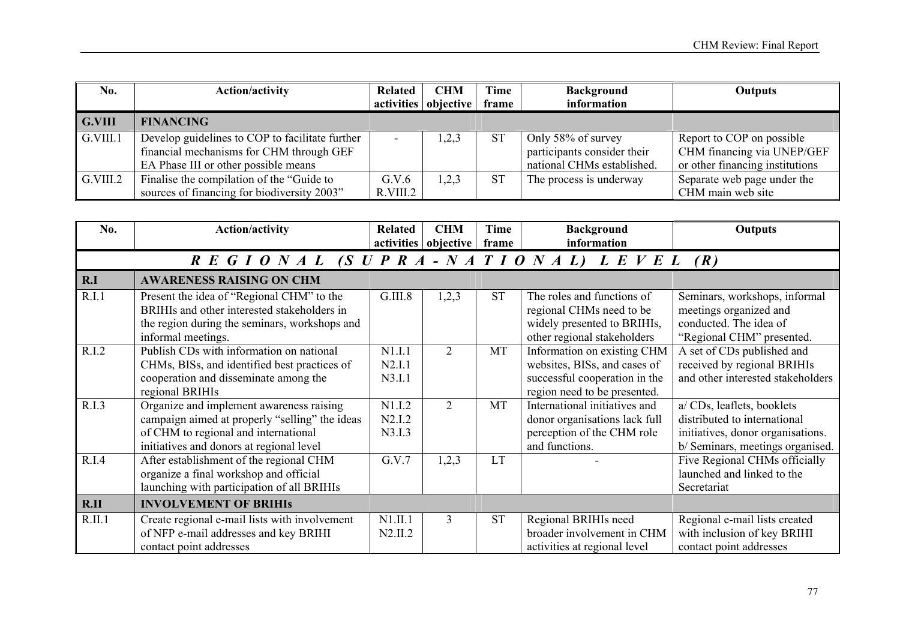| No. | Action/activity | Related activities | CHM objective | Time frame | Background information | Outputs |
|---|---|---|---|---|---|---|
| **G.VIII** | **FINANCING** | | | | | |
| G.VIII.1 | Develop guidelines to COP to facilitate further financial mechanisms for CHM through GEF EA Phase III or other possible means | - | 1,2,3 | ST | Only 58% of survey participants consider their national CHMs established. | Report to COP on possible CHM financing via UNEP/GEF or other financing institutions |
| G.VIII.2 | Finalise the compilation of the "Guide to sources of financing for biodiversity 2003" | G.V.6 R.VIII.2 | 1,2,3 | ST | The process is underway | Separate web page under the CHM main web site |

| No. | Action/activity | Related activities | CHM objective | Time frame | Background information | Outputs |
|---|---|---|---|---|---|---|
| ***REGIONAL (SUPRA-NATIONAL) LEVEL (R)*** | | | | | | |
| **R.I** | **AWARENESS RAISING ON CHM** | | | | | |
| R.I.1 | Present the idea of "Regional CHM" to the BRIHIs and other interested stakeholders in the region during the seminars, workshops and informal meetings. | G.III.8 | 1,2,3 | ST | The roles and functions of regional CHMs need to be widely presented to BRIHIs, other regional stakeholders | Seminars, workshops, informal meetings organized and conducted. The idea of "Regional CHM" presented. |
| R.I.2 | Publish CDs with information on national CHMs, BISs, and identified best practices of cooperation and disseminate among the regional BRIHIs | N1.I.1 N2.I.1 N3.I.1 | 2 | MT | Information on existing CHM websites, BISs, and cases of successful cooperation in the region need to be presented. | A set of CDs published and received by regional BRIHIs and other interested stakeholders |
| R.I.3 | Organize and implement awareness raising campaign aimed at properly "selling" the ideas of CHM to regional and international initiatives and donors at regional level | N1.I.2 N2.I.2 N3.I.3 | 2 | MT | International initiatives and donor organisations lack full perception of the CHM role and functions. | a/ CDs, leaflets, booklets distributed to international initiatives, donor organisations. b/ Seminars, meetings organised. |
| R.I.4 | After establishment of the regional CHM organize a final workshop and official launching with participation of all BRIHIs | G.V.7 | 1,2,3 | LT | - | Five Regional CHMs officially launched and linked to the Secretariat |
| **R.II** | **INVOLVEMENT OF BRIHIs** | | | | | |
| R.II.1 | Create regional e-mail lists with involvement of NFP e-mail addresses and key BRIHI contact point addresses | N1.II.1 N2.II.2 | 3 | ST | Regional BRIHIs need broader involvement in CHM activities at regional level | Regional e-mail lists created with inclusion of key BRIHI contact point addresses |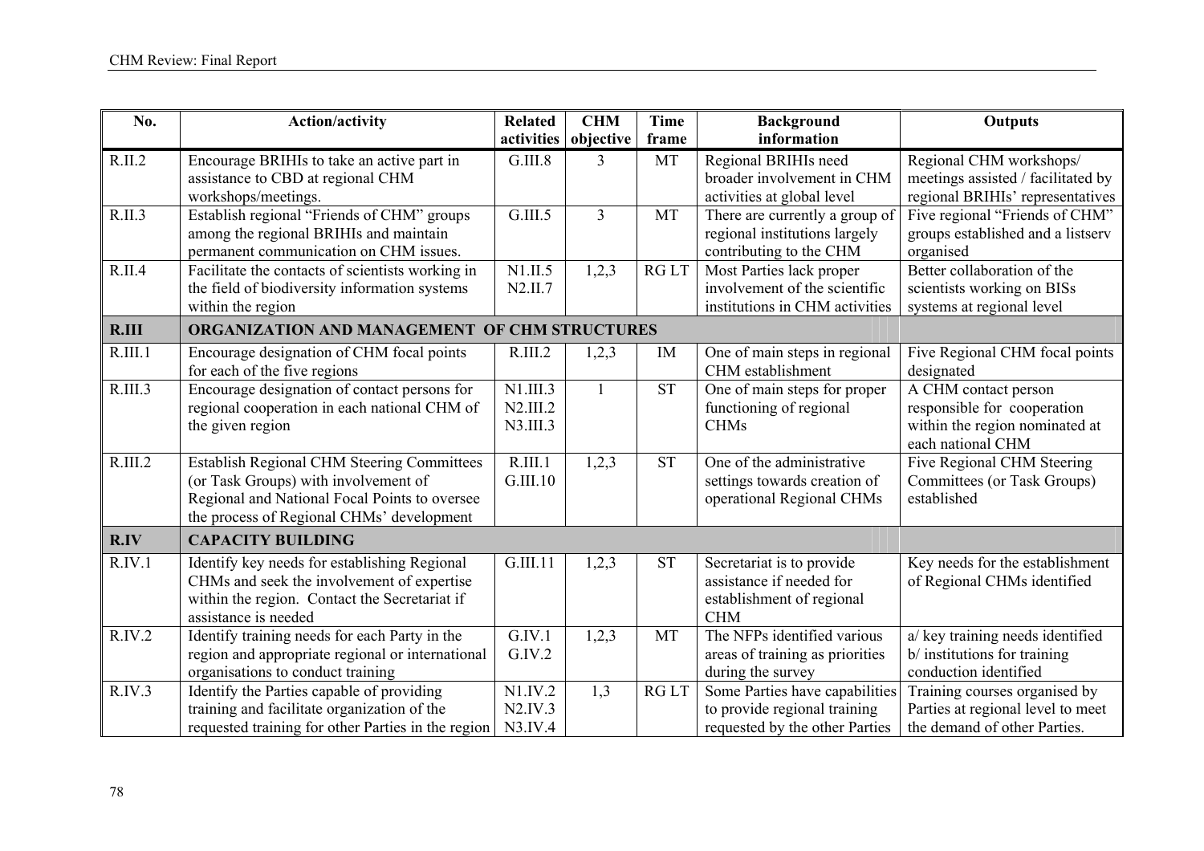| No. | Action/activity | Related activities | CHM objective | Time frame | Background information | Outputs |
|---|---|---|---|---|---|---|
| R.II.2 | Encourage BRIHIs to take an active part in assistance to CBD at regional CHM workshops/meetings. | G.III.8 | 3 | MT | Regional BRIHIs need broader involvement in CHM activities at global level | Regional CHM workshops/ meetings assisted / facilitated by regional BRIHIs' representatives |
| R.II.3 | Establish regional "Friends of CHM" groups among the regional BRIHIs and maintain permanent communication on CHM issues. | G.III.5 | 3 | MT | There are currently a group of regional institutions largely contributing to the CHM | Five regional "Friends of CHM" groups established and a listserv organised |
| R.II.4 | Facilitate the contacts of scientists working in the field of biodiversity information systems within the region | N1.II.5 N2.II.7 | 1,2,3 | RG LT | Most Parties lack proper involvement of the scientific institutions in CHM activities | Better collaboration of the scientists working on BISs systems at regional level |
| **R.III** | **ORGANIZATION AND MANAGEMENT OF CHM STRUCTURES** | | | | | |
| R.III.1 | Encourage designation of CHM focal points for each of the five regions | R.III.2 | 1,2,3 | IM | One of main steps in regional CHM establishment | Five Regional CHM focal points designated |
| R.III.3 | Encourage designation of contact persons for regional cooperation in each national CHM of the given region | N1.III.3 N2.III.2 N3.III.3 | 1 | ST | One of main steps for proper functioning of regional CHMs | A CHM contact person responsible for cooperation within the region nominated at each national CHM |
| R.III.2 | Establish Regional CHM Steering Committees (or Task Groups) with involvement of Regional and National Focal Points to oversee the process of Regional CHMs' development | R.III.1 G.III.10 | 1,2,3 | ST | One of the administrative settings towards creation of operational Regional CHMs | Five Regional CHM Steering Committees (or Task Groups) established |
| **R.IV** | **CAPACITY BUILDING** | | | | | |
| R.IV.1 | Identify key needs for establishing Regional CHMs and seek the involvement of expertise within the region. Contact the Secretariat if assistance is needed | G.III.11 | 1,2,3 | ST | Secretariat is to provide assistance if needed for establishment of regional CHM | Key needs for the establishment of Regional CHMs identified |
| R.IV.2 | Identify training needs for each Party in the region and appropriate regional or international organisations to conduct training | G.IV.1 G.IV.2 | 1,2,3 | MT | The NFPs identified various areas of training as priorities during the survey | a/ key training needs identified b/ institutions for training conduction identified |
| R.IV.3 | Identify the Parties capable of providing training and facilitate organization of the requested training for other Parties in the region | N1.IV.2 N2.IV.3 N3.IV.4 | 1,3 | RG LT | Some Parties have capabilities to provide regional training requested by the other Parties | Training courses organised by Parties at regional level to meet the demand of other Parties. |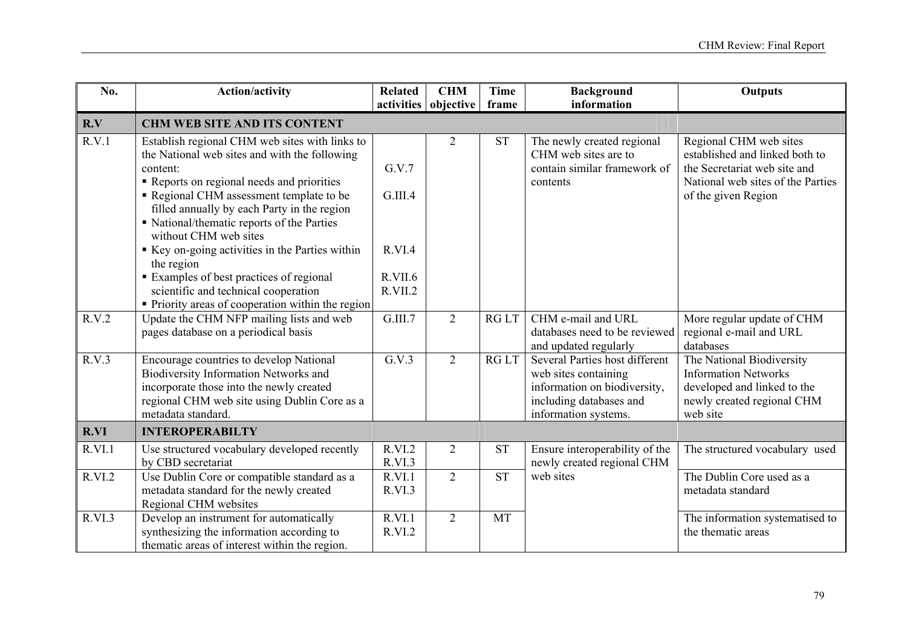| No. | Action/activity | Related activities | CHM objective | Time frame | Background information | Outputs |
|---|---|---|---|---|---|---|
| **R.V** | **CHM WEB SITE AND ITS CONTENT** | | | | | |
| R.V.1 | Establish regional CHM web sites with links to the National web sites and with the following content:<br>▪ Reports on regional needs and priorities<br>▪ Regional CHM assessment template to be filled annually by each Party in the region<br>▪ National/thematic reports of the Parties without CHM web sites<br>▪ Key on-going activities in the Parties within the region<br>▪ Examples of best practices of regional scientific and technical cooperation<br>▪ Priority areas of cooperation within the region | G.V.7<br>G.III.4<br>R.VI.4<br>R.VII.6<br>R.VII.2 | 2 | ST | The newly created regional CHM web sites are to contain similar framework of contents | Regional CHM web sites established and linked both to the Secretariat web site and National web sites of the Parties of the given Region |
| R.V.2 | Update the CHM NFP mailing lists and web pages database on a periodical basis | G.III.7 | 2 | RG LT | CHM e-mail and URL databases need to be reviewed and updated regularly | More regular update of CHM regional e-mail and URL databases |
| R.V.3 | Encourage countries to develop National Biodiversity Information Networks and incorporate those into the newly created regional CHM web site using Dublin Core as a metadata standard. | G.V.3 | 2 | RG LT | Several Parties host different web sites containing information on biodiversity, including databases and information systems. | The National Biodiversity Information Networks developed and linked to the newly created regional CHM web site |
| **R.VI** | **INTEROPERABILTY** | | | | | |
| R.VI.1 | Use structured vocabulary developed recently by CBD secretariat | R.VI.2<br>R.VI.3 | 2 | ST | Ensure interoperability of the newly created regional CHM web sites | The structured vocabulary used |
| R.VI.2 | Use Dublin Core or compatible standard as a metadata standard for the newly created Regional CHM websites | R.VI.1<br>R.VI.3 | 2 | ST | | The Dublin Core used as a metadata standard |
| R.VI.3 | Develop an instrument for automatically synthesizing the information according to thematic areas of interest within the region. | R.VI.1<br>R.VI.2 | 2 | MT | | The information systematised to the thematic areas |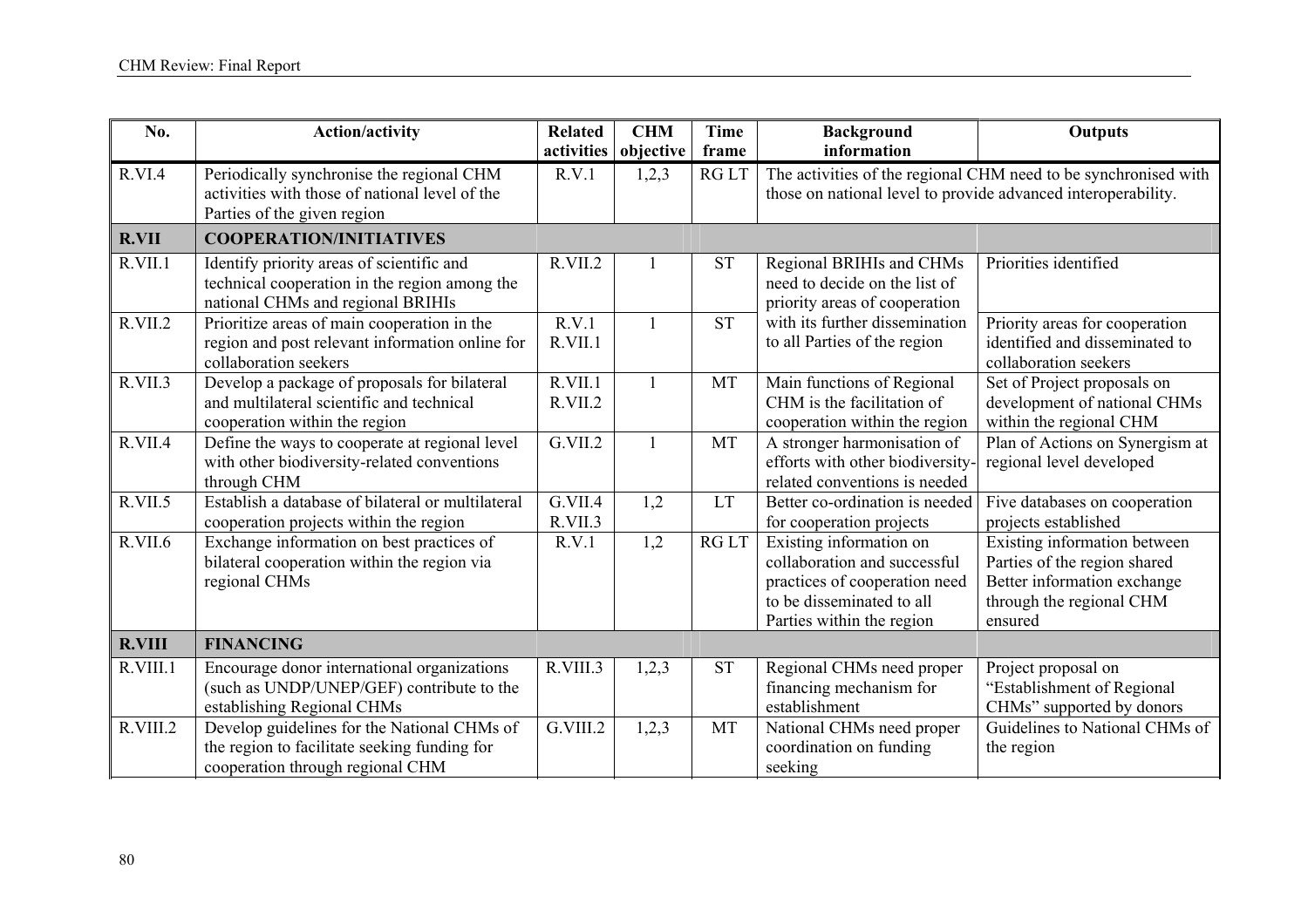| No. | Action/activity | Related activities | CHM objective | Time frame | Background information | Outputs |
|---|---|---|---|---|---|---|
| R.VI.4 | Periodically synchronise the regional CHM activities with those of national level of the Parties of the given region | R.V.1 | 1,2,3 | RG LT | The activities of the regional CHM need to be synchronised with those on national level to provide advanced interoperability. | |
| **R.VII** | **COOPERATION/INITIATIVES** | | | | | |
| R.VII.1 | Identify priority areas of scientific and technical cooperation in the region among the national CHMs and regional BRIHIs | R.VII.2 | 1 | ST | Regional BRIHIs and CHMs need to decide on the list of priority areas of cooperation with its further dissemination to all Parties of the region | Priorities identified |
| R.VII.2 | Prioritize areas of main cooperation in the region and post relevant information online for collaboration seekers | R.V.1 R.VII.1 | 1 | ST | | Priority areas for cooperation identified and disseminated to collaboration seekers |
| R.VII.3 | Develop a package of proposals for bilateral and multilateral scientific and technical cooperation within the region | R.VII.1 R.VII.2 | 1 | MT | Main functions of Regional CHM is the facilitation of cooperation within the region | Set of Project proposals on development of national CHMs within the regional CHM |
| R.VII.4 | Define the ways to cooperate at regional level with other biodiversity-related conventions through CHM | G.VII.2 | 1 | MT | A stronger harmonisation of efforts with other biodiversity-related conventions is needed | Plan of Actions on Synergism at regional level developed |
| R.VII.5 | Establish a database of bilateral or multilateral cooperation projects within the region | G.VII.4 R.VII.3 | 1,2 | LT | Better co-ordination is needed for cooperation projects | Five databases on cooperation projects established |
| R.VII.6 | Exchange information on best practices of bilateral cooperation within the region via regional CHMs | R.V.1 | 1,2 | RG LT | Existing information on collaboration and successful practices of cooperation need to be disseminated to all Parties within the region | Existing information between Parties of the region shared Better information exchange through the regional CHM ensured |
| **R.VIII** | **FINANCING** | | | | | |
| R.VIII.1 | Encourage donor international organizations (such as UNDP/UNEP/GEF) contribute to the establishing Regional CHMs | R.VIII.3 | 1,2,3 | ST | Regional CHMs need proper financing mechanism for establishment | Project proposal on "Establishment of Regional CHMs" supported by donors |
| R.VIII.2 | Develop guidelines for the National CHMs of the region to facilitate seeking funding for cooperation through regional CHM | G.VIII.2 | 1,2,3 | MT | National CHMs need proper coordination on funding seeking | Guidelines to National CHMs of the region |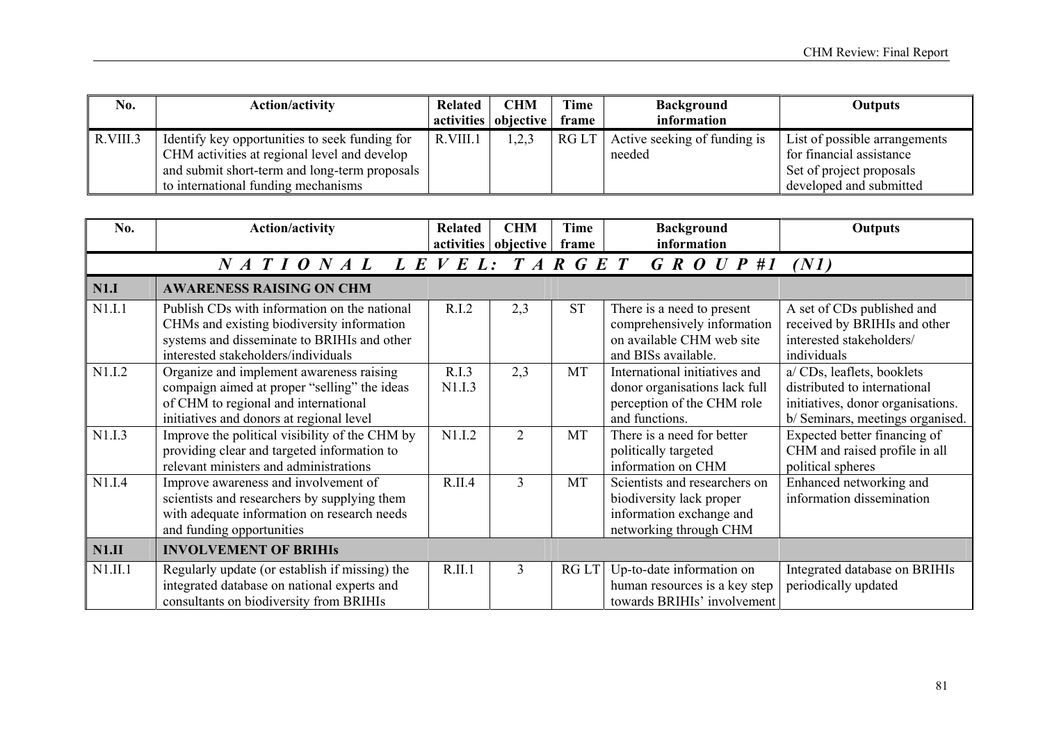| No. | Action/activity | Related activities | CHM objective | Time frame | Background information | Outputs |
|---|---|---|---|---|---|---|
| R.VIII.3 | Identify key opportunities to seek funding for CHM activities at regional level and develop and submit short-term and long-term proposals to international funding mechanisms | R.VIII.1 | 1,2,3 | RG LT | Active seeking of funding is needed | List of possible arrangements for financial assistance<br>Set of project proposals developed and submitted |

| No. | Action/activity | Related activities | CHM objective | Time frame | Background information | Outputs |
|---|---|---|---|---|---|---|
| ***NATIONAL LEVEL: TARGET GROUP #1 (N1)*** | | | | | | |
| **N1.I** | **AWARENESS RAISING ON CHM** | | | | | |
| N1.I.1 | Publish CDs with information on the national CHMs and existing biodiversity information systems and disseminate to BRIHIs and other interested stakeholders/individuals | R.I.2 | 2,3 | ST | There is a need to present comprehensively information on available CHM web site and BISs available. | A set of CDs published and received by BRIHIs and other interested stakeholders/ individuals |
| N1.I.2 | Organize and implement awareness raising compaign aimed at proper "selling" the ideas of CHM to regional and international initiatives and donors at regional level | R.I.3<br>N1.I.3 | 2,3 | MT | International initiatives and donor organisations lack full perception of the CHM role and functions. | a/ CDs, leaflets, booklets distributed to international initiatives, donor organisations.<br>b/ Seminars, meetings organised. |
| N1.I.3 | Improve the political visibility of the CHM by providing clear and targeted information to relevant ministers and administrations | N1.I.2 | 2 | MT | There is a need for better politically targeted information on CHM | Expected better financing of CHM and raised profile in all political spheres |
| N1.I.4 | Improve awareness and involvement of scientists and researchers by supplying them with adequate information on research needs and funding opportunities | R.II.4 | 3 | MT | Scientists and researchers on biodiversity lack proper information exchange and networking through CHM | Enhanced networking and information dissemination |
| **N1.II** | **INVOLVEMENT OF BRIHIs** | | | | | |
| N1.II.1 | Regularly update (or establish if missing) the integrated database on national experts and consultants on biodiversity from BRIHIs | R.II.1 | 3 | RG LT | Up-to-date information on human resources is a key step towards BRIHIs' involvement | Integrated database on BRIHIs periodically updated |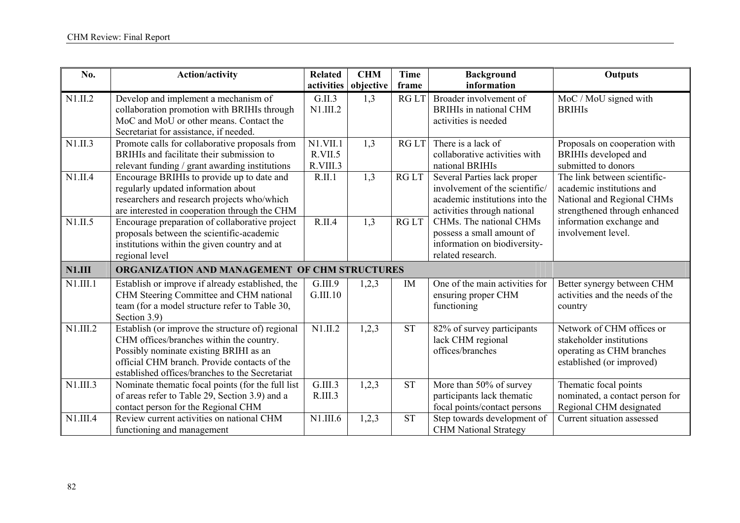| No. | Action/activity | Related activities | CHM objective | Time frame | Background information | Outputs |
|---|---|---|---|---|---|---|
| N1.II.2 | Develop and implement a mechanism of collaboration promotion with BRIHIs through MoC and MoU or other means. Contact the Secretariat for assistance, if needed. | G.II.3 N1.III.2 | 1,3 | RG LT | Broader involvement of BRIHIs in national CHM activities is needed | MoC / MoU signed with BRIHIs |
| N1.II.3 | Promote calls for collaborative proposals from BRIHIs and facilitate their submission to relevant funding / grant awarding institutions | N1.VII.1 R.VII.5 R.VIII.3 | 1,3 | RG LT | There is a lack of collaborative activities with national BRIHIs | Proposals on cooperation with BRIHIs developed and submitted to donors |
| N1.II.4 | Encourage BRIHIs to provide up to date and regularly updated information about researchers and research projects who/which are interested in cooperation through the CHM | R.II.1 | 1,3 | RG LT | Several Parties lack proper involvement of the scientific/ academic institutions into the activities through national CHMs. The national CHMs possess a small amount of information on biodiversity-related research. | The link between scientific-academic institutions and National and Regional CHMs strengthened through enhanced information exchange and involvement level. |
| N1.II.5 | Encourage preparation of collaborative project proposals between the scientific-academic institutions within the given country and at regional level | R.II.4 | 1,3 | RG LT | | |
| **N1.III** | **ORGANIZATION AND MANAGEMENT OF CHM STRUCTURES** | | | | | |
| N1.III.1 | Establish or improve if already established, the CHM Steering Committee and CHM national team (for a model structure refer to Table 30, Section 3.9) | G.III.9 G.III.10 | 1,2,3 | IM | One of the main activities for ensuring proper CHM functioning | Better synergy between CHM activities and the needs of the country |
| N1.III.2 | Establish (or improve the structure of) regional CHM offices/branches within the country. Possibly nominate existing BRIHI as an official CHM branch. Provide contacts of the established offices/branches to the Secretariat | N1.II.2 | 1,2,3 | ST | 82% of survey participants lack CHM regional offices/branches | Network of CHM offices or stakeholder institutions operating as CHM branches established (or improved) |
| N1.III.3 | Nominate thematic focal points (for the full list of areas refer to Table 29, Section 3.9) and a contact person for the Regional CHM | G.III.3 R.III.3 | 1,2,3 | ST | More than 50% of survey participants lack thematic focal points/contact persons | Thematic focal points nominated, a contact person for Regional CHM designated |
| N1.III.4 | Review current activities on national CHM functioning and management | N1.III.6 | 1,2,3 | ST | Step towards development of CHM National Strategy | Current situation assessed |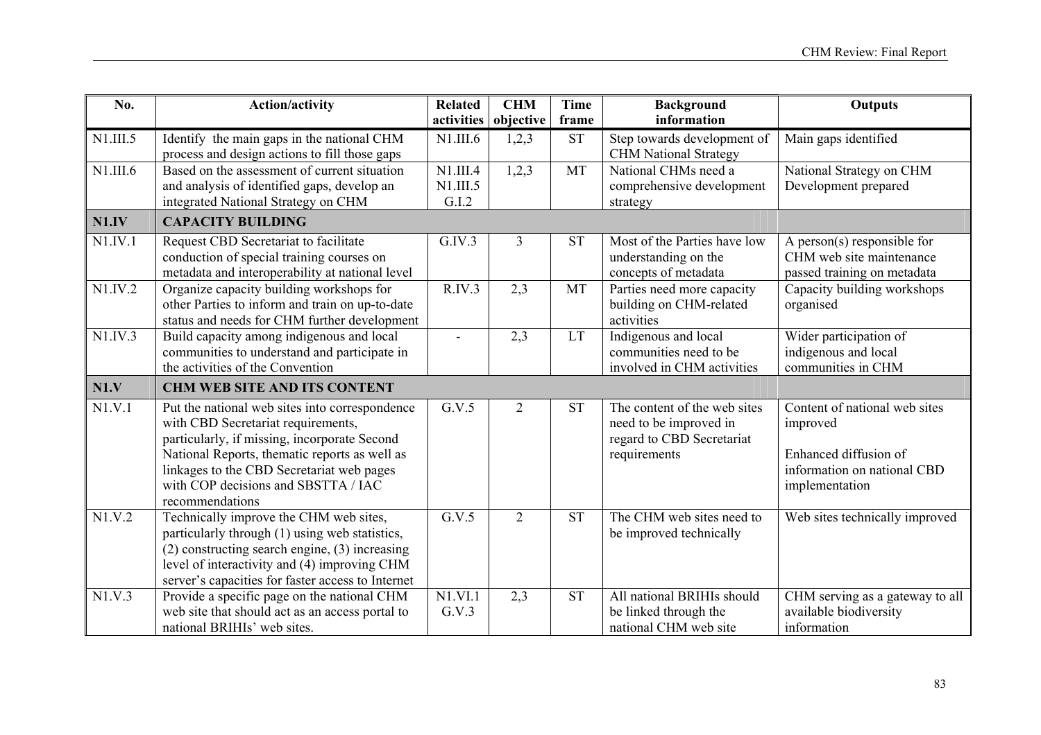| No. | Action/activity | Related activities | CHM objective | Time frame | Background information | Outputs |
|---|---|---|---|---|---|---|
| N1.III.5 | Identify the main gaps in the national CHM process and design actions to fill those gaps | N1.III.6 | 1,2,3 | ST | Step towards development of CHM National Strategy | Main gaps identified |
| N1.III.6 | Based on the assessment of current situation and analysis of identified gaps, develop an integrated National Strategy on CHM | N1.III.4 N1.III.5 G.I.2 | 1,2,3 | MT | National CHMs need a comprehensive development strategy | National Strategy on CHM Development prepared |
| **N1.IV** | **CAPACITY BUILDING** | | | | | |
| N1.IV.1 | Request CBD Secretariat to facilitate conduction of special training courses on metadata and interoperability at national level | G.IV.3 | 3 | ST | Most of the Parties have low understanding on the concepts of metadata | A person(s) responsible for CHM web site maintenance passed training on metadata |
| N1.IV.2 | Organize capacity building workshops for other Parties to inform and train on up-to-date status and needs for CHM further development | R.IV.3 | 2,3 | MT | Parties need more capacity building on CHM-related activities | Capacity building workshops organised |
| N1.IV.3 | Build capacity among indigenous and local communities to understand and participate in the activities of the Convention | - | 2,3 | LT | Indigenous and local communities need to be involved in CHM activities | Wider participation of indigenous and local communities in CHM |
| **N1.V** | **CHM WEB SITE AND ITS CONTENT** | | | | | |
| N1.V.1 | Put the national web sites into correspondence with CBD Secretariat requirements, particularly, if missing, incorporate Second National Reports, thematic reports as well as linkages to the CBD Secretariat web pages with COP decisions and SBSTTA / IAC recommendations | G.V.5 | 2 | ST | The content of the web sites need to be improved in regard to CBD Secretariat requirements | Content of national web sites improved<br><br>Enhanced diffusion of information on national CBD implementation |
| N1.V.2 | Technically improve the CHM web sites, particularly through (1) using web statistics, (2) constructing search engine, (3) increasing level of interactivity and (4) improving CHM server's capacities for faster access to Internet | G.V.5 | 2 | ST | The CHM web sites need to be improved technically | Web sites technically improved |
| N1.V.3 | Provide a specific page on the national CHM web site that should act as an access portal to national BRIHIs' web sites. | N1.VI.1 G.V.3 | 2,3 | ST | All national BRIHIs should be linked through the national CHM web site | CHM serving as a gateway to all available biodiversity information |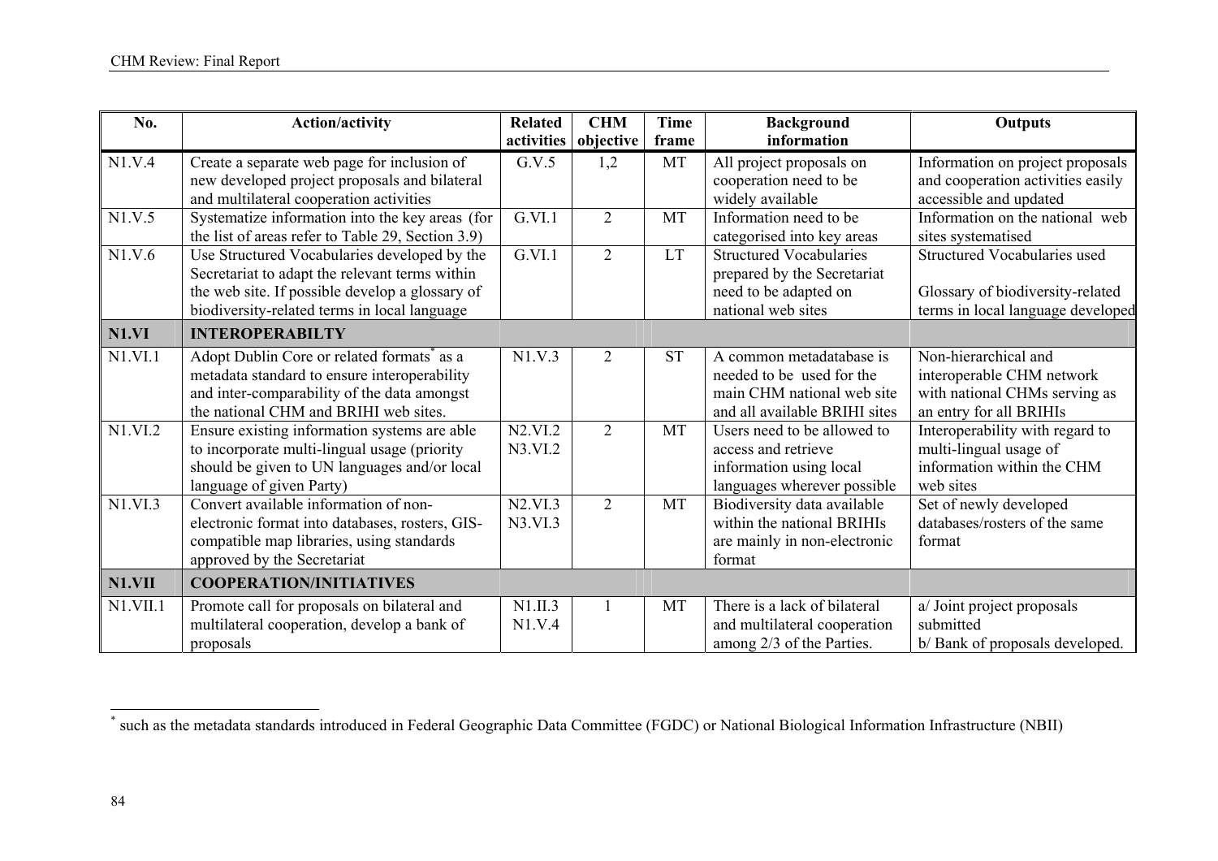| No. | Action/activity | Related activities | CHM objective | Time frame | Background information | Outputs |
|---|---|---|---|---|---|---|
| N1.V.4 | Create a separate web page for inclusion of new developed project proposals and bilateral and multilateral cooperation activities | G.V.5 | 1,2 | MT | All project proposals on cooperation need to be widely available | Information on project proposals and cooperation activities easily accessible and updated |
| N1.V.5 | Systematize information into the key areas (for the list of areas refer to Table 29, Section 3.9) | G.VI.1 | 2 | MT | Information need to be categorised into key areas | Information on the national web sites systematised |
| N1.V.6 | Use Structured Vocabularies developed by the Secretariat to adapt the relevant terms within the web site. If possible develop a glossary of biodiversity-related terms in local language | G.VI.1 | 2 | LT | Structured Vocabularies prepared by the Secretariat need to be adapted on national web sites | Structured Vocabularies used<br><br>Glossary of biodiversity-related terms in local language developed |
| **N1.VI** | **INTEROPERABILTY** | | | | | |
| N1.VI.1 | Adopt Dublin Core or related formats* as a metadata standard to ensure interoperability and inter-comparability of the data amongst the national CHM and BRIHI web sites. | N1.V.3 | 2 | ST | A common metadatabase is needed to be used for the main CHM national web site and all available BRIHI sites | Non-hierarchical and interoperable CHM network with national CHMs serving as an entry for all BRIHIs |
| N1.VI.2 | Ensure existing information systems are able to incorporate multi-lingual usage (priority should be given to UN languages and/or local language of given Party) | N2.VI.2<br>N3.VI.2 | 2 | MT | Users need to be allowed to access and retrieve information using local languages wherever possible | Interoperability with regard to multi-lingual usage of information within the CHM web sites |
| N1.VI.3 | Convert available information of non-electronic format into databases, rosters, GIS-compatible map libraries, using standards approved by the Secretariat | N2.VI.3<br>N3.VI.3 | 2 | MT | Biodiversity data available within the national BRIHIs are mainly in non-electronic format | Set of newly developed databases/rosters of the same format |
| **N1.VII** | **COOPERATION/INITIATIVES** | | | | | |
| N1.VII.1 | Promote call for proposals on bilateral and multilateral cooperation, develop a bank of proposals | N1.II.3<br>N1.V.4 | 1 | MT | There is a lack of bilateral and multilateral cooperation among 2/3 of the Parties. | a/ Joint project proposals submitted<br>b/ Bank of proposals developed. |

* such as the metadata standards introduced in Federal Geographic Data Committee (FGDC) or National Biological Information Infrastructure (NBII)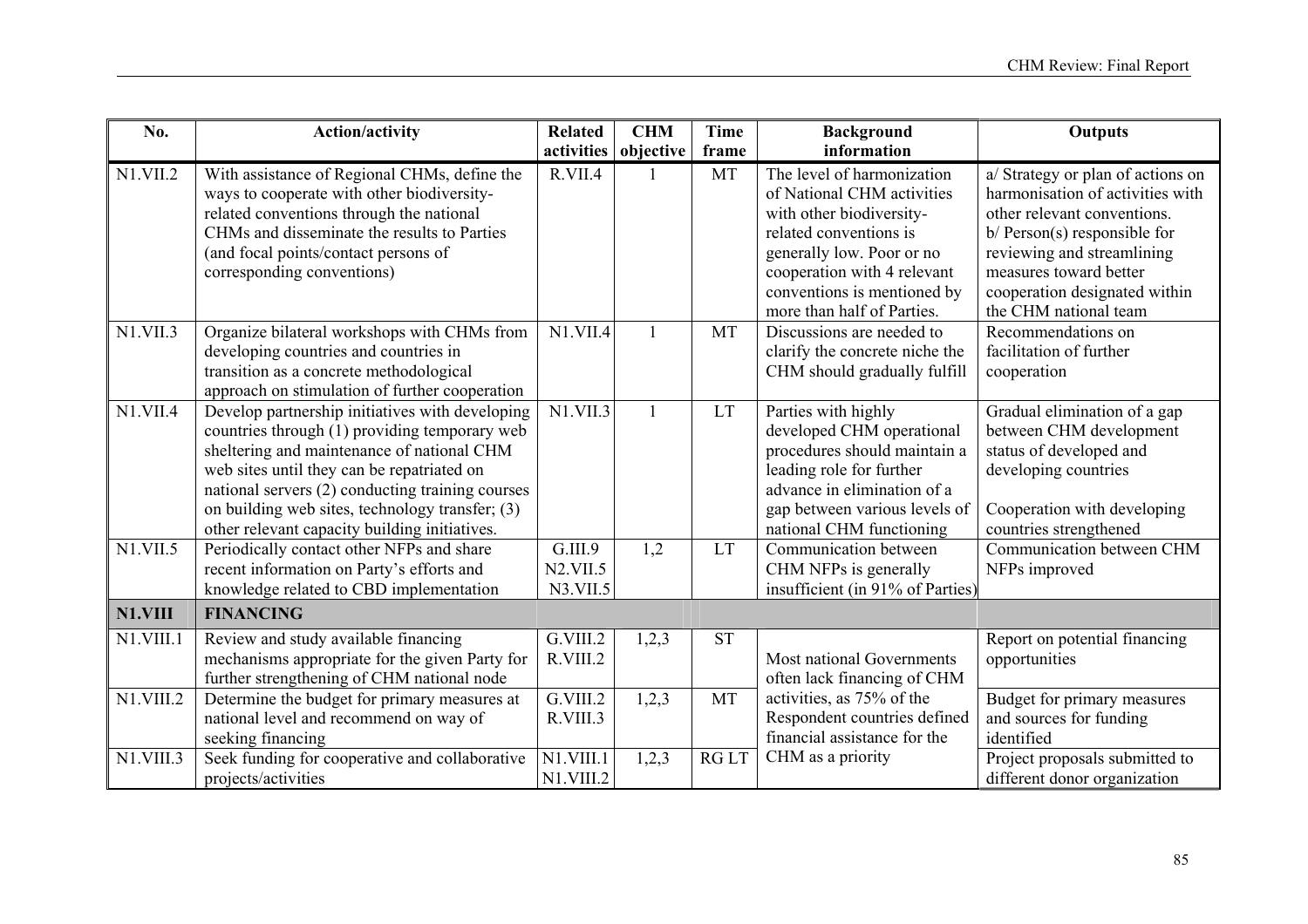| No. | Action/activity | Related activities | CHM objective | Time frame | Background information | Outputs |
|---|---|---|---|---|---|---|
| N1.VII.2 | With assistance of Regional CHMs, define the ways to cooperate with other biodiversity-related conventions through the national CHMs and disseminate the results to Parties (and focal points/contact persons of corresponding conventions) | R.VII.4 | 1 | MT | The level of harmonization of National CHM activities with other biodiversity-related conventions is generally low. Poor or no cooperation with 4 relevant conventions is mentioned by more than half of Parties. | a/ Strategy or plan of actions on harmonisation of activities with other relevant conventions. b/ Person(s) responsible for reviewing and streamlining measures toward better cooperation designated within the CHM national team |
| N1.VII.3 | Organize bilateral workshops with CHMs from developing countries and countries in transition as a concrete methodological approach on stimulation of further cooperation | N1.VII.4 | 1 | MT | Discussions are needed to clarify the concrete niche the CHM should gradually fulfill | Recommendations on facilitation of further cooperation |
| N1.VII.4 | Develop partnership initiatives with developing countries through (1) providing temporary web sheltering and maintenance of national CHM web sites until they can be repatriated on national servers (2) conducting training courses on building web sites, technology transfer; (3) other relevant capacity building initiatives. | N1.VII.3 | 1 | LT | Parties with highly developed CHM operational procedures should maintain a leading role for further advance in elimination of a gap between various levels of national CHM functioning | Gradual elimination of a gap between CHM development status of developed and developing countries<br><br>Cooperation with developing countries strengthened |
| N1.VII.5 | Periodically contact other NFPs and share recent information on Party's efforts and knowledge related to CBD implementation | G.III.9 N2.VII.5 N3.VII.5 | 1,2 | LT | Communication between CHM NFPs is generally insufficient (in 91% of Parties) | Communication between CHM NFPs improved |
| **N1.VIII** | **FINANCING** | | | | | |
| N1.VIII.1 | Review and study available financing mechanisms appropriate for the given Party for further strengthening of CHM national node | G.VIII.2 R.VIII.2 | 1,2,3 | ST | Most national Governments often lack financing of CHM activities, as 75% of the Respondent countries defined financial assistance for the CHM as a priority | Report on potential financing opportunities |
| N1.VIII.2 | Determine the budget for primary measures at national level and recommend on way of seeking financing | G.VIII.2 R.VIII.3 | 1,2,3 | MT | | Budget for primary measures and sources for funding identified |
| N1.VIII.3 | Seek funding for cooperative and collaborative projects/activities | N1.VIII.1 N1.VIII.2 | 1,2,3 | RG LT | | Project proposals submitted to different donor organization |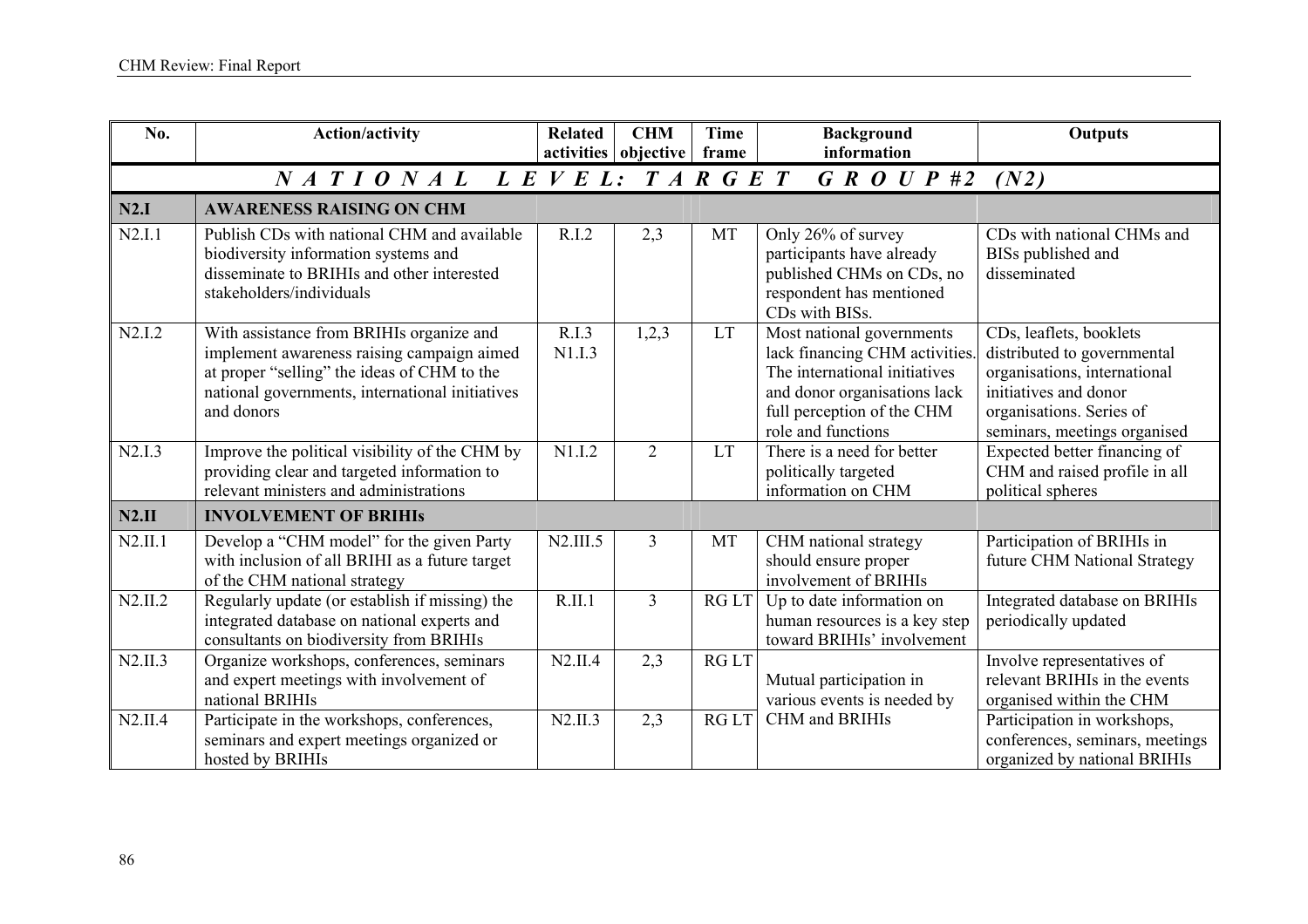| No. | Action/activity | Related activities | CHM objective | Time frame | Background information | Outputs |
|---|---|---|---|---|---|---|
| ***N A T I O N A L   L E V E L :   T A R G E T   G R O U P #2   (N2)*** | | | | | | |
| **N2.I** | **AWARENESS RAISING ON CHM** | | | | | |
| N2.I.1 | Publish CDs with national CHM and available biodiversity information systems and disseminate to BRIHIs and other interested stakeholders/individuals | R.I.2 | 2,3 | MT | Only 26% of survey participants have already published CHMs on CDs, no respondent has mentioned CDs with BISs. | CDs with national CHMs and BISs published and disseminated |
| N2.I.2 | With assistance from BRIHIs organize and implement awareness raising campaign aimed at proper "selling" the ideas of CHM to the national governments, international initiatives and donors | R.I.3 N1.I.3 | 1,2,3 | LT | Most national governments lack financing CHM activities. The international initiatives and donor organisations lack full perception of the CHM role and functions | CDs, leaflets, booklets distributed to governmental organisations, international initiatives and donor organisations. Series of seminars, meetings organised |
| N2.I.3 | Improve the political visibility of the CHM by providing clear and targeted information to relevant ministers and administrations | N1.I.2 | 2 | LT | There is a need for better politically targeted information on CHM | Expected better financing of CHM and raised profile in all political spheres |
| **N2.II** | **INVOLVEMENT OF BRIHIs** | | | | | |
| N2.II.1 | Develop a "CHM model" for the given Party with inclusion of all BRIHI as a future target of the CHM national strategy | N2.III.5 | 3 | MT | CHM national strategy should ensure proper involvement of BRIHIs | Participation of BRIHIs in future CHM National Strategy |
| N2.II.2 | Regularly update (or establish if missing) the integrated database on national experts and consultants on biodiversity from BRIHIs | R.II.1 | 3 | RG LT | Up to date information on human resources is a key step toward BRIHIs' involvement | Integrated database on BRIHIs periodically updated |
| N2.II.3 | Organize workshops, conferences, seminars and expert meetings with involvement of national BRIHIs | N2.II.4 | 2,3 | RG LT | Mutual participation in various events is needed by CHM and BRIHIs | Involve representatives of relevant BRIHIs in the events organised within the CHM |
| N2.II.4 | Participate in the workshops, conferences, seminars and expert meetings organized or hosted by BRIHIs | N2.II.3 | 2,3 | RG LT | | Participation in workshops, conferences, seminars, meetings organized by national BRIHIs |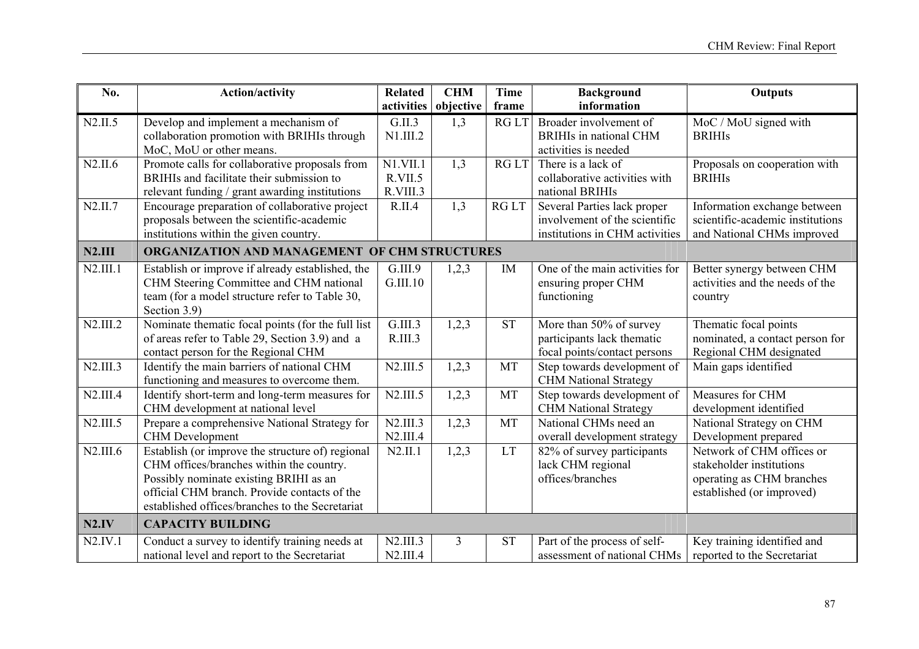| No. | Action/activity | Related activities | CHM objective | Time frame | Background information | Outputs |
|---|---|---|---|---|---|---|
| N2.II.5 | Develop and implement a mechanism of collaboration promotion with BRIHIs through MoC, MoU or other means. | G.II.3 N1.III.2 | 1,3 | RG LT | Broader involvement of BRIHIs in national CHM activities is needed | MoC / MoU signed with BRIHIs |
| N2.II.6 | Promote calls for collaborative proposals from BRIHIs and facilitate their submission to relevant funding / grant awarding institutions | N1.VII.1 R.VII.5 R.VIII.3 | 1,3 | RG LT | There is a lack of collaborative activities with national BRIHIs | Proposals on cooperation with BRIHIs |
| N2.II.7 | Encourage preparation of collaborative project proposals between the scientific-academic institutions within the given country. | R.II.4 | 1,3 | RG LT | Several Parties lack proper involvement of the scientific institutions in CHM activities | Information exchange between scientific-academic institutions and National CHMs improved |
| **N2.III** | **ORGANIZATION AND MANAGEMENT OF CHM STRUCTURES** | | | | | |
| N2.III.1 | Establish or improve if already established, the CHM Steering Committee and CHM national team (for a model structure refer to Table 30, Section 3.9) | G.III.9 G.III.10 | 1,2,3 | IM | One of the main activities for ensuring proper CHM functioning | Better synergy between CHM activities and the needs of the country |
| N2.III.2 | Nominate thematic focal points (for the full list of areas refer to Table 29, Section 3.9) and a contact person for the Regional CHM | G.III.3 R.III.3 | 1,2,3 | ST | More than 50% of survey participants lack thematic focal points/contact persons | Thematic focal points nominated, a contact person for Regional CHM designated |
| N2.III.3 | Identify the main barriers of national CHM functioning and measures to overcome them. | N2.III.5 | 1,2,3 | MT | Step towards development of CHM National Strategy | Main gaps identified |
| N2.III.4 | Identify short-term and long-term measures for CHM development at national level | N2.III.5 | 1,2,3 | MT | Step towards development of CHM National Strategy | Measures for CHM development identified |
| N2.III.5 | Prepare a comprehensive National Strategy for CHM Development | N2.III.3 N2.III.4 | 1,2,3 | MT | National CHMs need an overall development strategy | National Strategy on CHM Development prepared |
| N2.III.6 | Establish (or improve the structure of) regional CHM offices/branches within the country. Possibly nominate existing BRIHI as an official CHM branch. Provide contacts of the established offices/branches to the Secretariat | N2.II.1 | 1,2,3 | LT | 82% of survey participants lack CHM regional offices/branches | Network of CHM offices or stakeholder institutions operating as CHM branches established (or improved) |
| **N2.IV** | **CAPACITY BUILDING** | | | | | |
| N2.IV.1 | Conduct a survey to identify training needs at national level and report to the Secretariat | N2.III.3 N2.III.4 | 3 | ST | Part of the process of self-assessment of national CHMs | Key training identified and reported to the Secretariat |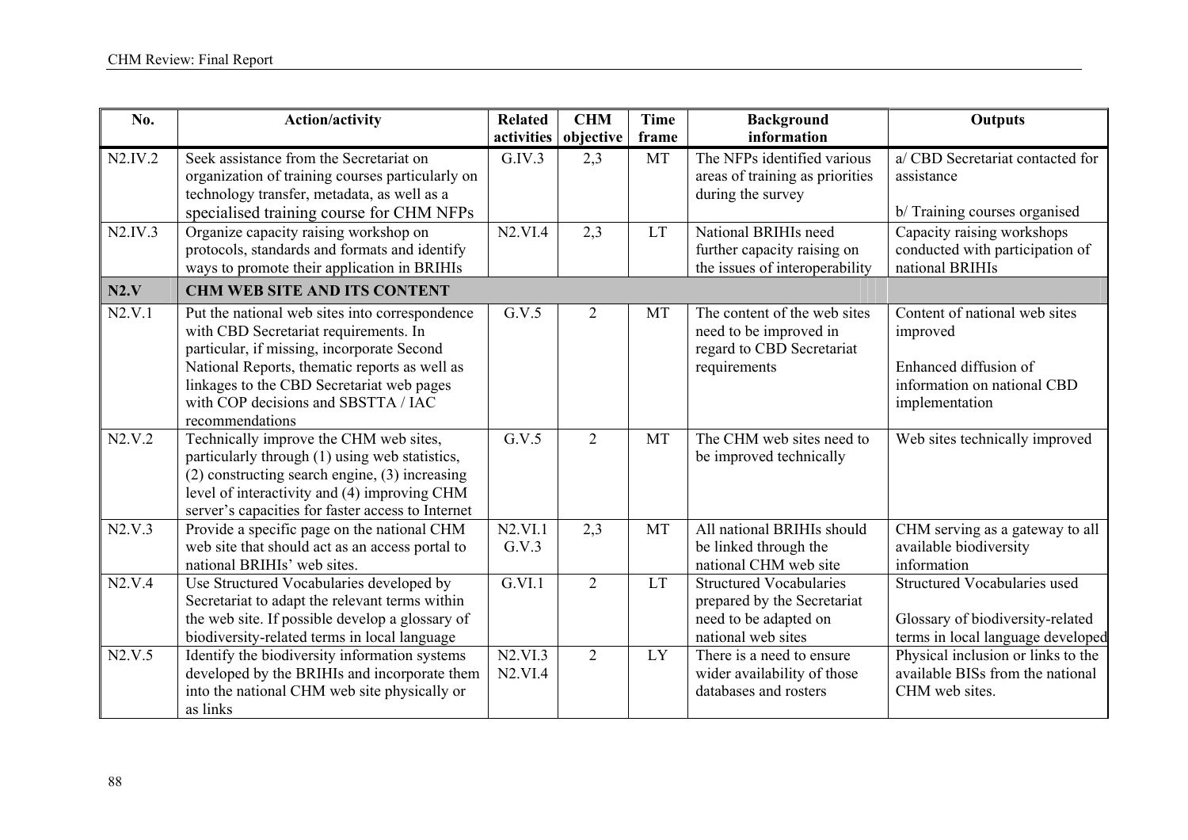| No. | Action/activity | Related activities | CHM objective | Time frame | Background information | Outputs |
|---|---|---|---|---|---|---|
| N2.IV.2 | Seek assistance from the Secretariat on organization of training courses particularly on technology transfer, metadata, as well as a specialised training course for CHM NFPs | G.IV.3 | 2,3 | MT | The NFPs identified various areas of training as priorities during the survey | a/ CBD Secretariat contacted for assistance<br><br>b/ Training courses organised |
| N2.IV.3 | Organize capacity raising workshop on protocols, standards and formats and identify ways to promote their application in BRIHIs | N2.VI.4 | 2,3 | LT | National BRIHIs need further capacity raising on the issues of interoperability | Capacity raising workshops conducted with participation of national BRIHIs |
| **N2.V** | **CHM WEB SITE AND ITS CONTENT** | | | | | |
| N2.V.1 | Put the national web sites into correspondence with CBD Secretariat requirements. In particular, if missing, incorporate Second National Reports, thematic reports as well as linkages to the CBD Secretariat web pages with COP decisions and SBSTTA / IAC recommendations | G.V.5 | 2 | MT | The content of the web sites need to be improved in regard to CBD Secretariat requirements | Content of national web sites improved<br><br>Enhanced diffusion of information on national CBD implementation |
| N2.V.2 | Technically improve the CHM web sites, particularly through (1) using web statistics, (2) constructing search engine, (3) increasing level of interactivity and (4) improving CHM server's capacities for faster access to Internet | G.V.5 | 2 | MT | The CHM web sites need to be improved technically | Web sites technically improved |
| N2.V.3 | Provide a specific page on the national CHM web site that should act as an access portal to national BRIHIs' web sites. | N2.VI.1<br>G.V.3 | 2,3 | MT | All national BRIHIs should be linked through the national CHM web site | CHM serving as a gateway to all available biodiversity information |
| N2.V.4 | Use Structured Vocabularies developed by Secretariat to adapt the relevant terms within the web site. If possible develop a glossary of biodiversity-related terms in local language | G.VI.1 | 2 | LT | Structured Vocabularies prepared by the Secretariat need to be adapted on national web sites | Structured Vocabularies used<br><br>Glossary of biodiversity-related terms in local language developed |
| N2.V.5 | Identify the biodiversity information systems developed by the BRIHIs and incorporate them into the national CHM web site physically or as links | N2.VI.3<br>N2.VI.4 | 2 | LY | There is a need to ensure wider availability of those databases and rosters | Physical inclusion or links to the available BISs from the national CHM web sites. |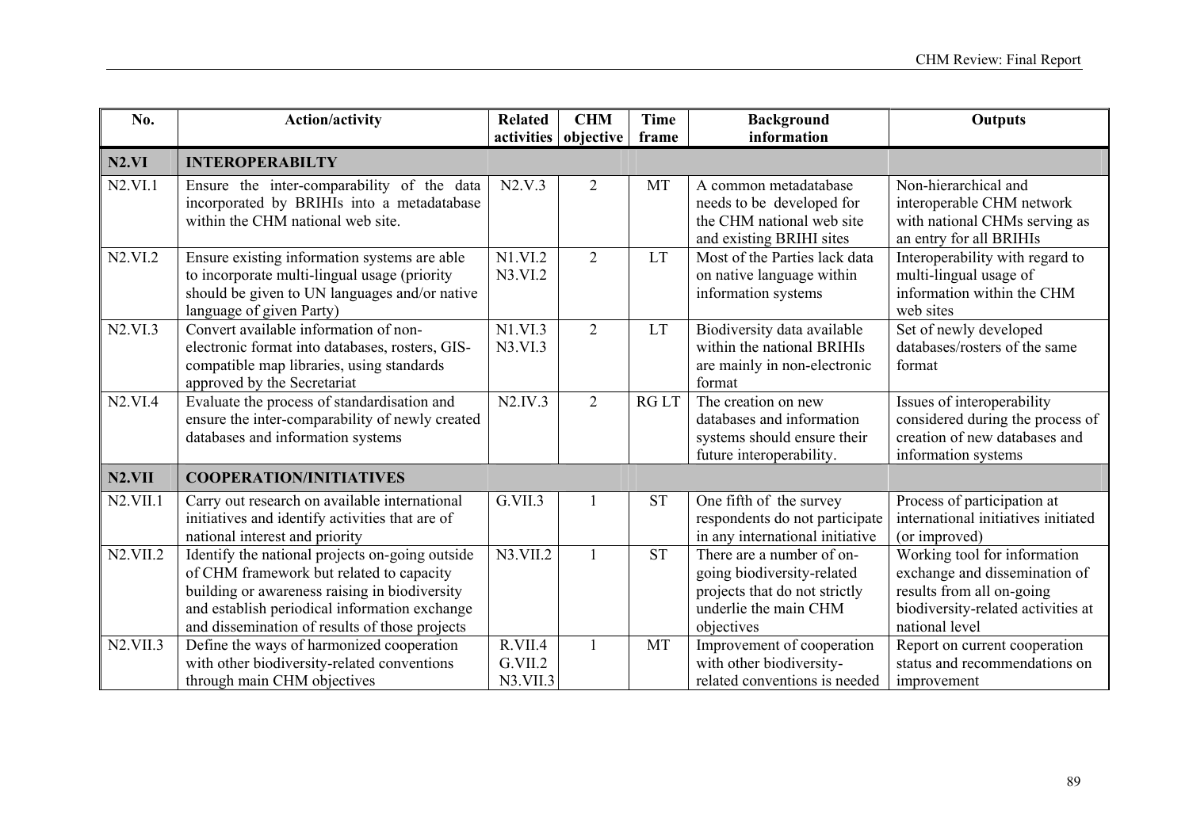| No. | Action/activity | Related activities | CHM objective | Time frame | Background information | Outputs |
|---|---|---|---|---|---|---|
| **N2.VI** | **INTEROPERABILTY** | | | | | |
| N2.VI.1 | Ensure the inter-comparability of the data incorporated by BRIHIs into a metadatabase within the CHM national web site. | N2.V.3 | 2 | MT | A common metadatabase needs to be developed for the CHM national web site and existing BRIHI sites | Non-hierarchical and interoperable CHM network with national CHMs serving as an entry for all BRIHIs |
| N2.VI.2 | Ensure existing information systems are able to incorporate multi-lingual usage (priority should be given to UN languages and/or native language of given Party) | N1.VI.2 N3.VI.2 | 2 | LT | Most of the Parties lack data on native language within information systems | Interoperability with regard to multi-lingual usage of information within the CHM web sites |
| N2.VI.3 | Convert available information of non-electronic format into databases, rosters, GIS-compatible map libraries, using standards approved by the Secretariat | N1.VI.3 N3.VI.3 | 2 | LT | Biodiversity data available within the national BRIHIs are mainly in non-electronic format | Set of newly developed databases/rosters of the same format |
| N2.VI.4 | Evaluate the process of standardisation and ensure the inter-comparability of newly created databases and information systems | N2.IV.3 | 2 | RG LT | The creation on new databases and information systems should ensure their future interoperability. | Issues of interoperability considered during the process of creation of new databases and information systems |
| **N2.VII** | **COOPERATION/INITIATIVES** | | | | | |
| N2.VII.1 | Carry out research on available international initiatives and identify activities that are of national interest and priority | G.VII.3 | 1 | ST | One fifth of the survey respondents do not participate in any international initiative | Process of participation at international initiatives initiated (or improved) |
| N2.VII.2 | Identify the national projects on-going outside of CHM framework but related to capacity building or awareness raising in biodiversity and establish periodical information exchange and dissemination of results of those projects | N3.VII.2 | 1 | ST | There are a number of on-going biodiversity-related projects that do not strictly underlie the main CHM objectives | Working tool for information exchange and dissemination of results from all on-going biodiversity-related activities at national level |
| N2.VII.3 | Define the ways of harmonized cooperation with other biodiversity-related conventions through main CHM objectives | R.VII.4 G.VII.2 N3.VII.3 | 1 | MT | Improvement of cooperation with other biodiversity-related conventions is needed | Report on current cooperation status and recommendations on improvement |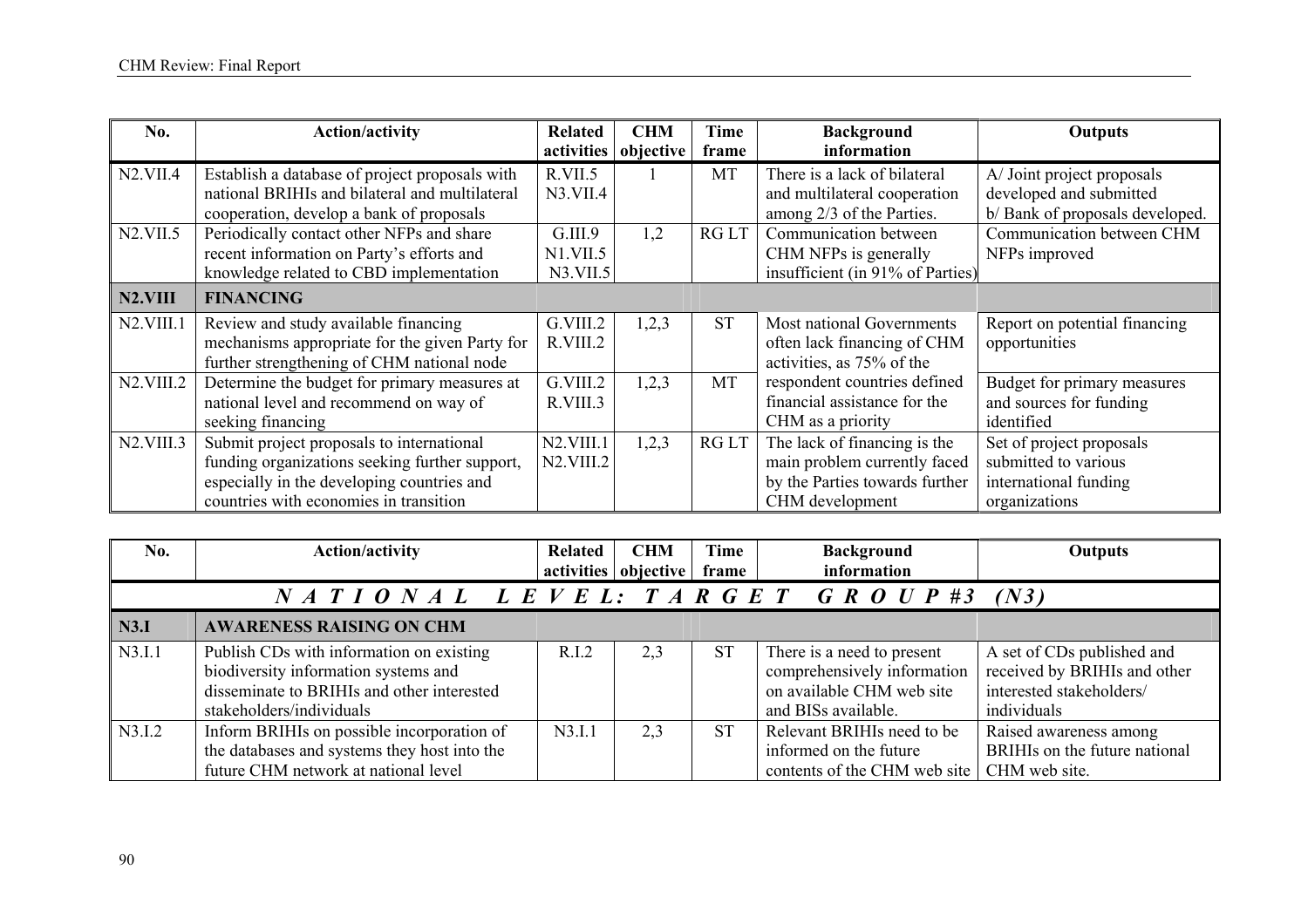| No. | Action/activity | Related activities | CHM objective | Time frame | Background information | Outputs |
|---|---|---|---|---|---|---|
| N2.VII.4 | Establish a database of project proposals with national BRIHIs and bilateral and multilateral cooperation, develop a bank of proposals | R.VII.5 N3.VII.4 | 1 | MT | There is a lack of bilateral and multilateral cooperation among 2/3 of the Parties. | A/ Joint project proposals developed and submitted b/ Bank of proposals developed. |
| N2.VII.5 | Periodically contact other NFPs and share recent information on Party's efforts and knowledge related to CBD implementation | G.III.9 N1.VII.5 N3.VII.5 | 1,2 | RG LT | Communication between CHM NFPs is generally insufficient (in 91% of Parties) | Communication between CHM NFPs improved |
| **N2.VIII** | **FINANCING** | | | | | |
| N2.VIII.1 | Review and study available financing mechanisms appropriate for the given Party for further strengthening of CHM national node | G.VIII.2 R.VIII.2 | 1,2,3 | ST | Most national Governments often lack financing of CHM activities, as 75% of the respondent countries defined financial assistance for the CHM as a priority | Report on potential financing opportunities |
| N2.VIII.2 | Determine the budget for primary measures at national level and recommend on way of seeking financing | G.VIII.2 R.VIII.3 | 1,2,3 | MT | | Budget for primary measures and sources for funding identified |
| N2.VIII.3 | Submit project proposals to international funding organizations seeking further support, especially in the developing countries and countries with economies in transition | N2.VIII.1 N2.VIII.2 | 1,2,3 | RG LT | The lack of financing is the main problem currently faced by the Parties towards further CHM development | Set of project proposals submitted to various international funding organizations |

| No. | Action/activity | Related activities | CHM objective | Time frame | Background information | Outputs |
|---|---|---|---|---|---|---|
| ***NATIONAL LEVEL: TARGET GROUP #3 (N3)*** | | | | | | |
| **N3.I** | **AWARENESS RAISING ON CHM** | | | | | |
| N3.I.1 | Publish CDs with information on existing biodiversity information systems and disseminate to BRIHIs and other interested stakeholders/individuals | R.I.2 | 2,3 | ST | There is a need to present comprehensively information on available CHM web site and BISs available. | A set of CDs published and received by BRIHIs and other interested stakeholders/ individuals |
| N3.I.2 | Inform BRIHIs on possible incorporation of the databases and systems they host into the future CHM network at national level | N3.I.1 | 2,3 | ST | Relevant BRIHIs need to be informed on the future contents of the CHM web site | Raised awareness among BRIHIs on the future national CHM web site. |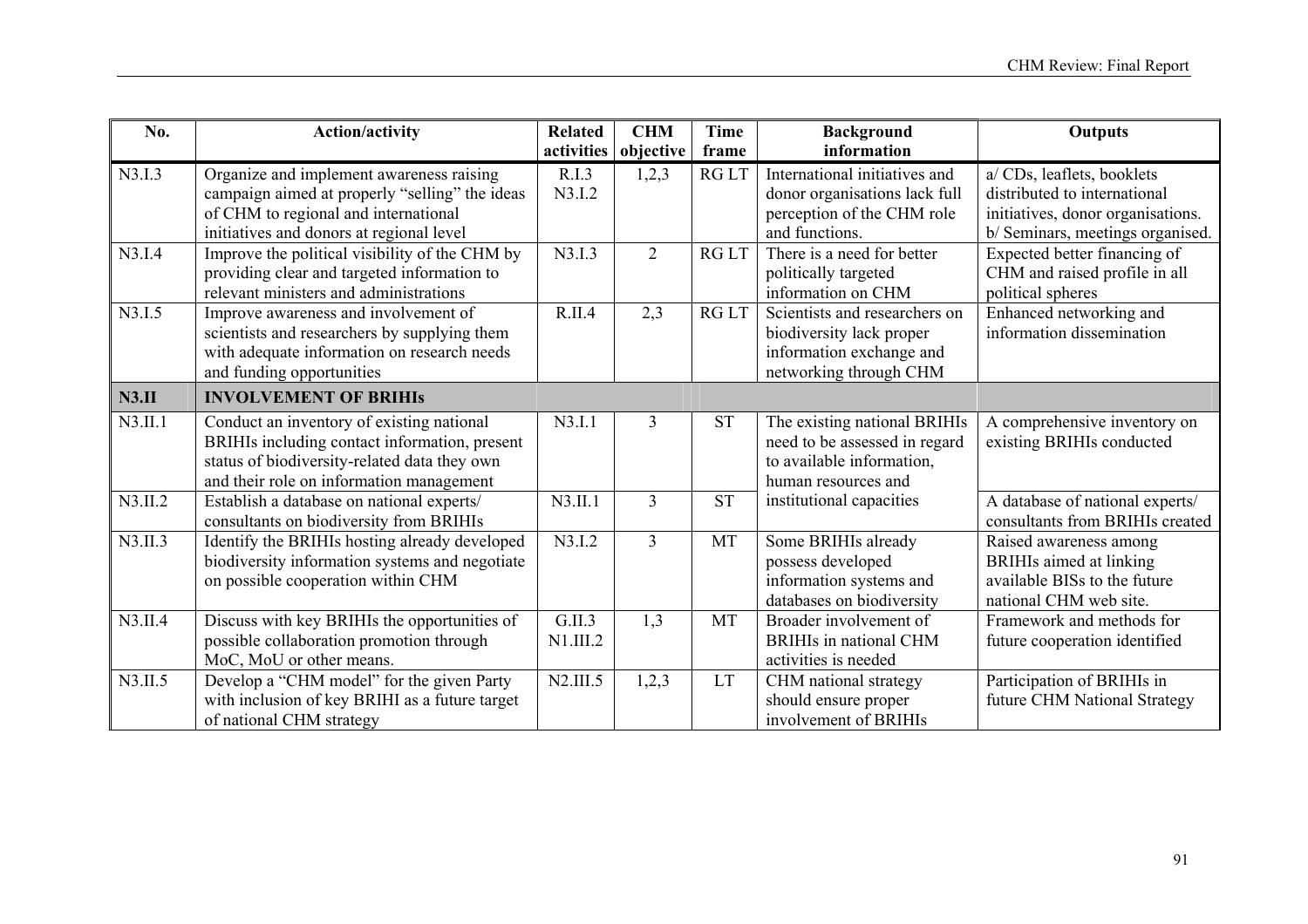| No. | Action/activity | Related activities | CHM objective | Time frame | Background information | Outputs |
|---|---|---|---|---|---|---|
| N3.I.3 | Organize and implement awareness raising campaign aimed at properly "selling" the ideas of CHM to regional and international initiatives and donors at regional level | R.I.3 N3.I.2 | 1,2,3 | RG LT | International initiatives and donor organisations lack full perception of the CHM role and functions. | a/ CDs, leaflets, booklets distributed to international initiatives, donor organisations. b/ Seminars, meetings organised. |
| N3.I.4 | Improve the political visibility of the CHM by providing clear and targeted information to relevant ministers and administrations | N3.I.3 | 2 | RG LT | There is a need for better politically targeted information on CHM | Expected better financing of CHM and raised profile in all political spheres |
| N3.I.5 | Improve awareness and involvement of scientists and researchers by supplying them with adequate information on research needs and funding opportunities | R.II.4 | 2,3 | RG LT | Scientists and researchers on biodiversity lack proper information exchange and networking through CHM | Enhanced networking and information dissemination |
| **N3.II** | **INVOLVEMENT OF BRIHIs** | | | | | |
| N3.II.1 | Conduct an inventory of existing national BRIHIs including contact information, present status of biodiversity-related data they own and their role on information management | N3.I.1 | 3 | ST | The existing national BRIHIs need to be assessed in regard to available information, human resources and institutional capacities | A comprehensive inventory on existing BRIHIs conducted |
| N3.II.2 | Establish a database on national experts/ consultants on biodiversity from BRIHIs | N3.II.1 | 3 | ST | | A database of national experts/ consultants from BRIHIs created |
| N3.II.3 | Identify the BRIHIs hosting already developed biodiversity information systems and negotiate on possible cooperation within CHM | N3.I.2 | 3 | MT | Some BRIHIs already possess developed information systems and databases on biodiversity | Raised awareness among BRIHIs aimed at linking available BISs to the future national CHM web site. |
| N3.II.4 | Discuss with key BRIHIs the opportunities of possible collaboration promotion through MoC, MoU or other means. | G.II.3 N1.III.2 | 1,3 | MT | Broader involvement of BRIHIs in national CHM activities is needed | Framework and methods for future cooperation identified |
| N3.II.5 | Develop a "CHM model" for the given Party with inclusion of key BRIHI as a future target of national CHM strategy | N2.III.5 | 1,2,3 | LT | CHM national strategy should ensure proper involvement of BRIHIs | Participation of BRIHIs in future CHM National Strategy |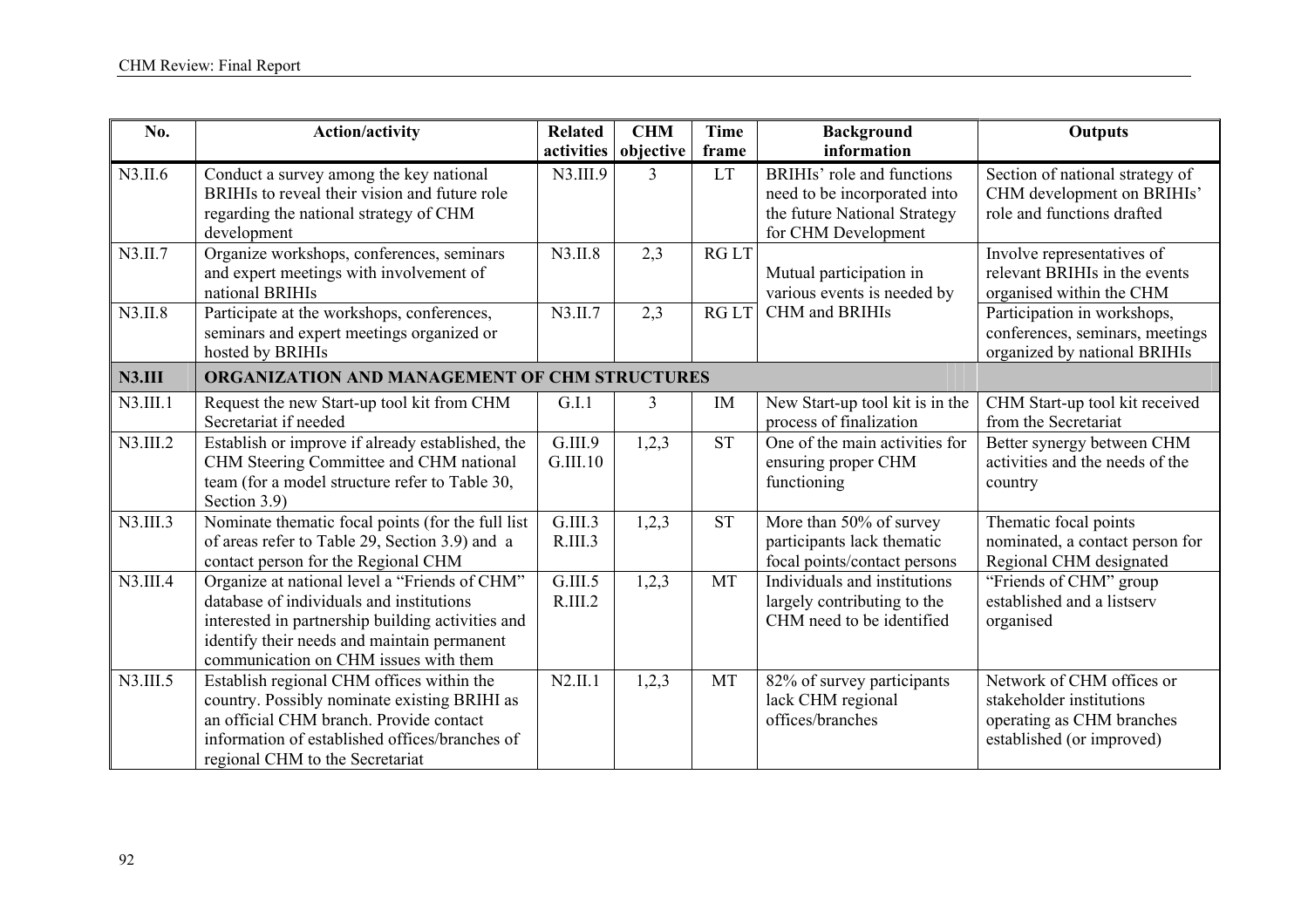| No. | Action/activity | Related activities | CHM objective | Time frame | Background information | Outputs |
|---|---|---|---|---|---|---|
| N3.II.6 | Conduct a survey among the key national BRIHIs to reveal their vision and future role regarding the national strategy of CHM development | N3.III.9 | 3 | LT | BRIHIs' role and functions need to be incorporated into the future National Strategy for CHM Development | Section of national strategy of CHM development on BRIHIs' role and functions drafted |
| N3.II.7 | Organize workshops, conferences, seminars and expert meetings with involvement of national BRIHIs | N3.II.8 | 2,3 | RG LT | Mutual participation in various events is needed by CHM and BRIHIs | Involve representatives of relevant BRIHIs in the events organised within the CHM |
| N3.II.8 | Participate at the workshops, conferences, seminars and expert meetings organized or hosted by BRIHIs | N3.II.7 | 2,3 | RG LT | | Participation in workshops, conferences, seminars, meetings organized by national BRIHIs |
| **N3.III** | **ORGANIZATION AND MANAGEMENT OF CHM STRUCTURES** | | | | | |
| N3.III.1 | Request the new Start-up tool kit from CHM Secretariat if needed | G.I.1 | 3 | IM | New Start-up tool kit is in the process of finalization | CHM Start-up tool kit received from the Secretariat |
| N3.III.2 | Establish or improve if already established, the CHM Steering Committee and CHM national team (for a model structure refer to Table 30, Section 3.9) | G.III.9 G.III.10 | 1,2,3 | ST | One of the main activities for ensuring proper CHM functioning | Better synergy between CHM activities and the needs of the country |
| N3.III.3 | Nominate thematic focal points (for the full list of areas refer to Table 29, Section 3.9) and a contact person for the Regional CHM | G.III.3 R.III.3 | 1,2,3 | ST | More than 50% of survey participants lack thematic focal points/contact persons | Thematic focal points nominated, a contact person for Regional CHM designated |
| N3.III.4 | Organize at national level a "Friends of CHM" database of individuals and institutions interested in partnership building activities and identify their needs and maintain permanent communication on CHM issues with them | G.III.5 R.III.2 | 1,2,3 | MT | Individuals and institutions largely contributing to the CHM need to be identified | "Friends of CHM" group established and a listserv organised |
| N3.III.5 | Establish regional CHM offices within the country. Possibly nominate existing BRIHI as an official CHM branch. Provide contact information of established offices/branches of regional CHM to the Secretariat | N2.II.1 | 1,2,3 | MT | 82% of survey participants lack CHM regional offices/branches | Network of CHM offices or stakeholder institutions operating as CHM branches established (or improved) |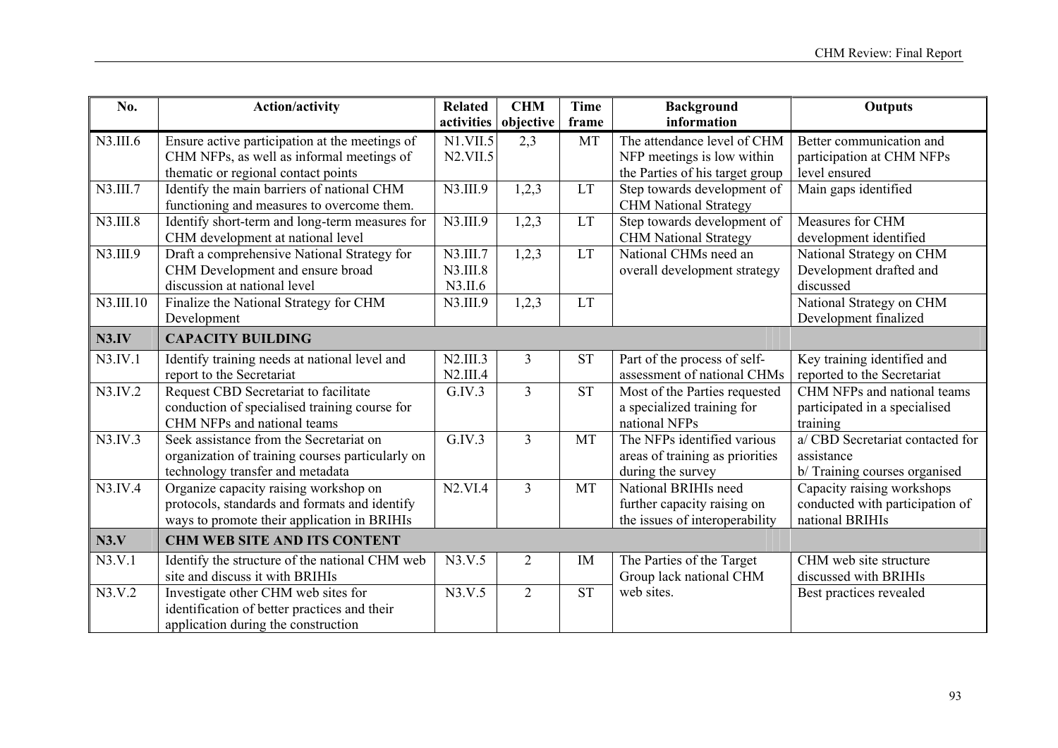| No. | Action/activity | Related activities | CHM objective | Time frame | Background information | Outputs |
|---|---|---|---|---|---|---|
| N3.III.6 | Ensure active participation at the meetings of CHM NFPs, as well as informal meetings of thematic or regional contact points | N1.VII.5 N2.VII.5 | 2,3 | MT | The attendance level of CHM NFP meetings is low within the Parties of his target group | Better communication and participation at CHM NFPs level ensured |
| N3.III.7 | Identify the main barriers of national CHM functioning and measures to overcome them. | N3.III.9 | 1,2,3 | LT | Step towards development of CHM National Strategy | Main gaps identified |
| N3.III.8 | Identify short-term and long-term measures for CHM development at national level | N3.III.9 | 1,2,3 | LT | Step towards development of CHM National Strategy | Measures for CHM development identified |
| N3.III.9 | Draft a comprehensive National Strategy for CHM Development and ensure broad discussion at national level | N3.III.7 N3.III.8 N3.II.6 | 1,2,3 | LT | National CHMs need an overall development strategy | National Strategy on CHM Development drafted and discussed |
| N3.III.10 | Finalize the National Strategy for CHM Development | N3.III.9 | 1,2,3 | LT | | National Strategy on CHM Development finalized |
| **N3.IV** | **CAPACITY BUILDING** | | | | | |
| N3.IV.1 | Identify training needs at national level and report to the Secretariat | N2.III.3 N2.III.4 | 3 | ST | Part of the process of self-assessment of national CHMs | Key training identified and reported to the Secretariat |
| N3.IV.2 | Request CBD Secretariat to facilitate conduction of specialised training course for CHM NFPs and national teams | G.IV.3 | 3 | ST | Most of the Parties requested a specialized training for national NFPs | CHM NFPs and national teams participated in a specialised training |
| N3.IV.3 | Seek assistance from the Secretariat on organization of training courses particularly on technology transfer and metadata | G.IV.3 | 3 | MT | The NFPs identified various areas of training as priorities during the survey | a/ CBD Secretariat contacted for assistance b/ Training courses organised |
| N3.IV.4 | Organize capacity raising workshop on protocols, standards and formats and identify ways to promote their application in BRIHIs | N2.VI.4 | 3 | MT | National BRIHIs need further capacity raising on the issues of interoperability | Capacity raising workshops conducted with participation of national BRIHIs |
| **N3.V** | **CHM WEB SITE AND ITS CONTENT** | | | | | |
| N3.V.1 | Identify the structure of the national CHM web site and discuss it with BRIHIs | N3.V.5 | 2 | IM | The Parties of the Target Group lack national CHM web sites. | CHM web site structure discussed with BRIHIs |
| N3.V.2 | Investigate other CHM web sites for identification of better practices and their application during the construction | N3.V.5 | 2 | ST | | Best practices revealed |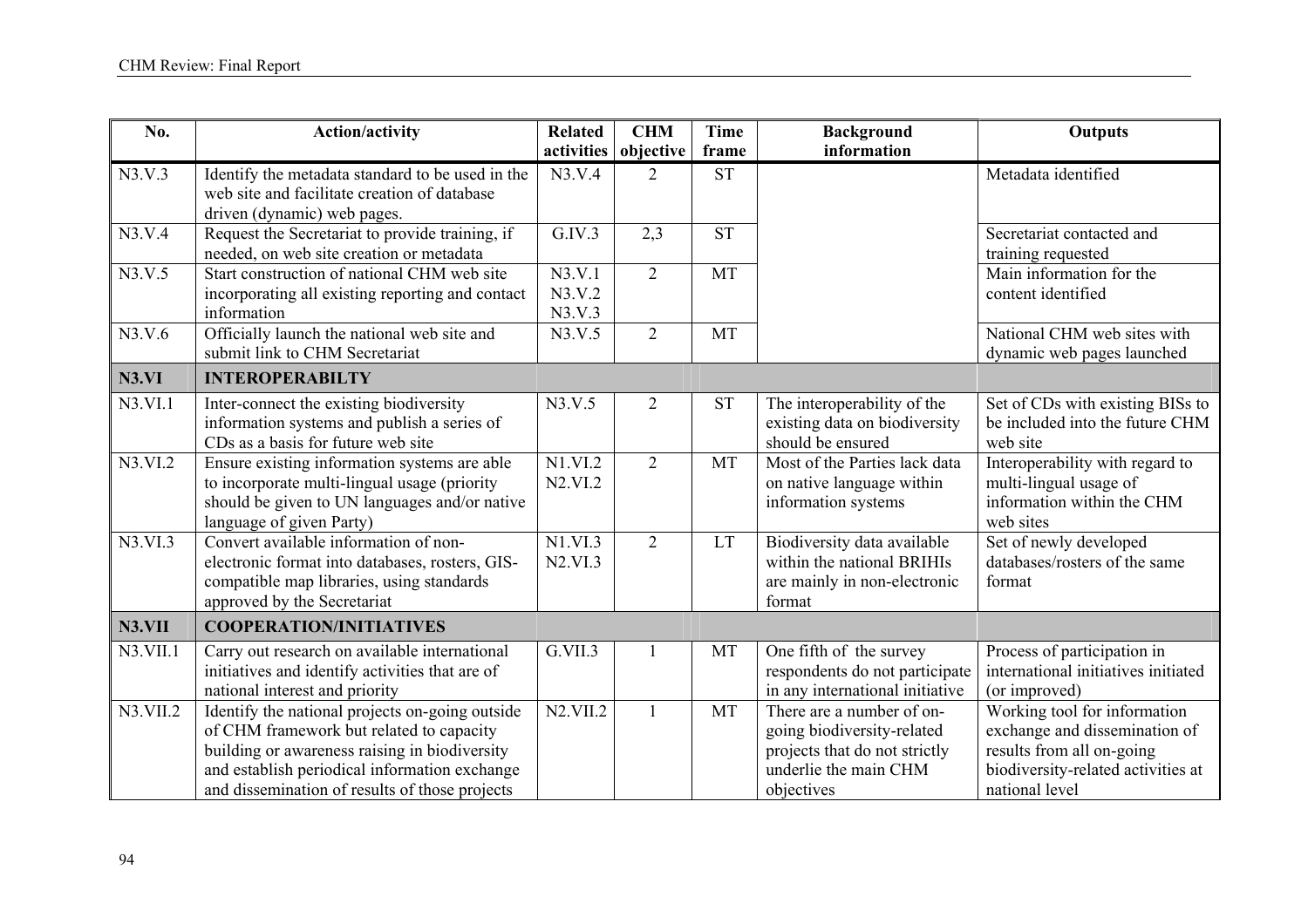| No. | Action/activity | Related activities | CHM objective | Time frame | Background information | Outputs |
|---|---|---|---|---|---|---|
| N3.V.3 | Identify the metadata standard to be used in the web site and facilitate creation of database driven (dynamic) web pages. | N3.V.4 | 2 | ST | | Metadata identified |
| N3.V.4 | Request the Secretariat to provide training, if needed, on web site creation or metadata | G.IV.3 | 2,3 | ST | | Secretariat contacted and training requested |
| N3.V.5 | Start construction of national CHM web site incorporating all existing reporting and contact information | N3.V.1 N3.V.2 N3.V.3 | 2 | MT | | Main information for the content identified |
| N3.V.6 | Officially launch the national web site and submit link to CHM Secretariat | N3.V.5 | 2 | MT | | National CHM web sites with dynamic web pages launched |
| **N3.VI** | **INTEROPERABILTY** | | | | | |
| N3.VI.1 | Inter-connect the existing biodiversity information systems and publish a series of CDs as a basis for future web site | N3.V.5 | 2 | ST | The interoperability of the existing data on biodiversity should be ensured | Set of CDs with existing BISs to be included into the future CHM web site |
| N3.VI.2 | Ensure existing information systems are able to incorporate multi-lingual usage (priority should be given to UN languages and/or native language of given Party) | N1.VI.2 N2.VI.2 | 2 | MT | Most of the Parties lack data on native language within information systems | Interoperability with regard to multi-lingual usage of information within the CHM web sites |
| N3.VI.3 | Convert available information of non-electronic format into databases, rosters, GIS-compatible map libraries, using standards approved by the Secretariat | N1.VI.3 N2.VI.3 | 2 | LT | Biodiversity data available within the national BRIHIs are mainly in non-electronic format | Set of newly developed databases/rosters of the same format |
| **N3.VII** | **COOPERATION/INITIATIVES** | | | | | |
| N3.VII.1 | Carry out research on available international initiatives and identify activities that are of national interest and priority | G.VII.3 | 1 | MT | One fifth of the survey respondents do not participate in any international initiative | Process of participation in international initiatives initiated (or improved) |
| N3.VII.2 | Identify the national projects on-going outside of CHM framework but related to capacity building or awareness raising in biodiversity and establish periodical information exchange and dissemination of results of those projects | N2.VII.2 | 1 | MT | There are a number of on-going biodiversity-related projects that do not strictly underlie the main CHM objectives | Working tool for information exchange and dissemination of results from all on-going biodiversity-related activities at national level |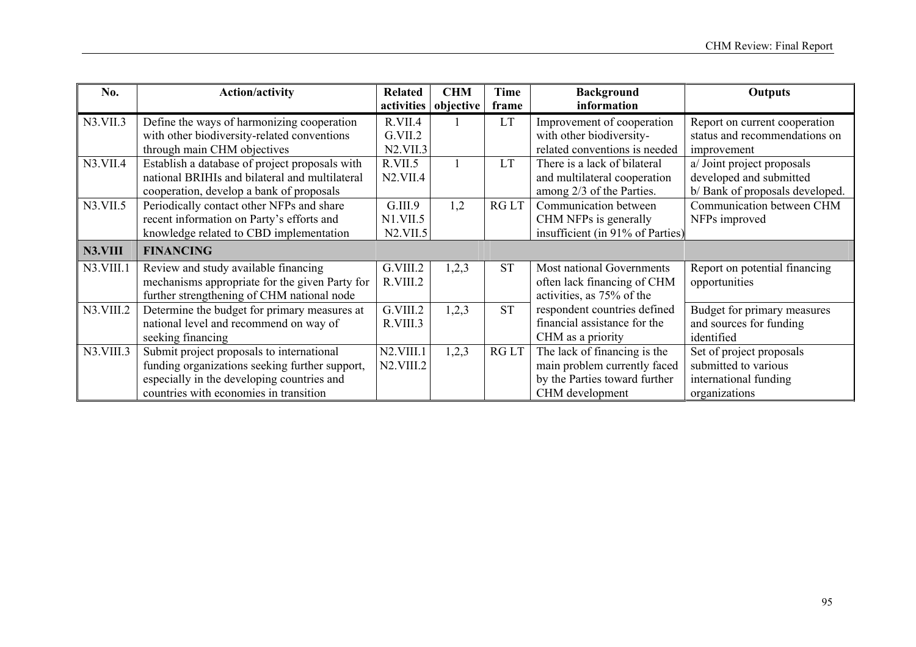| No. | Action/activity | Related activities | CHM objective | Time frame | Background information | Outputs |
|---|---|---|---|---|---|---|
| N3.VII.3 | Define the ways of harmonizing cooperation with other biodiversity-related conventions through main CHM objectives | R.VII.4 G.VII.2 N2.VII.3 | 1 | LT | Improvement of cooperation with other biodiversity-related conventions is needed | Report on current cooperation status and recommendations on improvement |
| N3.VII.4 | Establish a database of project proposals with national BRIHIs and bilateral and multilateral cooperation, develop a bank of proposals | R.VII.5 N2.VII.4 | 1 | LT | There is a lack of bilateral and multilateral cooperation among 2/3 of the Parties. | a/ Joint project proposals developed and submitted b/ Bank of proposals developed. |
| N3.VII.5 | Periodically contact other NFPs and share recent information on Party's efforts and knowledge related to CBD implementation | G.III.9 N1.VII.5 N2.VII.5 | 1,2 | RG LT | Communication between CHM NFPs is generally insufficient (in 91% of Parties) | Communication between CHM NFPs improved |
| **N3.VIII** | **FINANCING** | | | | | |
| N3.VIII.1 | Review and study available financing mechanisms appropriate for the given Party for further strengthening of CHM national node | G.VIII.2 R.VIII.2 | 1,2,3 | ST | Most national Governments often lack financing of CHM activities, as 75% of the respondent countries defined financial assistance for the CHM as a priority | Report on potential financing opportunities |
| N3.VIII.2 | Determine the budget for primary measures at national level and recommend on way of seeking financing | G.VIII.2 R.VIII.3 | 1,2,3 | ST | | Budget for primary measures and sources for funding identified |
| N3.VIII.3 | Submit project proposals to international funding organizations seeking further support, especially in the developing countries and countries with economies in transition | N2.VIII.1 N2.VIII.2 | 1,2,3 | RG LT | The lack of financing is the main problem currently faced by the Parties toward further CHM development | Set of project proposals submitted to various international funding organizations |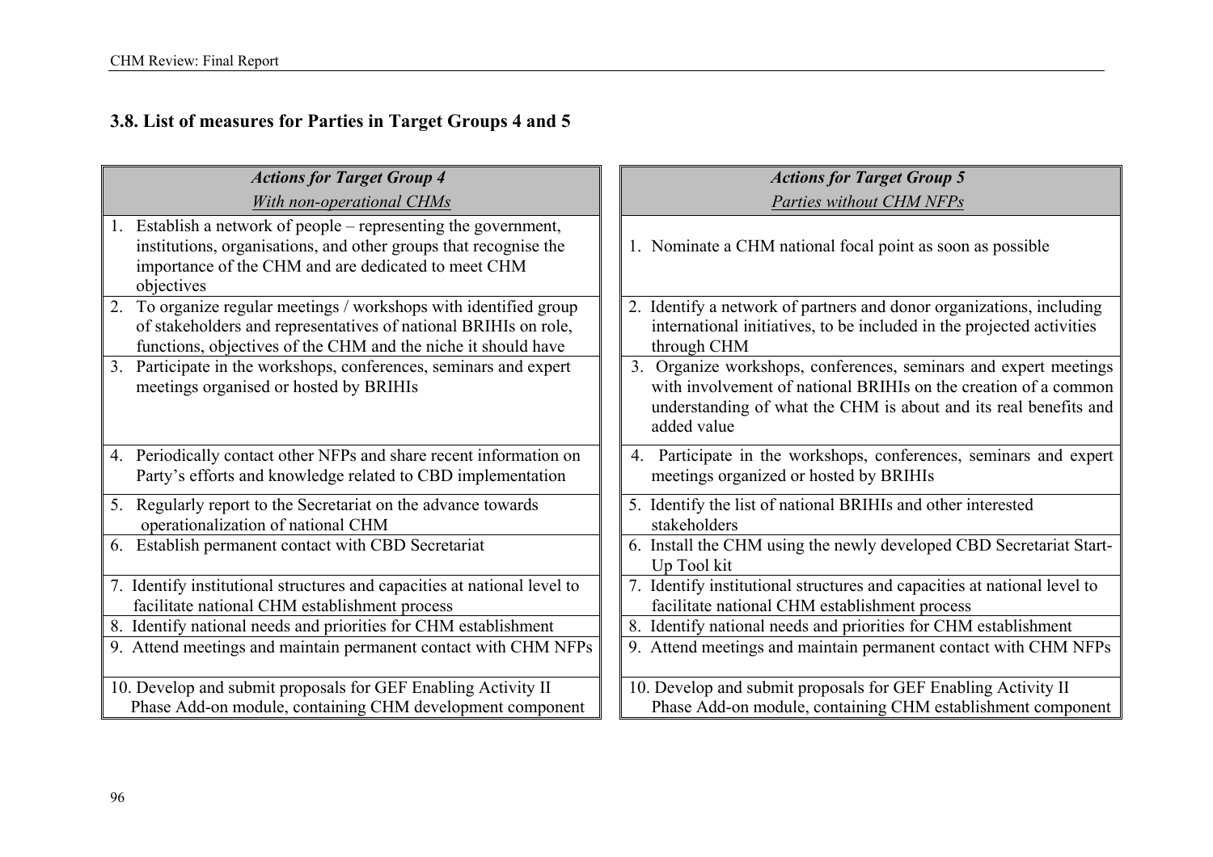### 3.8. List of measures for Parties in Target Groups 4 and 5

| *Actions for Target Group 4*<br>*With non-operational CHMs* |
|---|
| 1. Establish a network of people – representing the government, institutions, organisations, and other groups that recognise the importance of the CHM and are dedicated to meet CHM objectives |
| 2. To organize regular meetings / workshops with identified group of stakeholders and representatives of national BRIHIs on role, functions, objectives of the CHM and the niche it should have |
| 3. Participate in the workshops, conferences, seminars and expert meetings organised or hosted by BRIHIs |
| 4. Periodically contact other NFPs and share recent information on Party's efforts and knowledge related to CBD implementation |
| 5. Regularly report to the Secretariat on the advance towards operationalization of national CHM |
| 6. Establish permanent contact with CBD Secretariat |
| 7. Identify institutional structures and capacities at national level to facilitate national CHM establishment process |
| 8. Identify national needs and priorities for CHM establishment |
| 9. Attend meetings and maintain permanent contact with CHM NFPs |
| 10. Develop and submit proposals for GEF Enabling Activity II Phase Add-on module, containing CHM development component |

| *Actions for Target Group 5*<br>*Parties without CHM NFPs* |
|---|
| 1. Nominate a CHM national focal point as soon as possible |
| 2. Identify a network of partners and donor organizations, including international initiatives, to be included in the projected activities through CHM |
| 3. Organize workshops, conferences, seminars and expert meetings with involvement of national BRIHIs on the creation of a common understanding of what the CHM is about and its real benefits and added value |
| 4. Participate in the workshops, conferences, seminars and expert meetings organized or hosted by BRIHIs |
| 5. Identify the list of national BRIHIs and other interested stakeholders |
| 6. Install the CHM using the newly developed CBD Secretariat Start-Up Tool kit |
| 7. Identify institutional structures and capacities at national level to facilitate national CHM establishment process |
| 8. Identify national needs and priorities for CHM establishment |
| 9. Attend meetings and maintain permanent contact with CHM NFPs |
| 10. Develop and submit proposals for GEF Enabling Activity II Phase Add-on module, containing CHM establishment component |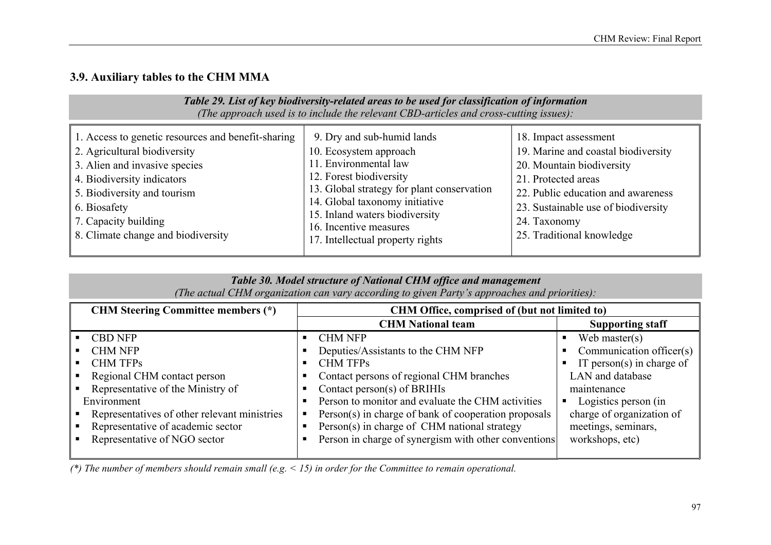### 3.9. Auxiliary tables to the CHM MMA

***Table 29. List of key biodiversity-related areas to be used for classification of information***
*(The approach used is to include the relevant CBD-articles and cross-cutting issues):*

| | | |
|---|---|---|
| 1. Access to genetic resources and benefit-sharing<br>2. Agricultural biodiversity<br>3. Alien and invasive species<br>4. Biodiversity indicators<br>5. Biodiversity and tourism<br>6. Biosafety<br>7. Capacity building<br>8. Climate change and biodiversity | 9. Dry and sub-humid lands<br>10. Ecosystem approach<br>11. Environmental law<br>12. Forest biodiversity<br>13. Global strategy for plant conservation<br>14. Global taxonomy initiative<br>15. Inland waters biodiversity<br>16. Incentive measures<br>17. Intellectual property rights | 18. Impact assessment<br>19. Marine and coastal biodiversity<br>20. Mountain biodiversity<br>21. Protected areas<br>22. Public education and awareness<br>23. Sustainable use of biodiversity<br>24. Taxonomy<br>25. Traditional knowledge |

***Table 30. Model structure of National CHM office and management***
*(The actual CHM organization can vary according to given Party's approaches and priorities):*

| **CHM Steering Committee members (\*)** | **CHM Office, comprised of (but not limited to)** | |
|---|---|---|
| | **CHM National team** | **Supporting staff** |
| ▪ CBD NFP<br>▪ CHM NFP<br>▪ CHM TFPs<br>▪ Regional CHM contact person<br>▪ Representative of the Ministry of Environment<br>▪ Representatives of other relevant ministries<br>▪ Representative of academic sector<br>▪ Representative of NGO sector | ▪ CHM NFP<br>▪ Deputies/Assistants to the CHM NFP<br>▪ CHM TFPs<br>▪ Contact persons of regional CHM branches<br>▪ Contact person(s) of BRIHIs<br>▪ Person to monitor and evaluate the CHM activities<br>▪ Person(s) in charge of bank of cooperation proposals<br>▪ Person(s) in charge of CHM national strategy<br>▪ Person in charge of synergism with other conventions | ▪ Web master(s)<br>▪ Communication officer(s)<br>▪ IT person(s) in charge of LAN and database maintenance<br>▪ Logistics person (in charge of organization of meetings, seminars, workshops, etc) |

*(\*) The number of members should remain small (e.g. < 15) in order for the Committee to remain operational.*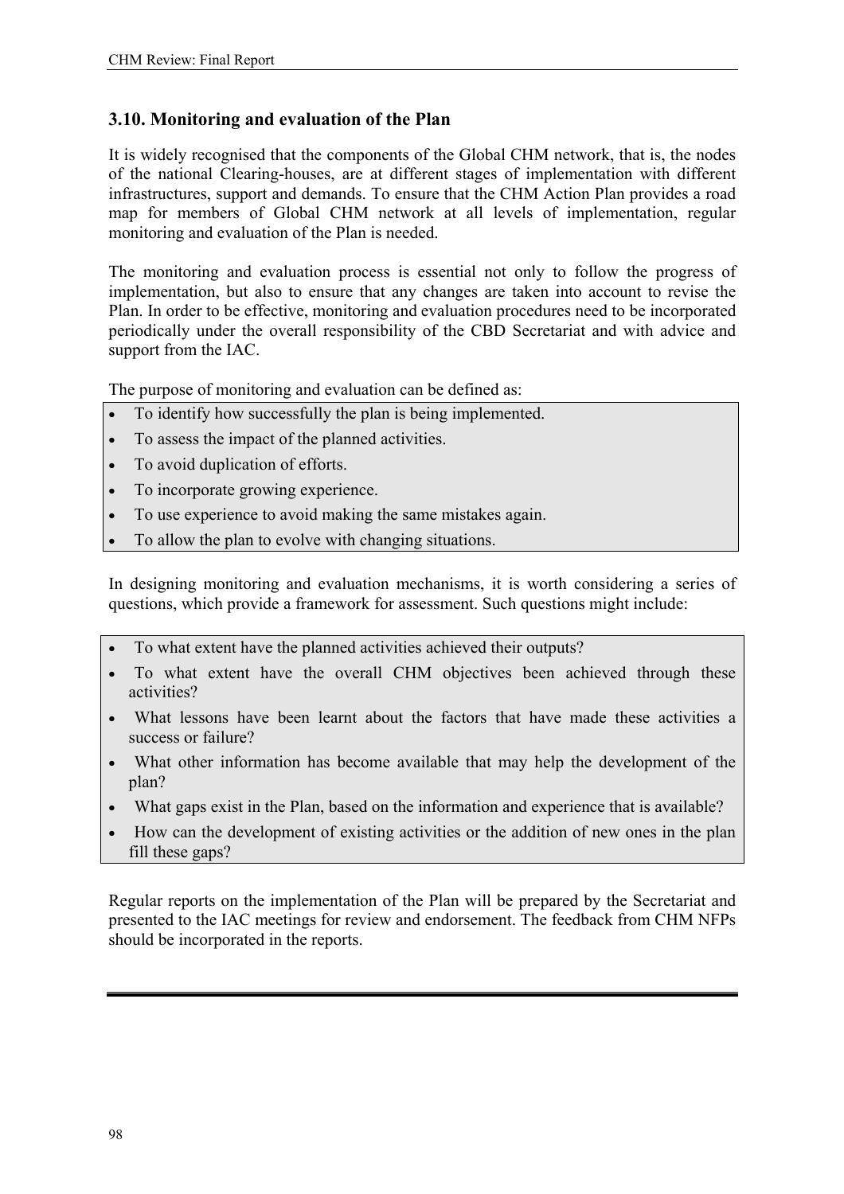## 3.10. Monitoring and evaluation of the Plan

It is widely recognised that the components of the Global CHM network, that is, the nodes of the national Clearing-houses, are at different stages of implementation with different infrastructures, support and demands. To ensure that the CHM Action Plan provides a road map for members of Global CHM network at all levels of implementation, regular monitoring and evaluation of the Plan is needed.

The monitoring and evaluation process is essential not only to follow the progress of implementation, but also to ensure that any changes are taken into account to revise the Plan. In order to be effective, monitoring and evaluation procedures need to be incorporated periodically under the overall responsibility of the CBD Secretariat and with advice and support from the IAC.

The purpose of monitoring and evaluation can be defined as:

- To identify how successfully the plan is being implemented.
- To assess the impact of the planned activities.
- To avoid duplication of efforts.
- To incorporate growing experience.
- To use experience to avoid making the same mistakes again.
- To allow the plan to evolve with changing situations.

In designing monitoring and evaluation mechanisms, it is worth considering a series of questions, which provide a framework for assessment. Such questions might include:

- To what extent have the planned activities achieved their outputs?
- To what extent have the overall CHM objectives been achieved through these activities?
- What lessons have been learnt about the factors that have made these activities a success or failure?
- What other information has become available that may help the development of the plan?
- What gaps exist in the Plan, based on the information and experience that is available?
- How can the development of existing activities or the addition of new ones in the plan fill these gaps?

Regular reports on the implementation of the Plan will be prepared by the Secretariat and presented to the IAC meetings for review and endorsement. The feedback from CHM NFPs should be incorporated in the reports.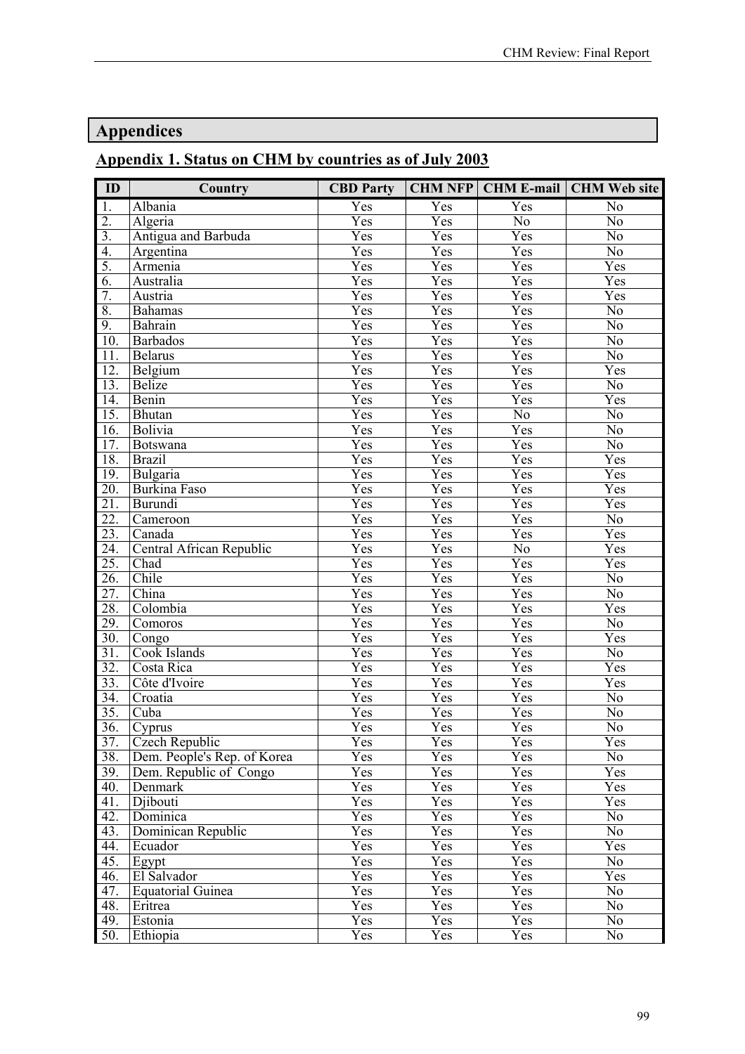# Appendices

## Appendix 1. Status on CHM by countries as of July 2003

| ID | Country | CBD Party | CHM NFP | CHM E-mail | CHM Web site |
|---|---|---|---|---|---|
| 1. | Albania | Yes | Yes | Yes | No |
| 2. | Algeria | Yes | Yes | No | No |
| 3. | Antigua and Barbuda | Yes | Yes | Yes | No |
| 4. | Argentina | Yes | Yes | Yes | No |
| 5. | Armenia | Yes | Yes | Yes | Yes |
| 6. | Australia | Yes | Yes | Yes | Yes |
| 7. | Austria | Yes | Yes | Yes | Yes |
| 8. | Bahamas | Yes | Yes | Yes | No |
| 9. | Bahrain | Yes | Yes | Yes | No |
| 10. | Barbados | Yes | Yes | Yes | No |
| 11. | Belarus | Yes | Yes | Yes | No |
| 12. | Belgium | Yes | Yes | Yes | Yes |
| 13. | Belize | Yes | Yes | Yes | No |
| 14. | Benin | Yes | Yes | Yes | Yes |
| 15. | Bhutan | Yes | Yes | No | No |
| 16. | Bolivia | Yes | Yes | Yes | No |
| 17. | Botswana | Yes | Yes | Yes | No |
| 18. | Brazil | Yes | Yes | Yes | Yes |
| 19. | Bulgaria | Yes | Yes | Yes | Yes |
| 20. | Burkina Faso | Yes | Yes | Yes | Yes |
| 21. | Burundi | Yes | Yes | Yes | Yes |
| 22. | Cameroon | Yes | Yes | Yes | No |
| 23. | Canada | Yes | Yes | Yes | Yes |
| 24. | Central African Republic | Yes | Yes | No | Yes |
| 25. | Chad | Yes | Yes | Yes | Yes |
| 26. | Chile | Yes | Yes | Yes | No |
| 27. | China | Yes | Yes | Yes | No |
| 28. | Colombia | Yes | Yes | Yes | Yes |
| 29. | Comoros | Yes | Yes | Yes | No |
| 30. | Congo | Yes | Yes | Yes | Yes |
| 31. | Cook Islands | Yes | Yes | Yes | No |
| 32. | Costa Rica | Yes | Yes | Yes | Yes |
| 33. | Côte d'Ivoire | Yes | Yes | Yes | Yes |
| 34. | Croatia | Yes | Yes | Yes | No |
| 35. | Cuba | Yes | Yes | Yes | No |
| 36. | Cyprus | Yes | Yes | Yes | No |
| 37. | Czech Republic | Yes | Yes | Yes | Yes |
| 38. | Dem. People's Rep. of Korea | Yes | Yes | Yes | No |
| 39. | Dem. Republic of Congo | Yes | Yes | Yes | Yes |
| 40. | Denmark | Yes | Yes | Yes | Yes |
| 41. | Djibouti | Yes | Yes | Yes | Yes |
| 42. | Dominica | Yes | Yes | Yes | No |
| 43. | Dominican Republic | Yes | Yes | Yes | No |
| 44. | Ecuador | Yes | Yes | Yes | Yes |
| 45. | Egypt | Yes | Yes | Yes | No |
| 46. | El Salvador | Yes | Yes | Yes | Yes |
| 47. | Equatorial Guinea | Yes | Yes | Yes | No |
| 48. | Eritrea | Yes | Yes | Yes | No |
| 49. | Estonia | Yes | Yes | Yes | No |
| 50. | Ethiopia | Yes | Yes | Yes | No |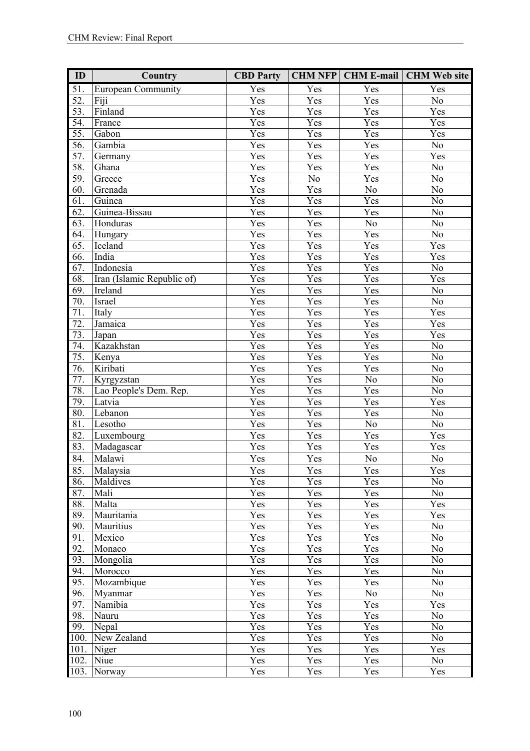| ID | Country | CBD Party | CHM NFP | CHM E-mail | CHM Web site |
|---|---|---|---|---|---|
| 51. | European Community | Yes | Yes | Yes | Yes |
| 52. | Fiji | Yes | Yes | Yes | No |
| 53. | Finland | Yes | Yes | Yes | Yes |
| 54. | France | Yes | Yes | Yes | Yes |
| 55. | Gabon | Yes | Yes | Yes | Yes |
| 56. | Gambia | Yes | Yes | Yes | No |
| 57. | Germany | Yes | Yes | Yes | Yes |
| 58. | Ghana | Yes | Yes | Yes | No |
| 59. | Greece | Yes | No | Yes | No |
| 60. | Grenada | Yes | Yes | No | No |
| 61. | Guinea | Yes | Yes | Yes | No |
| 62. | Guinea-Bissau | Yes | Yes | Yes | No |
| 63. | Honduras | Yes | Yes | No | No |
| 64. | Hungary | Yes | Yes | Yes | No |
| 65. | Iceland | Yes | Yes | Yes | Yes |
| 66. | India | Yes | Yes | Yes | Yes |
| 67. | Indonesia | Yes | Yes | Yes | No |
| 68. | Iran (Islamic Republic of) | Yes | Yes | Yes | Yes |
| 69. | Ireland | Yes | Yes | Yes | No |
| 70. | Israel | Yes | Yes | Yes | No |
| 71. | Italy | Yes | Yes | Yes | Yes |
| 72. | Jamaica | Yes | Yes | Yes | Yes |
| 73. | Japan | Yes | Yes | Yes | Yes |
| 74. | Kazakhstan | Yes | Yes | Yes | No |
| 75. | Kenya | Yes | Yes | Yes | No |
| 76. | Kiribati | Yes | Yes | Yes | No |
| 77. | Kyrgyzstan | Yes | Yes | No | No |
| 78. | Lao People's Dem. Rep. | Yes | Yes | Yes | No |
| 79. | Latvia | Yes | Yes | Yes | Yes |
| 80. | Lebanon | Yes | Yes | Yes | No |
| 81. | Lesotho | Yes | Yes | No | No |
| 82. | Luxembourg | Yes | Yes | Yes | Yes |
| 83. | Madagascar | Yes | Yes | Yes | Yes |
| 84. | Malawi | Yes | Yes | No | No |
| 85. | Malaysia | Yes | Yes | Yes | Yes |
| 86. | Maldives | Yes | Yes | Yes | No |
| 87. | Mali | Yes | Yes | Yes | No |
| 88. | Malta | Yes | Yes | Yes | Yes |
| 89. | Mauritania | Yes | Yes | Yes | Yes |
| 90. | Mauritius | Yes | Yes | Yes | No |
| 91. | Mexico | Yes | Yes | Yes | No |
| 92. | Monaco | Yes | Yes | Yes | No |
| 93. | Mongolia | Yes | Yes | Yes | No |
| 94. | Morocco | Yes | Yes | Yes | No |
| 95. | Mozambique | Yes | Yes | Yes | No |
| 96. | Myanmar | Yes | Yes | No | No |
| 97. | Namibia | Yes | Yes | Yes | Yes |
| 98. | Nauru | Yes | Yes | Yes | No |
| 99. | Nepal | Yes | Yes | Yes | No |
| 100. | New Zealand | Yes | Yes | Yes | No |
| 101. | Niger | Yes | Yes | Yes | Yes |
| 102. | Niue | Yes | Yes | Yes | No |
| 103. | Norway | Yes | Yes | Yes | Yes |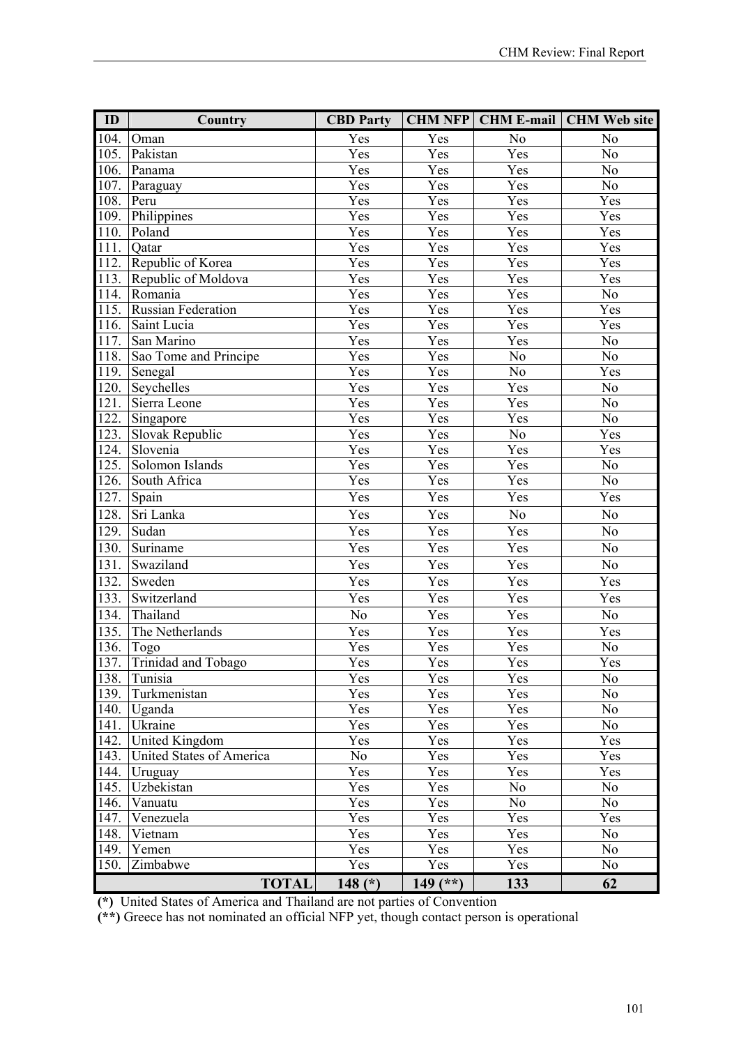| ID | Country | CBD Party | CHM NFP | CHM E-mail | CHM Web site |
|---|---|---|---|---|---|
| 104. | Oman | Yes | Yes | No | No |
| 105. | Pakistan | Yes | Yes | Yes | No |
| 106. | Panama | Yes | Yes | Yes | No |
| 107. | Paraguay | Yes | Yes | Yes | No |
| 108. | Peru | Yes | Yes | Yes | Yes |
| 109. | Philippines | Yes | Yes | Yes | Yes |
| 110. | Poland | Yes | Yes | Yes | Yes |
| 111. | Qatar | Yes | Yes | Yes | Yes |
| 112. | Republic of Korea | Yes | Yes | Yes | Yes |
| 113. | Republic of Moldova | Yes | Yes | Yes | Yes |
| 114. | Romania | Yes | Yes | Yes | No |
| 115. | Russian Federation | Yes | Yes | Yes | Yes |
| 116. | Saint Lucia | Yes | Yes | Yes | Yes |
| 117. | San Marino | Yes | Yes | Yes | No |
| 118. | Sao Tome and Principe | Yes | Yes | No | No |
| 119. | Senegal | Yes | Yes | No | Yes |
| 120. | Seychelles | Yes | Yes | Yes | No |
| 121. | Sierra Leone | Yes | Yes | Yes | No |
| 122. | Singapore | Yes | Yes | Yes | No |
| 123. | Slovak Republic | Yes | Yes | No | Yes |
| 124. | Slovenia | Yes | Yes | Yes | Yes |
| 125. | Solomon Islands | Yes | Yes | Yes | No |
| 126. | South Africa | Yes | Yes | Yes | No |
| 127. | Spain | Yes | Yes | Yes | Yes |
| 128. | Sri Lanka | Yes | Yes | No | No |
| 129. | Sudan | Yes | Yes | Yes | No |
| 130. | Suriname | Yes | Yes | Yes | No |
| 131. | Swaziland | Yes | Yes | Yes | No |
| 132. | Sweden | Yes | Yes | Yes | Yes |
| 133. | Switzerland | Yes | Yes | Yes | Yes |
| 134. | Thailand | No | Yes | Yes | No |
| 135. | The Netherlands | Yes | Yes | Yes | Yes |
| 136. | Togo | Yes | Yes | Yes | No |
| 137. | Trinidad and Tobago | Yes | Yes | Yes | Yes |
| 138. | Tunisia | Yes | Yes | Yes | No |
| 139. | Turkmenistan | Yes | Yes | Yes | No |
| 140. | Uganda | Yes | Yes | Yes | No |
| 141. | Ukraine | Yes | Yes | Yes | No |
| 142. | United Kingdom | Yes | Yes | Yes | Yes |
| 143. | United States of America | No | Yes | Yes | Yes |
| 144. | Uruguay | Yes | Yes | Yes | Yes |
| 145. | Uzbekistan | Yes | Yes | No | No |
| 146. | Vanuatu | Yes | Yes | No | No |
| 147. | Venezuela | Yes | Yes | Yes | Yes |
| 148. | Vietnam | Yes | Yes | Yes | No |
| 149. | Yemen | Yes | Yes | Yes | No |
| 150. | Zimbabwe | Yes | Yes | Yes | No |
| | **TOTAL** | **148 (*)** | **149 (**)** | **133** | **62** |

**(*)** United States of America and Thailand are not parties of Convention

**(**)** Greece has not nominated an official NFP yet, though contact person is operational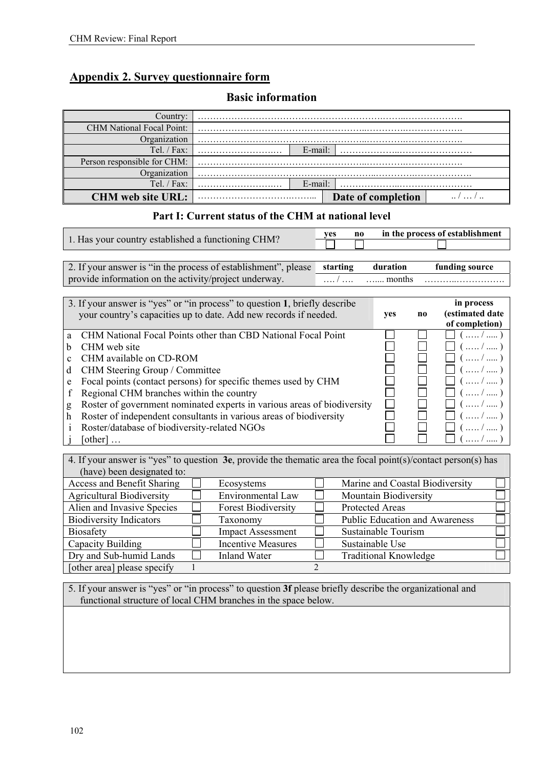## Appendix 2. Survey questionnaire form

### Basic information

| | | | |
|---|---|---|---|
| Country: | ………………………………………………………………………………. | | |
| CHM National Focal Point: | ………………………………………………………………………………. | | |
| Organization | ………………………………………………………………………………. | | |
| Tel. / Fax: | ……………………… | E-mail: | …………………………………… |
| Person responsible for CHM: | ………………………………………………………………………………. | | |
| Organization | ………………………………………………………………………………. | | |
| Tel. / Fax: | ……………………… | E-mail: | …………………………………… |
| **CHM web site URL:** | ……………………………….. | **Date of completion** | .. / … / .. |

### Part I: Current status of the CHM at national level

| | yes | no | in the process of establishment |
|---|---|---|---|
| 1. Has your country established a functioning CHM? | ☐ | ☐ | ☐ |

| | starting | duration | funding source |
|---|---|---|---|
| 2. If your answer is "in the process of establishment", please provide information on the activity/project underway. | …. / …. | …... months | ………..……………. |

| 3. If your answer is "yes" or "in process" to question **1**, briefly describe your country's capacities up to date. Add new records if needed. | yes | no | in process (estimated date of completion) |
|---|---|---|---|
| a CHM National Focal Points other than CBD National Focal Point | ☐ | ☐ | ☐ ( ….. / ..... ) |
| b CHM web site | ☐ | ☐ | ☐ ( ….. / ..... ) |
| c CHM available on CD-ROM | ☐ | ☐ | ☐ ( ….. / ..... ) |
| d CHM Steering Group / Committee | ☐ | ☐ | ☐ ( ….. / ..... ) |
| e Focal points (contact persons) for specific themes used by CHM | ☐ | ☐ | ☐ ( ….. / ..... ) |
| f Regional CHM branches within the country | ☐ | ☐ | ☐ ( ….. / ..... ) |
| g Roster of government nominated experts in various areas of biodiversity | ☐ | ☐ | ☐ ( ….. / ..... ) |
| h Roster of independent consultants in various areas of biodiversity | ☐ | ☐ | ☐ ( ….. / ..... ) |
| i Roster/database of biodiversity-related NGOs | ☐ | ☐ | ☐ ( ….. / ..... ) |
| j [other] … | ☐ | ☐ | ☐ ( ….. / ..... ) |

4. If your answer is "yes" to question **3e**, provide the thematic area the focal point(s)/contact person(s) has (have) been designated to:

| | | | | | |
|---|---|---|---|---|---|
| Access and Benefit Sharing | ☐ | Ecosystems | ☐ | Marine and Coastal Biodiversity | ☐ |
| Agricultural Biodiversity | ☐ | Environmental Law | ☐ | Mountain Biodiversity | ☐ |
| Alien and Invasive Species | ☐ | Forest Biodiversity | ☐ | Protected Areas | ☐ |
| Biodiversity Indicators | ☐ | Taxonomy | ☐ | Public Education and Awareness | ☐ |
| Biosafety | ☐ | Impact Assessment | ☐ | Sustainable Tourism | ☐ |
| Capacity Building | ☐ | Incentive Measures | ☐ | Sustainable Use | ☐ |
| Dry and Sub-humid Lands | ☐ | Inland Water | ☐ | Traditional Knowledge | ☐ |
| [other area] please specify | 1 | | 2 | | |

5. If your answer is "yes" or "in process" to question **3f** please briefly describe the organizational and functional structure of local CHM branches in the space below.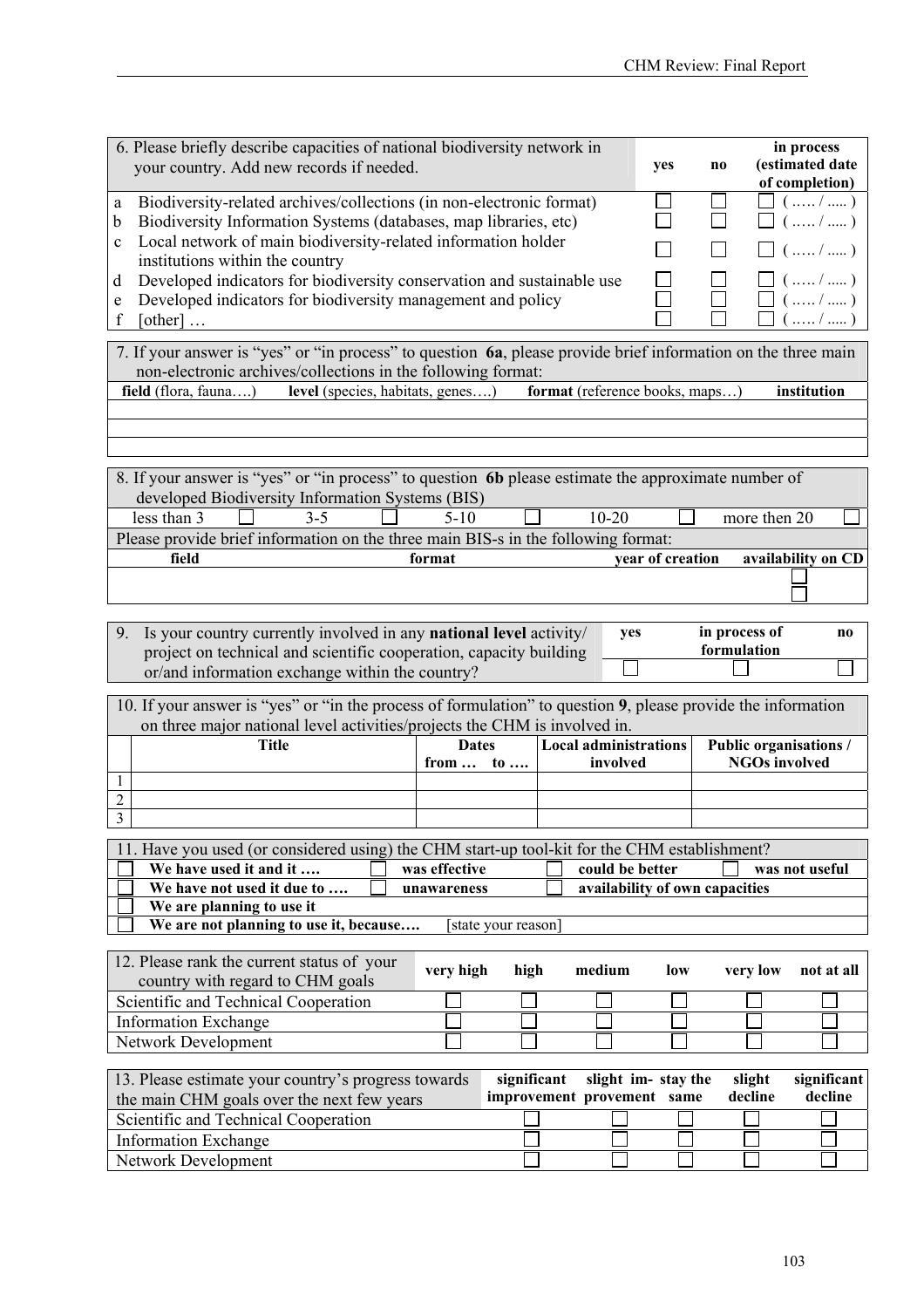| 6. Please briefly describe capacities of national biodiversity network in your country. Add new records if needed. | yes | no | in process (estimated date of completion) |
|---|---|---|---|
| a Biodiversity-related archives/collections (in non-electronic format) | ☐ | ☐ | ☐ ( ….. / ..... ) |
| b Biodiversity Information Systems (databases, map libraries, etc) | ☐ | ☐ | ☐ ( ….. / ..... ) |
| c Local network of main biodiversity-related information holder institutions within the country | ☐ | ☐ | ☐ ( ….. / ..... ) |
| d Developed indicators for biodiversity conservation and sustainable use | ☐ | ☐ | ☐ ( ….. / ..... ) |
| e Developed indicators for biodiversity management and policy | ☐ | ☐ | ☐ ( ….. / ..... ) |
| f [other] … | ☐ | ☐ | ☐ ( ….. / ..... ) |

7. If your answer is "yes" or "in process" to question **6a**, please provide brief information on the three main non-electronic archives/collections in the following format:

| **field** (flora, fauna….) | **level** (species, habitats, genes….) | **format** (reference books, maps…) | **institution** |
|---|---|---|---|
| | | | |
| | | | |
| | | | |

8. If your answer is "yes" or "in process" to question **6b** please estimate the approximate number of developed Biodiversity Information Systems (BIS)

| less than 3 ☐ | 3-5 ☐ | 5-10 ☐ | 10-20 ☐ | more then 20 ☐ |
|---|---|---|---|---|

Please provide brief information on the three main BIS-s in the following format:

| **field** | **format** | **year of creation** | **availability on CD** |
|---|---|---|---|
| | | | ☐ |
| | | | ☐ |

| 9. Is your country currently involved in any **national level** activity/ project on technical and scientific cooperation, capacity building or/and information exchange within the country? | **yes** | **in process of formulation** | **no** |
|---|---|---|---|
| | ☐ | ☐ | ☐ |

10. If your answer is "yes" or "in the process of formulation" to question **9**, please provide the information on three major national level activities/projects the CHM is involved in.

| | **Title** | **Dates from … to ….** | **Local administrations involved** | **Public organisations / NGOs involved** |
|---|---|---|---|---|
| 1 | | | | |
| 2 | | | | |
| 3 | | | | |

11. Have you used (or considered using) the CHM start-up tool-kit for the CHM establishment?

| | | | |
|---|---|---|---|
| ☐ **We have used it and it ….** | ☐ **was effective** | ☐ **could be better** | ☐ **was not useful** |
| ☐ **We have not used it due to ….** | ☐ **unawareness** | ☐ **availability of own capacities** | |
| ☐ **We are planning to use it** | | | |
| ☐ **We are not planning to use it, because….** | [state your reason] | | |

| 12. Please rank the current status of your country with regard to CHM goals | **very high** | **high** | **medium** | **low** | **very low** | **not at all** |
|---|---|---|---|---|---|---|
| Scientific and Technical Cooperation | ☐ | ☐ | ☐ | ☐ | ☐ | ☐ |
| Information Exchange | ☐ | ☐ | ☐ | ☐ | ☐ | ☐ |
| Network Development | ☐ | ☐ | ☐ | ☐ | ☐ | ☐ |

| 13. Please estimate your country's progress towards the main CHM goals over the next few years | **significant improvement** | **slight improvement** | **stay the same** | **slight decline** | **significant decline** |
|---|---|---|---|---|---|
| Scientific and Technical Cooperation | ☐ | ☐ | ☐ | ☐ | ☐ |
| Information Exchange | ☐ | ☐ | ☐ | ☐ | ☐ |
| Network Development | ☐ | ☐ | ☐ | ☐ | ☐ |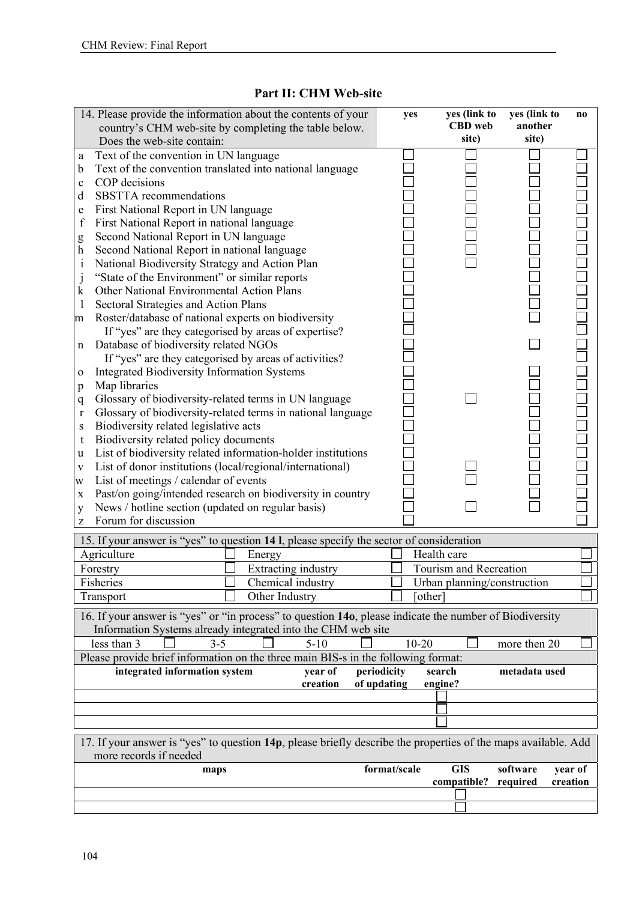# Part II: CHM Web-site

| 14. Please provide the information about the contents of your country's CHM web-site by completing the table below. Does the web-site contain: | yes | yes (link to CBD web site) | yes (link to another site) | no |
|---|---|---|---|---|
| a Text of the convention in UN language | ☐ | ☐ | ☐ | ☐ |
| b Text of the convention translated into national language | ☐ | ☐ | ☐ | ☐ |
| c COP decisions | ☐ | ☐ | ☐ | ☐ |
| d SBSTTA recommendations | ☐ | ☐ | ☐ | ☐ |
| e First National Report in UN language | ☐ | ☐ | ☐ | ☐ |
| f First National Report in national language | ☐ | ☐ | ☐ | ☐ |
| g Second National Report in UN language | ☐ | ☐ | ☐ | ☐ |
| h Second National Report in national language | ☐ | ☐ | ☐ | ☐ |
| i National Biodiversity Strategy and Action Plan | ☐ | ☐ | ☐ | ☐ |
| j "State of the Environment" or similar reports | ☐ | | ☐ | ☐ |
| k Other National Environmental Action Plans | ☐ | | ☐ | ☐ |
| l Sectoral Strategies and Action Plans | ☐ | | ☐ | ☐ |
| m Roster/database of national experts on biodiversity | ☐ | | ☐ | ☐ |
| If "yes" are they categorised by areas of expertise? | ☐ | | | ☐ |
| n Database of biodiversity related NGOs | ☐ | | ☐ | ☐ |
| If "yes" are they categorised by areas of activities? | ☐ | | | ☐ |
| o Integrated Biodiversity Information Systems | ☐ | | ☐ | ☐ |
| p Map libraries | ☐ | | ☐ | ☐ |
| q Glossary of biodiversity-related terms in UN language | ☐ | ☐ | ☐ | ☐ |
| r Glossary of biodiversity-related terms in national language | ☐ | | ☐ | ☐ |
| s Biodiversity related legislative acts | ☐ | | ☐ | ☐ |
| t Biodiversity related policy documents | ☐ | | ☐ | ☐ |
| u List of biodiversity related information-holder institutions | ☐ | | ☐ | ☐ |
| v List of donor institutions (local/regional/international) | ☐ | ☐ | ☐ | ☐ |
| w List of meetings / calendar of events | ☐ | ☐ | ☐ | ☐ |
| x Past/on going/intended research on biodiversity in country | ☐ | | ☐ | ☐ |
| y News / hotline section (updated on regular basis) | ☐ | ☐ | ☐ | ☐ |
| z Forum for discussion | ☐ | | | ☐ |

| 15. If your answer is "yes" to question **14 l**, please specify the sector of consideration | | | | | |
|---|---|---|---|---|---|
| Agriculture | ☐ | Energy | ☐ | Health care | ☐ |
| Forestry | ☐ | Extracting industry | ☐ | Tourism and Recreation | ☐ |
| Fisheries | ☐ | Chemical industry | ☐ | Urban planning/construction | ☐ |
| Transport | ☐ | Other Industry | ☐ | [other] | ☐ |

| 16. If your answer is "yes" or "in process" to question **14o**, please indicate the number of Biodiversity Information Systems already integrated into the CHM web site | | | | | | | |
|---|---|---|---|---|---|---|---|
| less than 3 | ☐ | 3-5 | ☐ | 5-10 | ☐ | 10-20 | ☐ | more then 20 | ☐ |

Please provide brief information on the three main BIS-s in the following format:

| integrated information system | year of creation | periodicity of updating | search engine? | metadata used |
|---|---|---|---|---|
| | | | ☐ | |
| | | | ☐ | |
| | | | ☐ | |

| 17. If your answer is "yes" to question **14p**, please briefly describe the properties of the maps available. Add more records if needed | | | | |
|---|---|---|---|---|
| **maps** | **format/scale** | **GIS compatible?** | **software required** | **year of creation** |
| | | ☐ | | |
| | | ☐ | | |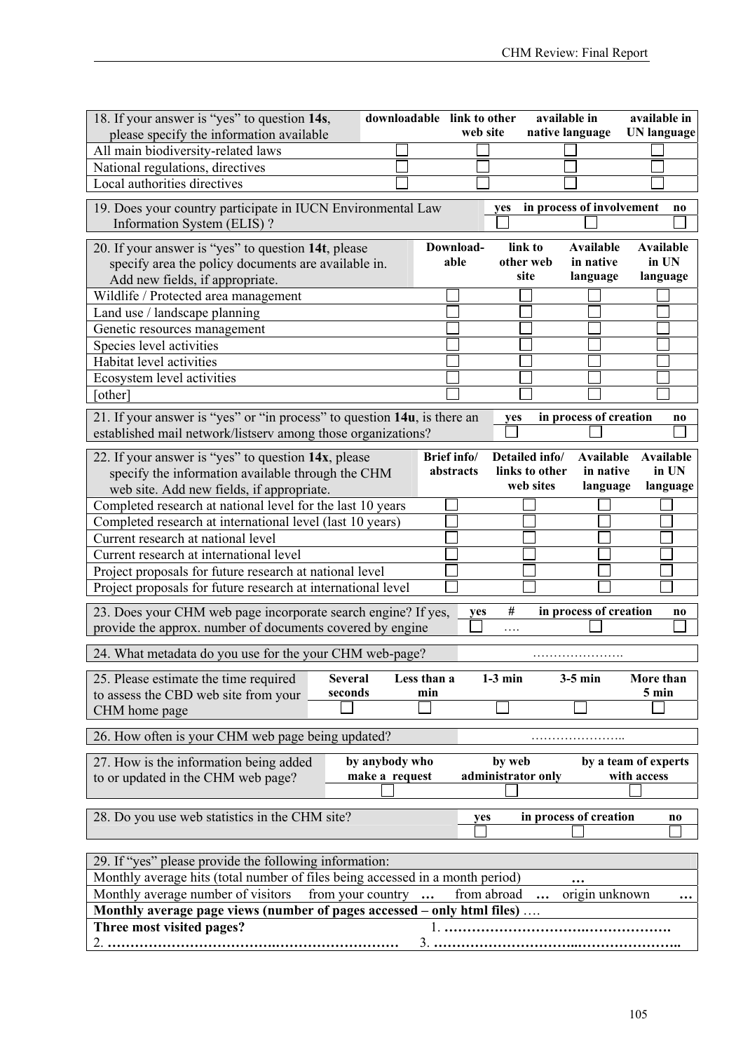| 18. If your answer is "yes" to question **14s**, please specify the information available | downloadable | link to other web site | available in native language | available in UN language |
|---|---|---|---|---|
| All main biodiversity-related laws | ☐ | ☐ | ☐ | ☐ |
| National regulations, directives | ☐ | ☐ | ☐ | ☐ |
| Local authorities directives | ☐ | ☐ | ☐ | ☐ |

| 19. Does your country participate in IUCN Environmental Law Information System (ELIS) ? | yes | in process of involvement | no |
|---|---|---|---|
| | ☐ | ☐ | ☐ |

| 20. If your answer is "yes" to question **14t**, please specify area the policy documents are available in. Add new fields, if appropriate. | Download-able | link to other web site | Available in native language | Available in UN language |
|---|---|---|---|---|
| Wildlife / Protected area management | ☐ | ☐ | ☐ | ☐ |
| Land use / landscape planning | ☐ | ☐ | ☐ | ☐ |
| Genetic resources management | ☐ | ☐ | ☐ | ☐ |
| Species level activities | ☐ | ☐ | ☐ | ☐ |
| Habitat level activities | ☐ | ☐ | ☐ | ☐ |
| Ecosystem level activities | ☐ | ☐ | ☐ | ☐ |
| [other] | ☐ | ☐ | ☐ | ☐ |

| 21. If your answer is "yes" or "in process" to question **14u**, is there an established mail network/listserv among those organizations? | yes | in process of creation | no |
|---|---|---|---|
| | ☐ | ☐ | ☐ |

| 22. If your answer is "yes" to question **14x**, please specify the information available through the CHM web site. Add new fields, if appropriate. | Brief info/ abstracts | Detailed info/ links to other web sites | Available in native language | Available in UN language |
|---|---|---|---|---|
| Completed research at national level for the last 10 years | ☐ | ☐ | ☐ | ☐ |
| Completed research at international level (last 10 years) | ☐ | ☐ | ☐ | ☐ |
| Current research at national level | ☐ | ☐ | ☐ | ☐ |
| Current research at international level | ☐ | ☐ | ☐ | ☐ |
| Project proposals for future research at national level | ☐ | ☐ | ☐ | ☐ |
| Project proposals for future research at international level | ☐ | ☐ | ☐ | ☐ |

| 23. Does your CHM web page incorporate search engine? If yes, provide the approx. number of documents covered by engine | yes | # | in process of creation | no |
|---|---|---|---|---|
| | ☐ | …. | ☐ | ☐ |

| 24. What metadata do you use for the your CHM web-page? | …………………. |
|---|---|

| 25. Please estimate the time required to assess the CBD web site from your CHM home page | Several seconds | Less than a min | 1-3 min | 3-5 min | More than 5 min |
|---|---|---|---|---|---|
| | ☐ | ☐ | ☐ | ☐ | ☐ |

| 26. How often is your CHM web page being updated? | ………………….. |
|---|---|

| 27. How is the information being added to or updated in the CHM web page? | by anybody who make a request | by web administrator only | by a team of experts with access |
|---|---|---|---|
| | ☐ | ☐ | ☐ |

| 28. Do you use web statistics in the CHM site? | yes | in process of creation | no |
|---|---|---|---|
| | ☐ | ☐ | ☐ |

| 29. If "yes" please provide the following information: | |
|---|---|
| Monthly average hits (total number of files being accessed in a month period) | … |
| Monthly average number of visitors from your country … from abroad … origin unknown | … |
| **Monthly average page views (number of pages accessed – only html files)** …. | |
| **Three most visited pages?** | 1. **……………………………………………….** |
| 2. **………………………………………………………** | 3. **………………………………………………..** |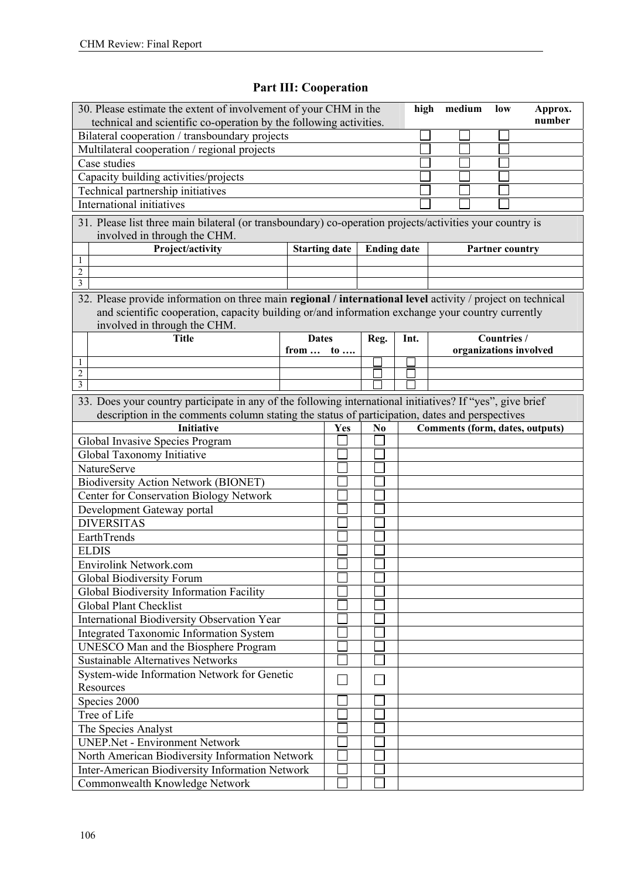## Part III: Cooperation

| 30. Please estimate the extent of involvement of your CHM in the technical and scientific co-operation by the following activities. | high | medium | low | Approx. number |
|---|---|---|---|---|
| Bilateral cooperation / transboundary projects | ☐ | ☐ | ☐ | |
| Multilateral cooperation / regional projects | ☐ | ☐ | ☐ | |
| Case studies | ☐ | ☐ | ☐ | |
| Capacity building activities/projects | ☐ | ☐ | ☐ | |
| Technical partnership initiatives | ☐ | ☐ | ☐ | |
| International initiatives | ☐ | ☐ | ☐ | |

31. Please list three main bilateral (or transboundary) co-operation projects/activities your country is involved in through the CHM.

| | Project/activity | Starting date | Ending date | Partner country |
|---|---|---|---|---|
| 1 | | | | |
| 2 | | | | |
| 3 | | | | |

32. Please provide information on three main **regional / international level** activity / project on technical and scientific cooperation, capacity building or/and information exchange your country currently involved in through the CHM.

| | Title | Dates from … to …. | Reg. | Int. | Countries / organizations involved |
|---|---|---|---|---|---|
| 1 | | | ☐ | ☐ | |
| 2 | | | ☐ | ☐ | |
| 3 | | | ☐ | ☐ | |

33. Does your country participate in any of the following international initiatives? If "yes", give brief description in the comments column stating the status of participation, dates and perspectives

| Initiative | Yes | No | Comments (form, dates, outputs) |
|---|---|---|---|
| Global Invasive Species Program | ☐ | ☐ | |
| Global Taxonomy Initiative | ☐ | ☐ | |
| NatureServe | ☐ | ☐ | |
| Biodiversity Action Network (BIONET) | ☐ | ☐ | |
| Center for Conservation Biology Network | ☐ | ☐ | |
| Development Gateway portal | ☐ | ☐ | |
| DIVERSITAS | ☐ | ☐ | |
| EarthTrends | ☐ | ☐ | |
| ELDIS | ☐ | ☐ | |
| Envirolink Network.com | ☐ | ☐ | |
| Global Biodiversity Forum | ☐ | ☐ | |
| Global Biodiversity Information Facility | ☐ | ☐ | |
| Global Plant Checklist | ☐ | ☐ | |
| International Biodiversity Observation Year | ☐ | ☐ | |
| Integrated Taxonomic Information System | ☐ | ☐ | |
| UNESCO Man and the Biosphere Program | ☐ | ☐ | |
| Sustainable Alternatives Networks | ☐ | ☐ | |
| System-wide Information Network for Genetic Resources | ☐ | ☐ | |
| Species 2000 | ☐ | ☐ | |
| Tree of Life | ☐ | ☐ | |
| The Species Analyst | ☐ | ☐ | |
| UNEP.Net - Environment Network | ☐ | ☐ | |
| North American Biodiversity Information Network | ☐ | ☐ | |
| Inter-American Biodiversity Information Network | ☐ | ☐ | |
| Commonwealth Knowledge Network | ☐ | ☐ | |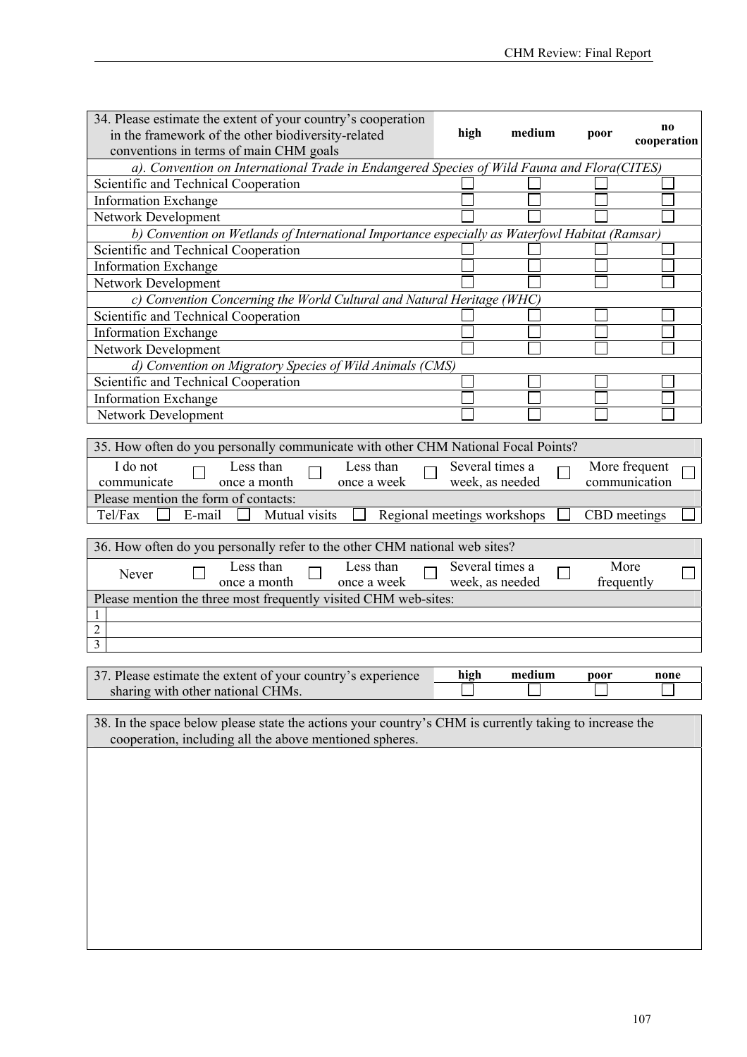| 34. Please estimate the extent of your country's cooperation in the framework of the other biodiversity-related conventions in terms of main CHM goals | high | medium | poor | no cooperation |
|---|---|---|---|---|
| *a). Convention on International Trade in Endangered Species of Wild Fauna and Flora(CITES)* | | | | |
| Scientific and Technical Cooperation | ☐ | ☐ | ☐ | ☐ |
| Information Exchange | ☐ | ☐ | ☐ | ☐ |
| Network Development | ☐ | ☐ | ☐ | ☐ |
| *b) Convention on Wetlands of International Importance especially as Waterfowl Habitat (Ramsar)* | | | | |
| Scientific and Technical Cooperation | ☐ | ☐ | ☐ | ☐ |
| Information Exchange | ☐ | ☐ | ☐ | ☐ |
| Network Development | ☐ | ☐ | ☐ | ☐ |
| *c) Convention Concerning the World Cultural and Natural Heritage (WHC)* | | | | |
| Scientific and Technical Cooperation | ☐ | ☐ | ☐ | ☐ |
| Information Exchange | ☐ | ☐ | ☐ | ☐ |
| Network Development | ☐ | ☐ | ☐ | ☐ |
| *d) Convention on Migratory Species of Wild Animals (CMS)* | | | | |
| Scientific and Technical Cooperation | ☐ | ☐ | ☐ | ☐ |
| Information Exchange | ☐ | ☐ | ☐ | ☐ |
| Network Development | ☐ | ☐ | ☐ | ☐ |

| 35. How often do you personally communicate with other CHM National Focal Points? | | | | |
|---|---|---|---|---|
| I do not communicate ☐ | Less than once a month ☐ | Less than once a week ☐ | Several times a week, as needed ☐ | More frequent communication ☐ |
| Please mention the form of contacts: | | | | |
| Tel/Fax ☐ | E-mail ☐ | Mutual visits ☐ | Regional meetings workshops ☐ | CBD meetings ☐ |

| 36. How often do you personally refer to the other CHM national web sites? | | | | |
|---|---|---|---|---|
| Never ☐ | Less than once a month ☐ | Less than once a week ☐ | Several times a week, as needed ☐ | More frequently ☐ |
| Please mention the three most frequently visited CHM web-sites: | | | | |
| 1 | | | | |
| 2 | | | | |
| 3 | | | | |

| 37. Please estimate the extent of your country's experience sharing with other national CHMs. | high | medium | poor | none |
|---|---|---|---|---|
| | ☐ | ☐ | ☐ | ☐ |

| 38. In the space below please state the actions your country's CHM is currently taking to increase the cooperation, including all the above mentioned spheres. |
|---|
| |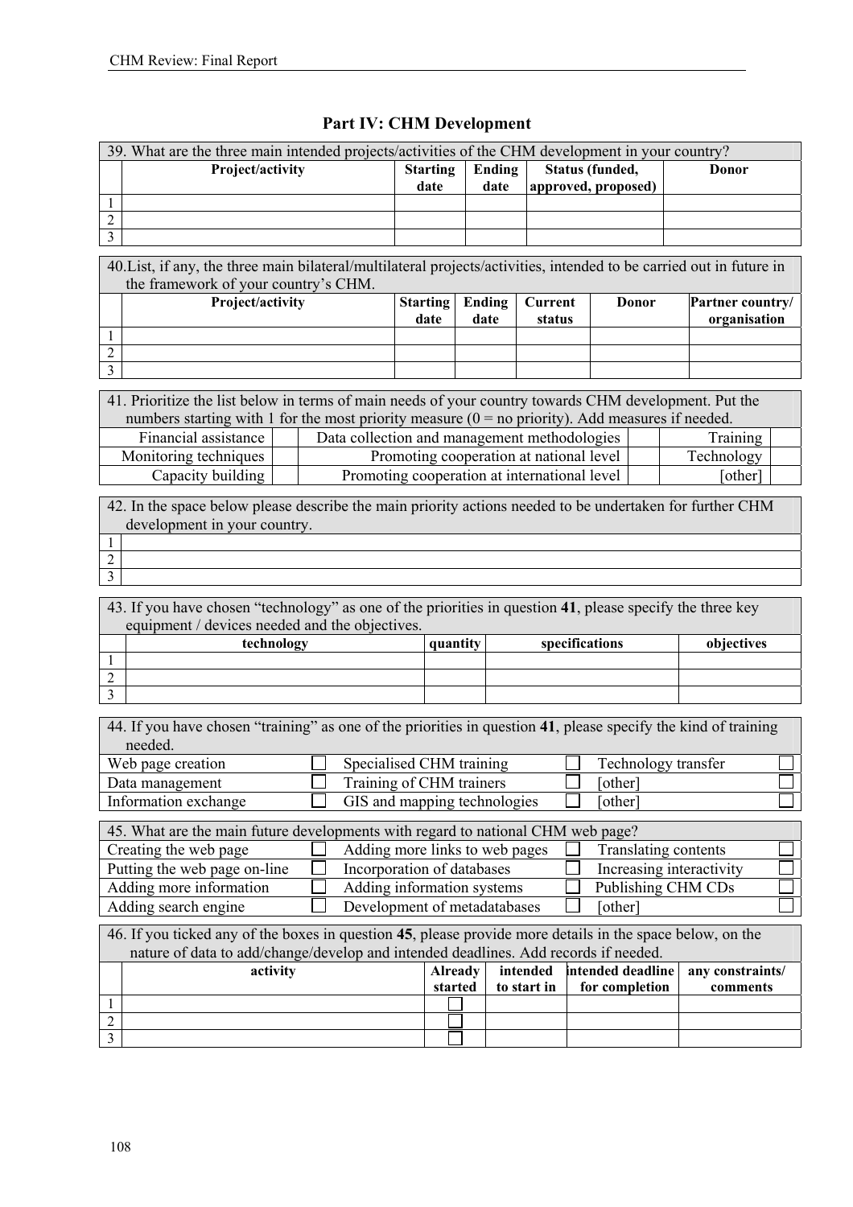## Part IV: CHM Development

| 39. What are the three main intended projects/activities of the CHM development in your country? | | | | | |
|---|---|---|---|---|---|
| | **Project/activity** | **Starting date** | **Ending date** | **Status (funded, approved, proposed)** | **Donor** |
| 1 | | | | | |
| 2 | | | | | |
| 3 | | | | | |

| 40. List, if any, the three main bilateral/multilateral projects/activities, intended to be carried out in future in the framework of your country's CHM. | | | | | | |
|---|---|---|---|---|---|---|
| | **Project/activity** | **Starting date** | **Ending date** | **Current status** | **Donor** | **Partner country/ organisation** |
| 1 | | | | | | |
| 2 | | | | | | |
| 3 | | | | | | |

| 41. Prioritize the list below in terms of main needs of your country towards CHM development. Put the numbers starting with 1 for the most priority measure (0 = no priority). Add measures if needed. | | | | | |
|---|---|---|---|---|---|
| Financial assistance | | Data collection and management methodologies | | Training | |
| Monitoring techniques | | Promoting cooperation at national level | | Technology | |
| Capacity building | | Promoting cooperation at international level | | [other] | |

| 42. In the space below please describe the main priority actions needed to be undertaken for further CHM development in your country. | |
|---|---|
| 1 | |
| 2 | |
| 3 | |

| 43. If you have chosen "technology" as one of the priorities in question **41**, please specify the three key equipment / devices needed and the objectives. | | | | |
|---|---|---|---|---|
| | **technology** | **quantity** | **specifications** | **objectives** |
| 1 | | | | |
| 2 | | | | |
| 3 | | | | |

| 44. If you have chosen "training" as one of the priorities in question **41**, please specify the kind of training needed. | | | | | |
|---|---|---|---|---|---|
| Web page creation | ☐ | Specialised CHM training | ☐ | Technology transfer | ☐ |
| Data management | ☐ | Training of CHM trainers | ☐ | [other] | ☐ |
| Information exchange | ☐ | GIS and mapping technologies | ☐ | [other] | ☐ |

| 45. What are the main future developments with regard to national CHM web page? | | | | | |
|---|---|---|---|---|---|
| Creating the web page | ☐ | Adding more links to web pages | ☐ | Translating contents | ☐ |
| Putting the web page on-line | ☐ | Incorporation of databases | ☐ | Increasing interactivity | ☐ |
| Adding more information | ☐ | Adding information systems | ☐ | Publishing CHM CDs | ☐ |
| Adding search engine | ☐ | Development of metadatabases | ☐ | [other] | ☐ |

| 46. If you ticked any of the boxes in question **45**, please provide more details in the space below, on the nature of data to add/change/develop and intended deadlines. Add records if needed. | | | | | |
|---|---|---|---|---|---|
| | **activity** | **Already started** | **intended to start in** | **intended deadline for completion** | **any constraints/ comments** |
| 1 | | ☐ | | | |
| 2 | | ☐ | | | |
| 3 | | ☐ | | | |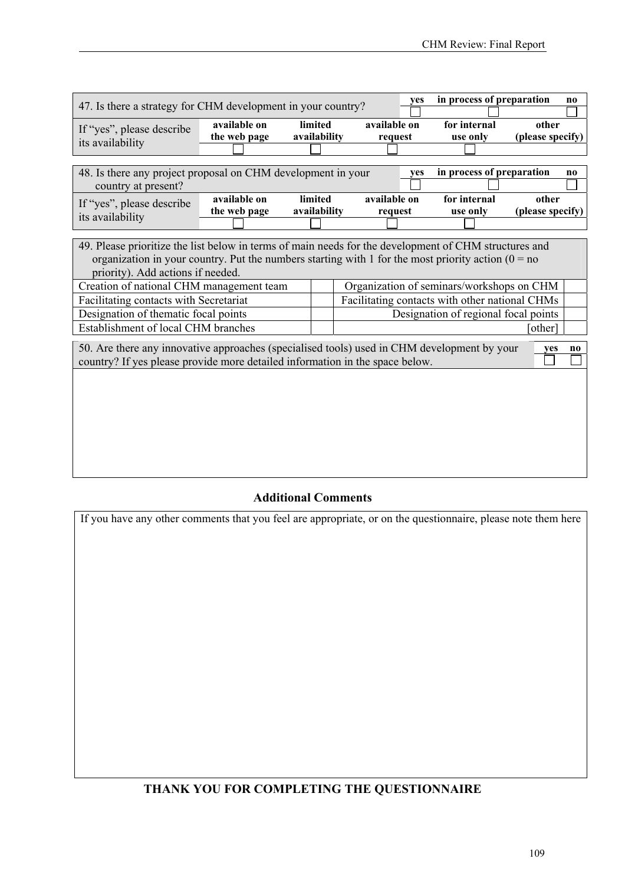| 47. Is there a strategy for CHM development in your country? | | | yes | in process of preparation | no |
|---|---|---|---|---|---|
| | | | ☐ | ☐ | ☐ |
| If "yes", please describe its availability | **available on the web page** | **limited availability** | **available on request** | **for internal use only** | **other (please specify)** |
| | ☐ | ☐ | ☐ | ☐ | |

| 48. Is there any project proposal on CHM development in your country at present? | | | yes | in process of preparation | no |
|---|---|---|---|---|---|
| | | | ☐ | ☐ | ☐ |
| If "yes", please describe its availability | **available on the web page** | **limited availability** | **available on request** | **for internal use only** | **other (please specify)** |
| | ☐ | ☐ | ☐ | ☐ | |

49. Please prioritize the list below in terms of main needs for the development of CHM structures and organization in your country. Put the numbers starting with 1 for the most priority action (0 = no priority). Add actions if needed.

| | | | |
|---|---|---|---|
| Creation of national CHM management team | | Organization of seminars/workshops on CHM | |
| Facilitating contacts with Secretariat | | Facilitating contacts with other national CHMs | |
| Designation of thematic focal points | | Designation of regional focal points | |
| Establishment of local CHM branches | | [other] | |

| 50. Are there any innovative approaches (specialised tools) used in CHM development by your country? If yes please provide more detailed information in the space below. | yes | no |
|---|---|---|
| | ☐ | ☐ |

## Additional Comments

If you have any other comments that you feel are appropriate, or on the questionnaire, please note them here

**THANK YOU FOR COMPLETING THE QUESTIONNAIRE**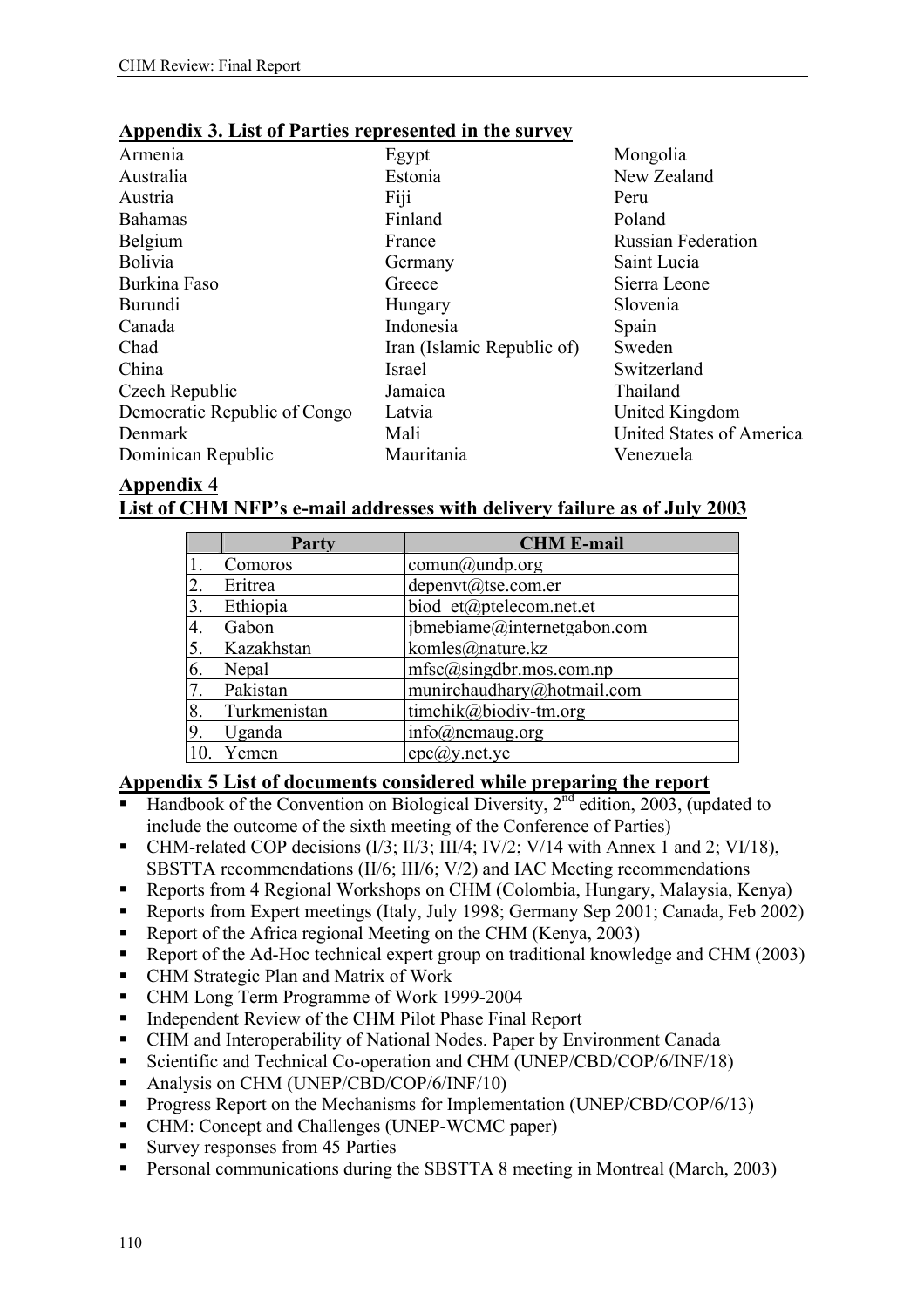## Appendix 3. List of Parties represented in the survey

| | | |
|---|---|---|
| Armenia | Egypt | Mongolia |
| Australia | Estonia | New Zealand |
| Austria | Fiji | Peru |
| Bahamas | Finland | Poland |
| Belgium | France | Russian Federation |
| Bolivia | Germany | Saint Lucia |
| Burkina Faso | Greece | Sierra Leone |
| Burundi | Hungary | Slovenia |
| Canada | Indonesia | Spain |
| Chad | Iran (Islamic Republic of) | Sweden |
| China | Israel | Switzerland |
| Czech Republic | Jamaica | Thailand |
| Democratic Republic of Congo | Latvia | United Kingdom |
| Denmark | Mali | United States of America |
| Dominican Republic | Mauritania | Venezuela |

## Appendix 4

## List of CHM NFP's e-mail addresses with delivery failure as of July 2003

| | Party | CHM E-mail |
|---|---|---|
| 1. | Comoros | comun@undp.org |
| 2. | Eritrea | depenvt@tse.com.er |
| 3. | Ethiopia | biod_et@ptelecom.net.et |
| 4. | Gabon | jbmebiame@internetgabon.com |
| 5. | Kazakhstan | komles@nature.kz |
| 6. | Nepal | mfsc@singdbr.mos.com.np |
| 7. | Pakistan | munirchaudhary@hotmail.com |
| 8. | Turkmenistan | timchik@biodiv-tm.org |
| 9. | Uganda | info@nemaug.org |
| 10. | Yemen | epc@y.net.ye |

## Appendix 5 List of documents considered while preparing the report

- Handbook of the Convention on Biological Diversity, 2nd edition, 2003, (updated to include the outcome of the sixth meeting of the Conference of Parties)
- CHM-related COP decisions (I/3; II/3; III/4; IV/2; V/14 with Annex 1 and 2; VI/18), SBSTTA recommendations (II/6; III/6; V/2) and IAC Meeting recommendations
- Reports from 4 Regional Workshops on CHM (Colombia, Hungary, Malaysia, Kenya)
- Reports from Expert meetings (Italy, July 1998; Germany Sep 2001; Canada, Feb 2002)
- Report of the Africa regional Meeting on the CHM (Kenya, 2003)
- Report of the Ad-Hoc technical expert group on traditional knowledge and CHM (2003)
- CHM Strategic Plan and Matrix of Work
- CHM Long Term Programme of Work 1999-2004
- Independent Review of the CHM Pilot Phase Final Report
- CHM and Interoperability of National Nodes. Paper by Environment Canada
- Scientific and Technical Co-operation and CHM (UNEP/CBD/COP/6/INF/18)
- Analysis on CHM (UNEP/CBD/COP/6/INF/10)
- Progress Report on the Mechanisms for Implementation (UNEP/CBD/COP/6/13)
- CHM: Concept and Challenges (UNEP-WCMC paper)
- Survey responses from 45 Parties
- Personal communications during the SBSTTA 8 meeting in Montreal (March, 2003)